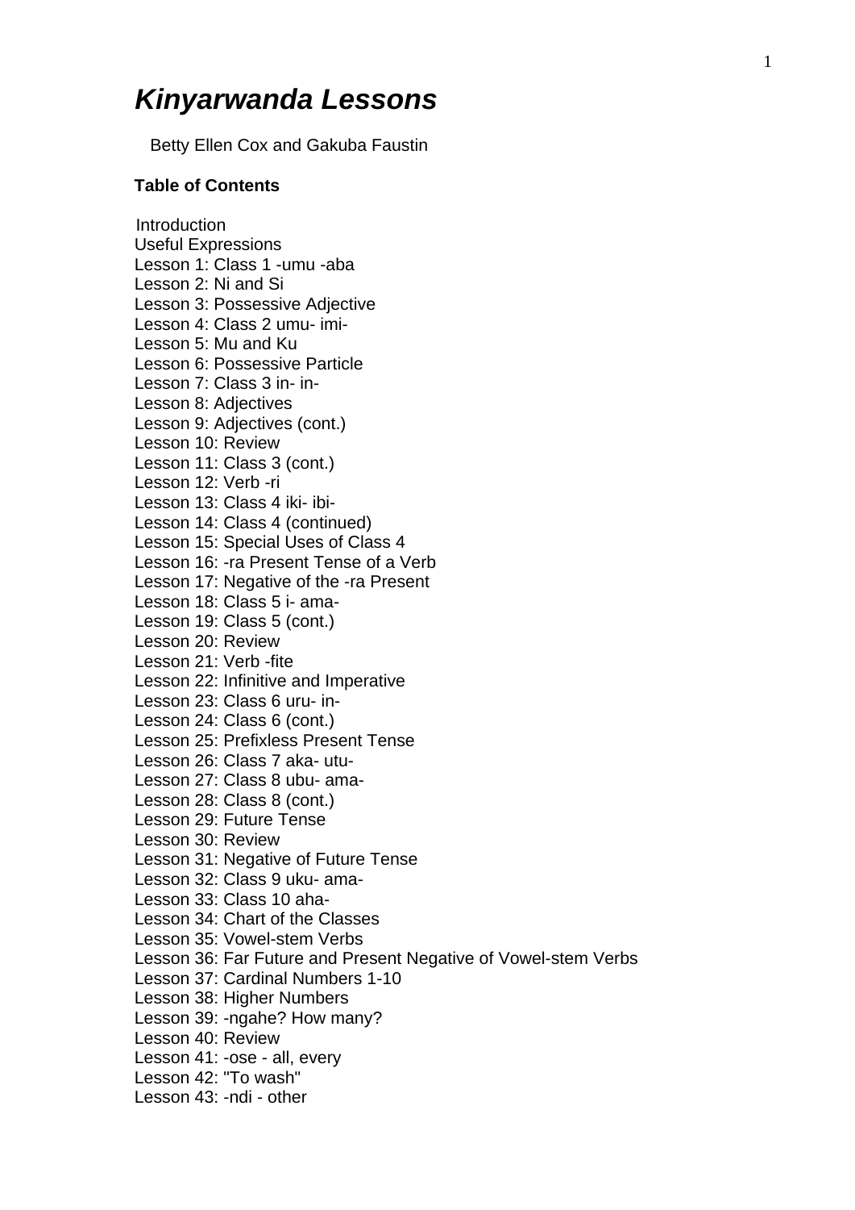# *Kinyarwanda Lessons*

Betty Ellen Cox and Gakuba Faustin

**Table of Contents**

Introduction
Useful Expressions
Lesson 1: Class 1 -umu -aba
Lesson 2: Ni and Si
Lesson 3: Possessive Adjective
Lesson 4: Class 2 umu- imi-
Lesson 5: Mu and Ku
Lesson 6: Possessive Particle
Lesson 7: Class 3 in- in-
Lesson 8: Adjectives
Lesson 9: Adjectives (cont.)
Lesson 10: Review
Lesson 11: Class 3 (cont.)
Lesson 12: Verb -ri
Lesson 13: Class 4 iki- ibi-
Lesson 14: Class 4 (continued)
Lesson 15: Special Uses of Class 4
Lesson 16: -ra Present Tense of a Verb
Lesson 17: Negative of the -ra Present
Lesson 18: Class 5 i- ama-
Lesson 19: Class 5 (cont.)
Lesson 20: Review
Lesson 21: Verb -fite
Lesson 22: Infinitive and Imperative
Lesson 23: Class 6 uru- in-
Lesson 24: Class 6 (cont.)
Lesson 25: Prefixless Present Tense
Lesson 26: Class 7 aka- utu-
Lesson 27: Class 8 ubu- ama-
Lesson 28: Class 8 (cont.)
Lesson 29: Future Tense
Lesson 30: Review
Lesson 31: Negative of Future Tense
Lesson 32: Class 9 uku- ama-
Lesson 33: Class 10 aha-
Lesson 34: Chart of the Classes
Lesson 35: Vowel-stem Verbs
Lesson 36: Far Future and Present Negative of Vowel-stem Verbs
Lesson 37: Cardinal Numbers 1-10
Lesson 38: Higher Numbers
Lesson 39: -ngahe? How many?
Lesson 40: Review
Lesson 41: -ose - all, every
Lesson 42: "To wash"
Lesson 43: -ndi - other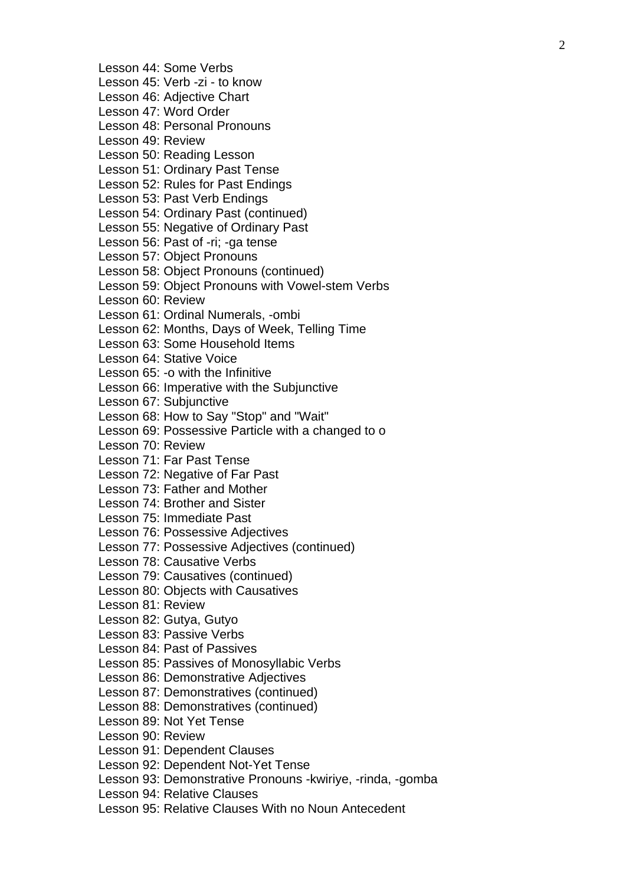Lesson 44: Some Verbs
Lesson 45: Verb -zi - to know
Lesson 46: Adjective Chart
Lesson 47: Word Order
Lesson 48: Personal Pronouns
Lesson 49: Review
Lesson 50: Reading Lesson
Lesson 51: Ordinary Past Tense
Lesson 52: Rules for Past Endings
Lesson 53: Past Verb Endings
Lesson 54: Ordinary Past (continued)
Lesson 55: Negative of Ordinary Past
Lesson 56: Past of -ri; -ga tense
Lesson 57: Object Pronouns
Lesson 58: Object Pronouns (continued)
Lesson 59: Object Pronouns with Vowel-stem Verbs
Lesson 60: Review
Lesson 61: Ordinal Numerals, -ombi
Lesson 62: Months, Days of Week, Telling Time
Lesson 63: Some Household Items
Lesson 64: Stative Voice
Lesson 65: -o with the Infinitive
Lesson 66: Imperative with the Subjunctive
Lesson 67: Subjunctive
Lesson 68: How to Say "Stop" and "Wait"
Lesson 69: Possessive Particle with a changed to o
Lesson 70: Review
Lesson 71: Far Past Tense
Lesson 72: Negative of Far Past
Lesson 73: Father and Mother
Lesson 74: Brother and Sister
Lesson 75: Immediate Past
Lesson 76: Possessive Adjectives
Lesson 77: Possessive Adjectives (continued)
Lesson 78: Causative Verbs
Lesson 79: Causatives (continued)
Lesson 80: Objects with Causatives
Lesson 81: Review
Lesson 82: Gutya, Gutyo
Lesson 83: Passive Verbs
Lesson 84: Past of Passives
Lesson 85: Passives of Monosyllabic Verbs
Lesson 86: Demonstrative Adjectives
Lesson 87: Demonstratives (continued)
Lesson 88: Demonstratives (continued)
Lesson 89: Not Yet Tense
Lesson 90: Review
Lesson 91: Dependent Clauses
Lesson 92: Dependent Not-Yet Tense
Lesson 93: Demonstrative Pronouns -kwiriye, -rinda, -gomba
Lesson 94: Relative Clauses
Lesson 95: Relative Clauses With no Noun Antecedent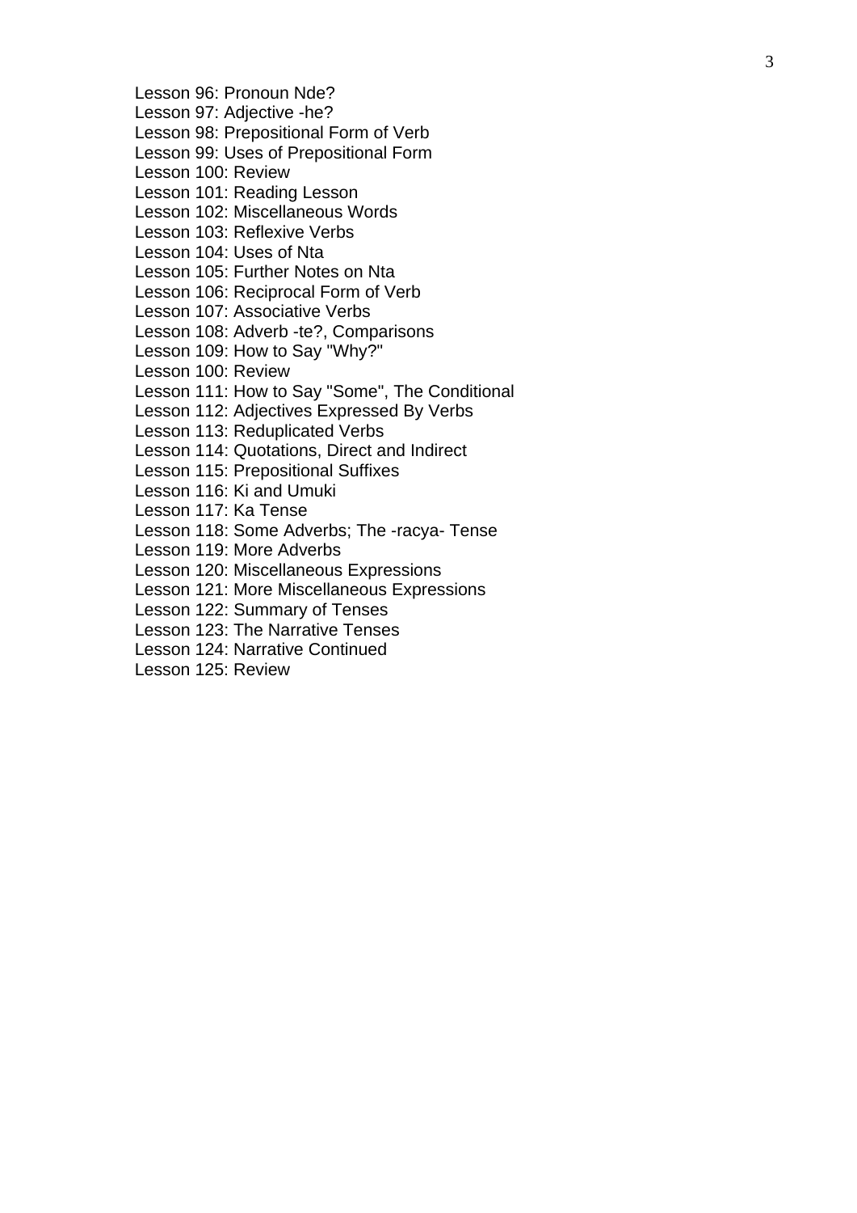Lesson 96: Pronoun Nde?
Lesson 97: Adjective -he?
Lesson 98: Prepositional Form of Verb
Lesson 99: Uses of Prepositional Form
Lesson 100: Review
Lesson 101: Reading Lesson
Lesson 102: Miscellaneous Words
Lesson 103: Reflexive Verbs
Lesson 104: Uses of Nta
Lesson 105: Further Notes on Nta
Lesson 106: Reciprocal Form of Verb
Lesson 107: Associative Verbs
Lesson 108: Adverb -te?, Comparisons
Lesson 109: How to Say "Why?"
Lesson 100: Review
Lesson 111: How to Say "Some", The Conditional
Lesson 112: Adjectives Expressed By Verbs
Lesson 113: Reduplicated Verbs
Lesson 114: Quotations, Direct and Indirect
Lesson 115: Prepositional Suffixes
Lesson 116: Ki and Umuki
Lesson 117: Ka Tense
Lesson 118: Some Adverbs; The -racya- Tense
Lesson 119: More Adverbs
Lesson 120: Miscellaneous Expressions
Lesson 121: More Miscellaneous Expressions
Lesson 122: Summary of Tenses
Lesson 123: The Narrative Tenses
Lesson 124: Narrative Continued
Lesson 125: Review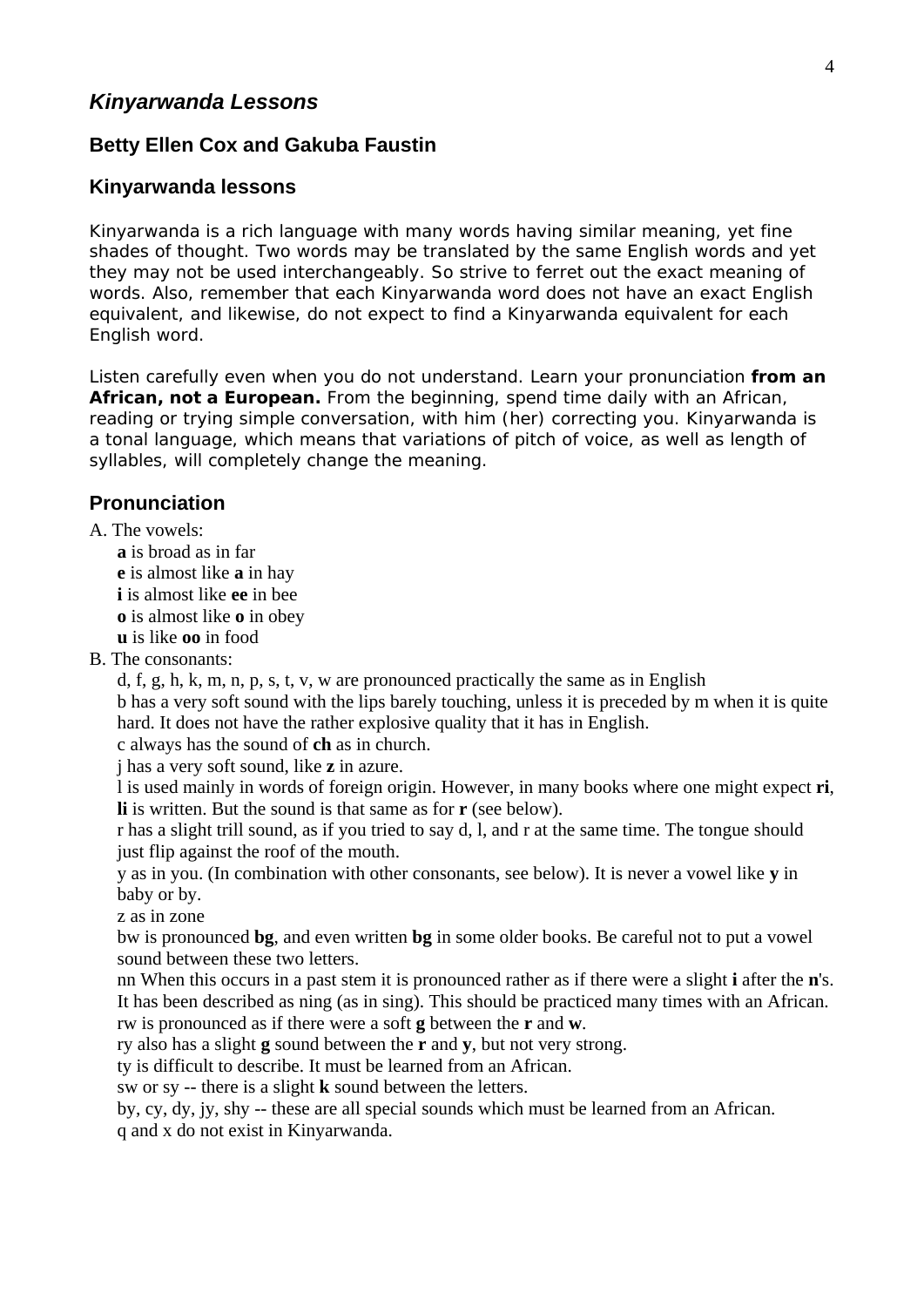## *Kinyarwanda Lessons*

### Betty Ellen Cox and Gakuba Faustin

### Kinyarwanda lessons

Kinyarwanda is a rich language with many words having similar meaning, yet fine shades of thought. Two words may be translated by the same English words and yet they may not be used interchangeably. So strive to ferret out the exact meaning of words. Also, remember that each Kinyarwanda word does not have an exact English equivalent, and likewise, do not expect to find a Kinyarwanda equivalent for each English word.

Listen carefully even when you do not understand. Learn your pronunciation **from an African, not a European.** From the beginning, spend time daily with an African, reading or trying simple conversation, with him (her) correcting you. Kinyarwanda is a tonal language, which means that variations of pitch of voice, as well as length of syllables, will completely change the meaning.

### Pronunciation

A. The vowels:

- **a** is broad as in far
- **e** is almost like **a** in hay
- **i** is almost like **ee** in bee
- **o** is almost like **o** in obey
- **u** is like **oo** in food

B. The consonants:

- d, f, g, h, k, m, n, p, s, t, v, w are pronounced practically the same as in English
- b has a very soft sound with the lips barely touching, unless it is preceded by m when it is quite hard. It does not have the rather explosive quality that it has in English.
- c always has the sound of **ch** as in church.
- j has a very soft sound, like **z** in azure.
- l is used mainly in words of foreign origin. However, in many books where one might expect **ri**, **li** is written. But the sound is that same as for **r** (see below).
- r has a slight trill sound, as if you tried to say d, l, and r at the same time. The tongue should just flip against the roof of the mouth.
- y as in you. (In combination with other consonants, see below). It is never a vowel like **y** in baby or by.
- z as in zone
- bw is pronounced **bg**, and even written **bg** in some older books. Be careful not to put a vowel sound between these two letters.
- nn When this occurs in a past stem it is pronounced rather as if there were a slight **i** after the **n**'s. It has been described as ning (as in sing). This should be practiced many times with an African.
- rw is pronounced as if there were a soft **g** between the **r** and **w**.
- ry also has a slight **g** sound between the **r** and **y**, but not very strong.
- ty is difficult to describe. It must be learned from an African.
- sw or sy -- there is a slight **k** sound between the letters.
- by, cy, dy, jy, shy -- these are all special sounds which must be learned from an African.
- q and x do not exist in Kinyarwanda.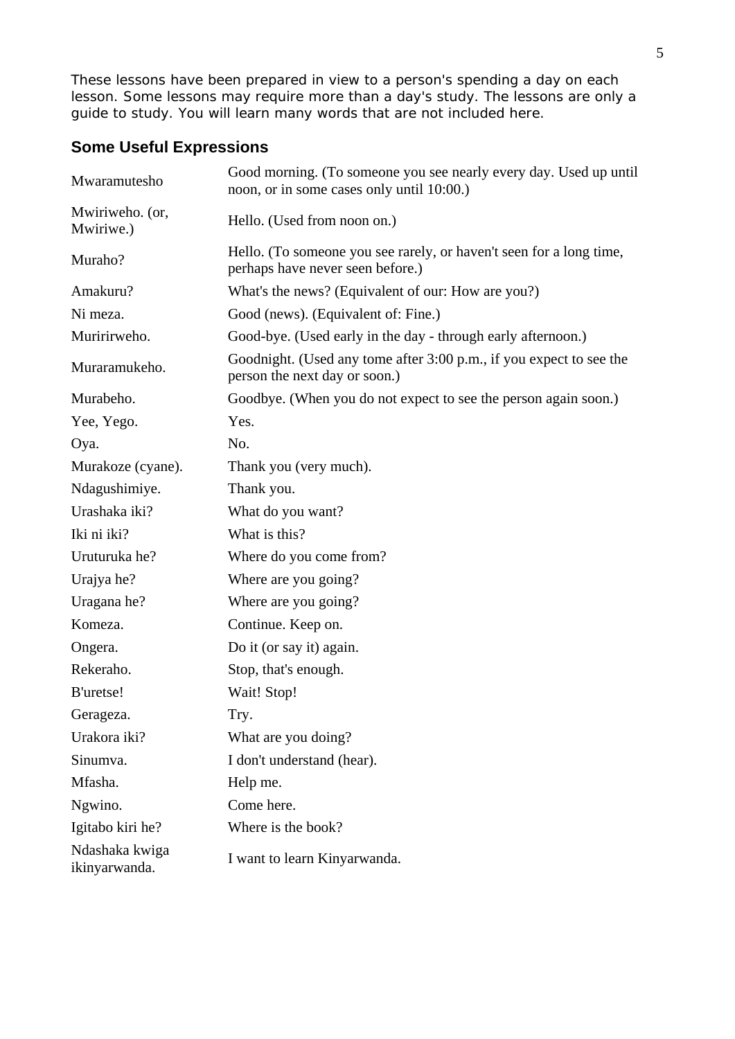These lessons have been prepared in view to a person's spending a day on each lesson. Some lessons may require more than a day's study. The lessons are only a guide to study. You will learn many words that are not included here.

## Some Useful Expressions

| | |
|---|---|
| Mwaramutesho | Good morning. (To someone you see nearly every day. Used up until noon, or in some cases only until 10:00.) |
| Mwiriweho. (or, Mwiriwe.) | Hello. (Used from noon on.) |
| Muraho? | Hello. (To someone you see rarely, or haven't seen for a long time, perhaps have never seen before.) |
| Amakuru? | What's the news? (Equivalent of our: How are you?) |
| Ni meza. | Good (news). (Equivalent of: Fine.) |
| Muririrweho. | Good-bye. (Used early in the day - through early afternoon.) |
| Muraramukeho. | Goodnight. (Used any tome after 3:00 p.m., if you expect to see the person the next day or soon.) |
| Murabeho. | Goodbye. (When you do not expect to see the person again soon.) |
| Yee, Yego. | Yes. |
| Oya. | No. |
| Murakoze (cyane). | Thank you (very much). |
| Ndagushimiye. | Thank you. |
| Urashaka iki? | What do you want? |
| Iki ni iki? | What is this? |
| Uruturuka he? | Where do you come from? |
| Urajya he? | Where are you going? |
| Uragana he? | Where are you going? |
| Komeza. | Continue. Keep on. |
| Ongera. | Do it (or say it) again. |
| Rekeraho. | Stop, that's enough. |
| B'uretse! | Wait! Stop! |
| Gerageza. | Try. |
| Urakora iki? | What are you doing? |
| Sinumva. | I don't understand (hear). |
| Mfasha. | Help me. |
| Ngwino. | Come here. |
| Igitabo kiri he? | Where is the book? |
| Ndashaka kwiga ikinyarwanda. | I want to learn Kinyarwanda. |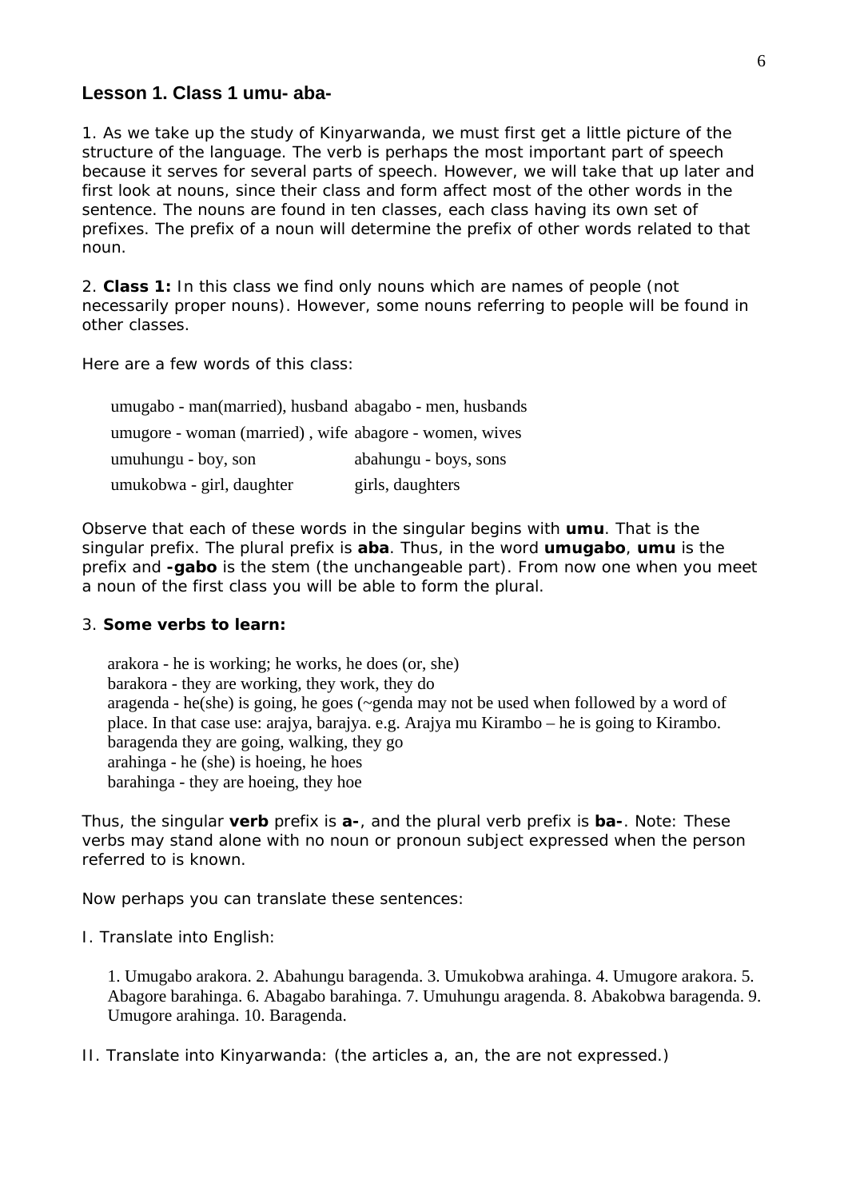## Lesson 1. Class 1 umu- aba-

1. As we take up the study of Kinyarwanda, we must first get a little picture of the structure of the language. The verb is perhaps the most important part of speech because it serves for several parts of speech. However, we will take that up later and first look at nouns, since their class and form affect most of the other words in the sentence. The nouns are found in ten classes, each class having its own set of prefixes. The prefix of a noun will determine the prefix of other words related to that noun.

2. **Class 1:** In this class we find only nouns which are names of people (not necessarily proper nouns). However, some nouns referring to people will be found in other classes.

Here are a few words of this class:

| | |
|---|---|
| umugabo - man(married), husband | abagabo - men, husbands |
| umugore - woman (married) , wife | abagore - women, wives |
| umuhungu - boy, son | abahungu - boys, sons |
| umukobwa - girl, daughter | girls, daughters |

Observe that each of these words in the singular begins with **umu**. That is the singular prefix. The plural prefix is **aba**. Thus, in the word **umugabo**, **umu** is the prefix and **-gabo** is the stem (the unchangeable part). From now one when you meet a noun of the first class you will be able to form the plural.

3. **Some verbs to learn:**

arakora - he is working; he works, he does (or, she)
barakora - they are working, they work, they do
aragenda - he(she) is going, he goes (~genda may not be used when followed by a word of place. In that case use: arajya, barajya. e.g. Arajya mu Kirambo – he is going to Kirambo.
baragenda they are going, walking, they go
arahinga - he (she) is hoeing, he hoes
barahinga - they are hoeing, they hoe

Thus, the singular **verb** prefix is **a-**, and the plural verb prefix is **ba-**. Note: These verbs may stand alone with no noun or pronoun subject expressed when the person referred to is known.

Now perhaps you can translate these sentences:

I. Translate into English:

1. Umugabo arakora. 2. Abahungu baragenda. 3. Umukobwa arahinga. 4. Umugore arakora. 5. Abagore barahinga. 6. Abagabo barahinga. 7. Umuhungu aragenda. 8. Abakobwa baragenda. 9. Umugore arahinga. 10. Baragenda.

II. Translate into Kinyarwanda: (the articles a, an, the are not expressed.)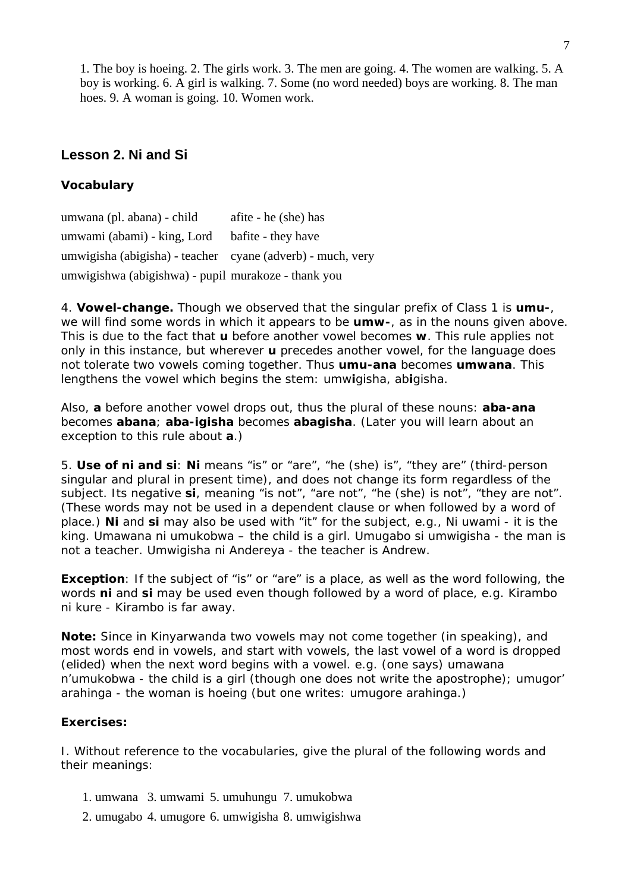1. The boy is hoeing. 2. The girls work. 3. The men are going. 4. The women are walking. 5. A boy is working. 6. A girl is walking. 7. Some (no word needed) boys are working. 8. The man hoes. 9. A woman is going. 10. Women work.

## Lesson 2. Ni and Si

### Vocabulary

| | |
|---|---|
| umwana (pl. abana) - child | afite - he (she) has |
| umwami (abami) - king, Lord | bafite - they have |
| umwigisha (abigisha) - teacher | cyane (adverb) - much, very |
| umwigishwa (abigishwa) - pupil | murakoze - thank you |

4. **Vowel-change.** Though we observed that the singular prefix of Class 1 is **umu-**, we will find some words in which it appears to be **umw-**, as in the nouns given above. This is due to the fact that **u** before another vowel becomes **w**. This rule applies not only in this instance, but wherever **u** precedes another vowel, for the language does not tolerate two vowels coming together. Thus **umu-ana** becomes **umwana**. This lengthens the vowel which begins the stem: umw**i**gisha, ab**i**gisha.

Also, **a** before another vowel drops out, thus the plural of these nouns: **aba-ana** becomes **abana**; **aba-igisha** becomes **abagisha**. (Later you will learn about an exception to this rule about **a**.)

5. **Use of ni and si**: **Ni** means "is" or "are", "he (she) is", "they are" (third-person singular and plural in present time), and does not change its form regardless of the subject. Its negative **si**, meaning "is not", "are not", "he (she) is not", "they are not". (These words may not be used in a dependent clause or when followed by a word of place.) **Ni** and **si** may also be used with "it" for the subject, e.g., Ni uwami - it is the king. Umawana ni umukobwa – the child is a girl. Umugabo si umwigisha - the man is not a teacher. Umwigisha ni Andereya - the teacher is Andrew.

**Exception**: If the subject of "is" or "are" is a place, as well as the word following, the words **ni** and **si** may be used even though followed by a word of place, e.g. Kirambo ni kure - Kirambo is far away.

**Note:** Since in Kinyarwanda two vowels may not come together (in speaking), and most words end in vowels, and start with vowels, the last vowel of a word is dropped (elided) when the next word begins with a vowel. e.g. (one says) umawana n'umukobwa - the child is a girl (though one does not write the apostrophe); umugor' arahinga - the woman is hoeing (but one writes: umugore arahinga.)

**Exercises:**

I. Without reference to the vocabularies, give the plural of the following words and their meanings:

1. umwana 3. umwami 5. umuhungu 7. umukobwa
2. umugabo 4. umugore 6. umwigisha 8. umwigishwa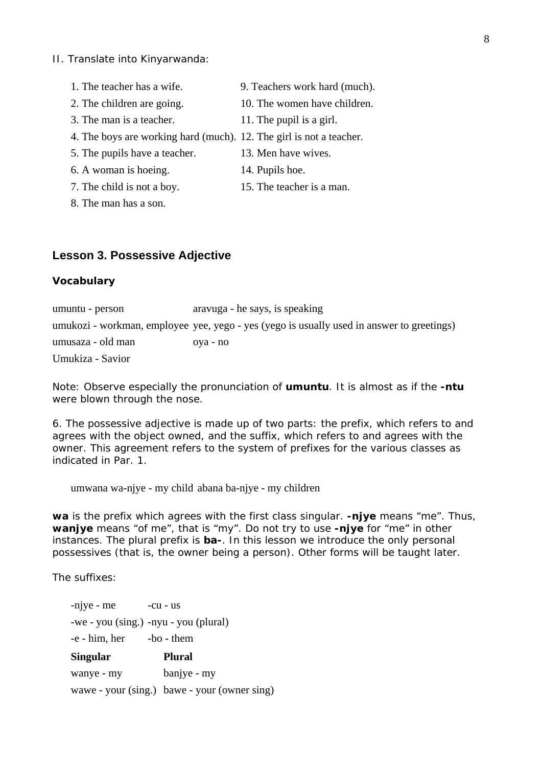II. Translate into Kinyarwanda:

1. The teacher has a wife.
2. The children are going.
3. The man is a teacher.
4. The boys are working hard (much).
5. The pupils have a teacher.
6. A woman is hoeing.
7. The child is not a boy.
8. The man has a son.
9. Teachers work hard (much).
10. The women have children.
11. The pupil is a girl.
12. The girl is not a teacher.
13. Men have wives.
14. Pupils hoe.
15. The teacher is a man.

## Lesson 3. Possessive Adjective

### Vocabulary

umuntu - person
umukozi - workman, employee
umusaza - old man
Umukiza - Savior
aravuga - he says, is speaking
yee, yego - yes (yego is usually used in answer to greetings)
oya - no

Note: Observe especially the pronunciation of **umuntu**. It is almost as if the **-ntu** were blown through the nose.

6. The possessive adjective is made up of two parts: the prefix, which refers to and agrees with the object owned, and the suffix, which refers to and agrees with the owner. This agreement refers to the system of prefixes for the various classes as indicated in Par. 1.

umwana wa-njye - my child abana ba-njye - my children

**wa** is the prefix which agrees with the first class singular. **-njye** means "me". Thus, **wanjye** means "of me", that is "my". Do not try to use **-njye** for "me" in other instances. The plural prefix is **ba-**. In this lesson we introduce the only personal possessives (that is, the owner being a person). Other forms will be taught later.

The suffixes:

-njye - me -cu - us
-we - you (sing.) -nyu - you (plural)
-e - him, her -bo - them

| Singular | Plural |
|---|---|
| wanye - my | banjye - my |
| wawe - your (sing.) | bawe - your (owner sing) |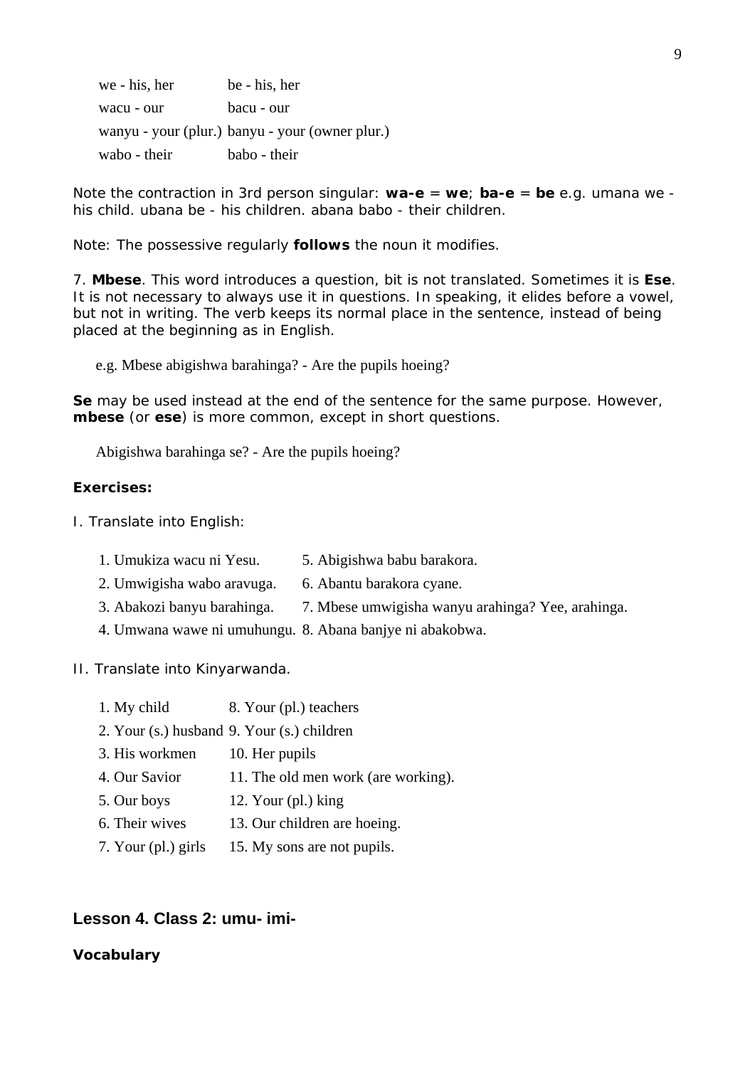| | |
|---|---|
| we - his, her | be - his, her |
| wacu - our | bacu - our |
| wanyu - your (plur.) | banyu - your (owner plur.) |
| wabo - their | babo - their |

Note the contraction in 3rd person singular: **wa-e** = **we**; **ba-e** = **be** e.g. umana we - his child. ubana be - his children. abana babo - their children.

Note: The possessive regularly **follows** the noun it modifies.

7. **Mbese**. This word introduces a question, bit is not translated. Sometimes it is **Ese**. It is not necessary to always use it in questions. In speaking, it elides before a vowel, but not in writing. The verb keeps its normal place in the sentence, instead of being placed at the beginning as in English.

e.g. Mbese abigishwa barahinga? - Are the pupils hoeing?

**Se** may be used instead at the end of the sentence for the same purpose. However, **mbese** (or **ese**) is more common, except in short questions.

Abigishwa barahinga se? - Are the pupils hoeing?

**Exercises:**

I. Translate into English:

| | |
|---|---|
| 1. Umukiza wacu ni Yesu. | 5. Abigishwa babu barakora. |
| 2. Umwigisha wabo aravuga. | 6. Abantu barakora cyane. |
| 3. Abakozi banyu barahinga. | 7. Mbese umwigisha wanyu arahinga? Yee, arahinga. |
| 4. Umwana wawe ni umuhungu. | 8. Abana banjye ni abakobwa. |

II. Translate into Kinyarwanda.

| | |
|---|---|
| 1. My child | 8. Your (pl.) teachers |
| 2. Your (s.) husband | 9. Your (s.) children |
| 3. His workmen | 10. Her pupils |
| 4. Our Savior | 11. The old men work (are working). |
| 5. Our boys | 12. Your (pl.) king |
| 6. Their wives | 13. Our children are hoeing. |
| 7. Your (pl.) girls | 15. My sons are not pupils. |

## Lesson 4. Class 2: umu- imi-

**Vocabulary**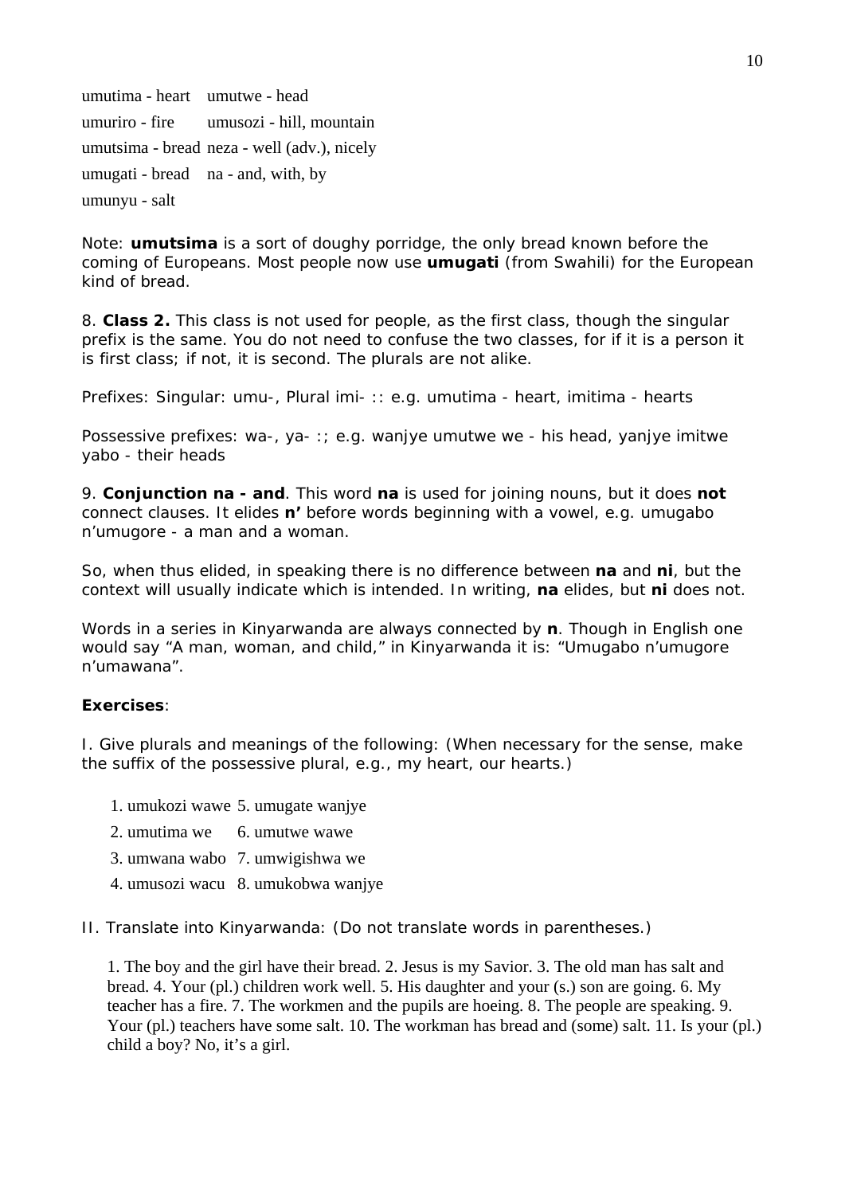umutima - heart umutwe - head

umuriro - fire umusozi - hill, mountain

umutsima - bread neza - well (adv.), nicely

umugati - bread na - and, with, by

umunyu - salt

Note: **umutsima** is a sort of doughy porridge, the only bread known before the coming of Europeans. Most people now use **umugati** (from Swahili) for the European kind of bread.

8. **Class 2.** This class is not used for people, as the first class, though the singular prefix is the same. You do not need to confuse the two classes, for if it is a person it is first class; if not, it is second. The plurals are not alike.

Prefixes: Singular: umu-, Plural imi- :: e.g. umutima - heart, imitima - hearts

Possessive prefixes: wa-, ya- :; e.g. wanjye umutwe we - his head, yanjye imitwe yabo - their heads

9. **Conjunction na - and**. This word **na** is used for joining nouns, but it does **not** connect clauses. It elides **n'** before words beginning with a vowel, e.g. umugabo n'umugore - a man and a woman.

So, when thus elided, in speaking there is no difference between **na** and **ni**, but the context will usually indicate which is intended. In writing, **na** elides, but **ni** does not.

Words in a series in Kinyarwanda are always connected by **n**. Though in English one would say "A man, woman, and child," in Kinyarwanda it is: "Umugabo n'umugore n'umawana".

**Exercises**:

I. Give plurals and meanings of the following: (When necessary for the sense, make the suffix of the possessive plural, e.g., my heart, our hearts.)

1. umukozi wawe
2. umutima we
3. umwana wabo
4. umusozi wacu
5. umugate wanjye
6. umutwe wawe
7. umwigishwa we
8. umukobwa wanjye

II. Translate into Kinyarwanda: (Do not translate words in parentheses.)

1. The boy and the girl have their bread. 2. Jesus is my Savior. 3. The old man has salt and bread. 4. Your (pl.) children work well. 5. His daughter and your (s.) son are going. 6. My teacher has a fire. 7. The workmen and the pupils are hoeing. 8. The people are speaking. 9. Your (pl.) teachers have some salt. 10. The workman has bread and (some) salt. 11. Is your (pl.) child a boy? No, it's a girl.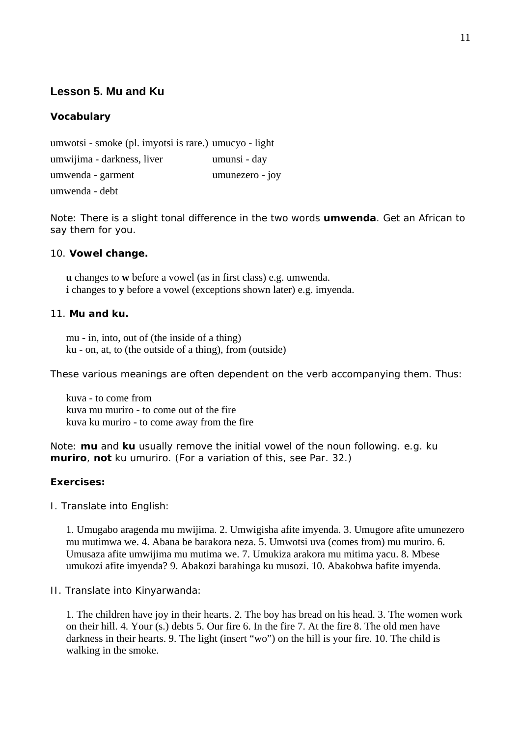## Lesson 5. Mu and Ku

### Vocabulary

umwotsi - smoke (pl. imyotsi is rare.)
umwijima - darkness, liver
umwenda - garment
umwenda - debt
umucyo - light
umunsi - day
umunezero - joy

Note: There is a slight tonal difference in the two words **umwenda**. Get an African to say them for you.

10. **Vowel change.**

> **u** changes to **w** before a vowel (as in first class) e.g. umwenda.
> **i** changes to **y** before a vowel (exceptions shown later) e.g. imyenda.

11. **Mu and ku.**

> mu - in, into, out of (the inside of a thing)
> ku - on, at, to (the outside of a thing), from (outside)

These various meanings are often dependent on the verb accompanying them. Thus:

> kuva - to come from
> kuva mu muriro - to come out of the fire
> kuva ku muriro - to come away from the fire

Note: **mu** and **ku** usually remove the initial vowel of the noun following. e.g. ku **muriro**, **not** ku umuriro. (For a variation of this, see Par. 32.)

**Exercises:**

I. Translate into English:

> 1. Umugabo aragenda mu mwijima. 2. Umwigisha afite imyenda. 3. Umugore afite umunezero mu mutimwa we. 4. Abana be barakora neza. 5. Umwotsi uva (comes from) mu muriro. 6. Umusaza afite umwijima mu mutima we. 7. Umukiza arakora mu mitima yacu. 8. Mbese umukozi afite imyenda? 9. Abakozi barahinga ku musozi. 10. Abakobwa bafite imyenda.

II. Translate into Kinyarwanda:

> 1. The children have joy in their hearts. 2. The boy has bread on his head. 3. The women work on their hill. 4. Your (s.) debts 5. Our fire 6. In the fire 7. At the fire 8. The old men have darkness in their hearts. 9. The light (insert "wo") on the hill is your fire. 10. The child is walking in the smoke.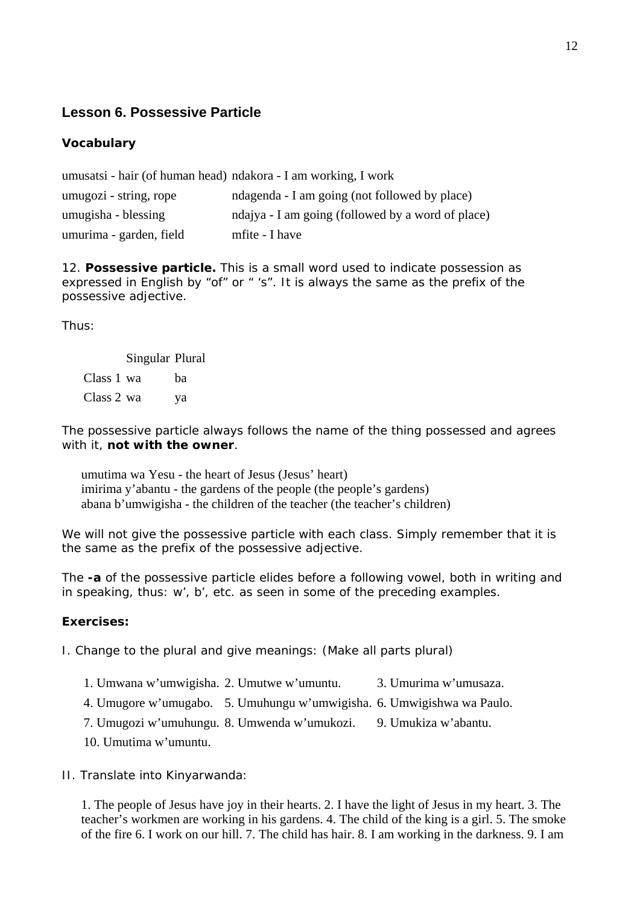## Lesson 6. Possessive Particle

### Vocabulary

| | |
|---|---|
| umusatsi - hair (of human head) | ndakora - I am working, I work |
| umugozi - string, rope | ndagenda - I am going (not followed by place) |
| umugisha - blessing | ndajya - I am going (followed by a word of place) |
| umurima - garden, field | mfite - I have |

12. **Possessive particle.** This is a small word used to indicate possession as expressed in English by "of" or " 's". It is always the same as the prefix of the possessive adjective.

Thus:

| | Singular | Plural |
|---|---|---|
| Class 1 | wa | ba |
| Class 2 | wa | ya |

The possessive particle always follows the name of the thing possessed and agrees with it, **not with the owner**.

umutima wa Yesu - the heart of Jesus (Jesus' heart)
imirima y'abantu - the gardens of the people (the people's gardens)
abana b'umwigisha - the children of the teacher (the teacher's children)

We will not give the possessive particle with each class. Simply remember that it is the same as the prefix of the possessive adjective.

The **-a** of the possessive particle elides before a following vowel, both in writing and in speaking, thus: w', b', etc. as seen in some of the preceding examples.

### Exercises:

I. Change to the plural and give meanings: (Make all parts plural)

1. Umwana w'umwigisha. 2. Umutwe w'umuntu. 3. Umurima w'umusaza.
4. Umugore w'umugabo. 5. Umuhungu w'umwigisha. 6. Umwigishwa wa Paulo.
7. Umugozi w'umuhungu. 8. Umwenda w'umukozi. 9. Umukiza w'abantu.
10. Umutima w'umuntu.

II. Translate into Kinyarwanda:

1. The people of Jesus have joy in their hearts. 2. I have the light of Jesus in my heart. 3. The teacher's workmen are working in his gardens. 4. The child of the king is a girl. 5. The smoke of the fire 6. I work on our hill. 7. The child has hair. 8. I am working in the darkness. 9. I am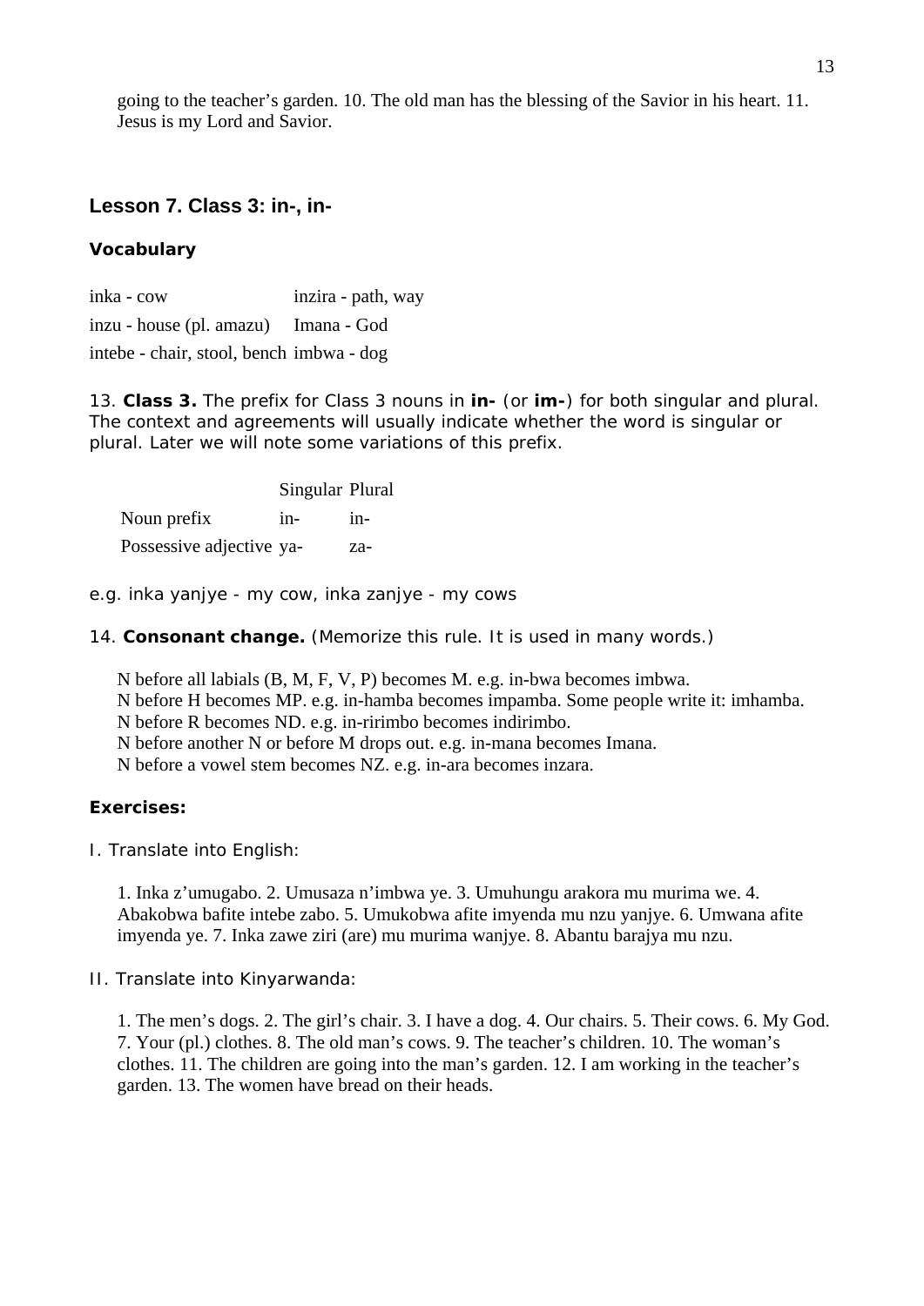going to the teacher's garden. 10. The old man has the blessing of the Savior in his heart. 11. Jesus is my Lord and Savior.

## Lesson 7. Class 3: in-, in-

### Vocabulary

| | |
|---|---|
| inka - cow | inzira - path, way |
| inzu - house (pl. amazu) | Imana - God |
| intebe - chair, stool, bench | imbwa - dog |

13. **Class 3.** The prefix for Class 3 nouns in **in-** (or **im-**) for both singular and plural. The context and agreements will usually indicate whether the word is singular or plural. Later we will note some variations of this prefix.

| | Singular | Plural |
|---|---|---|
| Noun prefix | in- | in- |
| Possessive adjective | ya- | za- |

e.g. inka yanjye - my cow, inka zanjye - my cows

14. **Consonant change.** (Memorize this rule. It is used in many words.)

N before all labials (B, M, F, V, P) becomes M. e.g. in-bwa becomes imbwa.
N before H becomes MP. e.g. in-hamba becomes impamba. Some people write it: imhamba.
N before R becomes ND. e.g. in-ririmbo becomes indirimbo.
N before another N or before M drops out. e.g. in-mana becomes Imana.
N before a vowel stem becomes NZ. e.g. in-ara becomes inzara.

### Exercises:

I. Translate into English:

1. Inka z'umugabo. 2. Umusaza n'imbwa ye. 3. Umuhungu arakora mu murima we. 4. Abakobwa bafite intebe zabo. 5. Umukobwa afite imyenda mu nzu yanjye. 6. Umwana afite imyenda ye. 7. Inka zawe ziri (are) mu murima wanjye. 8. Abantu barajya mu nzu.

II. Translate into Kinyarwanda:

1. The men's dogs. 2. The girl's chair. 3. I have a dog. 4. Our chairs. 5. Their cows. 6. My God. 7. Your (pl.) clothes. 8. The old man's cows. 9. The teacher's children. 10. The woman's clothes. 11. The children are going into the man's garden. 12. I am working in the teacher's garden. 13. The women have bread on their heads.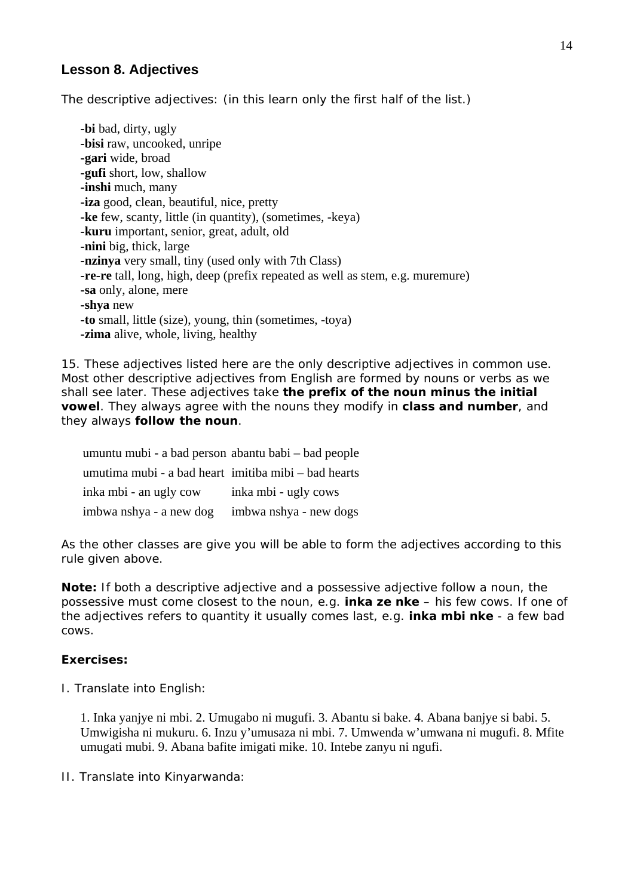## Lesson 8. Adjectives

The descriptive adjectives: (in this learn only the first half of the list.)

**-bi** bad, dirty, ugly
**-bisi** raw, uncooked, unripe
**-gari** wide, broad
**-gufi** short, low, shallow
**-inshi** much, many
**-iza** good, clean, beautiful, nice, pretty
**-ke** few, scanty, little (in quantity), (sometimes, -keya)
**-kuru** important, senior, great, adult, old
**-nini** big, thick, large
**-nzinya** very small, tiny (used only with 7th Class)
**-re-re** tall, long, high, deep (prefix repeated as well as stem, e.g. muremure)
**-sa** only, alone, mere
**-shya** new
**-to** small, little (size), young, thin (sometimes, -toya)
**-zima** alive, whole, living, healthy

15. These adjectives listed here are the only descriptive adjectives in common use. Most other descriptive adjectives from English are formed by nouns or verbs as we shall see later. These adjectives take **the prefix of the noun minus the initial vowel**. They always agree with the nouns they modify in **class and number**, and they always **follow the noun**.

| | |
|---|---|
| umuntu mubi - a bad person | abantu babi – bad people |
| umutima mubi - a bad heart | imitiba mibi – bad hearts |
| inka mbi - an ugly cow | inka mbi - ugly cows |
| imbwa nshya - a new dog | imbwa nshya - new dogs |

As the other classes are give you will be able to form the adjectives according to this rule given above.

**Note:** If both a descriptive adjective and a possessive adjective follow a noun, the possessive must come closest to the noun, e.g. **inka ze nke** – his few cows. If one of the adjectives refers to quantity it usually comes last, e.g. **inka mbi nke** - a few bad cows.

**Exercises:**

I. Translate into English:

1. Inka yanjye ni mbi. 2. Umugabo ni mugufi. 3. Abantu si bake. 4. Abana banjye si babi. 5. Umwigisha ni mukuru. 6. Inzu y'umusaza ni mbi. 7. Umwenda w'umwana ni mugufi. 8. Mfite umugati mubi. 9. Abana bafite imigati mike. 10. Intebe zanyu ni ngufi.

II. Translate into Kinyarwanda: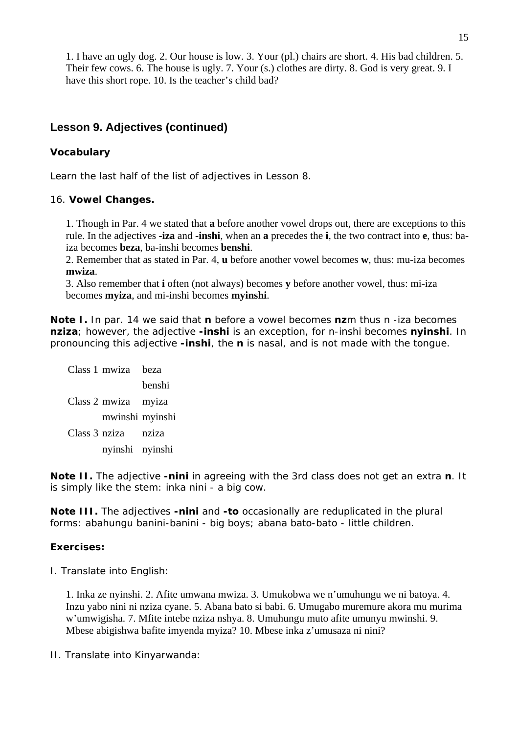1. I have an ugly dog. 2. Our house is low. 3. Your (pl.) chairs are short. 4. His bad children. 5. Their few cows. 6. The house is ugly. 7. Your (s.) clothes are dirty. 8. God is very great. 9. I have this short rope. 10. Is the teacher's child bad?

## Lesson 9. Adjectives (continued)

### Vocabulary

Learn the last half of the list of adjectives in Lesson 8.

16. **Vowel Changes.**

1. Though in Par. 4 we stated that **a** before another vowel drops out, there are exceptions to this rule. In the adjectives **-iza** and **-inshi**, when an **a** precedes the **i**, the two contract into **e**, thus: ba-iza becomes **beza**, ba-inshi becomes **benshi**.
2. Remember that as stated in Par. 4, **u** before another vowel becomes **w**, thus: mu-iza becomes **mwiza**.
3. Also remember that **i** often (not always) becomes **y** before another vowel, thus: mi-iza becomes **myiza**, and mi-inshi becomes **myinshi**.

**Note I.** In par. 14 we said that **n** before a vowel becomes **nz**m thus n -iza becomes **nziza**; however, the adjective **-inshi** is an exception, for n-inshi becomes **nyinshi**. In pronouncing this adjective **-inshi**, the **n** is nasal, and is not made with the tongue.

| | | |
|---|---|---|
| Class 1 | mwiza | beza |
| | | benshi |
| Class 2 | mwiza | myiza |
| | mwinshi | myinshi |
| Class 3 | nziza | nziza |
| | nyinshi | nyinshi |

**Note II.** The adjective **-nini** in agreeing with the 3rd class does not get an extra **n**. It is simply like the stem: inka nini - a big cow.

**Note III.** The adjectives **-nini** and **-to** occasionally are reduplicated in the plural forms: abahungu banini-banini - big boys; abana bato-bato - little children.

### Exercises:

I. Translate into English:

1. Inka ze nyinshi. 2. Afite umwana mwiza. 3. Umukobwa we n'umuhungu we ni batoya. 4. Inzu yabo nini ni nziza cyane. 5. Abana bato si babi. 6. Umugabo muremure akora mu murima w'umwigisha. 7. Mfite intebe nziza nshya. 8. Umuhungu muto afite umunyu mwinshi. 9. Mbese abigishwa bafite imyenda myiza? 10. Mbese inka z'umusaza ni nini?

II. Translate into Kinyarwanda: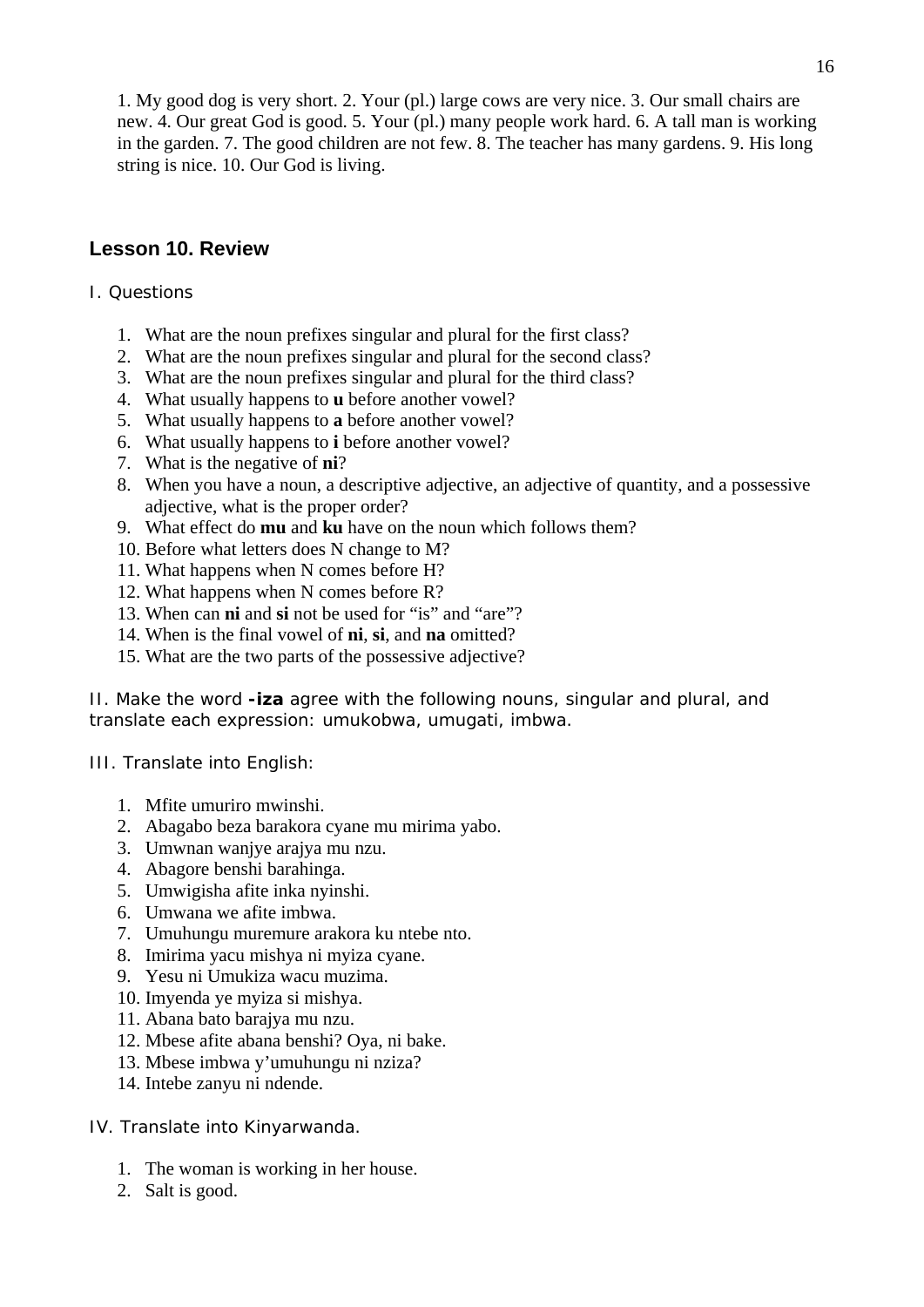1. My good dog is very short. 2. Your (pl.) large cows are very nice. 3. Our small chairs are new. 4. Our great God is good. 5. Your (pl.) many people work hard. 6. A tall man is working in the garden. 7. The good children are not few. 8. The teacher has many gardens. 9. His long string is nice. 10. Our God is living.

## Lesson 10. Review

I. Questions

1. What are the noun prefixes singular and plural for the first class?
2. What are the noun prefixes singular and plural for the second class?
3. What are the noun prefixes singular and plural for the third class?
4. What usually happens to **u** before another vowel?
5. What usually happens to **a** before another vowel?
6. What usually happens to **i** before another vowel?
7. What is the negative of **ni**?
8. When you have a noun, a descriptive adjective, an adjective of quantity, and a possessive adjective, what is the proper order?
9. What effect do **mu** and **ku** have on the noun which follows them?
10. Before what letters does N change to M?
11. What happens when N comes before H?
12. What happens when N comes before R?
13. When can **ni** and **si** not be used for "is" and "are"?
14. When is the final vowel of **ni**, **si**, and **na** omitted?
15. What are the two parts of the possessive adjective?

II. Make the word **-iza** agree with the following nouns, singular and plural, and translate each expression: umukobwa, umugati, imbwa.

III. Translate into English:

1. Mfite umuriro mwinshi.
2. Abagabo beza barakora cyane mu mirima yabo.
3. Umwnan wanjye arajya mu nzu.
4. Abagore benshi barahinga.
5. Umwigisha afite inka nyinshi.
6. Umwana we afite imbwa.
7. Umuhungu muremure arakora ku ntebe nto.
8. Imirima yacu mishya ni myiza cyane.
9. Yesu ni Umukiza wacu muzima.
10. Imyenda ye myiza si mishya.
11. Abana bato barajya mu nzu.
12. Mbese afite abana benshi? Oya, ni bake.
13. Mbese imbwa y'umuhungu ni nziza?
14. Intebe zanyu ni ndende.

IV. Translate into Kinyarwanda.

1. The woman is working in her house.
2. Salt is good.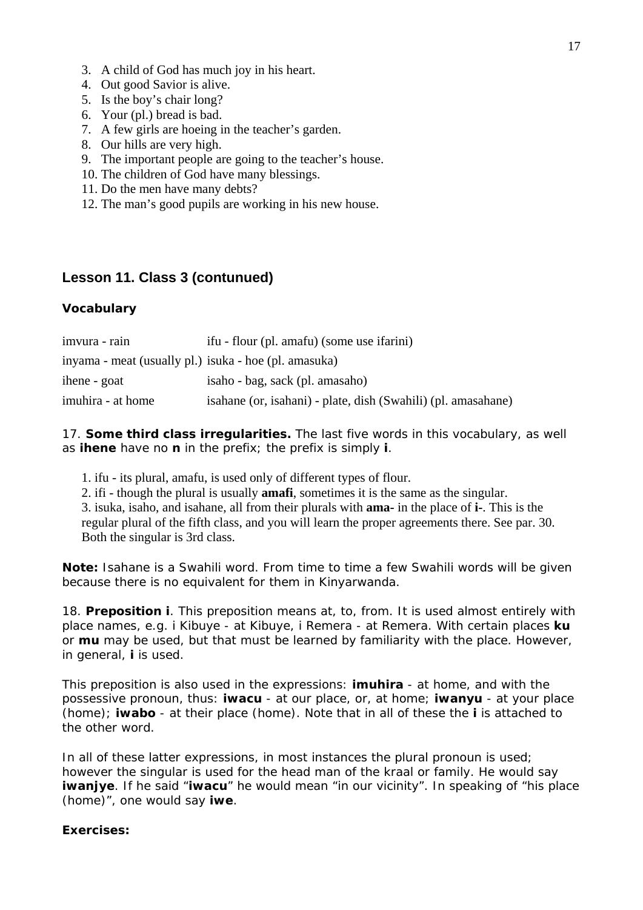3. A child of God has much joy in his heart.
4. Out good Savior is alive.
5. Is the boy's chair long?
6. Your (pl.) bread is bad.
7. A few girls are hoeing in the teacher's garden.
8. Our hills are very high.
9. The important people are going to the teacher's house.
10. The children of God have many blessings.
11. Do the men have many debts?
12. The man's good pupils are working in his new house.

## Lesson 11. Class 3 (contunued)

### Vocabulary

| | |
|---|---|
| imvura - rain | ifu - flour (pl. amafu) (some use ifarini) |
| inyama - meat (usually pl.) | isuka - hoe (pl. amasuka) |
| ihene - goat | isaho - bag, sack (pl. amasaho) |
| imuhira - at home | isahane (or, isahani) - plate, dish (Swahili) (pl. amasahane) |

17. **Some third class irregularities.** The last five words in this vocabulary, as well as **ihene** have no **n** in the prefix; the prefix is simply **i**.

1. ifu - its plural, amafu, is used only of different types of flour.
2. ifi - though the plural is usually **amafi**, sometimes it is the same as the singular.
3. isuka, isaho, and isahane, all from their plurals with **ama-** in the place of **i-**. This is the regular plural of the fifth class, and you will learn the proper agreements there. See par. 30. Both the singular is 3rd class.

**Note:** Isahane is a Swahili word. From time to time a few Swahili words will be given because there is no equivalent for them in Kinyarwanda.

18. **Preposition i**. This preposition means at, to, from. It is used almost entirely with place names, e.g. i Kibuye - at Kibuye, i Remera - at Remera. With certain places **ku** or **mu** may be used, but that must be learned by familiarity with the place. However, in general, **i** is used.

This preposition is also used in the expressions: **imuhira** - at home, and with the possessive pronoun, thus: **iwacu** - at our place, or, at home; **iwanyu** - at your place (home); **iwabo** - at their place (home). Note that in all of these the **i** is attached to the other word.

In all of these latter expressions, in most instances the plural pronoun is used; however the singular is used for the head man of the kraal or family. He would say **iwanjye**. If he said "**iwacu**" he would mean "in our vicinity". In speaking of "his place (home)", one would say **iwe**.

**Exercises:**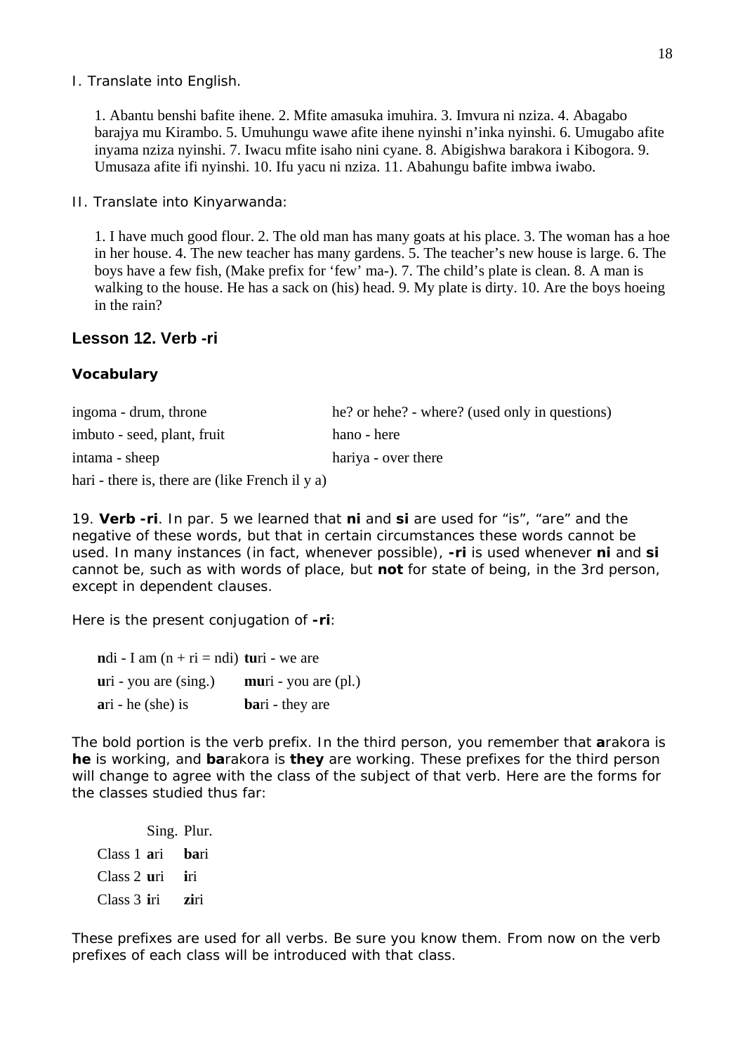I. Translate into English.

1. Abantu benshi bafite ihene. 2. Mfite amasuka imuhira. 3. Imvura ni nziza. 4. Abagabo barajya mu Kirambo. 5. Umuhungu wawe afite ihene nyinshi n'inka nyinshi. 6. Umugabo afite inyama nziza nyinshi. 7. Iwacu mfite isaho nini cyane. 8. Abigishwa barakora i Kibogora. 9. Umusaza afite ifi nyinshi. 10. Ifu yacu ni nziza. 11. Abahungu bafite imbwa iwabo.

II. Translate into Kinyarwanda:

1. I have much good flour. 2. The old man has many goats at his place. 3. The woman has a hoe in her house. 4. The new teacher has many gardens. 5. The teacher's new house is large. 6. The boys have a few fish, (Make prefix for 'few' ma-). 7. The child's plate is clean. 8. A man is walking to the house. He has a sack on (his) head. 9. My plate is dirty. 10. Are the boys hoeing in the rain?

## Lesson 12. Verb -ri

### Vocabulary

| | |
|---|---|
| ingoma - drum, throne | he? or hehe? - where? (used only in questions) |
| imbuto - seed, plant, fruit | hano - here |
| intama - sheep | hariya - over there |
| hari - there is, there are (like French il y a) | |

19. **Verb -ri**. In par. 5 we learned that **ni** and **si** are used for "is", "are" and the negative of these words, but that in certain circumstances these words cannot be used. In many instances (in fact, whenever possible), **-ri** is used whenever **ni** and **si** cannot be, such as with words of place, but **not** for state of being, in the 3rd person, except in dependent clauses.

Here is the present conjugation of **-ri**:

| | |
|---|---|
| **n**di - I am (n + ri = ndi) | **tu**ri - we are |
| **u**ri - you are (sing.) | **mu**ri - you are (pl.) |
| **a**ri - he (she) is | **ba**ri - they are |

The bold portion is the verb prefix. In the third person, you remember that **a**rakora is **he** is working, and **ba**rakora is **they** are working. These prefixes for the third person will change to agree with the class of the subject of that verb. Here are the forms for the classes studied thus far:

| | Sing. | Plur. |
|---|---|---|
| Class 1 | **a**ri | **ba**ri |
| Class 2 | **u**ri | **i**ri |
| Class 3 | **i**ri | **zi**ri |

These prefixes are used for all verbs. Be sure you know them. From now on the verb prefixes of each class will be introduced with that class.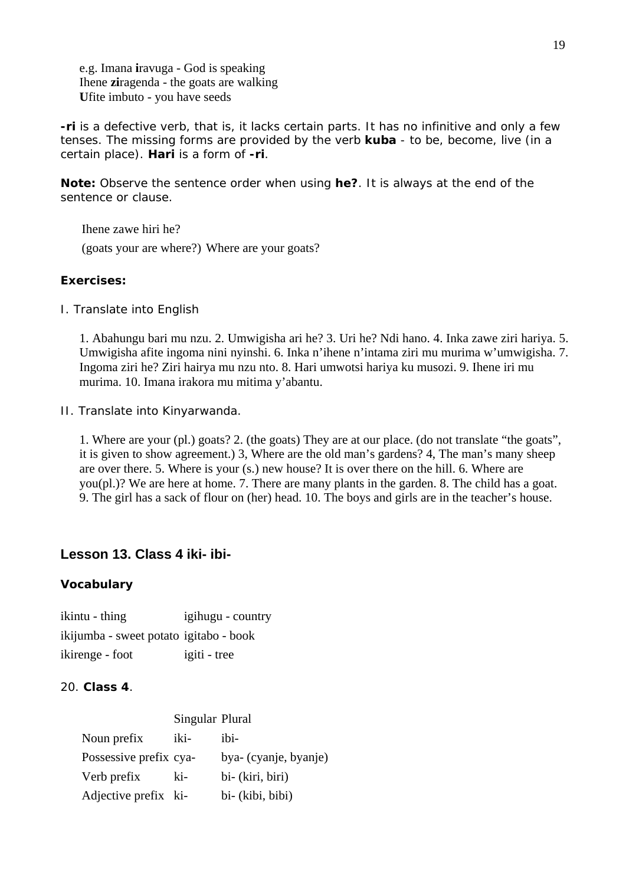e.g. Imana **i**ravuga - God is speaking
Ihene **zi**ragenda - the goats are walking
**U**fite imbuto - you have seeds

**-ri** is a defective verb, that is, it lacks certain parts. It has no infinitive and only a few tenses. The missing forms are provided by the verb **kuba** - to be, become, live (in a certain place). **Hari** is a form of **-ri**.

**Note:** Observe the sentence order when using **he?**. It is always at the end of the sentence or clause.

Ihene zawe hiri he?

(goats your are where?) Where are your goats?

**Exercises:**

I. Translate into English

1. Abahungu bari mu nzu. 2. Umwigisha ari he? 3. Uri he? Ndi hano. 4. Inka zawe ziri hariya. 5. Umwigisha afite ingoma nini nyinshi. 6. Inka n'ihene n'intama ziri mu murima w'umwigisha. 7. Ingoma ziri he? Ziri hairya mu nzu nto. 8. Hari umwotsi hariya ku musozi. 9. Ihene iri mu murima. 10. Imana irakora mu mitima y'abantu.

II. Translate into Kinyarwanda.

1. Where are your (pl.) goats? 2. (the goats) They are at our place. (do not translate "the goats", it is given to show agreement.) 3, Where are the old man's gardens? 4, The man's many sheep are over there. 5. Where is your (s.) new house? It is over there on the hill. 6. Where are you(pl.)? We are here at home. 7. There are many plants in the garden. 8. The child has a goat. 9. The girl has a sack of flour on (her) head. 10. The boys and girls are in the teacher's house.

## Lesson 13. Class 4 iki- ibi-

**Vocabulary**

| | |
|---|---|
| ikintu - thing | igihugu - country |
| ikijumba - sweet potato | igitabo - book |
| ikirenge - foot | igiti - tree |

20. **Class 4**.

| | Singular | Plural |
|---|---|---|
| Noun prefix | iki- | ibi- |
| Possessive prefix | cya- | bya- (cyanje, byanje) |
| Verb prefix | ki- | bi- (kiri, biri) |
| Adjective prefix | ki- | bi- (kibi, bibi) |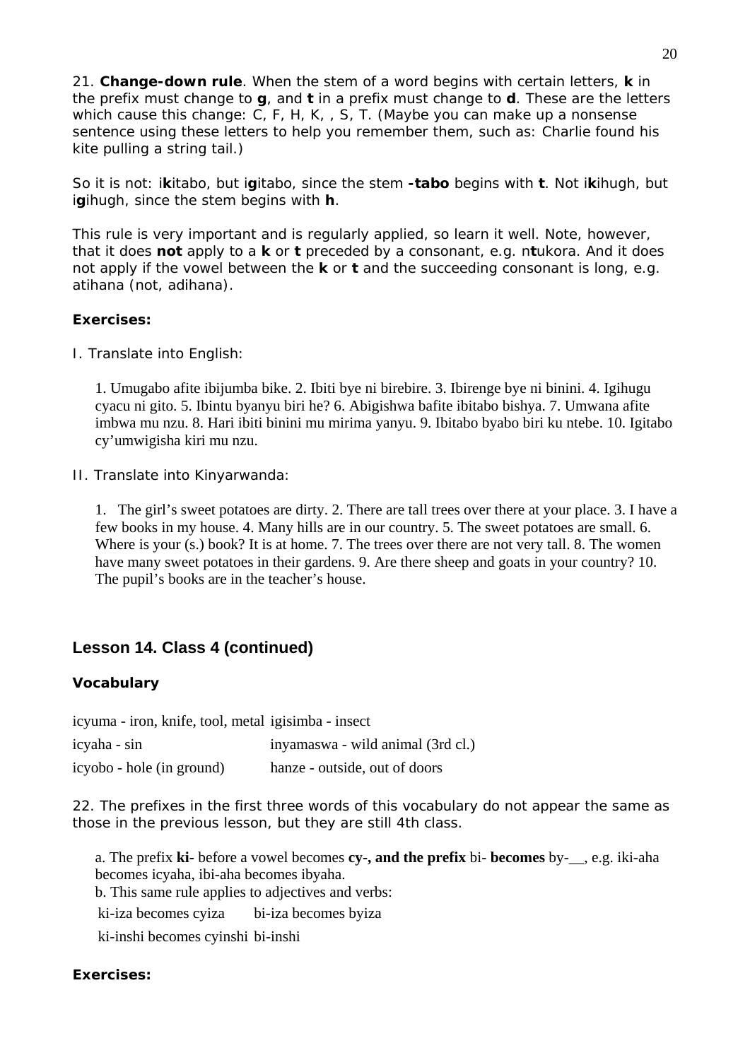21. **Change-down rule**. When the stem of a word begins with certain letters, **k** in the prefix must change to **g**, and **t** in a prefix must change to **d**. These are the letters which cause this change: C, F, H, K, , S, T. (Maybe you can make up a nonsense sentence using these letters to help you remember them, such as: Charlie found his kite pulling a string tail.)

So it is not: i**k**itabo, but i**g**itabo, since the stem **-tabo** begins with **t**. Not i**k**ihugh, but i**g**ihugh, since the stem begins with **h**.

This rule is very important and is regularly applied, so learn it well. Note, however, that it does **not** apply to a **k** or **t** preceded by a consonant, e.g. n**t**ukora. And it does not apply if the vowel between the **k** or **t** and the succeeding consonant is long, e.g. atihana (not, adihana).

**Exercises:**

I. Translate into English:

1. Umugabo afite ibijumba bike. 2. Ibiti bye ni birebire. 3. Ibirenge bye ni binini. 4. Igihugu cyacu ni gito. 5. Ibintu byanyu biri he? 6. Abigishwa bafite ibitabo bishya. 7. Umwana afite imbwa mu nzu. 8. Hari ibiti binini mu mirima yanyu. 9. Ibitabo byabo biri ku ntebe. 10. Igitabo cy'umwigisha kiri mu nzu.

II. Translate into Kinyarwanda:

1. The girl's sweet potatoes are dirty. 2. There are tall trees over there at your place. 3. I have a few books in my house. 4. Many hills are in our country. 5. The sweet potatoes are small. 6. Where is your (s.) book? It is at home. 7. The trees over there are not very tall. 8. The women have many sweet potatoes in their gardens. 9. Are there sheep and goats in your country? 10. The pupil's books are in the teacher's house.

## Lesson 14. Class 4 (continued)

**Vocabulary**

| | |
|---|---|
| icyuma - iron, knife, tool, metal | igisimba - insect |
| icyaha - sin | inyamaswa - wild animal (3rd cl.) |
| icyobo - hole (in ground) | hanze - outside, out of doors |

22. The prefixes in the first three words of this vocabulary do not appear the same as those in the previous lesson, but they are still 4th class.

a. The prefix **ki-** before a vowel becomes **cy-, and the prefix** bi- **becomes** by-__, e.g. iki-aha becomes icyaha, ibi-aha becomes ibyaha.

b. This same rule applies to adjectives and verbs:

| | |
|---|---|
| ki-iza becomes cyiza | bi-iza becomes byiza |
| ki-inshi becomes cyinshi | bi-inshi |

**Exercises:**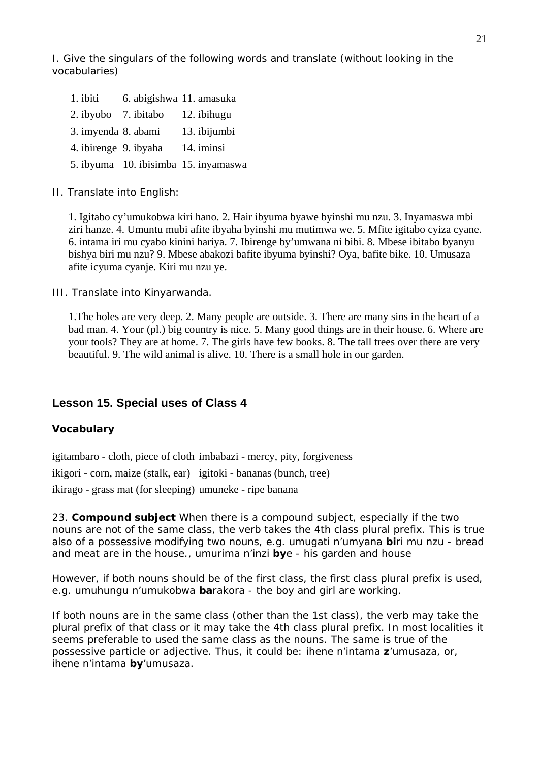I. Give the singulars of the following words and translate (without looking in the vocabularies)

| | | |
|---|---|---|
| 1. ibiti | 6. abigishwa | 11. amasuka |
| 2. ibyobo | 7. ibitabo | 12. ibihugu |
| 3. imyenda | 8. abami | 13. ibijumbi |
| 4. ibirenge | 9. ibyaha | 14. iminsi |
| 5. ibyuma | 10. ibisimba | 15. inyamaswa |

II. Translate into English:

1. Igitabo cy'umukobwa kiri hano. 2. Hair ibyuma byawe byinshi mu nzu. 3. Inyamaswa mbi ziri hanze. 4. Umuntu mubi afite ibyaha byinshi mu mutimwa we. 5. Mfite igitabo cyiza cyane. 6. intama iri mu cyabo kinini hariya. 7. Ibirenge by'umwana ni bibi. 8. Mbese ibitabo byanyu bishya biri mu nzu? 9. Mbese abakozi bafite ibyuma byinshi? Oya, bafite bike. 10. Umusaza afite icyuma cyanje. Kiri mu nzu ye.

III. Translate into Kinyarwanda.

1.The holes are very deep. 2. Many people are outside. 3. There are many sins in the heart of a bad man. 4. Your (pl.) big country is nice. 5. Many good things are in their house. 6. Where are your tools? They are at home. 7. The girls have few books. 8. The tall trees over there are very beautiful. 9. The wild animal is alive. 10. There is a small hole in our garden.

## Lesson 15. Special uses of Class 4

### Vocabulary

| | |
|---|---|
| igitambaro - cloth, piece of cloth | imbabazi - mercy, pity, forgiveness |
| ikigori - corn, maize (stalk, ear) | igitoki - bananas (bunch, tree) |
| ikirago - grass mat (for sleeping) | umuneke - ripe banana |

23. **Compound subject** When there is a compound subject, especially if the two nouns are not of the same class, the verb takes the 4th class plural prefix. This is true also of a possessive modifying two nouns, e.g. umugati n'umyana **bi**ri mu nzu - bread and meat are in the house., umurima n'inzi **by**e - his garden and house

However, if both nouns should be of the first class, the first class plural prefix is used, e.g. umuhungu n'umukobwa **ba**rakora - the boy and girl are working.

If both nouns are in the same class (other than the 1st class), the verb may take the plural prefix of that class or it may take the 4th class plural prefix. In most localities it seems preferable to used the same class as the nouns. The same is true of the possessive particle or adjective. Thus, it could be: ihene n'intama **z**'umusaza, or, ihene n'intama **by**'umusaza.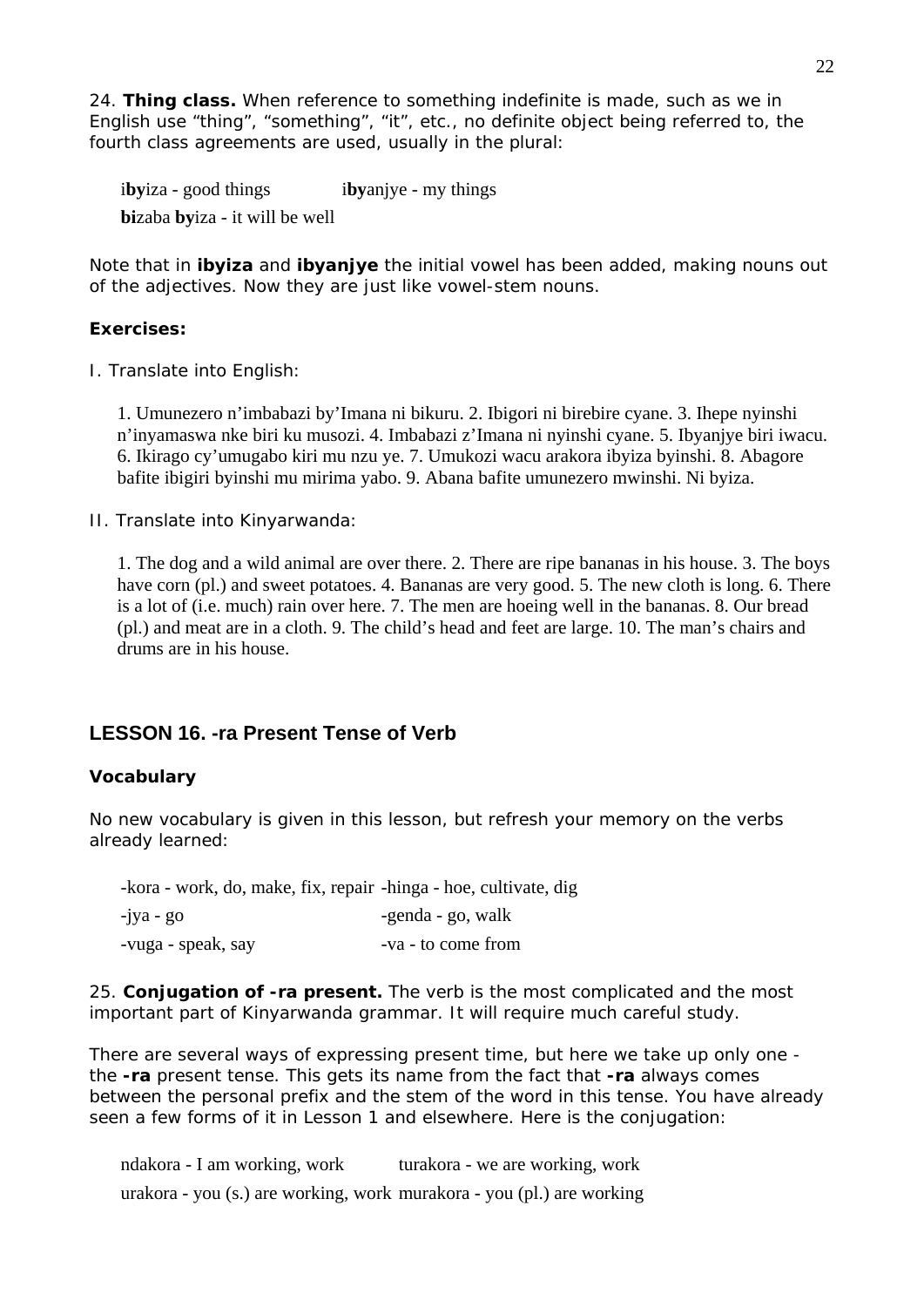24. **Thing class.** When reference to something indefinite is made, such as we in English use "thing", "something", "it", etc., no definite object being referred to, the fourth class agreements are used, usually in the plural:

i**by**iza - good things    i**by**anjye - my things

**bi**zaba **by**iza - it will be well

Note that in **ibyiza** and **ibyanjye** the initial vowel has been added, making nouns out of the adjectives. Now they are just like vowel-stem nouns.

**Exercises:**

I. Translate into English:

1. Umunezero n'imbabazi by'Imana ni bikuru. 2. Ibigori ni birebire cyane. 3. Ihepe nyinshi n'inyamaswa nke biri ku musozi. 4. Imbabazi z'Imana ni nyinshi cyane. 5. Ibyanjye biri iwacu. 6. Ikirago cy'umugabo kiri mu nzu ye. 7. Umukozi wacu arakora ibyiza byinshi. 8. Abagore bafite ibigiri byinshi mu mirima yabo. 9. Abana bafite umunezero mwinshi. Ni byiza.

II. Translate into Kinyarwanda:

1. The dog and a wild animal are over there. 2. There are ripe bananas in his house. 3. The boys have corn (pl.) and sweet potatoes. 4. Bananas are very good. 5. The new cloth is long. 6. There is a lot of (i.e. much) rain over here. 7. The men are hoeing well in the bananas. 8. Our bread (pl.) and meat are in a cloth. 9. The child's head and feet are large. 10. The man's chairs and drums are in his house.

## LESSON 16. -ra Present Tense of Verb

### Vocabulary

No new vocabulary is given in this lesson, but refresh your memory on the verbs already learned:

| | |
|---|---|
| -kora - work, do, make, fix, repair | -hinga - hoe, cultivate, dig |
| -jya - go | -genda - go, walk |
| -vuga - speak, say | -va - to come from |

25. **Conjugation of -ra present.** The verb is the most complicated and the most important part of Kinyarwanda grammar. It will require much careful study.

There are several ways of expressing present time, but here we take up only one - the **-ra** present tense. This gets its name from the fact that **-ra** always comes between the personal prefix and the stem of the word in this tense. You have already seen a few forms of it in Lesson 1 and elsewhere. Here is the conjugation:

| | |
|---|---|
| ndakora - I am working, work | turakora - we are working, work |
| urakora - you (s.) are working, work | murakora - you (pl.) are working |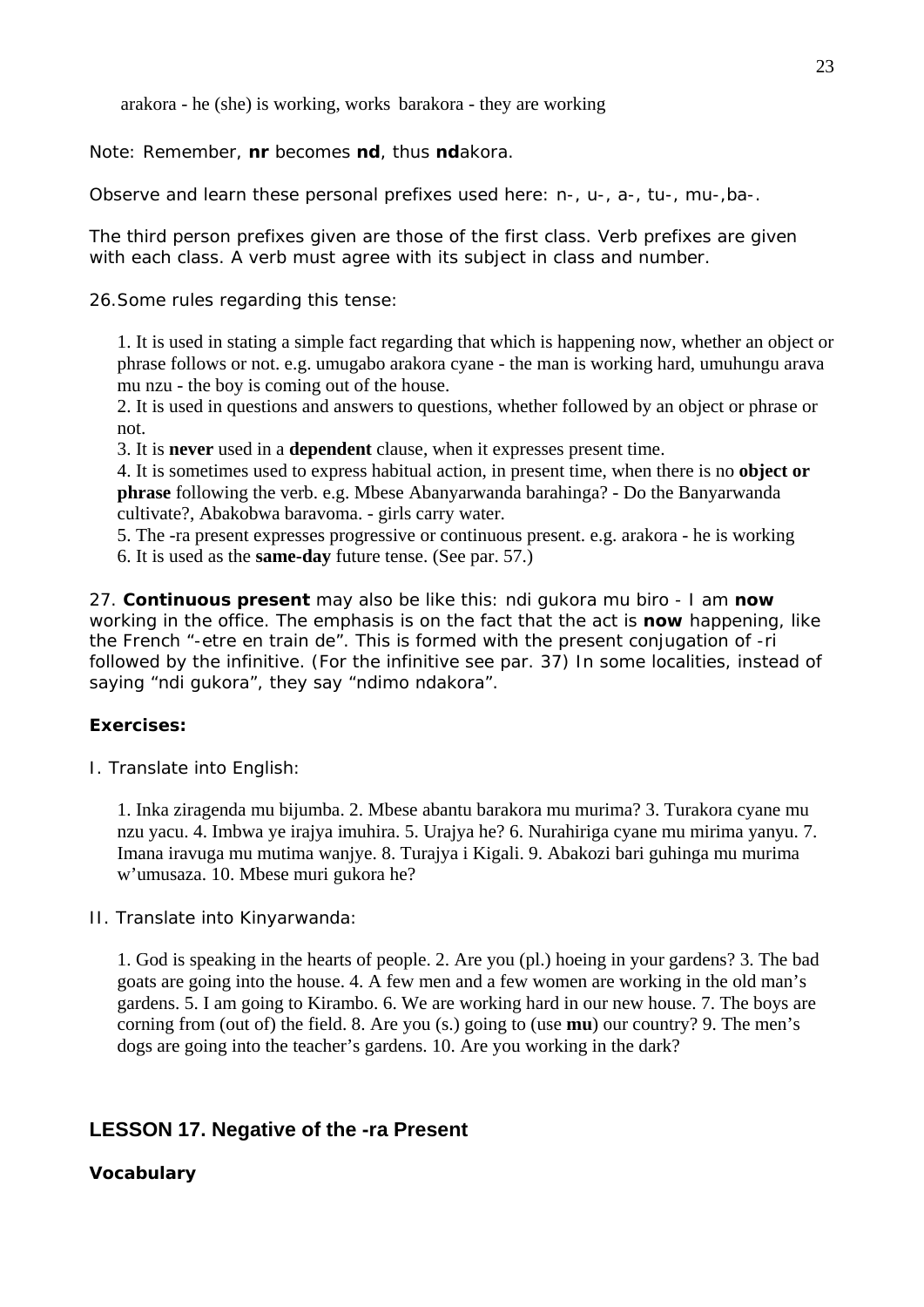arakora - he (she) is working, works barakora - they are working

Note: Remember, **nr** becomes **nd**, thus **nd**akora.

Observe and learn these personal prefixes used here: n-, u-, a-, tu-, mu-,ba-.

The third person prefixes given are those of the first class. Verb prefixes are given with each class. A verb must agree with its subject in class and number.

26. Some rules regarding this tense:

1. It is used in stating a simple fact regarding that which is happening now, whether an object or phrase follows or not. e.g. umugabo arakora cyane - the man is working hard, umuhungu arava mu nzu - the boy is coming out of the house.
2. It is used in questions and answers to questions, whether followed by an object or phrase or not.
3. It is **never** used in a **dependent** clause, when it expresses present time.
4. It is sometimes used to express habitual action, in present time, when there is no **object or phrase** following the verb. e.g. Mbese Abanyarwanda barahinga? - Do the Banyarwanda cultivate?, Abakobwa baravoma. - girls carry water.
5. The -ra present expresses progressive or continuous present. e.g. arakora - he is working
6. It is used as the **same-day** future tense. (See par. 57.)

27. **Continuous present** may also be like this: ndi gukora mu biro - I am **now** working in the office. The emphasis is on the fact that the act is **now** happening, like the French "-etre en train de". This is formed with the present conjugation of -ri followed by the infinitive. (For the infinitive see par. 37) In some localities, instead of saying "ndi gukora", they say "ndimo ndakora".

**Exercises:**

I. Translate into English:

1. Inka ziragenda mu bijumba. 2. Mbese abantu barakora mu murima? 3. Turakora cyane mu nzu yacu. 4. Imbwa ye irajya imuhira. 5. Urajya he? 6. Nurahiriga cyane mu mirima yanyu. 7. Imana iravuga mu mutima wanjye. 8. Turajya i Kigali. 9. Abakozi bari guhinga mu murima w'umusaza. 10. Mbese muri gukora he?

II. Translate into Kinyarwanda:

1. God is speaking in the hearts of people. 2. Are you (pl.) hoeing in your gardens? 3. The bad goats are going into the house. 4. A few men and a few women are working in the old man's gardens. 5. I am going to Kirambo. 6. We are working hard in our new house. 7. The boys are corning from (out of) the field. 8. Are you (s.) going to (use **mu**) our country? 9. The men's dogs are going into the teacher's gardens. 10. Are you working in the dark?

## LESSON 17. Negative of the -ra Present

**Vocabulary**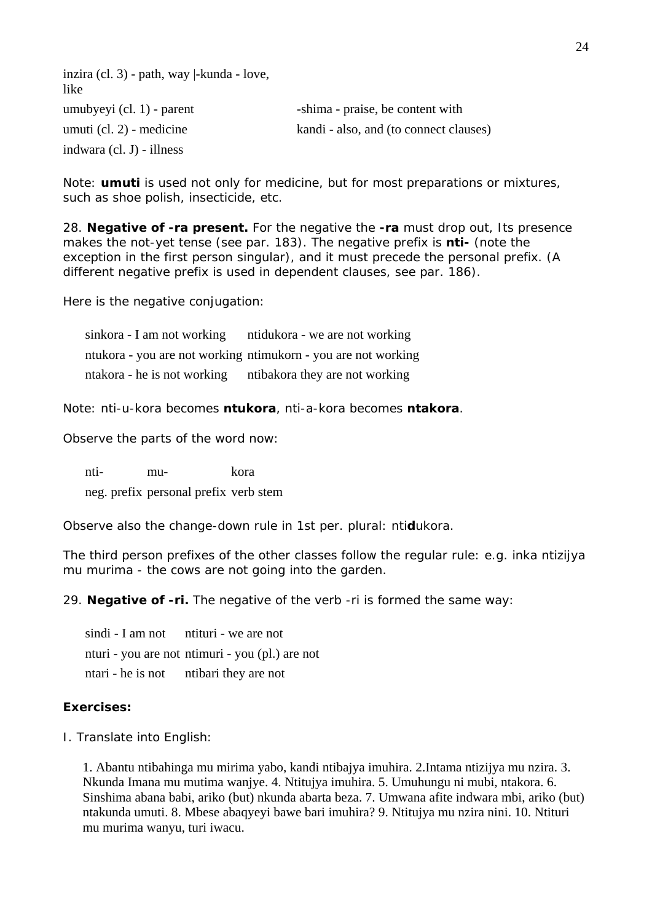inzira (cl. 3) - path, way |-kunda - love, like

umubyeyi (cl. 1) - parent

umuti (cl. 2) - medicine

indwara (cl. J) - illness

-shima - praise, be content with

kandi - also, and (to connect clauses)

Note: **umuti** is used not only for medicine, but for most preparations or mixtures, such as shoe polish, insecticide, etc.

28. **Negative of -ra present.** For the negative the **-ra** must drop out, Its presence makes the not-yet tense (see par. 183). The negative prefix is **nti-** (note the exception in the first person singular), and it must precede the personal prefix. (A different negative prefix is used in dependent clauses, see par. 186).

Here is the negative conjugation:

| | |
|---|---|
| sinkora - I am not working | ntidukora - we are not working |
| ntukora - you are not working | ntimukorn - you are not working |
| ntakora - he is not working | ntibakora they are not working |

Note: nti-u-kora becomes **ntukora**, nti-a-kora becomes **ntakora**.

Observe the parts of the word now:

| | | |
|---|---|---|
| nti- | mu- | kora |
| neg. prefix | personal prefix | verb stem |

Observe also the change-down rule in 1st per. plural: nti**d**ukora.

The third person prefixes of the other classes follow the regular rule: e.g. inka ntizijya mu murima - the cows are not going into the garden.

29. **Negative of -ri.** The negative of the verb -ri is formed the same way:

| | |
|---|---|
| sindi - I am not | ntituri - we are not |
| nturi - you are not | ntimuri - you (pl.) are not |
| ntari - he is not | ntibari they are not |

**Exercises:**

I. Translate into English:

1. Abantu ntibahinga mu mirima yabo, kandi ntibajya imuhira. 2.Intama ntizijya mu nzira. 3. Nkunda Imana mu mutima wanjye. 4. Ntitujya imuhira. 5. Umuhungu ni mubi, ntakora. 6. Sinshima abana babi, ariko (but) nkunda abarta beza. 7. Umwana afite indwara mbi, ariko (but) ntakunda umuti. 8. Mbese abaqyeyi bawe bari imuhira? 9. Ntitujya mu nzira nini. 10. Ntituri mu murima wanyu, turi iwacu.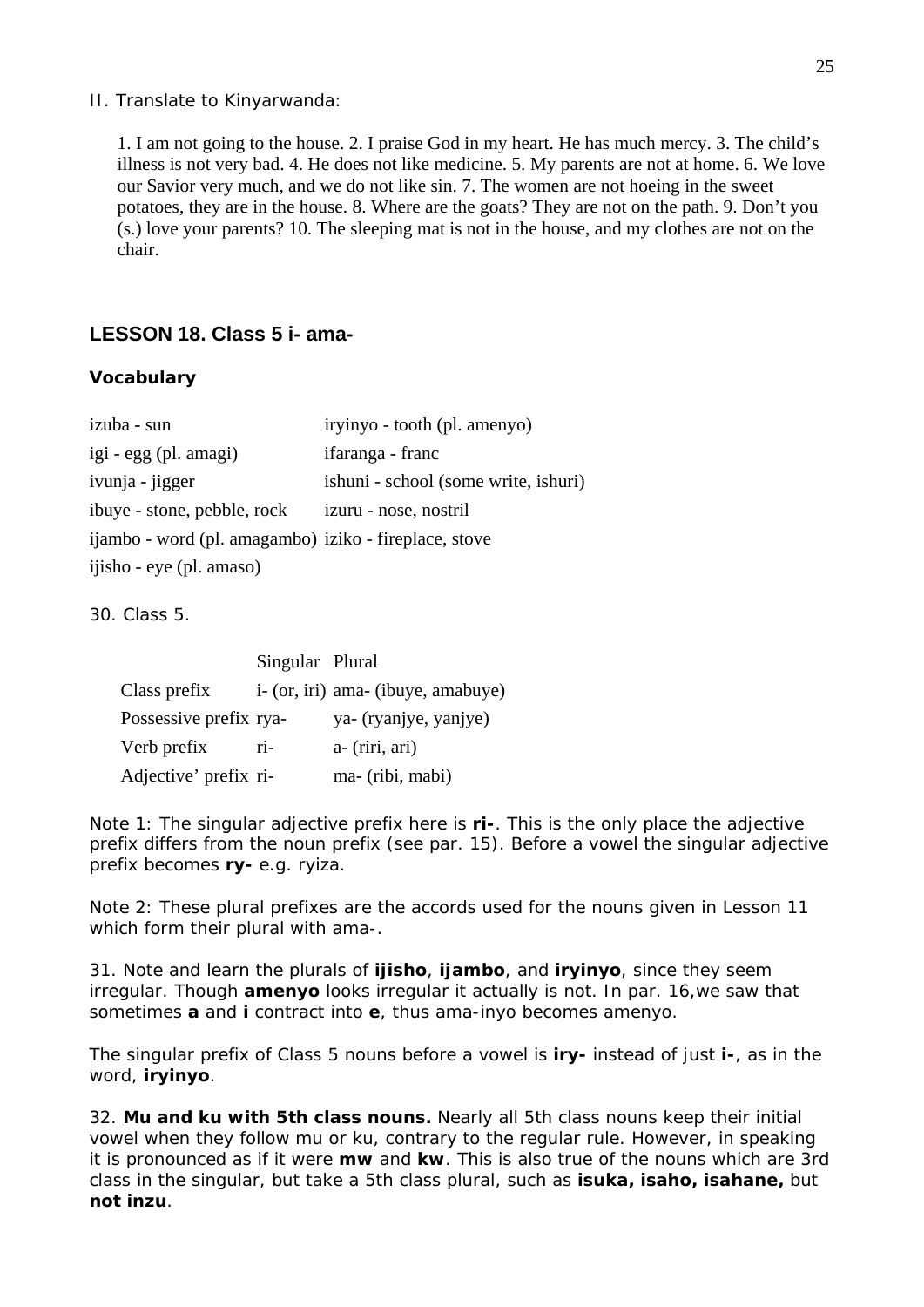II. Translate to Kinyarwanda:

1. I am not going to the house. 2. I praise God in my heart. He has much mercy. 3. The child's illness is not very bad. 4. He does not like medicine. 5. My parents are not at home. 6. We love our Savior very much, and we do not like sin. 7. The women are not hoeing in the sweet potatoes, they are in the house. 8. Where are the goats? They are not on the path. 9. Don't you (s.) love your parents? 10. The sleeping mat is not in the house, and my clothes are not on the chair.

## LESSON 18. Class 5 i- ama-

### Vocabulary

| | |
|---|---|
| izuba - sun | iryinyo - tooth (pl. amenyo) |
| igi - egg (pl. amagi) | ifaranga - franc |
| ivunja - jigger | ishuni - school (some write, ishuri) |
| ibuye - stone, pebble, rock | izuru - nose, nostril |
| ijambo - word (pl. amagambo) | iziko - fireplace, stove |
| ijisho - eye (pl. amaso) | |

30. Class 5.

| | Singular | Plural |
|---|---|---|
| Class prefix | i- (or, iri) | ama- (ibuye, amabuye) |
| Possessive prefix | rya- | ya- (ryanjye, yanjye) |
| Verb prefix | ri- | a- (riri, ari) |
| Adjective' prefix | ri- | ma- (ribi, mabi) |

Note 1: The singular adjective prefix here is **ri-**. This is the only place the adjective prefix differs from the noun prefix (see par. 15). Before a vowel the singular adjective prefix becomes **ry-** e.g. ryiza.

Note 2: These plural prefixes are the accords used for the nouns given in Lesson 11 which form their plural with ama-.

31. Note and learn the plurals of **ijisho**, **ijambo**, and **iryinyo**, since they seem irregular. Though **amenyo** looks irregular it actually is not. In par. 16,we saw that sometimes **a** and **i** contract into **e**, thus ama-inyo becomes amenyo.

The singular prefix of Class 5 nouns before a vowel is **iry-** instead of just **i-**, as in the word, **iryinyo**.

32. **Mu and ku with 5th class nouns.** Nearly all 5th class nouns keep their initial vowel when they follow mu or ku, contrary to the regular rule. However, in speaking it is pronounced as if it were **mw** and **kw**. This is also true of the nouns which are 3rd class in the singular, but take a 5th class plural, such as **isuka, isaho, isahane,** but **not inzu**.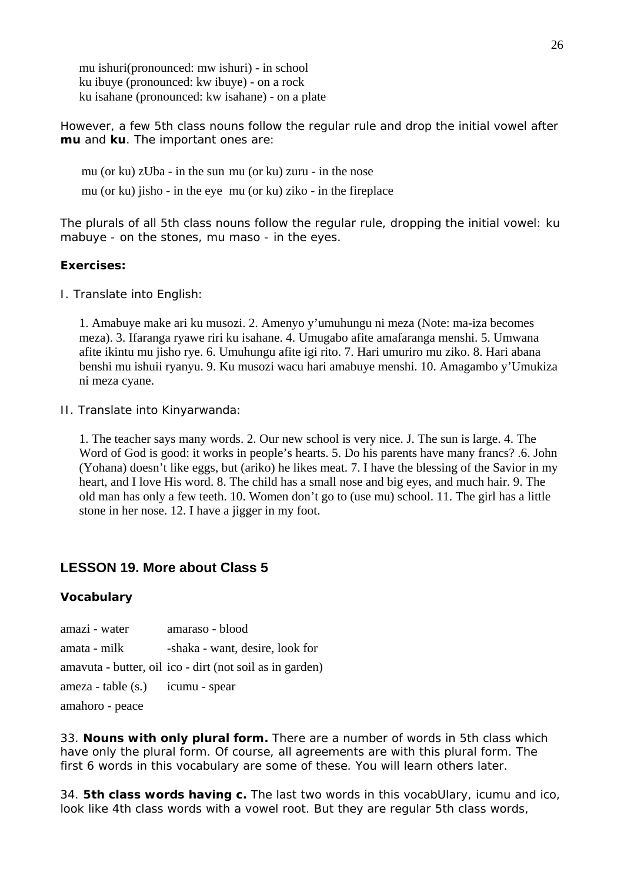mu ishuri(pronounced: mw ishuri) - in school
ku ibuye (pronounced: kw ibuye) - on a rock
ku isahane (pronounced: kw isahane) - on a plate

However, a few 5th class nouns follow the regular rule and drop the initial vowel after **mu** and **ku**. The important ones are:

mu (or ku) zUba - in the sun mu (or ku) zuru - in the nose

mu (or ku) jisho - in the eye mu (or ku) ziko - in the fireplace

The plurals of all 5th class nouns follow the regular rule, dropping the initial vowel: ku mabuye - on the stones, mu maso - in the eyes.

**Exercises:**

I. Translate into English:

1. Amabuye make ari ku musozi. 2. Amenyo y'umuhungu ni meza (Note: ma-iza becomes meza). 3. Ifaranga ryawe riri ku isahane. 4. Umugabo afite amafaranga menshi. 5. Umwana afite ikintu mu jisho rye. 6. Umuhungu afite igi rito. 7. Hari umuriro mu ziko. 8. Hari abana benshi mu ishuii ryanyu. 9. Ku musozi wacu hari amabuye menshi. 10. Amagambo y'Umukiza ni meza cyane.

II. Translate into Kinyarwanda:

1. The teacher says many words. 2. Our new school is very nice. J. The sun is large. 4. The Word of God is good: it works in people's hearts. 5. Do his parents have many francs? .6. John (Yohana) doesn't like eggs, but (ariko) he likes meat. 7. I have the blessing of the Savior in my heart, and I love His word. 8. The child has a small nose and big eyes, and much hair. 9. The old man has only a few teeth. 10. Women don't go to (use mu) school. 11. The girl has a little stone in her nose. 12. I have a jigger in my foot.

## LESSON 19. More about Class 5

### Vocabulary

amazi - water amaraso - blood

amata - milk -shaka - want, desire, look for

amavuta - butter, oil ico - dirt (not soil as in garden)

ameza - table (s.) icumu - spear

amahoro - peace

33. **Nouns with only plural form.** There are a number of words in 5th class which have only the plural form. Of course, all agreements are with this plural form. The first 6 words in this vocabulary are some of these. You will learn others later.

34. **5th class words having c.** The last two words in this vocabUlary, icumu and ico, look like 4th class words with a vowel root. But they are regular 5th class words,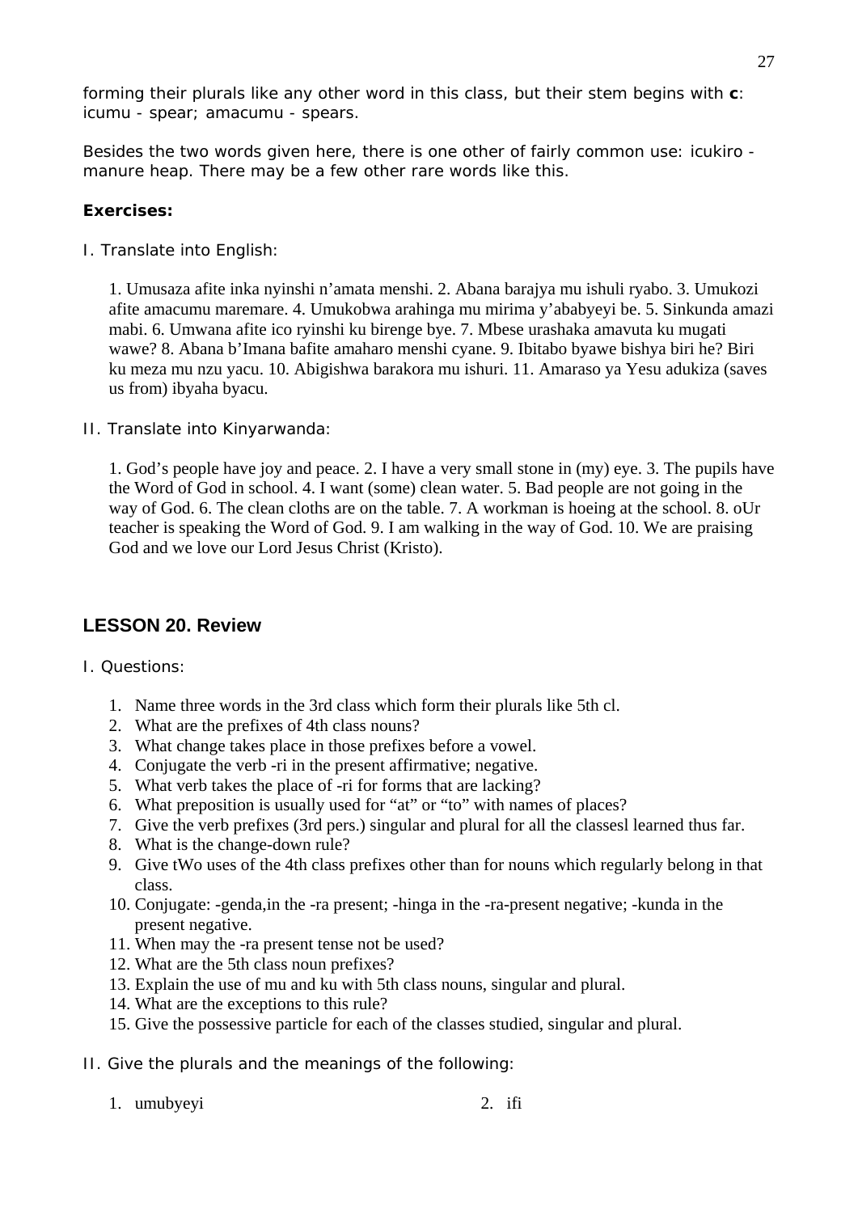forming their plurals like any other word in this class, but their stem begins with **c**: icumu - spear; amacumu - spears.

Besides the two words given here, there is one other of fairly common use: icukiro - manure heap. There may be a few other rare words like this.

**Exercises:**

I. Translate into English:

1. Umusaza afite inka nyinshi n'amata menshi. 2. Abana barajya mu ishuli ryabo. 3. Umukozi afite amacumu maremare. 4. Umukobwa arahinga mu mirima y'ababyeyi be. 5. Sinkunda amazi mabi. 6. Umwana afite ico ryinshi ku birenge bye. 7. Mbese urashaka amavuta ku mugati wawe? 8. Abana b'Imana bafite amaharo menshi cyane. 9. Ibitabo byawe bishya biri he? Biri ku meza mu nzu yacu. 10. Abigishwa barakora mu ishuri. 11. Amaraso ya Yesu adukiza (saves us from) ibyaha byacu.

II. Translate into Kinyarwanda:

1. God's people have joy and peace. 2. I have a very small stone in (my) eye. 3. The pupils have the Word of God in school. 4. I want (some) clean water. 5. Bad people are not going in the way of God. 6. The clean cloths are on the table. 7. A workman is hoeing at the school. 8. oUr teacher is speaking the Word of God. 9. I am walking in the way of God. 10. We are praising God and we love our Lord Jesus Christ (Kristo).

## LESSON 20. Review

I. Questions:

1. Name three words in the 3rd class which form their plurals like 5th cl.
2. What are the prefixes of 4th class nouns?
3. What change takes place in those prefixes before a vowel.
4. Conjugate the verb -ri in the present affirmative; negative.
5. What verb takes the place of -ri for forms that are lacking?
6. What preposition is usually used for "at" or "to" with names of places?
7. Give the verb prefixes (3rd pers.) singular and plural for all the classesl learned thus far.
8. What is the change-down rule?
9. Give tWo uses of the 4th class prefixes other than for nouns which regularly belong in that class.
10. Conjugate: -genda,in the -ra present; -hinga in the -ra-present negative; -kunda in the present negative.
11. When may the -ra present tense not be used?
12. What are the 5th class noun prefixes?
13. Explain the use of mu and ku with 5th class nouns, singular and plural.
14. What are the exceptions to this rule?
15. Give the possessive particle for each of the classes studied, singular and plural.

II. Give the plurals and the meanings of the following:

1. umubyeyi
2. ifi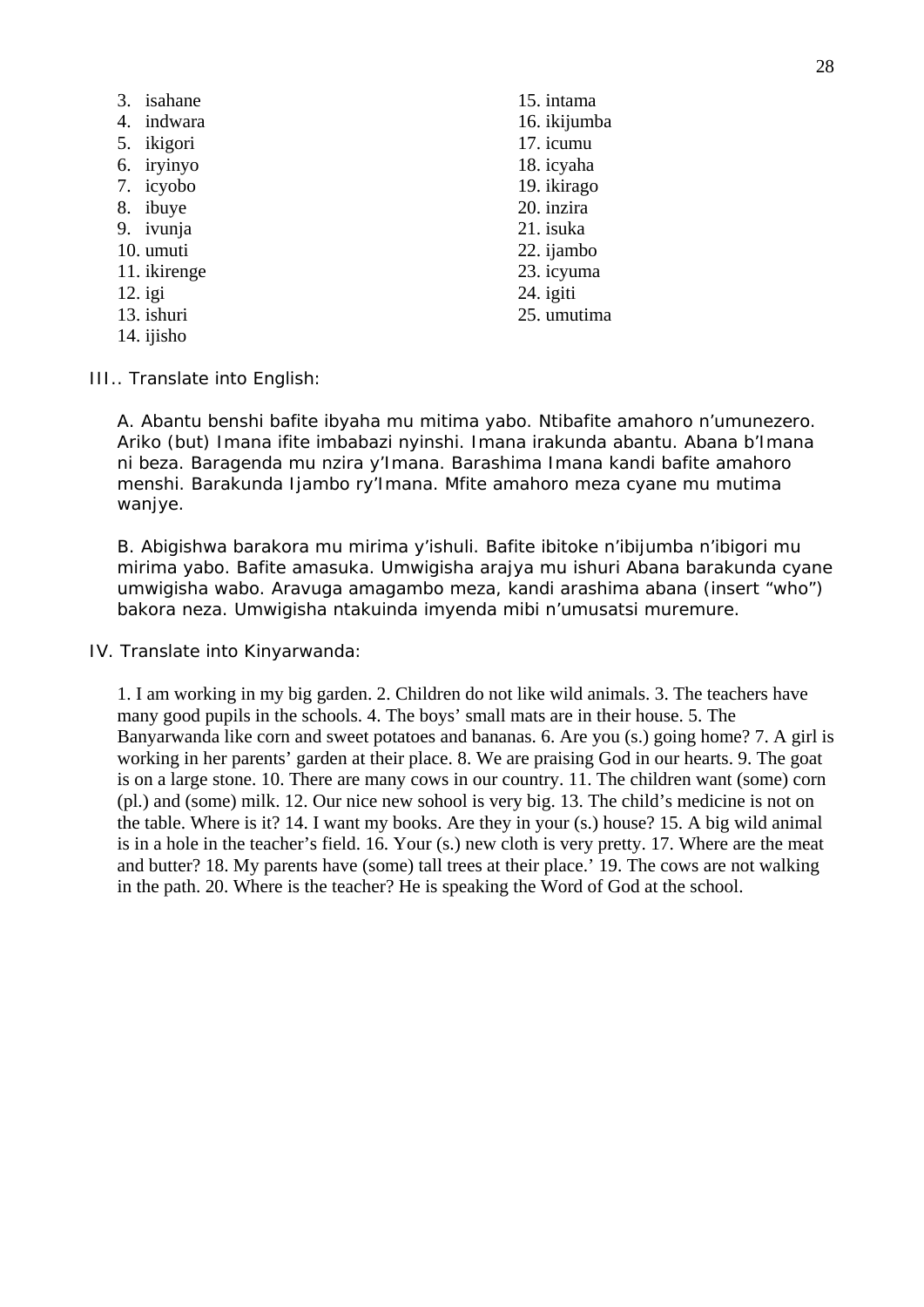3. isahane
4. indwara
5. ikigori
6. iryinyo
7. icyobo
8. ibuye
9. ivunja
10. umuti
11. ikirenge
12. igi
13. ishuri
14. ijisho
15. intama
16. ikijumba
17. icumu
18. icyaha
19. ikirago
20. inzira
21. isuka
22. ijambo
23. icyuma
24. igiti
25. umutima

III.. Translate into English:

A. Abantu benshi bafite ibyaha mu mitima yabo. Ntibafite amahoro n'umunezero. Ariko (but) Imana ifite imbabazi nyinshi. Imana irakunda abantu. Abana b'Imana ni beza. Baragenda mu nzira y'Imana. Barashima Imana kandi bafite amahoro menshi. Barakunda Ijambo ry'Imana. Mfite amahoro meza cyane mu mutima wanjye.

B. Abigishwa barakora mu mirima y'ishuli. Bafite ibitoke n'ibijumba n'ibigori mu mirima yabo. Bafite amasuka. Umwigisha arajya mu ishuri Abana barakunda cyane umwigisha wabo. Aravuga amagambo meza, kandi arashima abana (insert "who") bakora neza. Umwigisha ntakuinda imyenda mibi n'umusatsi muremure.

IV. Translate into Kinyarwanda:

1. I am working in my big garden. 2. Children do not like wild animals. 3. The teachers have many good pupils in the schools. 4. The boys' small mats are in their house. 5. The Banyarwanda like corn and sweet potatoes and bananas. 6. Are you (s.) going home? 7. A girl is working in her parents' garden at their place. 8. We are praising God in our hearts. 9. The goat is on a large stone. 10. There are many cows in our country. 11. The children want (some) corn (pl.) and (some) milk. 12. Our nice new sohool is very big. 13. The child's medicine is not on the table. Where is it? 14. I want my books. Are they in your (s.) house? 15. A big wild animal is in a hole in the teacher's field. 16. Your (s.) new cloth is very pretty. 17. Where are the meat and butter? 18. My parents have (some) tall trees at their place.' 19. The cows are not walking in the path. 20. Where is the teacher? He is speaking the Word of God at the school.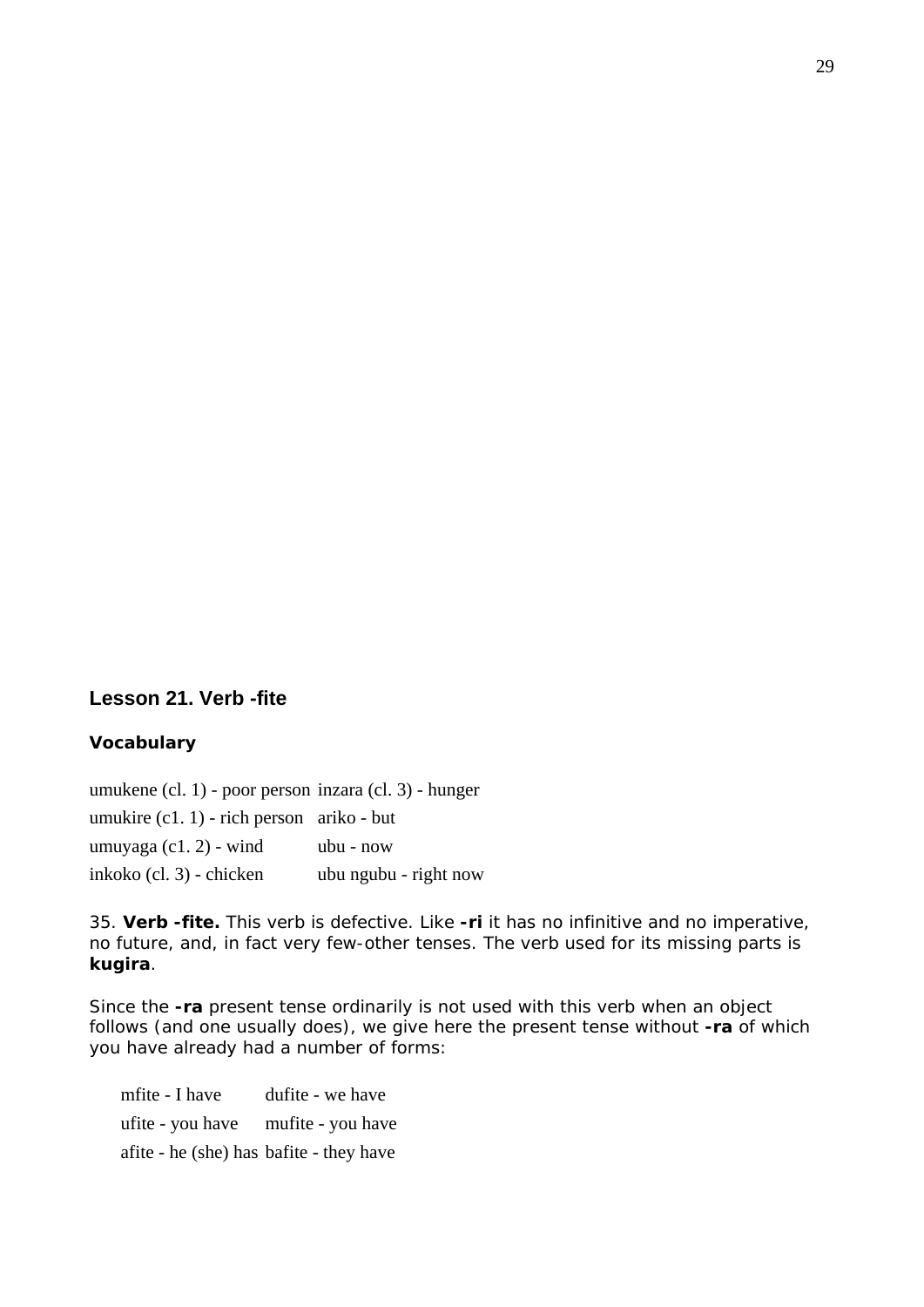## Lesson 21. Verb -fite

### Vocabulary

| | |
|---|---|
| umukene (cl. 1) - poor person | inzara (cl. 3) - hunger |
| umukire (c1. 1) - rich person | ariko - but |
| umuyaga (c1. 2) - wind | ubu - now |
| inkoko (cl. 3) - chicken | ubu ngubu - right now |

35. **Verb -fite.** This verb is defective. Like **-ri** it has no infinitive and no imperative, no future, and, in fact very few-other tenses. The verb used for its missing parts is **kugira**.

Since the **-ra** present tense ordinarily is not used with this verb when an object follows (and one usually does), we give here the present tense without **-ra** of which you have already had a number of forms:

| | |
|---|---|
| mfite - I have | dufite - we have |
| ufite - you have | mufite - you have |
| afite - he (she) has | bafite - they have |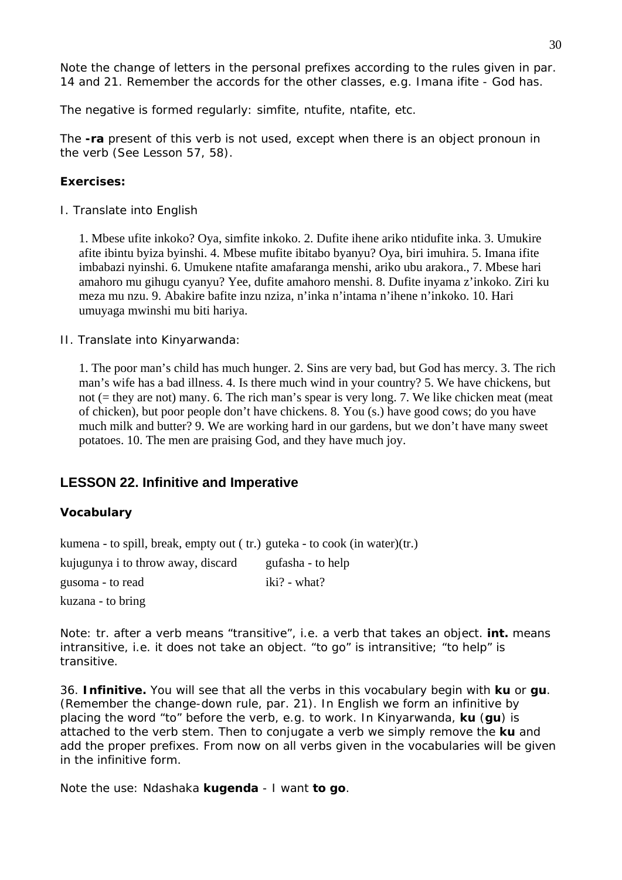Note the change of letters in the personal prefixes according to the rules given in par. 14 and 21. Remember the accords for the other classes, e.g. Imana ifite - God has.

The negative is formed regularly: simfite, ntufite, ntafite, etc.

The **-ra** present of this verb is not used, except when there is an object pronoun in the verb (See Lesson 57, 58).

**Exercises:**

I. Translate into English

> 1. Mbese ufite inkoko? Oya, simfite inkoko. 2. Dufite ihene ariko ntidufite inka. 3. Umukire afite ibintu byiza byinshi. 4. Mbese mufite ibitabo byanyu? Oya, biri imuhira. 5. Imana ifite imbabazi nyinshi. 6. Umukene ntafite amafaranga menshi, ariko ubu arakora., 7. Mbese hari amahoro mu gihugu cyanyu? Yee, dufite amahoro menshi. 8. Dufite inyama z'inkoko. Ziri ku meza mu nzu. 9. Abakire bafite inzu nziza, n'inka n'intama n'ihene n'inkoko. 10. Hari umuyaga mwinshi mu biti hariya.

II. Translate into Kinyarwanda:

> 1. The poor man's child has much hunger. 2. Sins are very bad, but God has mercy. 3. The rich man's wife has a bad illness. 4. Is there much wind in your country? 5. We have chickens, but not (= they are not) many. 6. The rich man's spear is very long. 7. We like chicken meat (meat of chicken), but poor people don't have chickens. 8. You (s.) have good cows; do you have much milk and butter? 9. We are working hard in our gardens, but we don't have many sweet potatoes. 10. The men are praising God, and they have much joy.

## LESSON 22. Infinitive and Imperative

### Vocabulary

kumena - to spill, break, empty out ( tr.)
guteka - to cook (in water)(tr.)
kujugunya i to throw away, discard
gufasha - to help
gusoma - to read
iki? - what?
kuzana - to bring

Note: tr. after a verb means "transitive", i.e. a verb that takes an object. **int.** means intransitive, i.e. it does not take an object. "to go" is intransitive; "to help" is transitive.

36. **Infinitive.** You will see that all the verbs in this vocabulary begin with **ku** or **gu**. (Remember the change-down rule, par. 21). In English we form an infinitive by placing the word "to" before the verb, e.g. to work. In Kinyarwanda, **ku** (**gu**) is attached to the verb stem. Then to conjugate a verb we simply remove the **ku** and add the proper prefixes. From now on all verbs given in the vocabularies will be given in the infinitive form.

Note the use: Ndashaka **kugenda** - I want **to go**.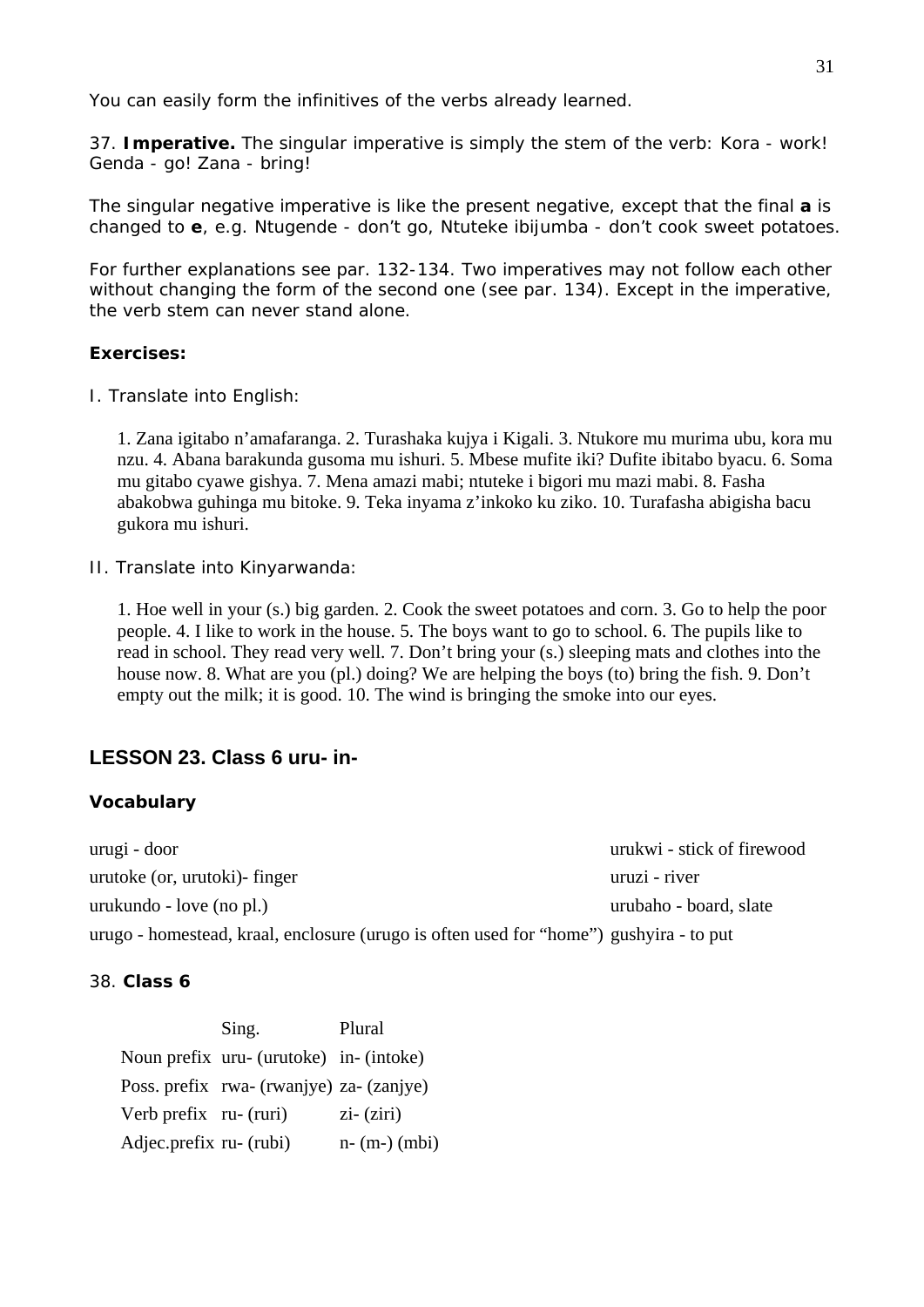You can easily form the infinitives of the verbs already learned.

37. **Imperative.** The singular imperative is simply the stem of the verb: Kora - work! Genda - go! Zana - bring!

The singular negative imperative is like the present negative, except that the final **a** is changed to **e**, e.g. Ntugende - don't go, Ntuteke ibijumba - don't cook sweet potatoes.

For further explanations see par. 132-134. Two imperatives may not follow each other without changing the form of the second one (see par. 134). Except in the imperative, the verb stem can never stand alone.

**Exercises:**

I. Translate into English:

> 1. Zana igitabo n'amafaranga. 2. Turashaka kujya i Kigali. 3. Ntukore mu murima ubu, kora mu nzu. 4. Abana barakunda gusoma mu ishuri. 5. Mbese mufite iki? Dufite ibitabo byacu. 6. Soma mu gitabo cyawe gishya. 7. Mena amazi mabi; ntuteke i bigori mu mazi mabi. 8. Fasha abakobwa guhinga mu bitoke. 9. Teka inyama z'inkoko ku ziko. 10. Turafasha abigisha bacu gukora mu ishuri.

II. Translate into Kinyarwanda:

> 1. Hoe well in your (s.) big garden. 2. Cook the sweet potatoes and corn. 3. Go to help the poor people. 4. I like to work in the house. 5. The boys want to go to school. 6. The pupils like to read in school. They read very well. 7. Don't bring your (s.) sleeping mats and clothes into the house now. 8. What are you (pl.) doing? We are helping the boys (to) bring the fish. 9. Don't empty out the milk; it is good. 10. The wind is bringing the smoke into our eyes.

## LESSON 23. Class 6 uru- in-

### Vocabulary

urugi - door

urutoke (or, urutoki)- finger

urukundo - love (no pl.)

urugo - homestead, kraal, enclosure (urugo is often used for "home")

urukwi - stick of firewood

uruzi - river

urubaho - board, slate

gushyira - to put

38. **Class 6**

| | Sing. | Plural |
|---|---|---|
| Noun prefix | uru- (urutoke) | in- (intoke) |
| Poss. prefix | rwa- (rwanjye) | za- (zanjye) |
| Verb prefix | ru- (ruri) | zi- (ziri) |
| Adjec.prefix | ru- (rubi) | n- (m-) (mbi) |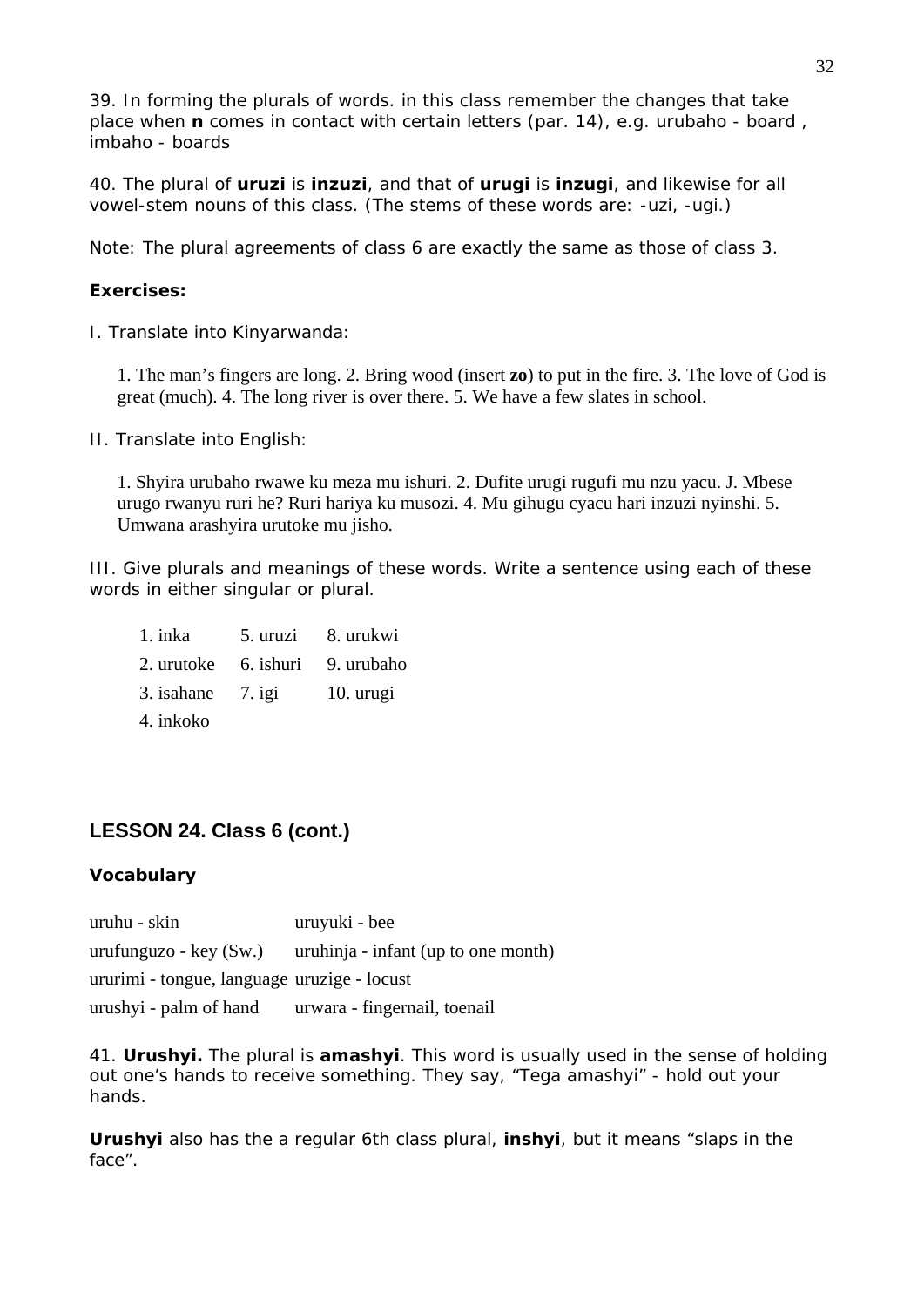39. In forming the plurals of words. in this class remember the changes that take place when **n** comes in contact with certain letters (par. 14), e.g. urubaho - board , imbaho - boards

40. The plural of **uruzi** is **inzuzi**, and that of **urugi** is **inzugi**, and likewise for all vowel-stem nouns of this class. (The stems of these words are: -uzi, -ugi.)

Note: The plural agreements of class 6 are exactly the same as those of class 3.

**Exercises:**

I. Translate into Kinyarwanda:

1. The man's fingers are long. 2. Bring wood (insert **zo**) to put in the fire. 3. The love of God is great (much). 4. The long river is over there. 5. We have a few slates in school.

II. Translate into English:

1. Shyira urubaho rwawe ku meza mu ishuri. 2. Dufite urugi rugufi mu nzu yacu. J. Mbese urugo rwanyu ruri he? Ruri hariya ku musozi. 4. Mu gihugu cyacu hari inzuzi nyinshi. 5. Umwana arashyira urutoke mu jisho.

III. Give plurals and meanings of these words. Write a sentence using each of these words in either singular or plural.

| | | |
|---|---|---|
| 1. inka | 5. uruzi | 8. urukwi |
| 2. urutoke | 6. ishuri | 9. urubaho |
| 3. isahane | 7. igi | 10. urugi |
| 4. inkoko | | |

## LESSON 24. Class 6 (cont.)

### Vocabulary

| | |
|---|---|
| uruhu - skin | uruyuki - bee |
| urufunguzo - key (Sw.) | uruhinja - infant (up to one month) |
| ururimi - tongue, language | uruzige - locust |
| urushyi - palm of hand | urwara - fingernail, toenail |

41. **Urushyi.** The plural is **amashyi**. This word is usually used in the sense of holding out one's hands to receive something. They say, "Tega amashyi" - hold out your hands.

**Urushyi** also has the a regular 6th class plural, **inshyi**, but it means "slaps in the face".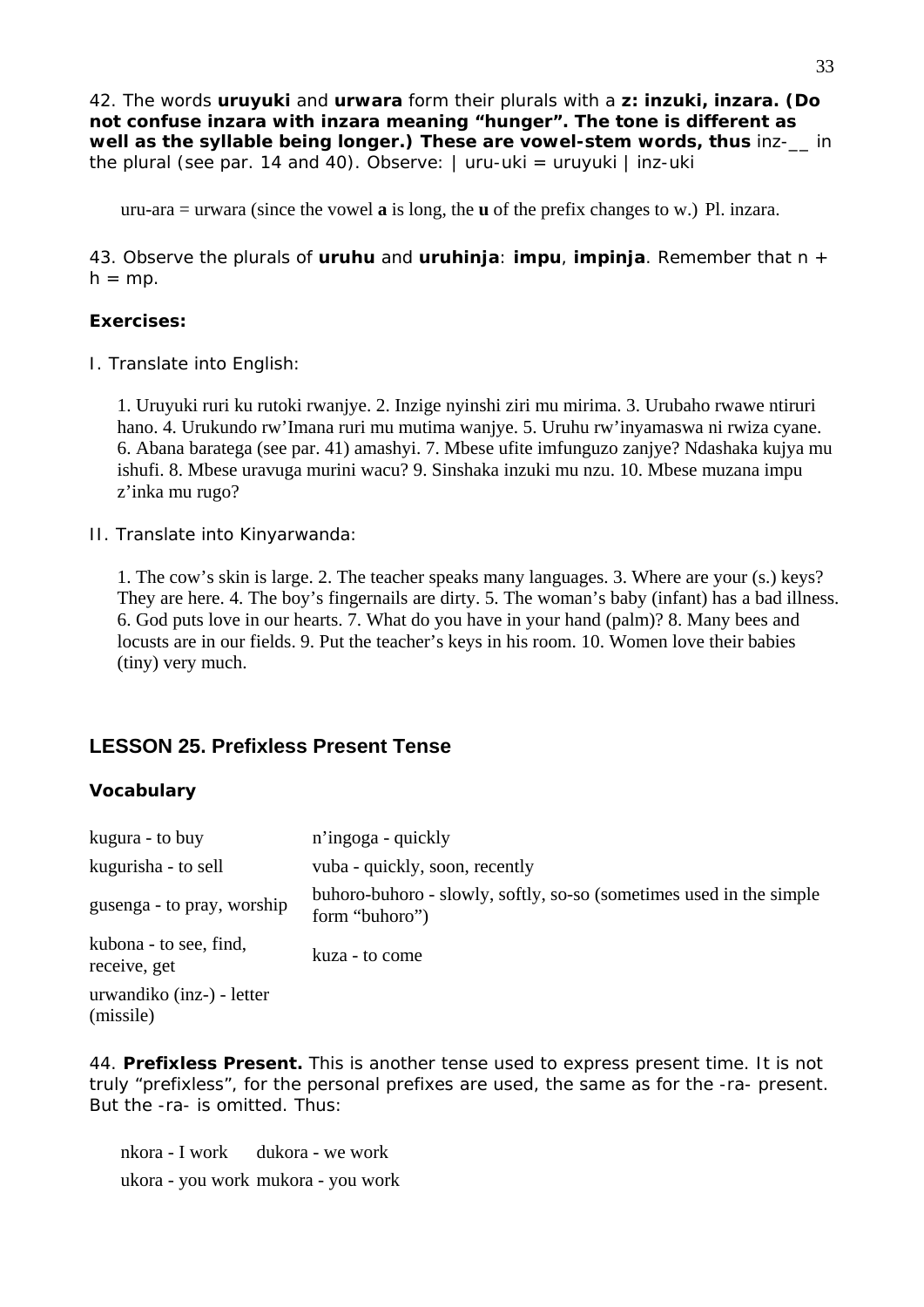42. The words **uruyuki** and **urwara** form their plurals with a **z: inzuki, inzara. (Do not confuse inzara with inzara meaning "hunger". The tone is different as well as the syllable being longer.) These are vowel-stem words, thus** inz-__ in the plural (see par. 14 and 40). Observe: | uru-uki = uruyuki | inz-uki

uru-ara = urwara (since the vowel **a** is long, the **u** of the prefix changes to w.) Pl. inzara.

43. Observe the plurals of **uruhu** and **uruhinja**: **impu**, **impinja**. Remember that n + h = mp.

**Exercises:**

I. Translate into English:

1. Uruyuki ruri ku rutoki rwanjye. 2. Inzige nyinshi ziri mu mirima. 3. Urubaho rwawe ntiruri hano. 4. Urukundo rw'Imana ruri mu mutima wanjye. 5. Uruhu rw'inyamaswa ni rwiza cyane. 6. Abana baratega (see par. 41) amashyi. 7. Mbese ufite imfunguzo zanjye? Ndashaka kujya mu ishufi. 8. Mbese uravuga murini wacu? 9. Sinshaka inzuki mu nzu. 10. Mbese muzana impu z'inka mu rugo?

II. Translate into Kinyarwanda:

1. The cow's skin is large. 2. The teacher speaks many languages. 3. Where are your (s.) keys? They are here. 4. The boy's fingernails are dirty. 5. The woman's baby (infant) has a bad illness. 6. God puts love in our hearts. 7. What do you have in your hand (palm)? 8. Many bees and locusts are in our fields. 9. Put the teacher's keys in his room. 10. Women love their babies (tiny) very much.

## LESSON 25. Prefixless Present Tense

### Vocabulary

| | |
|---|---|
| kugura - to buy | n'ingoga - quickly |
| kugurisha - to sell | vuba - quickly, soon, recently |
| gusenga - to pray, worship | buhoro-buhoro - slowly, softly, so-so (sometimes used in the simple form "buhoro") |
| kubona - to see, find, receive, get | kuza - to come |
| urwandiko (inz-) - letter (missile) | |

44. **Prefixless Present.** This is another tense used to express present time. It is not truly "prefixless", for the personal prefixes are used, the same as for the -ra- present. But the -ra- is omitted. Thus:

| | |
|---|---|
| nkora - I work | dukora - we work |
| ukora - you work | mukora - you work |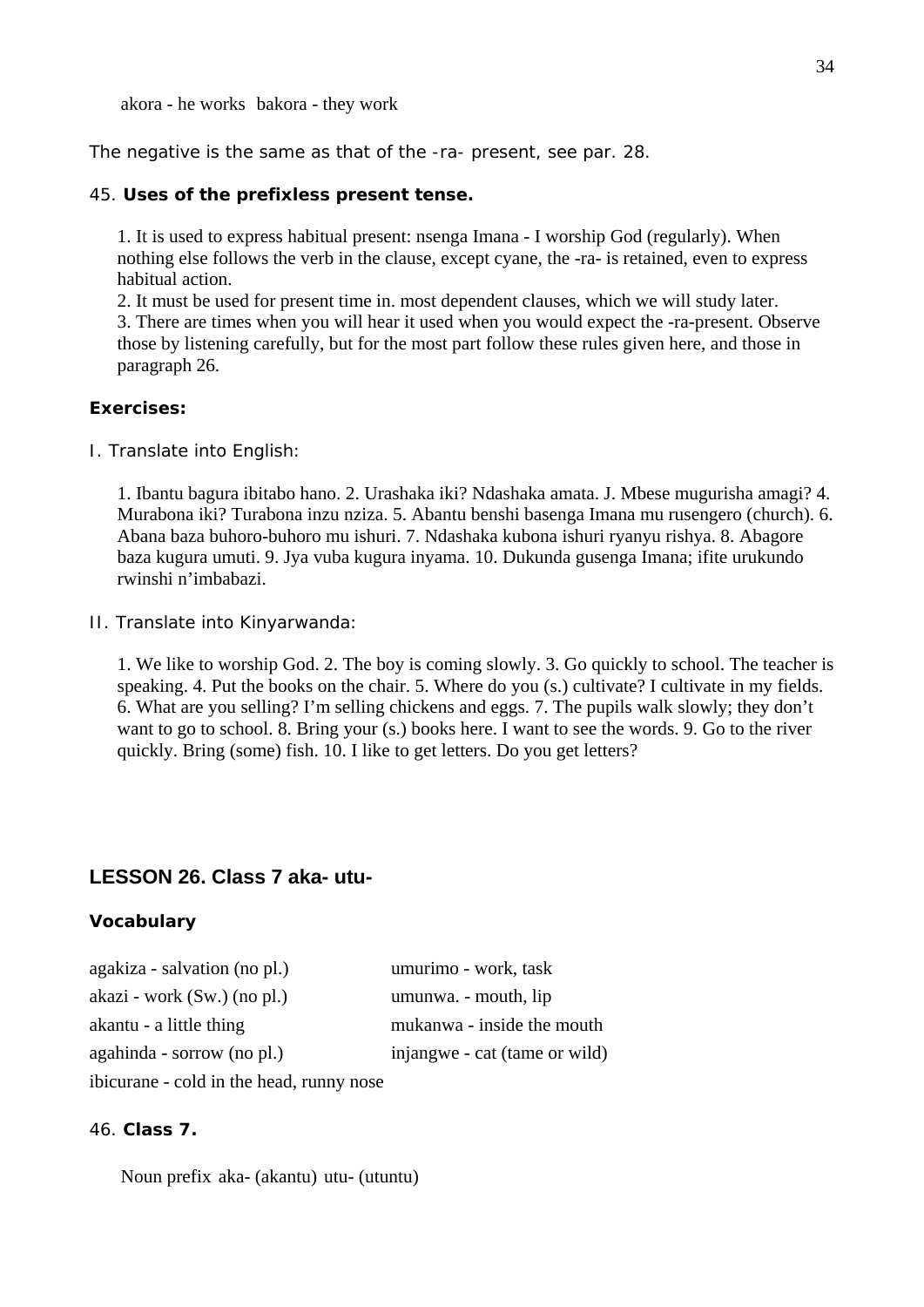akora - he works  bakora - they work

The negative is the same as that of the -ra- present, see par. 28.

45. **Uses of the prefixless present tense.**

1. It is used to express habitual present: nsenga Imana - I worship God (regularly). When nothing else follows the verb in the clause, except cyane, the -ra- is retained, even to express habitual action.
2. It must be used for present time in. most dependent clauses, which we will study later.
3. There are times when you will hear it used when you would expect the -ra-present. Observe those by listening carefully, but for the most part follow these rules given here, and those in paragraph 26.

**Exercises:**

I. Translate into English:

1. Ibantu bagura ibitabo hano. 2. Urashaka iki? Ndashaka amata. J. Mbese mugurisha amagi? 4. Murabona iki? Turabona inzu nziza. 5. Abantu benshi basenga Imana mu rusengero (church). 6. Abana baza buhoro-buhoro mu ishuri. 7. Ndashaka kubona ishuri ryanyu rishya. 8. Abagore baza kugura umuti. 9. Jya vuba kugura inyama. 10. Dukunda gusenga Imana; ifite urukundo rwinshi n'imbabazi.

II. Translate into Kinyarwanda:

1. We like to worship God. 2. The boy is coming slowly. 3. Go quickly to school. The teacher is speaking. 4. Put the books on the chair. 5. Where do you (s.) cultivate? I cultivate in my fields. 6. What are you selling? I'm selling chickens and eggs. 7. The pupils walk slowly; they don't want to go to school. 8. Bring your (s.) books here. I want to see the words. 9. Go to the river quickly. Bring (some) fish. 10. I like to get letters. Do you get letters?

## LESSON 26. Class 7 aka- utu-

**Vocabulary**

agakiza - salvation (no pl.)
akazi - work (Sw.) (no pl.)
akantu - a little thing
agahinda - sorrow (no pl.)
ibicurane - cold in the head, runny nose
umurimo - work, task
umunwa. - mouth, lip
mukanwa - inside the mouth
injangwe - cat (tame or wild)

46. **Class 7.**

Noun prefix aka- (akantu) utu- (utuntu)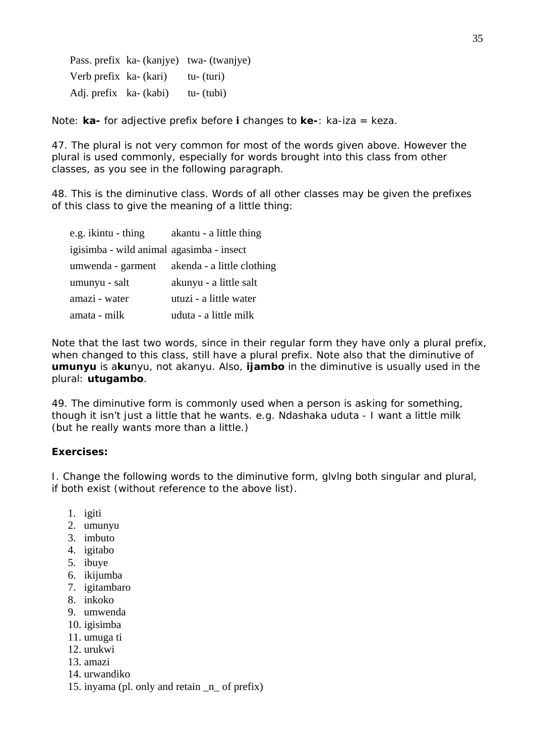| | | |
|---|---|---|
| Pass. prefix | ka- (kanjye) | twa- (twanjye) |
| Verb prefix | ka- (kari) | tu- (turi) |
| Adj. prefix | ka- (kabi) | tu- (tubi) |

Note: **ka-** for adjective prefix before **i** changes to **ke-**: ka-iza = keza.

47. The plural is not very common for most of the words given above. However the plural is used commonly, especially for words brought into this class from other classes, as you see in the following paragraph.

48. This is the diminutive class. Words of all other classes may be given the prefixes of this class to give the meaning of a little thing:

| | |
|---|---|
| e.g. ikintu - thing | akantu - a little thing |
| igisimba - wild animal | agasimba - insect |
| umwenda - garment | akenda - a little clothing |
| umunyu - salt | akunyu - a little salt |
| amazi - water | utuzi - a little water |
| amata - milk | uduta - a little milk |

Note that the last two words, since in their regular form they have only a plural prefix, when changed to this class, still have a plural prefix. Note also that the diminutive of **umunyu** is a**ku**nyu, not akanyu. Also, **ijambo** in the diminutive is usually used in the plural: **utugambo**.

49. The diminutive form is commonly used when a person is asking for something, though it isn't just a little that he wants. e.g. Ndashaka uduta - I want a little milk (but he really wants more than a little.)

**Exercises:**

I. Change the following words to the diminutive form, glvlng both singular and plural, if both exist (without reference to the above list).

1. igiti
2. umunyu
3. imbuto
4. igitabo
5. ibuye
6. ikijumba
7. igitambaro
8. inkoko
9. umwenda
10. igisimba
11. umuga ti
12. urukwi
13. amazi
14. urwandiko
15. inyama (pl. only and retain _n_ of prefix)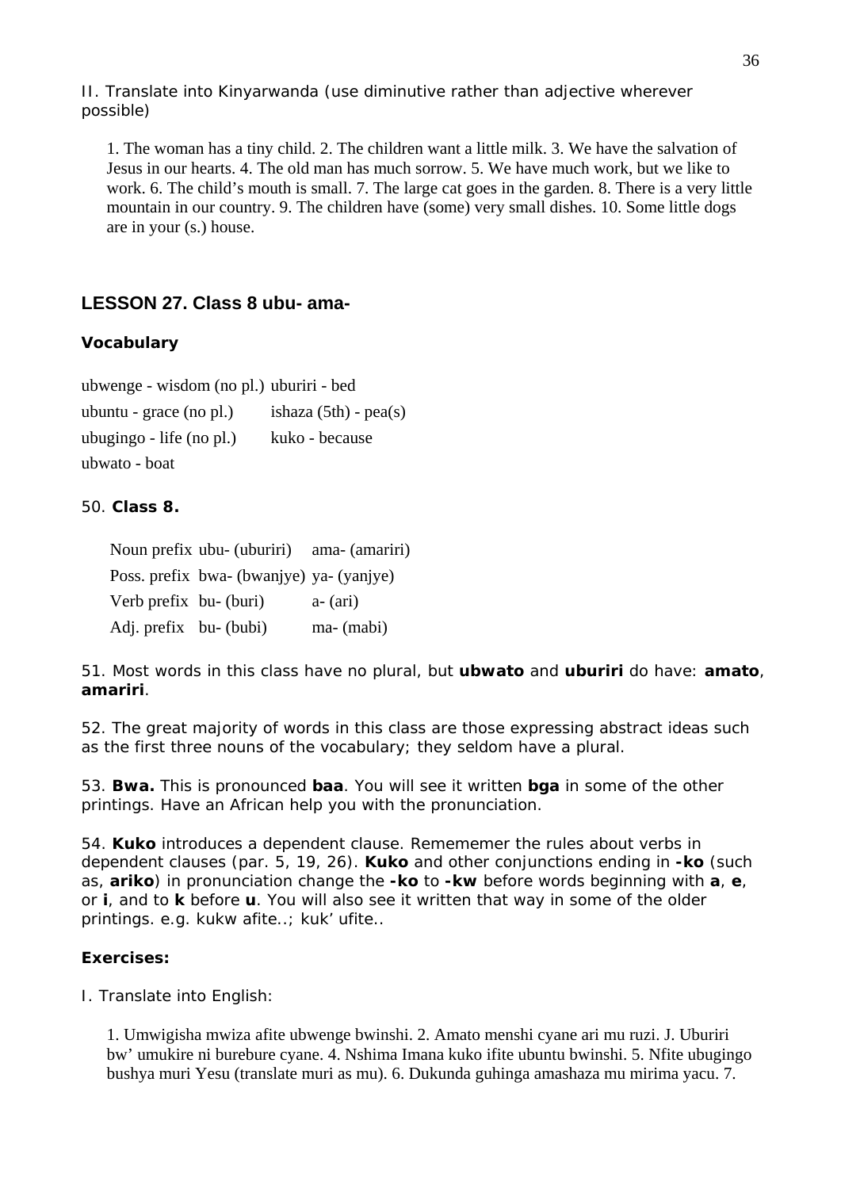II. Translate into Kinyarwanda (use diminutive rather than adjective wherever possible)

1. The woman has a tiny child. 2. The children want a little milk. 3. We have the salvation of Jesus in our hearts. 4. The old man has much sorrow. 5. We have much work, but we like to work. 6. The child's mouth is small. 7. The large cat goes in the garden. 8. There is a very little mountain in our country. 9. The children have (some) very small dishes. 10. Some little dogs are in your (s.) house.

## LESSON 27. Class 8 ubu- ama-

### Vocabulary

| | |
|---|---|
| ubwenge - wisdom (no pl.) | uburiri - bed |
| ubuntu - grace (no pl.) | ishaza (5th) - pea(s) |
| ubugingo - life (no pl.) | kuko - because |
| ubwato - boat | |

50. **Class 8.**

| | | |
|---|---|---|
| Noun prefix | ubu- (uburiri) | ama- (amariri) |
| Poss. prefix | bwa- (bwanjye) | ya- (yanjye) |
| Verb prefix | bu- (buri) | a- (ari) |
| Adj. prefix | bu- (bubi) | ma- (mabi) |

51. Most words in this class have no plural, but **ubwato** and **uburiri** do have: **amato**, **amariri**.

52. The great majority of words in this class are those expressing abstract ideas such as the first three nouns of the vocabulary; they seldom have a plural.

53. **Bwa.** This is pronounced **baa**. You will see it written **bga** in some of the other printings. Have an African help you with the pronunciation.

54. **Kuko** introduces a dependent clause. Rememember the rules about verbs in dependent clauses (par. 5, 19, 26). **Kuko** and other conjunctions ending in **-ko** (such as, **ariko**) in pronunciation change the **-ko** to **-kw** before words beginning with **a**, **e**, or **i**, and to **k** before **u**. You will also see it written that way in some of the older printings. e.g. kukw afite..; kuk' ufite..

### Exercises:

I. Translate into English:

1. Umwigisha mwiza afite ubwenge bwinshi. 2. Amato menshi cyane ari mu ruzi. J. Uburiri bw' umukire ni burebure cyane. 4. Nshima Imana kuko ifite ubuntu bwinshi. 5. Nfite ubugingo bushya muri Yesu (translate muri as mu). 6. Dukunda guhinga amashaza mu mirima yacu. 7.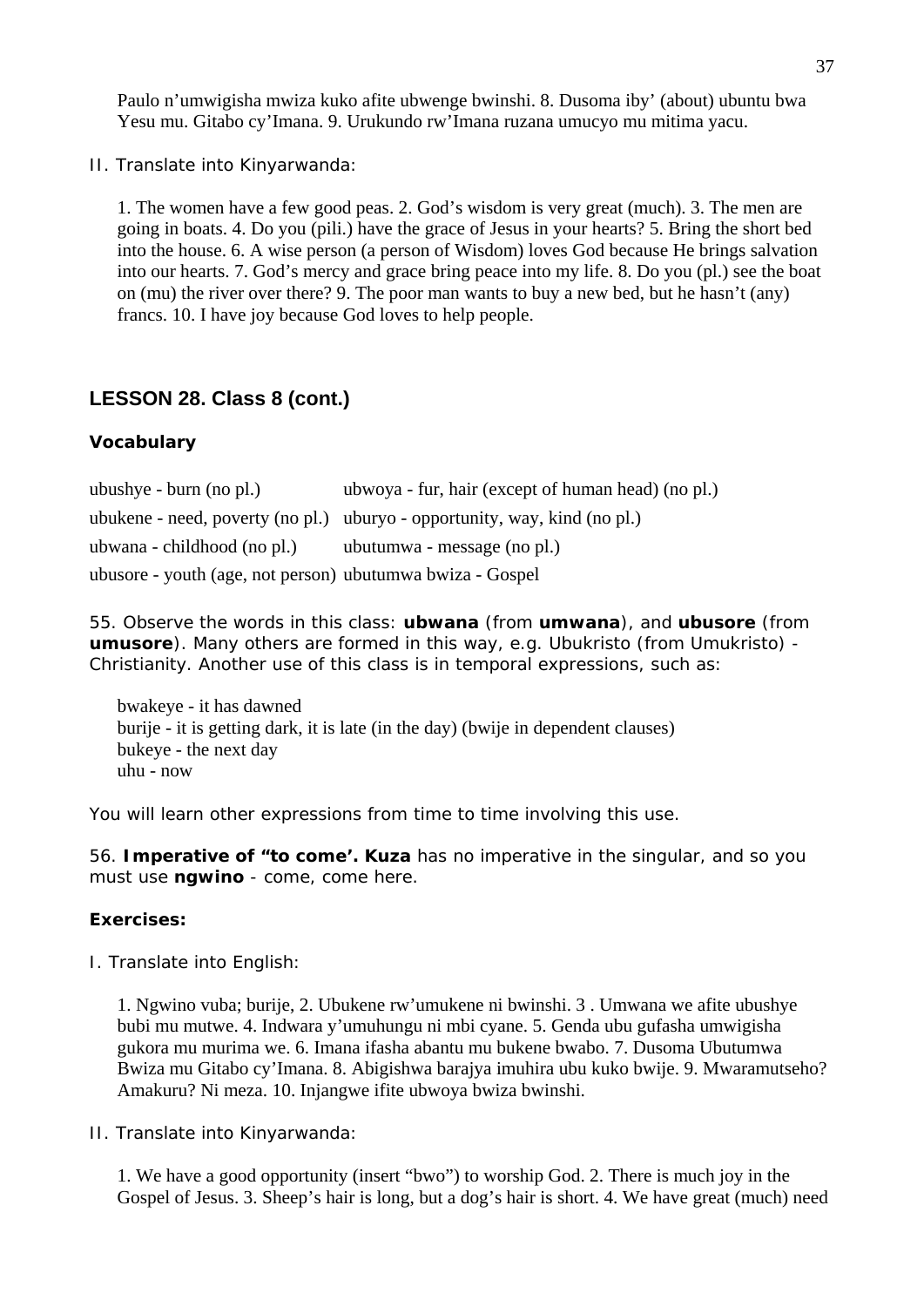Paulo n'umwigisha mwiza kuko afite ubwenge bwinshi. 8. Dusoma iby' (about) ubuntu bwa Yesu mu. Gitabo cy'Imana. 9. Urukundo rw'Imana ruzana umucyo mu mitima yacu.

II. Translate into Kinyarwanda:

1. The women have a few good peas. 2. God's wisdom is very great (much). 3. The men are going in boats. 4. Do you (pili.) have the grace of Jesus in your hearts? 5. Bring the short bed into the house. 6. A wise person (a person of Wisdom) loves God because He brings salvation into our hearts. 7. God's mercy and grace bring peace into my life. 8. Do you (pl.) see the boat on (mu) the river over there? 9. The poor man wants to buy a new bed, but he hasn't (any) francs. 10. I have joy because God loves to help people.

## LESSON 28. Class 8 (cont.)

### Vocabulary

ubushye - burn (no pl.)
ubwoya - fur, hair (except of human head) (no pl.)
ubukene - need, poverty (no pl.)
uburyo - opportunity, way, kind (no pl.)
ubwana - childhood (no pl.)
ubutumwa - message (no pl.)
ubusore - youth (age, not person)
ubutumwa bwiza - Gospel

55. Observe the words in this class: **ubwana** (from **umwana**), and **ubusore** (from **umusore**). Many others are formed in this way, e.g. Ubukristo (from Umukristo) - Christianity. Another use of this class is in temporal expressions, such as:

bwakeye - it has dawned
burije - it is getting dark, it is late (in the day) (bwije in dependent clauses)
bukeye - the next day
uhu - now

You will learn other expressions from time to time involving this use.

56. **Imperative of "to come'. Kuza** has no imperative in the singular, and so you must use **ngwino** - come, come here.

### Exercises:

I. Translate into English:

1. Ngwino vuba; burije, 2. Ubukene rw'umukene ni bwinshi. 3 . Umwana we afite ubushye bubi mu mutwe. 4. Indwara y'umuhungu ni mbi cyane. 5. Genda ubu gufasha umwigisha gukora mu murima we. 6. Imana ifasha abantu mu bukene bwabo. 7. Dusoma Ubutumwa Bwiza mu Gitabo cy'Imana. 8. Abigishwa barajya imuhira ubu kuko bwije. 9. Mwaramutseho? Amakuru? Ni meza. 10. Injangwe ifite ubwoya bwiza bwinshi.

II. Translate into Kinyarwanda:

1. We have a good opportunity (insert "bwo") to worship God. 2. There is much joy in the Gospel of Jesus. 3. Sheep's hair is long, but a dog's hair is short. 4. We have great (much) need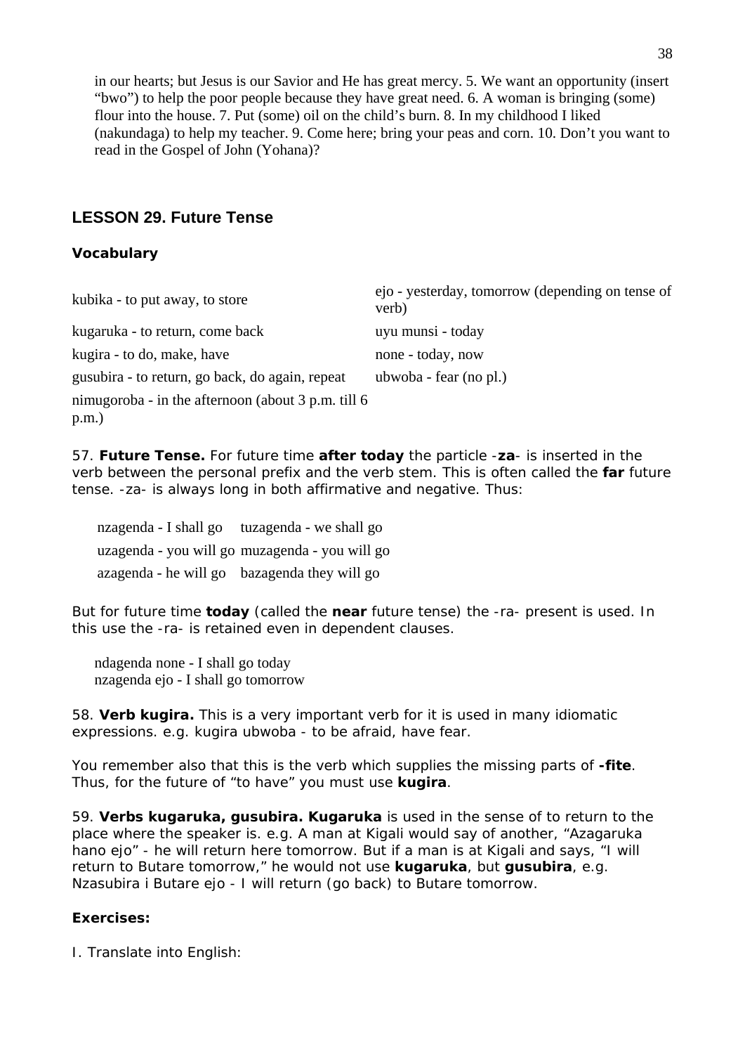in our hearts; but Jesus is our Savior and He has great mercy. 5. We want an opportunity (insert "bwo") to help the poor people because they have great need. 6. A woman is bringing (some) flour into the house. 7. Put (some) oil on the child's burn. 8. In my childhood I liked (nakundaga) to help my teacher. 9. Come here; bring your peas and corn. 10. Don't you want to read in the Gospel of John (Yohana)?

## LESSON 29. Future Tense

### Vocabulary

| | |
|---|---|
| kubika - to put away, to store | ejo - yesterday, tomorrow (depending on tense of verb) |
| kugaruka - to return, come back | uyu munsi - today |
| kugira - to do, make, have | none - today, now |
| gusubira - to return, go back, do again, repeat | ubwoba - fear (no pl.) |
| nimugoroba - in the afternoon (about 3 p.m. till 6 p.m.) | |

57. **Future Tense.** For future time **after today** the particle -**za**- is inserted in the verb between the personal prefix and the verb stem. This is often called the **far** future tense. -za- is always long in both affirmative and negative. Thus:

| | |
|---|---|
| nzagenda - I shall go | tuzagenda - we shall go |
| uzagenda - you will go | muzagenda - you will go |
| azagenda - he will go | bazagenda they will go |

But for future time **today** (called the **near** future tense) the -ra- present is used. In this use the -ra- is retained even in dependent clauses.

ndagenda none - I shall go today
nzagenda ejo - I shall go tomorrow

58. **Verb kugira.** This is a very important verb for it is used in many idiomatic expressions. e.g. kugira ubwoba - to be afraid, have fear.

You remember also that this is the verb which supplies the missing parts of **-fite**. Thus, for the future of "to have" you must use **kugira**.

59. **Verbs kugaruka, gusubira. Kugaruka** is used in the sense of to return to the place where the speaker is. e.g. A man at Kigali would say of another, "Azagaruka hano ejo" - he will return here tomorrow. But if a man is at Kigali and says, "I will return to Butare tomorrow," he would not use **kugaruka**, but **gusubira**, e.g. Nzasubira i Butare ejo - I will return (go back) to Butare tomorrow.

### Exercises:

I. Translate into English: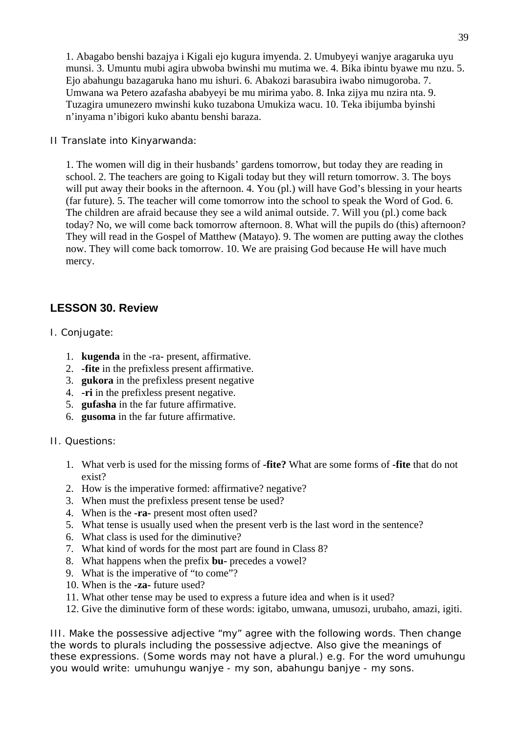1. Abagabo benshi bazajya i Kigali ejo kugura imyenda. 2. Umubyeyi wanjye aragaruka uyu munsi. 3. Umuntu mubi agira ubwoba bwinshi mu mutima we. 4. Bika ibintu byawe mu nzu. 5. Ejo abahungu bazagaruka hano mu ishuri. 6. Abakozi barasubira iwabo nimugoroba. 7. Umwana wa Petero azafasha ababyeyi be mu mirima yabo. 8. Inka zijya mu nzira nta. 9. Tuzagira umunezero mwinshi kuko tuzabona Umukiza wacu. 10. Teka ibijumba byinshi n'inyama n'ibigori kuko abantu benshi baraza.

II Translate into Kinyarwanda:

1. The women will dig in their husbands' gardens tomorrow, but today they are reading in school. 2. The teachers are going to Kigali today but they will return tomorrow. 3. The boys will put away their books in the afternoon. 4. You (pl.) will have God's blessing in your hearts (far future). 5. The teacher will come tomorrow into the school to speak the Word of God. 6. The children are afraid because they see a wild animal outside. 7. Will you (pl.) come back today? No, we will come back tomorrow afternoon. 8. What will the pupils do (this) afternoon? They will read in the Gospel of Matthew (Matayo). 9. The women are putting away the clothes now. They will come back tomorrow. 10. We are praising God because He will have much mercy.

## LESSON 30. Review

I. Conjugate:

1. **kugenda** in the -ra- present, affirmative.
2. **-fite** in the prefixless present affirmative.
3. **gukora** in the prefixless present negative
4. **-ri** in the prefixless present negative.
5. **gufasha** in the far future affirmative.
6. **gusoma** in the far future affirmative.

II. Questions:

1. What verb is used for the missing forms of **-fite?** What are some forms of **-fite** that do not exist?
2. How is the imperative formed: affirmative? negative?
3. When must the prefixless present tense be used?
4. When is the **-ra-** present most often used?
5. What tense is usually used when the present verb is the last word in the sentence?
6. What class is used for the diminutive?
7. What kind of words for the most part are found in Class 8?
8. What happens when the prefix **bu-** precedes a vowel?
9. What is the imperative of "to come"?
10. When is the **-za-** future used?
11. What other tense may be used to express a future idea and when is it used?
12. Give the diminutive form of these words: igitabo, umwana, umusozi, urubaho, amazi, igiti.

III. Make the possessive adjective "my" agree with the following words. Then change the words to plurals including the possessive adjectve. Also give the meanings of these expressions. (Some words may not have a plural.) e.g. For the word umuhungu you would write: umuhungu wanjye - my son, abahungu banjye - my sons.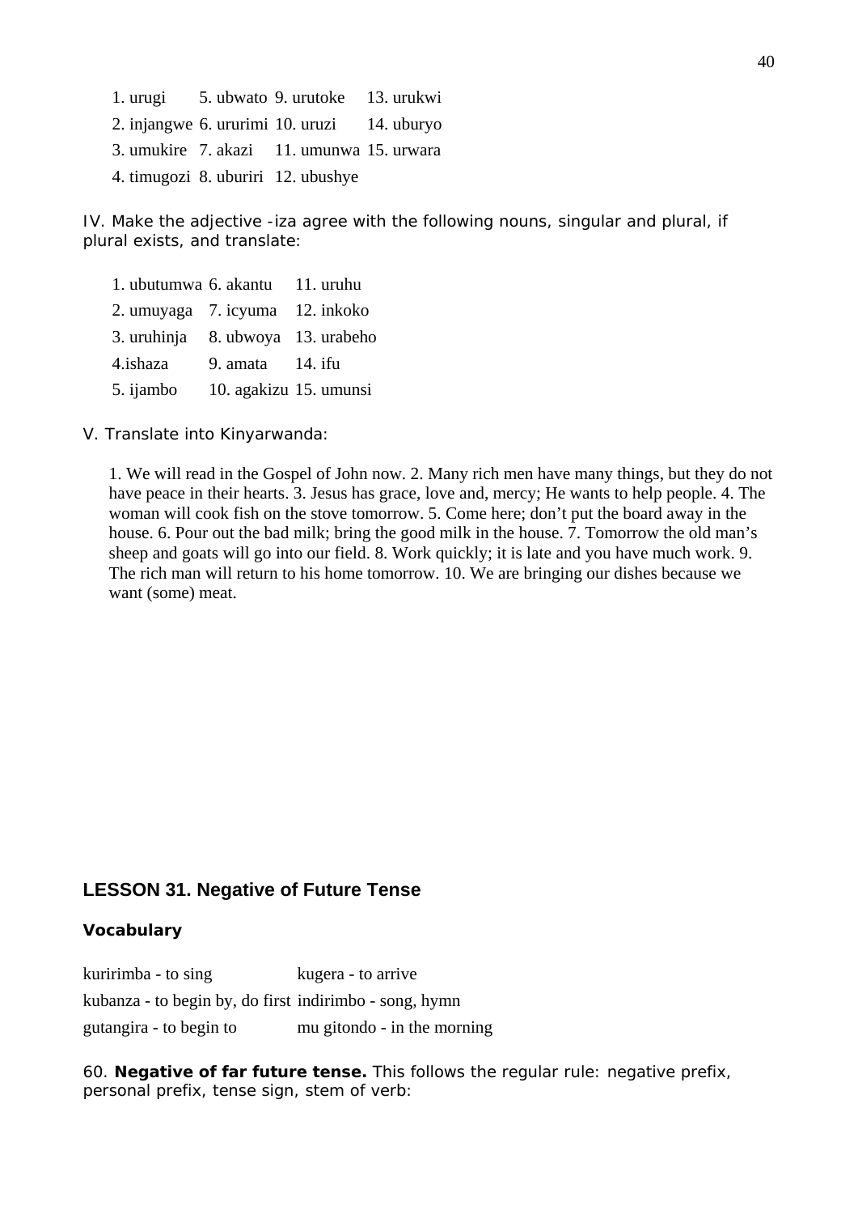| | | | |
|---|---|---|---|
| 1. urugi | 5. ubwato | 9. urutoke | 13. urukwi |
| 2. injangwe | 6. ururimi | 10. uruzi | 14. uburyo |
| 3. umukire | 7. akazi | 11. umunwa | 15. urwara |
| 4. timugozi | 8. uburiri | 12. ubushye | |

IV. Make the adjective -iza agree with the following nouns, singular and plural, if plural exists, and translate:

| | | |
|---|---|---|
| 1. ubutumwa | 6. akantu | 11. uruhu |
| 2. umuyaga | 7. icyuma | 12. inkoko |
| 3. uruhinja | 8. ubwoya | 13. urabeho |
| 4.ishaza | 9. amata | 14. ifu |
| 5. ijambo | 10. agakizu | 15. umunsi |

V. Translate into Kinyarwanda:

1. We will read in the Gospel of John now. 2. Many rich men have many things, but they do not have peace in their hearts. 3. Jesus has grace, love and, mercy; He wants to help people. 4. The woman will cook fish on the stove tomorrow. 5. Come here; don't put the board away in the house. 6. Pour out the bad milk; bring the good milk in the house. 7. Tomorrow the old man's sheep and goats will go into our field. 8. Work quickly; it is late and you have much work. 9. The rich man will return to his home tomorrow. 10. We are bringing our dishes because we want (some) meat.

## LESSON 31. Negative of Future Tense

### Vocabulary

| | |
|---|---|
| kuririmba - to sing | kugera - to arrive |
| kubanza - to begin by, do first | indirimbo - song, hymn |
| gutangira - to begin to | mu gitondo - in the morning |

60. **Negative of far future tense.** This follows the regular rule: negative prefix, personal prefix, tense sign, stem of verb: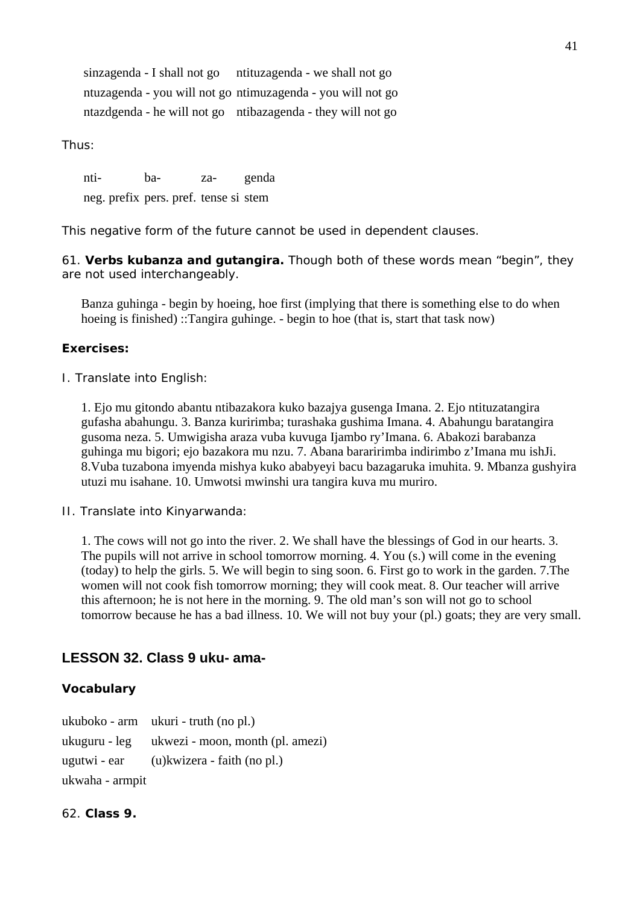| | |
|---|---|
| sinzagenda - I shall not go | ntituzagenda - we shall not go |
| ntuzagenda - you will not go | ntimuzagenda - you will not go |
| ntazdgenda - he will not go | ntibazagenda - they will not go |

Thus:

| nti- | ba- | za- | genda |
|---|---|---|---|
| neg. prefix | pers. pref. | tense si | stem |

This negative form of the future cannot be used in dependent clauses.

61. **Verbs kubanza and gutangira.** Though both of these words mean "begin", they are not used interchangeably.

Banza guhinga - begin by hoeing, hoe first (implying that there is something else to do when hoeing is finished) ::Tangira guhinge. - begin to hoe (that is, start that task now)

**Exercises:**

I. Translate into English:

1. Ejo mu gitondo abantu ntibazakora kuko bazajya gusenga Imana. 2. Ejo ntituzatangira gufasha abahungu. 3. Banza kuririmba; turashaka gushima Imana. 4. Abahungu baratangira gusoma neza. 5. Umwigisha araza vuba kuvuga Ijambo ry'Imana. 6. Abakozi barabanza guhinga mu bigori; ejo bazakora mu nzu. 7. Abana barariririmba indirimbo z'Imana mu ishJi. 8.Vuba tuzabona imyenda mishya kuko ababyeyi bacu bazagaruka imuhita. 9. Mbanza gushyira utuzi mu isahane. 10. Umwotsi mwinshi ura tangira kuva mu muriro.

II. Translate into Kinyarwanda:

1. The cows will not go into the river. 2. We shall have the blessings of God in our hearts. 3. The pupils will not arrive in school tomorrow morning. 4. You (s.) will come in the evening (today) to help the girls. 5. We will begin to sing soon. 6. First go to work in the garden. 7.The women will not cook fish tomorrow morning; they will cook meat. 8. Our teacher will arrive this afternoon; he is not here in the morning. 9. The old man's son will not go to school tomorrow because he has a bad illness. 10. We will not buy your (pl.) goats; they are very small.

## LESSON 32. Class 9 uku- ama-

### Vocabulary

| | |
|---|---|
| ukuboko - arm | ukuri - truth (no pl.) |
| ukuguru - leg | ukwezi - moon, month (pl. amezi) |
| ugutwi - ear | (u)kwizera - faith (no pl.) |
| ukwaha - armpit | |

62. **Class 9.**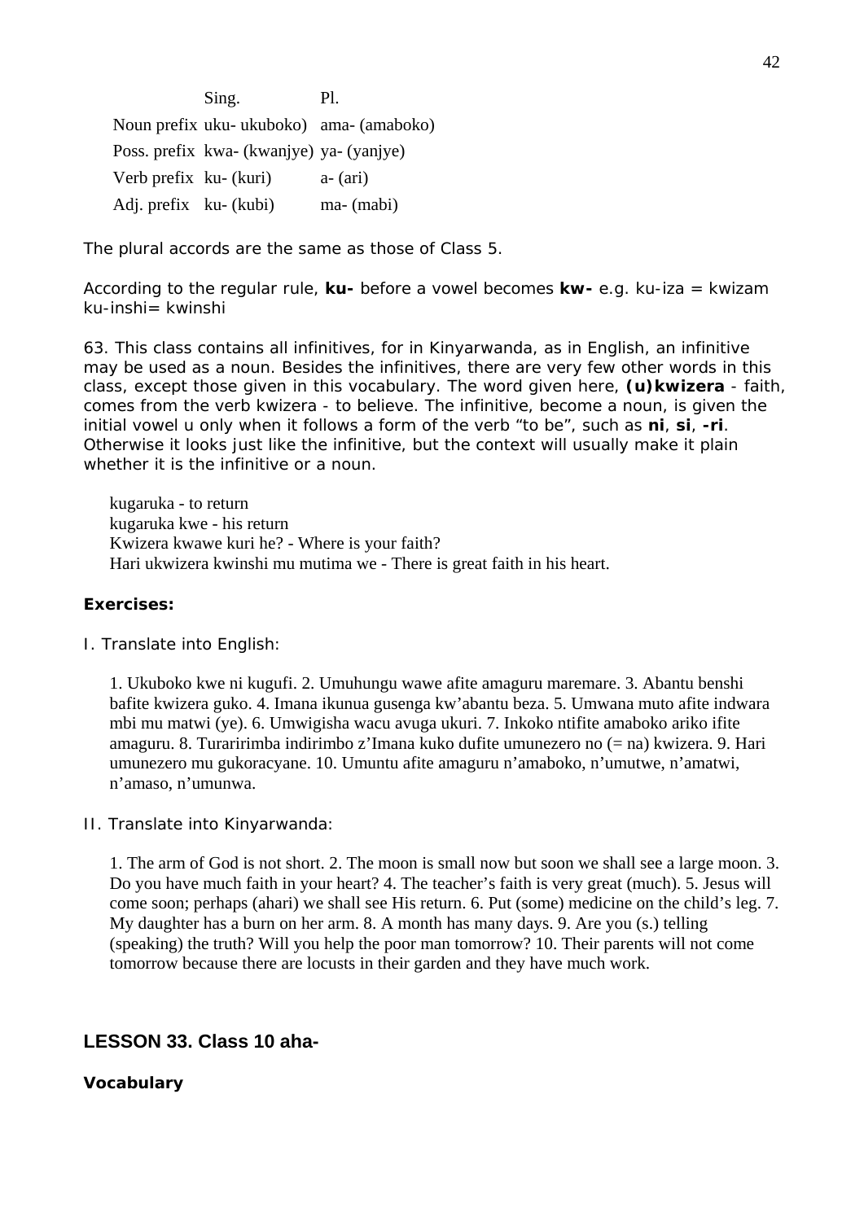| | Sing. | Pl. |
|---|---|---|
| Noun prefix | uku- ukuboko) | ama- (amaboko) |
| Poss. prefix | kwa- (kwanjye) | ya- (yanjye) |
| Verb prefix | ku- (kuri) | a- (ari) |
| Adj. prefix | ku- (kubi) | ma- (mabi) |

The plural accords are the same as those of Class 5.

According to the regular rule, **ku-** before a vowel becomes **kw-** e.g. ku-iza = kwizam ku-inshi= kwinshi

63. This class contains all infinitives, for in Kinyarwanda, as in English, an infinitive may be used as a noun. Besides the infinitives, there are very few other words in this class, except those given in this vocabulary. The word given here, **(u)kwizera** - faith, comes from the verb kwizera - to believe. The infinitive, become a noun, is given the initial vowel u only when it follows a form of the verb "to be", such as **ni**, **si**, **-ri**. Otherwise it looks just like the infinitive, but the context will usually make it plain whether it is the infinitive or a noun.

kugaruka - to return
kugaruka kwe - his return
Kwizera kwawe kuri he? - Where is your faith?
Hari ukwizera kwinshi mu mutima we - There is great faith in his heart.

**Exercises:**

I. Translate into English:

1. Ukuboko kwe ni kugufi. 2. Umuhungu wawe afite amaguru maremare. 3. Abantu benshi bafite kwizera guko. 4. Imana ikunua gusenga kw'abantu beza. 5. Umwana muto afite indwara mbi mu matwi (ye). 6. Umwigisha wacu avuga ukuri. 7. Inkoko ntifite amaboko ariko ifite amaguru. 8. Turaririmba indirimbo z'Imana kuko dufite umunezero no (= na) kwizera. 9. Hari umunezero mu gukoracyane. 10. Umuntu afite amaguru n'amaboko, n'umutwe, n'amatwi, n'amaso, n'umunwa.

II. Translate into Kinyarwanda:

1. The arm of God is not short. 2. The moon is small now but soon we shall see a large moon. 3. Do you have much faith in your heart? 4. The teacher's faith is very great (much). 5. Jesus will come soon; perhaps (ahari) we shall see His return. 6. Put (some) medicine on the child's leg. 7. My daughter has a burn on her arm. 8. A month has many days. 9. Are you (s.) telling (speaking) the truth? Will you help the poor man tomorrow? 10. Their parents will not come tomorrow because there are locusts in their garden and they have much work.

## LESSON 33. Class 10 aha-

**Vocabulary**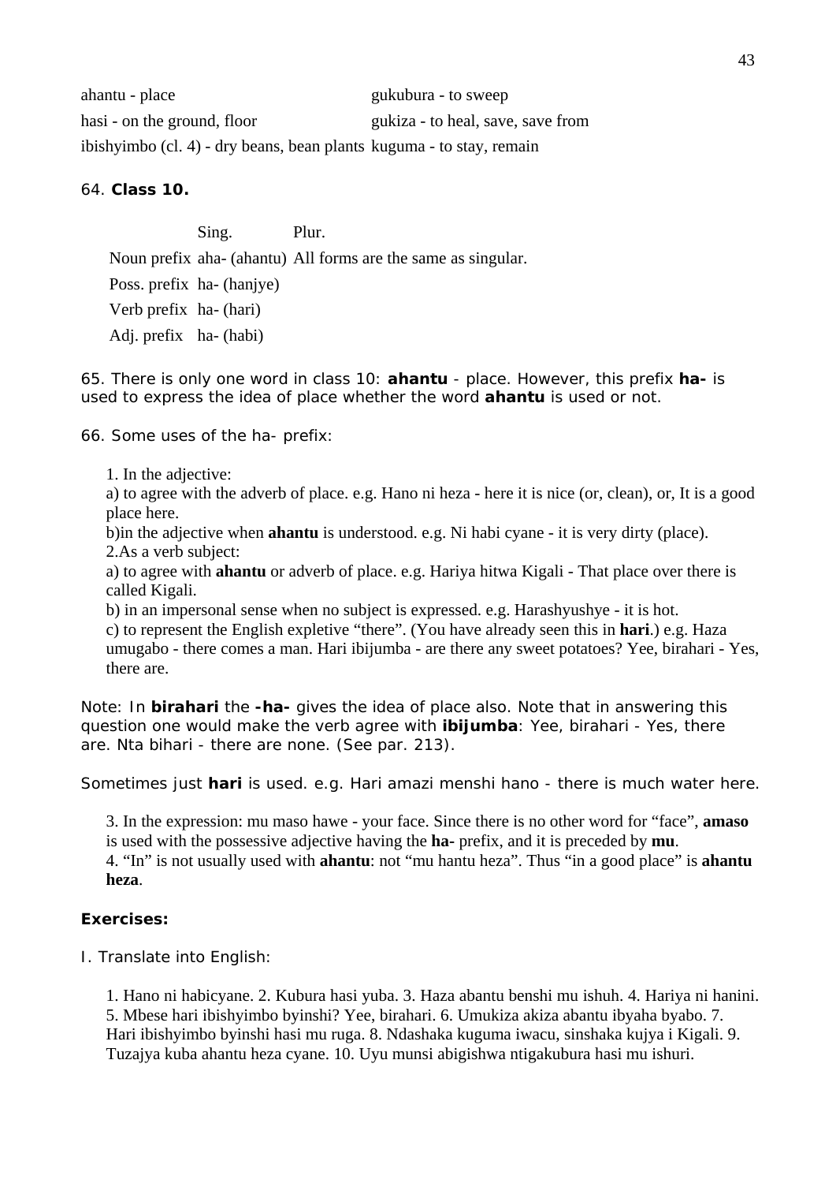| | |
|---|---|
| ahantu - place | gukubura - to sweep |
| hasi - on the ground, floor | gukiza - to heal, save, save from |
| ibishyimbo (cl. 4) - dry beans, bean plants | kuguma - to stay, remain |

64. **Class 10.**

| | Sing. | Plur. |
|---|---|---|
| Noun prefix | aha- (ahantu) | All forms are the same as singular. |
| Poss. prefix | ha- (hanjye) | |
| Verb prefix | ha- (hari) | |
| Adj. prefix | ha- (habi) | |

65. There is only one word in class 10: **ahantu** - place. However, this prefix **ha-** is used to express the idea of place whether the word **ahantu** is used or not.

66. Some uses of the ha- prefix:

1. In the adjective:
a) to agree with the adverb of place. e.g. Hano ni heza - here it is nice (or, clean), or, It is a good place here.
b)in the adjective when **ahantu** is understood. e.g. Ni habi cyane - it is very dirty (place).
2.As a verb subject:
a) to agree with **ahantu** or adverb of place. e.g. Hariya hitwa Kigali - That place over there is called Kigali.
b) in an impersonal sense when no subject is expressed. e.g. Harashyushye - it is hot.
c) to represent the English expletive "there". (You have already seen this in **hari**.) e.g. Haza umugabo - there comes a man. Hari ibijumba - are there any sweet potatoes? Yee, birahari - Yes, there are.

Note: In **birahari** the **-ha-** gives the idea of place also. Note that in answering this question one would make the verb agree with **ibijumba**: Yee, birahari - Yes, there are. Nta bihari - there are none. (See par. 213).

Sometimes just **hari** is used. e.g. Hari amazi menshi hano - there is much water here.

3. In the expression: mu maso hawe - your face. Since there is no other word for "face", **amaso** is used with the possessive adjective having the **ha-** prefix, and it is preceded by **mu**.
4. "In" is not usually used with **ahantu**: not "mu hantu heza". Thus "in a good place" is **ahantu heza**.

**Exercises:**

I. Translate into English:

1. Hano ni habicyane. 2. Kubura hasi yuba. 3. Haza abantu benshi mu ishuh. 4. Hariya ni hanini. 5. Mbese hari ibishyimbo byinshi? Yee, birahari. 6. Umukiza akiza abantu ibyaha byabo. 7. Hari ibishyimbo byinshi hasi mu ruga. 8. Ndashaka kuguma iwacu, sinshaka kujya i Kigali. 9. Tuzajya kuba ahantu heza cyane. 10. Uyu munsi abigishwa ntigakubura hasi mu ishuri.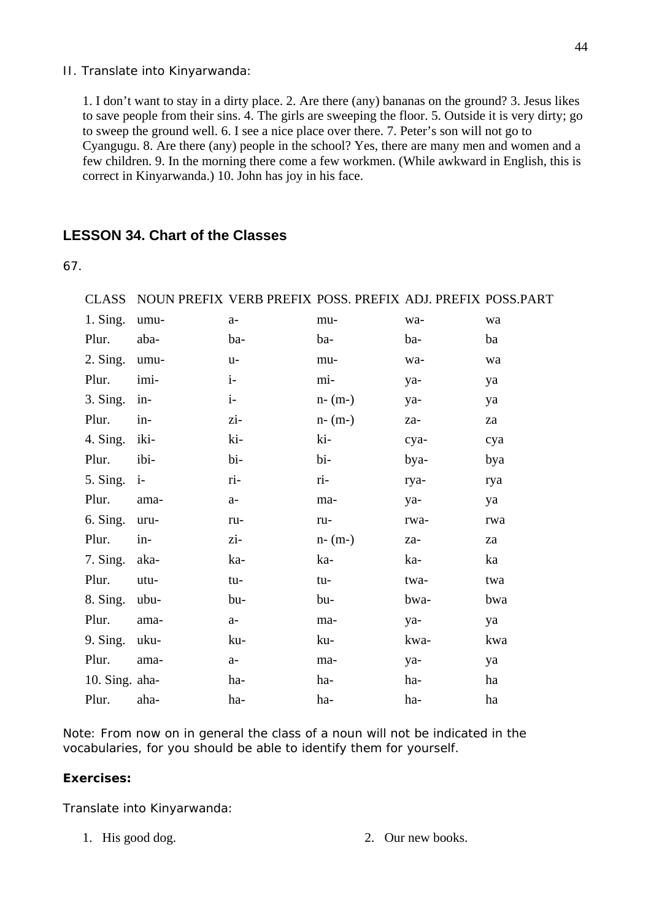II. Translate into Kinyarwanda:

1. I don't want to stay in a dirty place. 2. Are there (any) bananas on the ground? 3. Jesus likes to save people from their sins. 4. The girls are sweeping the floor. 5. Outside it is very dirty; go to sweep the ground well. 6. I see a nice place over there. 7. Peter's son will not go to Cyangugu. 8. Are there (any) people in the school? Yes, there are many men and women and a few children. 9. In the morning there come a few workmen. (While awkward in English, this is correct in Kinyarwanda.) 10. John has joy in his face.

## LESSON 34. Chart of the Classes

67.

| CLASS | NOUN PREFIX | VERB PREFIX | POSS. PREFIX | ADJ. PREFIX | POSS.PART |
|---|---|---|---|---|---|
| 1. Sing. | umu- | a- | mu- | wa- | wa |
| Plur. | aba- | ba- | ba- | ba- | ba |
| 2. Sing. | umu- | u- | mu- | wa- | wa |
| Plur. | imi- | i- | mi- | ya- | ya |
| 3. Sing. | in- | i- | n- (m-) | ya- | ya |
| Plur. | in- | zi- | n- (m-) | za- | za |
| 4. Sing. | iki- | ki- | ki- | cya- | cya |
| Plur. | ibi- | bi- | bi- | bya- | bya |
| 5. Sing. | i- | ri- | ri- | rya- | rya |
| Plur. | ama- | a- | ma- | ya- | ya |
| 6. Sing. | uru- | ru- | ru- | rwa- | rwa |
| Plur. | in- | zi- | n- (m-) | za- | za |
| 7. Sing. | aka- | ka- | ka- | ka- | ka |
| Plur. | utu- | tu- | tu- | twa- | twa |
| 8. Sing. | ubu- | bu- | bu- | bwa- | bwa |
| Plur. | ama- | a- | ma- | ya- | ya |
| 9. Sing. | uku- | ku- | ku- | kwa- | kwa |
| Plur. | ama- | a- | ma- | ya- | ya |
| 10. Sing. | aha- | ha- | ha- | ha- | ha |
| Plur. | aha- | ha- | ha- | ha- | ha |

Note: From now on in general the class of a noun will not be indicated in the vocabularies, for you should be able to identify them for yourself.

**Exercises:**

Translate into Kinyarwanda:

1. His good dog.
2. Our new books.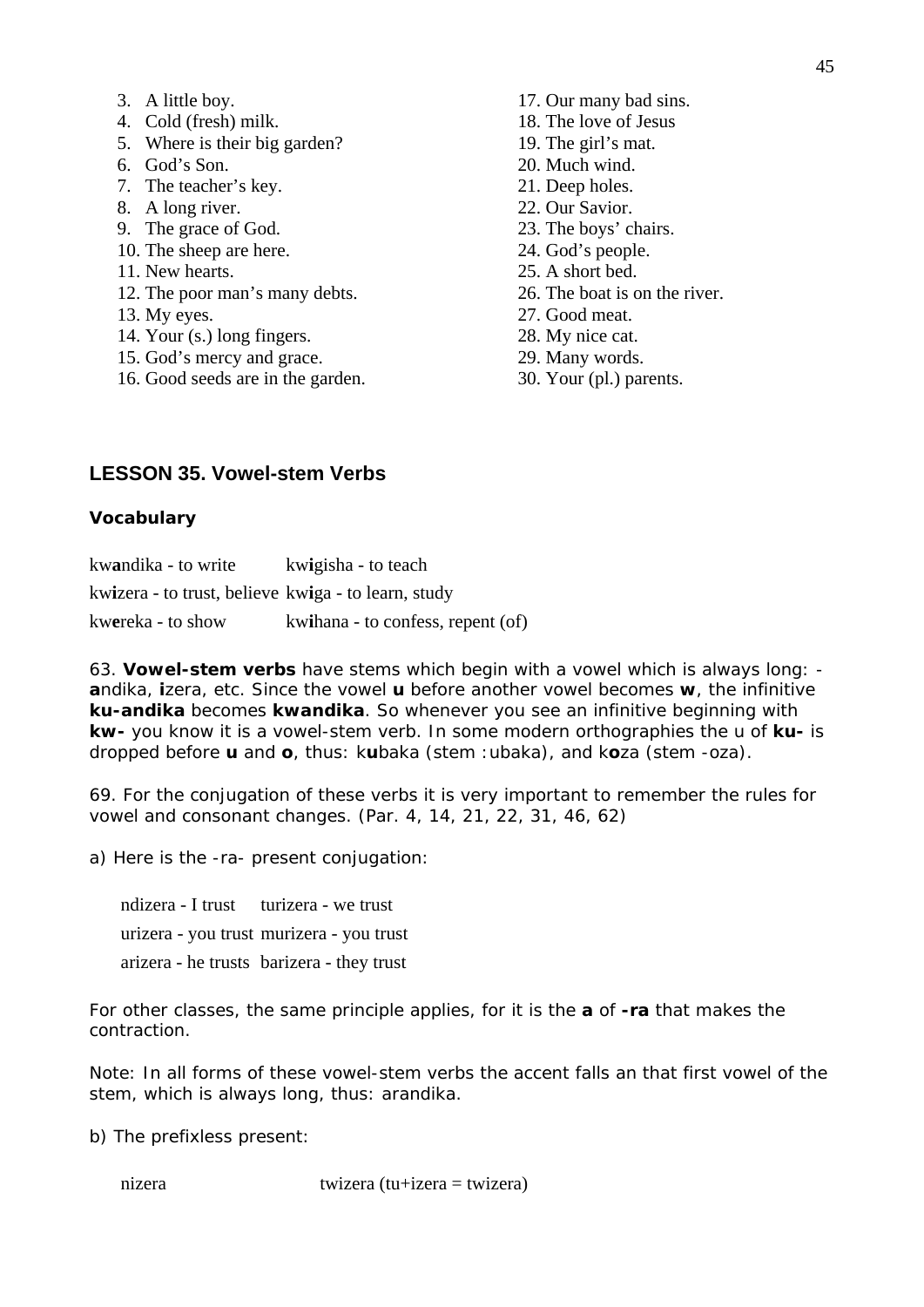3. A little boy.
4. Cold (fresh) milk.
5. Where is their big garden?
6. God's Son.
7. The teacher's key.
8. A long river.
9. The grace of God.
10. The sheep are here.
11. New hearts.
12. The poor man's many debts.
13. My eyes.
14. Your (s.) long fingers.
15. God's mercy and grace.
16. Good seeds are in the garden.
17. Our many bad sins.
18. The love of Jesus
19. The girl's mat.
20. Much wind.
21. Deep holes.
22. Our Savior.
23. The boys' chairs.
24. God's people.
25. A short bed.
26. The boat is on the river.
27. Good meat.
28. My nice cat.
29. Many words.
30. Your (pl.) parents.

## LESSON 35. Vowel-stem Verbs

### Vocabulary

kw**a**ndika - to write    kw**i**gisha - to teach

kw**i**zera - to trust, believe kw**i**ga - to learn, study

kw**e**reka - to show    kw**i**hana - to confess, repent (of)

63. **Vowel-stem verbs** have stems which begin with a vowel which is always long: -**a**ndika, **i**zera, etc. Since the vowel **u** before another vowel becomes **w**, the infinitive **ku-andika** becomes **kwandika**. So whenever you see an infinitive beginning with **kw-** you know it is a vowel-stem verb. In some modern orthographies the u of **ku-** is dropped before **u** and **o**, thus: k**u**baka (stem :ubaka), and k**o**za (stem -oza).

69. For the conjugation of these verbs it is very important to remember the rules for vowel and consonant changes. (Par. 4, 14, 21, 22, 31, 46, 62)

a) Here is the -ra- present conjugation:

ndizera - I trust    turizera - we trust

urizera - you trust  murizera - you trust

arizera - he trusts  barizera - they trust

For other classes, the same principle applies, for it is the **a** of **-ra** that makes the contraction.

Note: In all forms of these vowel-stem verbs the accent falls an that first vowel of the stem, which is always long, thus: arandika.

b) The prefixless present:

nizera    twizera (tu+izera = twizera)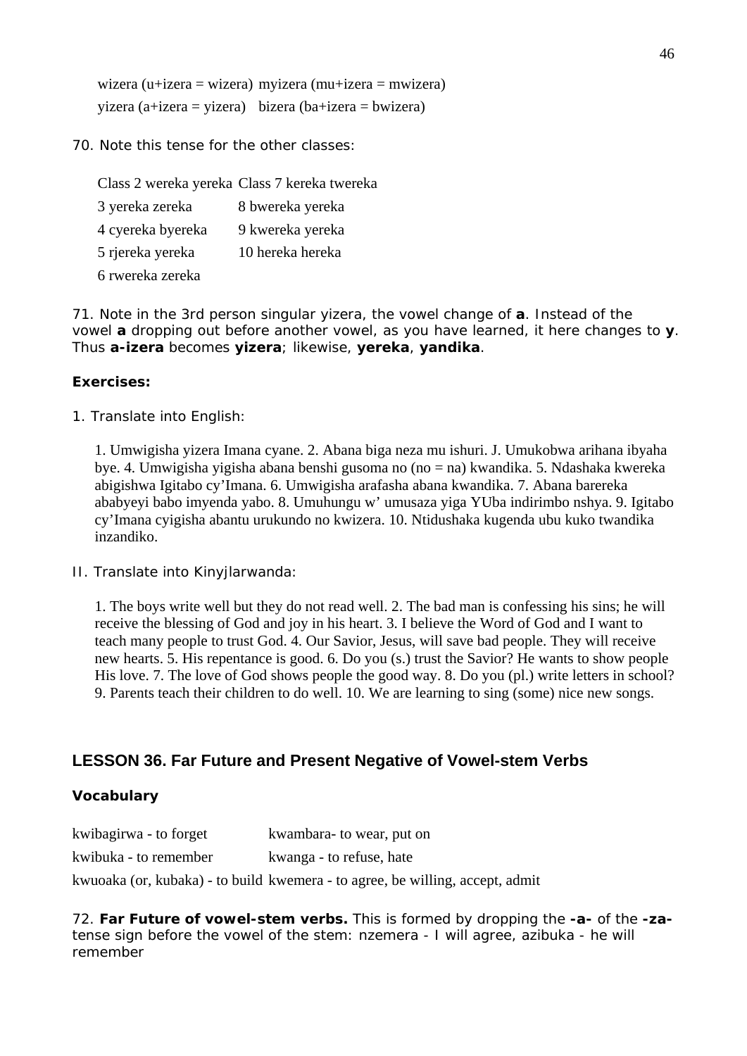wizera (u+izera = wizera) myizera (mu+izera = mwizera)

yizera (a+izera = yizera) bizera (ba+izera = bwizera)

70. Note this tense for the other classes:

| | |
|---|---|
| Class 2 wereka yereka | Class 7 kereka twereka |
| 3 yereka zereka | 8 bwereka yereka |
| 4 cyereka byereka | 9 kwereka yereka |
| 5 rjereka yereka | 10 hereka hereka |
| 6 rwereka zereka | |

71. Note in the 3rd person singular yizera, the vowel change of **a**. Instead of the vowel **a** dropping out before another vowel, as you have learned, it here changes to **y**. Thus **a-izera** becomes **yizera**; likewise, **yereka**, **yandika**.

**Exercises:**

1. Translate into English:

1. Umwigisha yizera Imana cyane. 2. Abana biga neza mu ishuri. J. Umukobwa arihana ibyaha bye. 4. Umwigisha yigisha abana benshi gusoma no (no = na) kwandika. 5. Ndashaka kwereka abigishwa Igitabo cy'Imana. 6. Umwigisha arafasha abana kwandika. 7. Abana barereka ababyeyi babo imyenda yabo. 8. Umuhungu w' umusaza yiga YUba indirimbo nshya. 9. Igitabo cy'Imana cyigisha abantu urukundo no kwizera. 10. Ntidushaka kugenda ubu kuko twandika inzandiko.

II. Translate into Kinyjlarwanda:

1. The boys write well but they do not read well. 2. The bad man is confessing his sins; he will receive the blessing of God and joy in his heart. 3. I believe the Word of God and I want to teach many people to trust God. 4. Our Savior, Jesus, will save bad people. They will receive new hearts. 5. His repentance is good. 6. Do you (s.) trust the Savior? He wants to show people His love. 7. The love of God shows people the good way. 8. Do you (pl.) write letters in school? 9. Parents teach their children to do well. 10. We are learning to sing (some) nice new songs.

## LESSON 36. Far Future and Present Negative of Vowel-stem Verbs

**Vocabulary**

| | |
|---|---|
| kwibagirwa - to forget | kwambara- to wear, put on |
| kwibuka - to remember | kwanga - to refuse, hate |
| kwuoaka (or, kubaka) - to build | kwemera - to agree, be willing, accept, admit |

72. **Far Future of vowel-stem verbs.** This is formed by dropping the **-a-** of the **-za-** tense sign before the vowel of the stem: nzemera - I will agree, azibuka - he will remember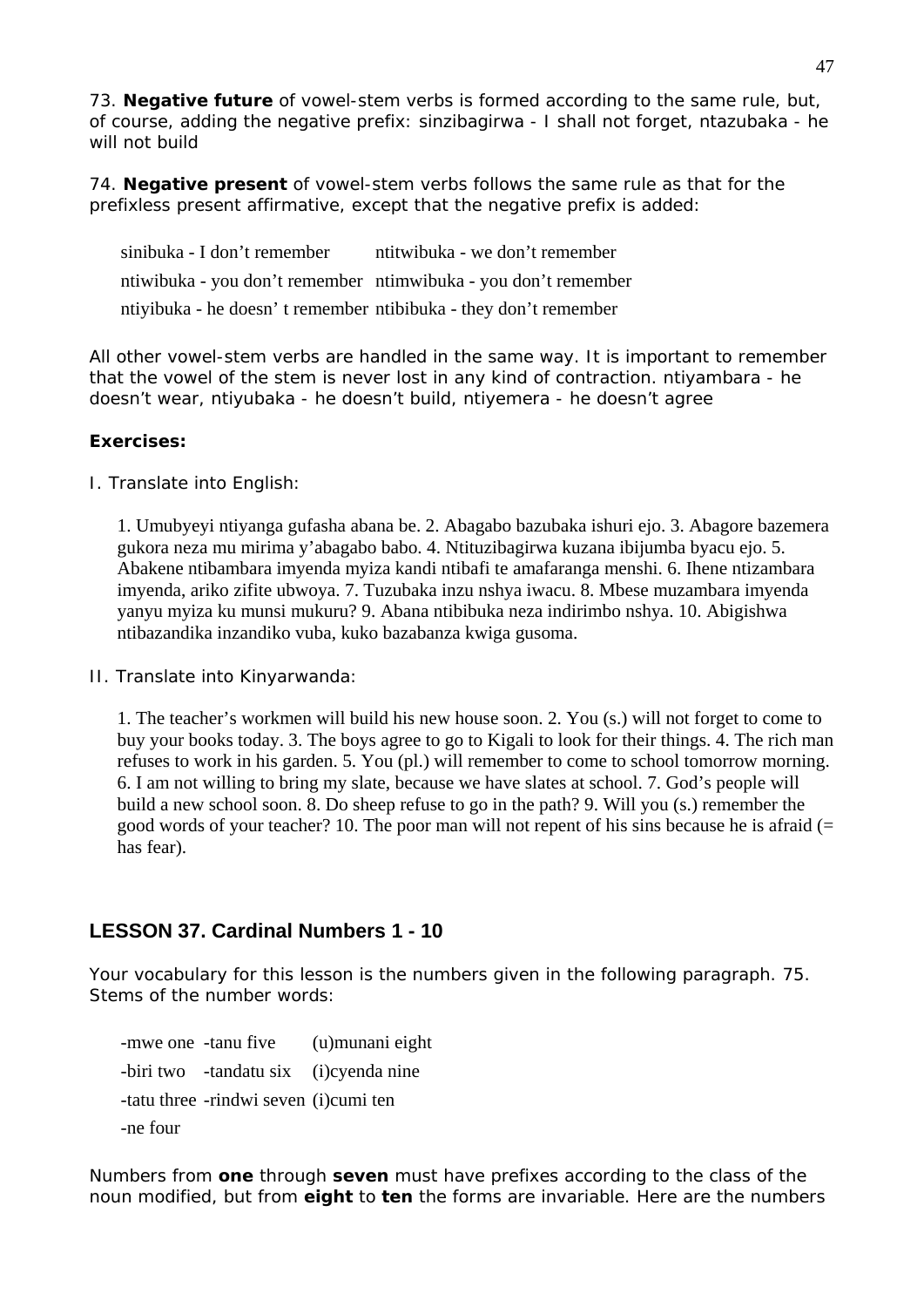73. **Negative future** of vowel-stem verbs is formed according to the same rule, but, of course, adding the negative prefix: sinzibagirwa - I shall not forget, ntazubaka - he will not build

74. **Negative present** of vowel-stem verbs follows the same rule as that for the prefixless present affirmative, except that the negative prefix is added:

| | |
|---|---|
| sinibuka - I don't remember | ntitwibuka - we don't remember |
| ntiwibuka - you don't remember | ntimwibuka - you don't remember |
| ntiyibuka - he doesn' t remember | ntibibuka - they don't remember |

All other vowel-stem verbs are handled in the same way. It is important to remember that the vowel of the stem is never lost in any kind of contraction. ntiyambara - he doesn't wear, ntiyubaka - he doesn't build, ntiyemera - he doesn't agree

**Exercises:**

I. Translate into English:

1. Umubyeyi ntiyanga gufasha abana be. 2. Abagabo bazubaka ishuri ejo. 3. Abagore bazemera gukora neza mu mirima y'abagabo babo. 4. Ntituzibagirwa kuzana ibijumba byacu ejo. 5. Abakene ntibambara imyenda myiza kandi ntibafi te amafaranga menshi. 6. Ihene ntizambara imyenda, ariko zifite ubwoya. 7. Tuzubaka inzu nshya iwacu. 8. Mbese muzambara imyenda yanyu myiza ku munsi mukuru? 9. Abana ntibibuka neza indirimbo nshya. 10. Abigishwa ntibazandika inzandiko vuba, kuko bazabanza kwiga gusoma.

II. Translate into Kinyarwanda:

1. The teacher's workmen will build his new house soon. 2. You (s.) will not forget to come to buy your books today. 3. The boys agree to go to Kigali to look for their things. 4. The rich man refuses to work in his garden. 5. You (pl.) will remember to come to school tomorrow morning. 6. I am not willing to bring my slate, because we have slates at school. 7. God's people will build a new school soon. 8. Do sheep refuse to go in the path? 9. Will you (s.) remember the good words of your teacher? 10. The poor man will not repent of his sins because he is afraid (= has fear).

## LESSON 37. Cardinal Numbers 1 - 10

Your vocabulary for this lesson is the numbers given in the following paragraph. 75. Stems of the number words:

| | | |
|---|---|---|
| -mwe one | -tanu five | (u)munani eight |
| -biri two | -tandatu six | (i)cyenda nine |
| -tatu three | -rindwi seven | (i)cumi ten |
| -ne four | | |

Numbers from **one** through **seven** must have prefixes according to the class of the noun modified, but from **eight** to **ten** the forms are invariable. Here are the numbers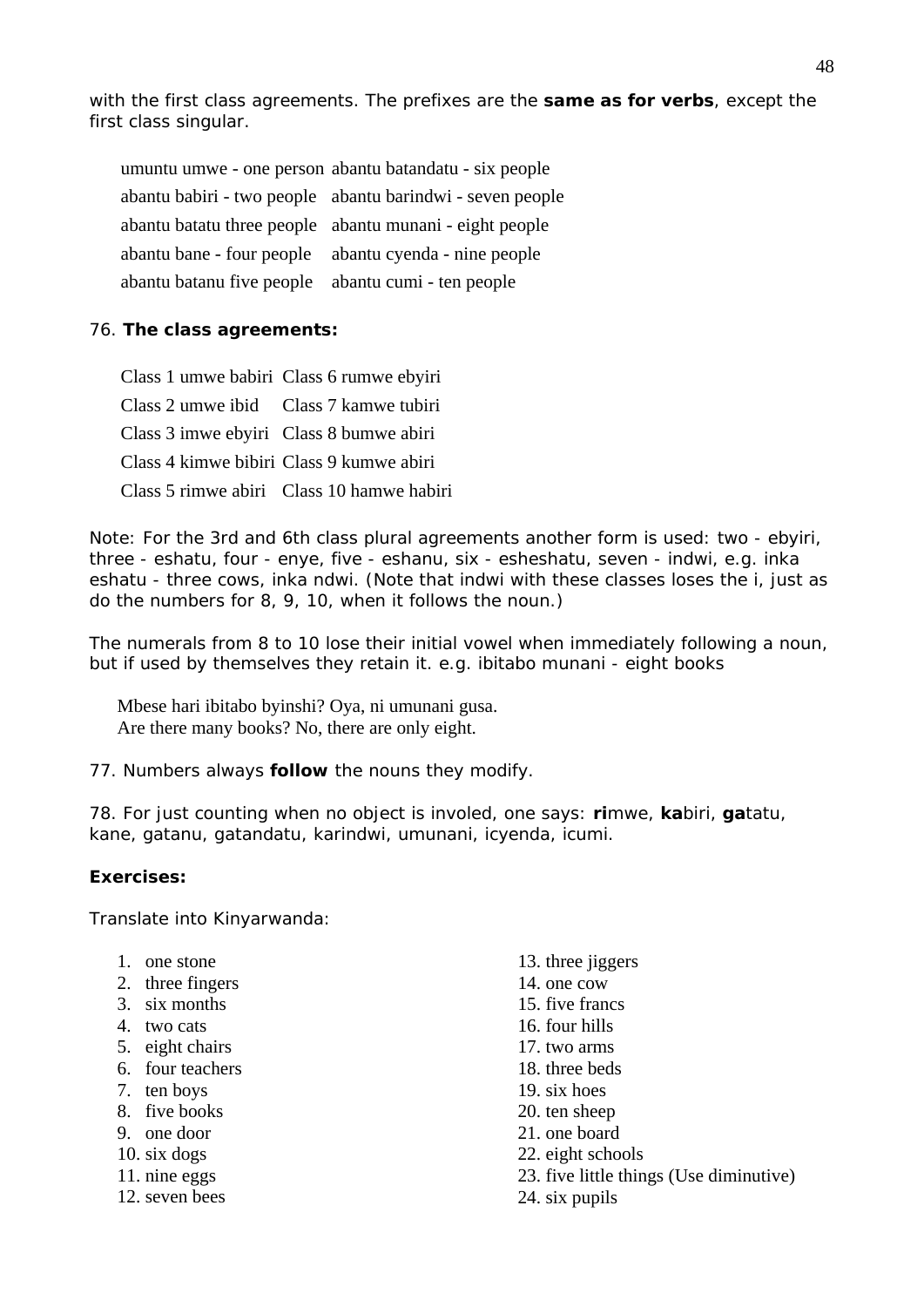with the first class agreements. The prefixes are the **same as for verbs**, except the first class singular.

| | |
|---|---|
| umuntu umwe - one person | abantu batandatu - six people |
| abantu babiri - two people | abantu barindwi - seven people |
| abantu batatu three people | abantu munani - eight people |
| abantu bane - four people | abantu cyenda - nine people |
| abantu batanu five people | abantu cumi - ten people |

76. **The class agreements:**

| | |
|---|---|
| Class 1 umwe babiri | Class 6 rumwe ebyiri |
| Class 2 umwe ibid | Class 7 kamwe tubiri |
| Class 3 imwe ebyiri | Class 8 bumwe abiri |
| Class 4 kimwe bibiri | Class 9 kumwe abiri |
| Class 5 rimwe abiri | Class 10 hamwe habiri |

Note: For the 3rd and 6th class plural agreements another form is used: two - ebyiri, three - eshatu, four - enye, five - eshanu, six - esheshatu, seven - indwi, e.g. inka eshatu - three cows, inka ndwi. (Note that indwi with these classes loses the i, just as do the numbers for 8, 9, 10, when it follows the noun.)

The numerals from 8 to 10 lose their initial vowel when immediately following a noun, but if used by themselves they retain it. e.g. ibitabo munani - eight books

Mbese hari ibitabo byinshi? Oya, ni umunani gusa.
Are there many books? No, there are only eight.

77. Numbers always **follow** the nouns they modify.

78. For just counting when no object is involed, one says: **ri**mwe, **ka**biri, **ga**tatu, kane, gatanu, gatandatu, karindwi, umunani, icyenda, icumi.

**Exercises:**

Translate into Kinyarwanda:

1. one stone
2. three fingers
3. six months
4. two cats
5. eight chairs
6. four teachers
7. ten boys
8. five books
9. one door
10. six dogs
11. nine eggs
12. seven bees
13. three jiggers
14. one cow
15. five francs
16. four hills
17. two arms
18. three beds
19. six hoes
20. ten sheep
21. one board
22. eight schools
23. five little things (Use diminutive)
24. six pupils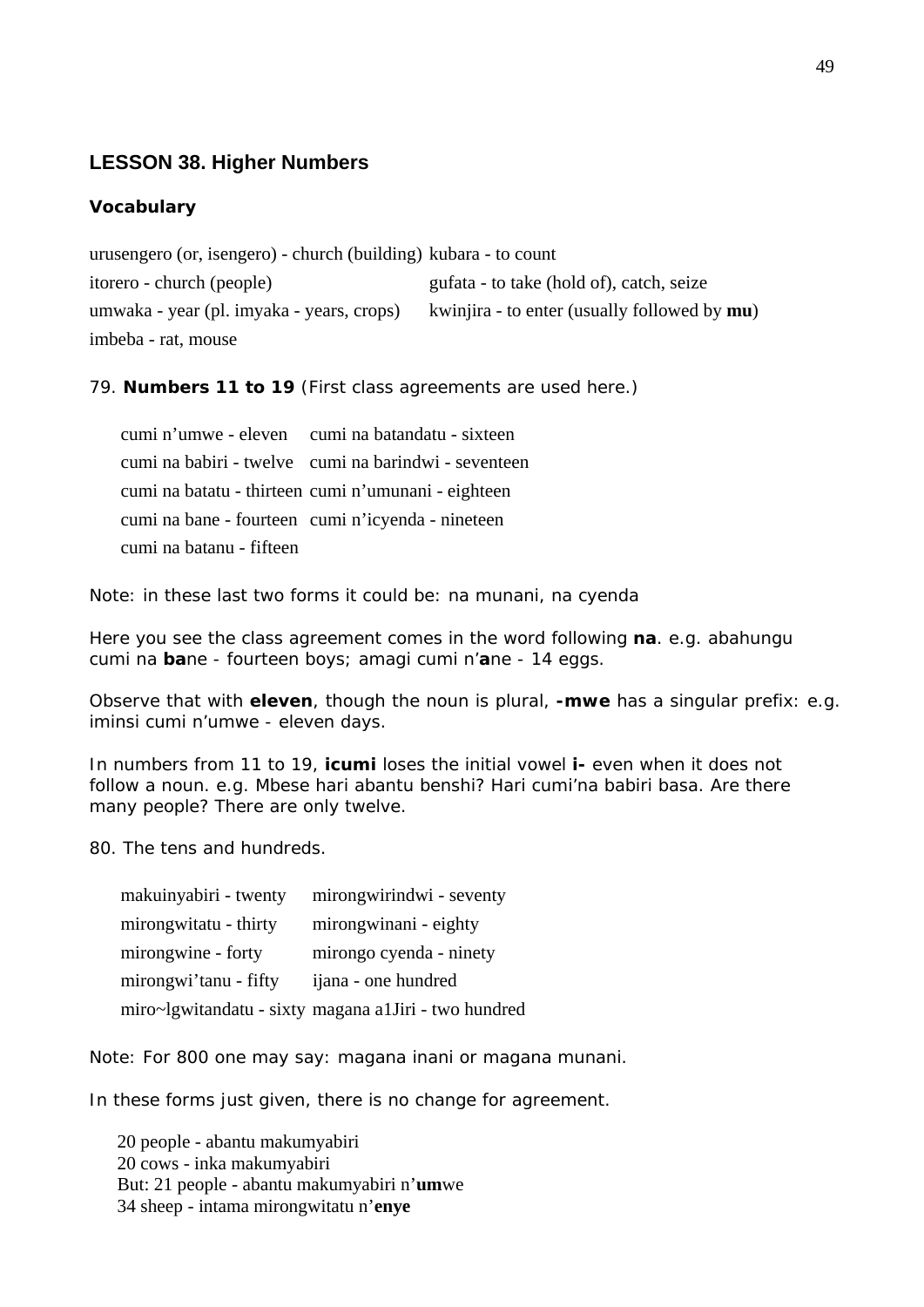## LESSON 38. Higher Numbers

### Vocabulary

urusengero (or, isengero) - church (building)
itorero - church (people)
umwaka - year (pl. imyaka - years, crops)
imbeba - rat, mouse
kubara - to count
gufata - to take (hold of), catch, seize
kwinjira - to enter (usually followed by **mu**)

79. **Numbers 11 to 19** (First class agreements are used here.)

cumi n'umwe - eleven
cumi na babiri - twelve
cumi na batatu - thirteen
cumi na bane - fourteen
cumi na batanu - fifteen
cumi na batandatu - sixteen
cumi na barindwi - seventeen
cumi n'umunani - eighteen
cumi n'icyenda - nineteen

Note: in these last two forms it could be: na munani, na cyenda

Here you see the class agreement comes in the word following **na**. e.g. abahungu cumi na **ba**ne - fourteen boys; amagi cumi n'**a**ne - 14 eggs.

Observe that with **eleven**, though the noun is plural, **-mwe** has a singular prefix: e.g. iminsi cumi n'umwe - eleven days.

In numbers from 11 to 19, **icumi** loses the initial vowel **i-** even when it does not follow a noun. e.g. Mbese hari abantu benshi? Hari cumi'na babiri basa. Are there many people? There are only twelve.

80. The tens and hundreds.

makuinyabiri - twenty
mirongwitatu - thirty
mirongwine - forty
mirongwi'tanu - fifty
miro~lgwitandatu - sixty
mirongwirindwi - seventy
mirongwinani - eighty
mirongo cyenda - ninety
ijana - one hundred
magana a1Jiri - two hundred

Note: For 800 one may say: magana inani or magana munani.

In these forms just given, there is no change for agreement.

20 people - abantu makumyabiri
20 cows - inka makumyabiri
But: 21 people - abantu makumyabiri n'**um**we
34 sheep - intama mirongwitatu n'**enye**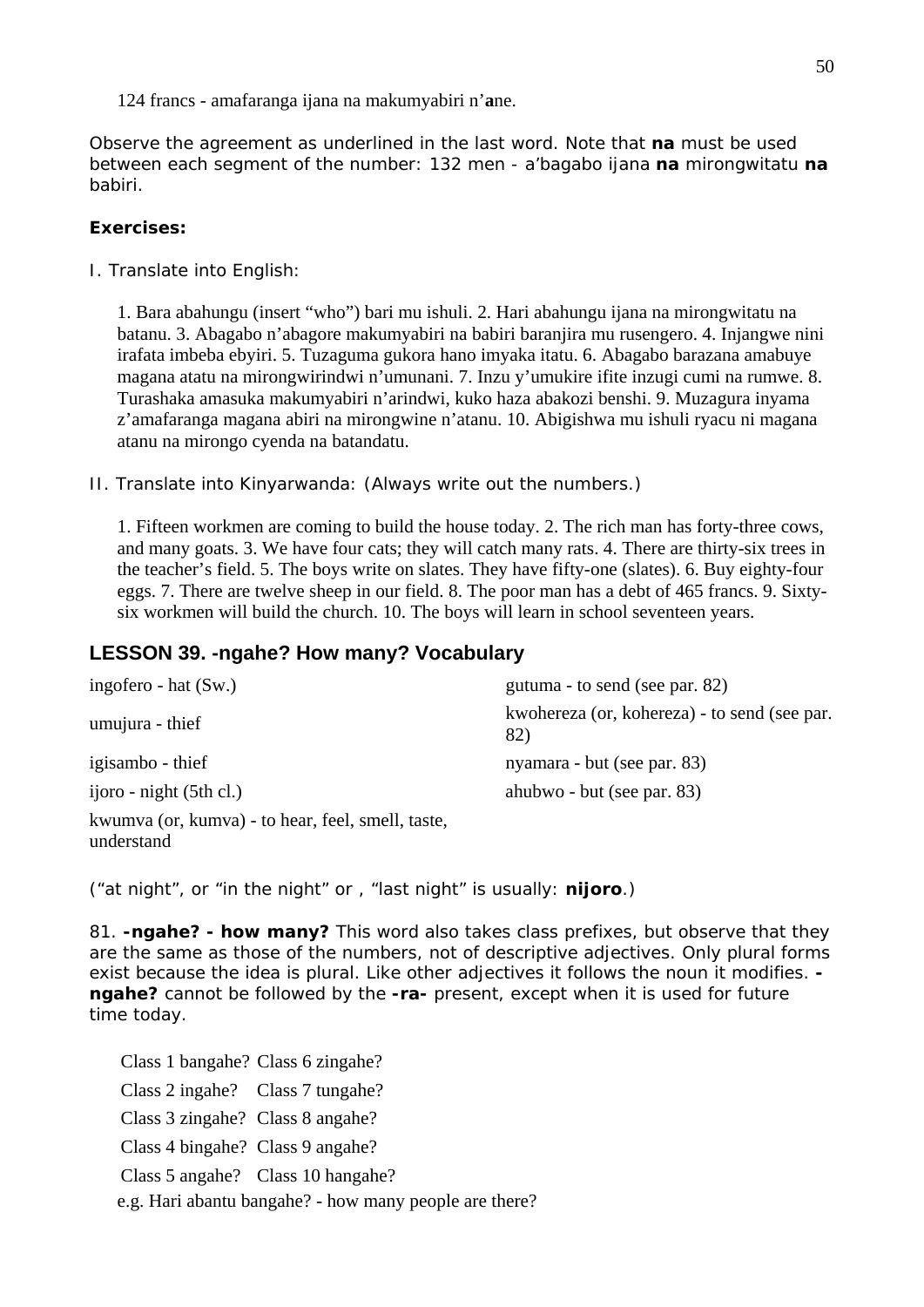124 francs - amafaranga ijana na makumyabiri n'**a**ne.

Observe the agreement as underlined in the last word. Note that **na** must be used between each segment of the number: 132 men - a'bagabo ijana **na** mirongwitatu **na** babiri.

**Exercises:**

I. Translate into English:

1. Bara abahungu (insert "who") bari mu ishuli. 2. Hari abahungu ijana na mirongwitatu na batanu. 3. Abagabo n'abagore makumyabiri na babiri baranjira mu rusengero. 4. Injangwe nini irafata imbeba ebyiri. 5. Tuzaguma gukora hano imyaka itatu. 6. Abagabo barazana amabuye magana atatu na mirongwirindwi n'umunani. 7. Inzu y'umukire ifite inzugi cumi na rumwe. 8. Turashaka amasuka makumyabiri n'arindwi, kuko haza abakozi benshi. 9. Muzagura inyama z'amafaranga magana abiri na mirongwine n'atanu. 10. Abigishwa mu ishuli ryacu ni magana atanu na mirongo cyenda na batandatu.

II. Translate into Kinyarwanda: (Always write out the numbers.)

1. Fifteen workmen are coming to build the house today. 2. The rich man has forty-three cows, and many goats. 3. We have four cats; they will catch many rats. 4. There are thirty-six trees in the teacher's field. 5. The boys write on slates. They have fifty-one (slates). 6. Buy eighty-four eggs. 7. There are twelve sheep in our field. 8. The poor man has a debt of 465 francs. 9. Sixty-six workmen will build the church. 10. The boys will learn in school seventeen years.

## LESSON 39. -ngahe? How many? Vocabulary

| | |
|---|---|
| ingofero - hat (Sw.) | gutuma - to send (see par. 82) |
| umujura - thief | kwohereza (or, kohereza) - to send (see par. 82) |
| igisambo - thief | nyamara - but (see par. 83) |
| ijoro - night (5th cl.) | ahubwo - but (see par. 83) |
| kwumva (or, kumva) - to hear, feel, smell, taste, understand | |

("at night", or "in the night" or , "last night" is usually: **nijoro**.)

81. **-ngahe? - how many?** This word also takes class prefixes, but observe that they are the same as those of the numbers, not of descriptive adjectives. Only plural forms exist because the idea is plural. Like other adjectives it follows the noun it modifies. **-ngahe?** cannot be followed by the **-ra-** present, except when it is used for future time today.

| | |
|---|---|
| Class 1 bangahe? | Class 6 zingahe? |
| Class 2 ingahe? | Class 7 tungahe? |
| Class 3 zingahe? | Class 8 angahe? |
| Class 4 bingahe? | Class 9 angahe? |
| Class 5 angahe? | Class 10 hangahe? |

e.g. Hari abantu bangahe? - how many people are there?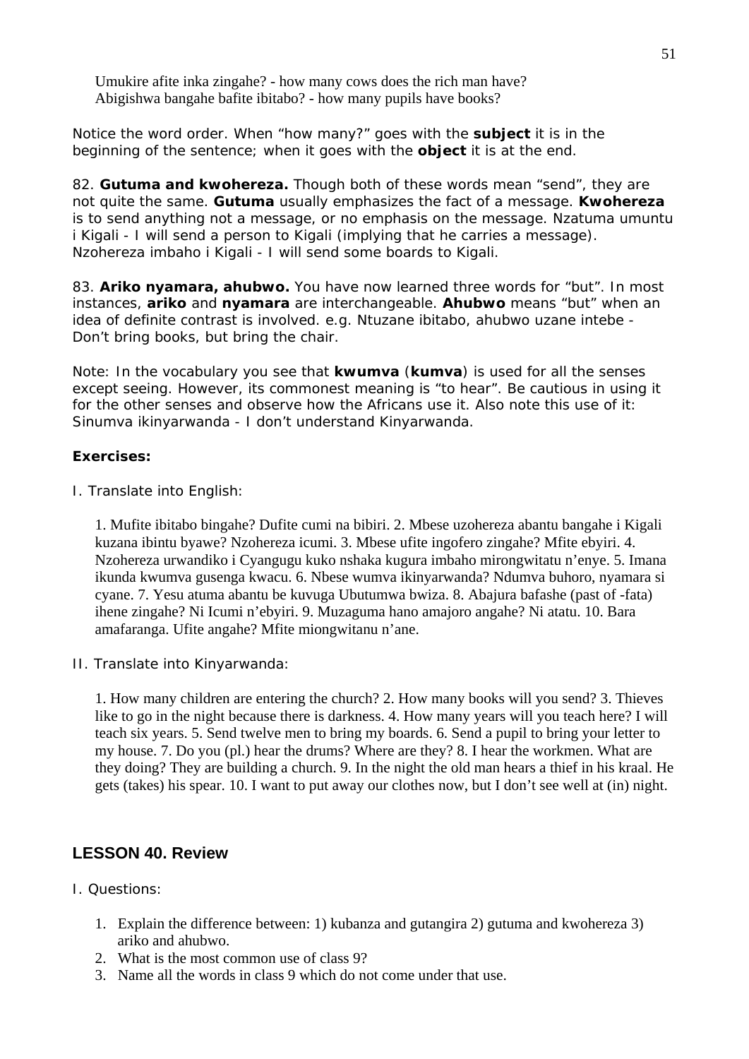Umukire afite inka zingahe? - how many cows does the rich man have?
Abigishwa bangahe bafite ibitabo? - how many pupils have books?

Notice the word order. When "how many?" goes with the **subject** it is in the beginning of the sentence; when it goes with the **object** it is at the end.

82. **Gutuma and kwohereza.** Though both of these words mean "send", they are not quite the same. **Gutuma** usually emphasizes the fact of a message. **Kwohereza** is to send anything not a message, or no emphasis on the message. Nzatuma umuntu i Kigali - I will send a person to Kigali (implying that he carries a message). Nzohereza imbaho i Kigali - I will send some boards to Kigali.

83. **Ariko nyamara, ahubwo.** You have now learned three words for "but". In most instances, **ariko** and **nyamara** are interchangeable. **Ahubwo** means "but" when an idea of definite contrast is involved. e.g. Ntuzane ibitabo, ahubwo uzane intebe - Don't bring books, but bring the chair.

Note: In the vocabulary you see that **kwumva** (**kumva**) is used for all the senses except seeing. However, its commonest meaning is "to hear". Be cautious in using it for the other senses and observe how the Africans use it. Also note this use of it: Sinumva ikinyarwanda - I don't understand Kinyarwanda.

**Exercises:**

I. Translate into English:

1. Mufite ibitabo bingahe? Dufite cumi na bibiri. 2. Mbese uzohereza abantu bangahe i Kigali kuzana ibintu byawe? Nzohereza icumi. 3. Mbese ufite ingofero zingahe? Mfite ebyiri. 4. Nzohereza urwandiko i Cyangugu kuko nshaka kugura imbaho mirongwitatu n'enye. 5. Imana ikunda kwumva gusenga kwacu. 6. Nbese wumva ikinyarwanda? Ndumva buhoro, nyamara si cyane. 7. Yesu atuma abantu be kuvuga Ubutumwa bwiza. 8. Abajura bafashe (past of -fata) ihene zingahe? Ni Icumi n'ebyiri. 9. Muzaguma hano amajoro angahe? Ni atatu. 10. Bara amafaranga. Ufite angahe? Mfite miongwitanu n'ane.

II. Translate into Kinyarwanda:

1. How many children are entering the church? 2. How many books will you send? 3. Thieves like to go in the night because there is darkness. 4. How many years will you teach here? I will teach six years. 5. Send twelve men to bring my boards. 6. Send a pupil to bring your letter to my house. 7. Do you (pl.) hear the drums? Where are they? 8. I hear the workmen. What are they doing? They are building a church. 9. In the night the old man hears a thief in his kraal. He gets (takes) his spear. 10. I want to put away our clothes now, but I don't see well at (in) night.

## LESSON 40. Review

I. Questions:

1. Explain the difference between: 1) kubanza and gutangira 2) gutuma and kwohereza 3) ariko and ahubwo.
2. What is the most common use of class 9?
3. Name all the words in class 9 which do not come under that use.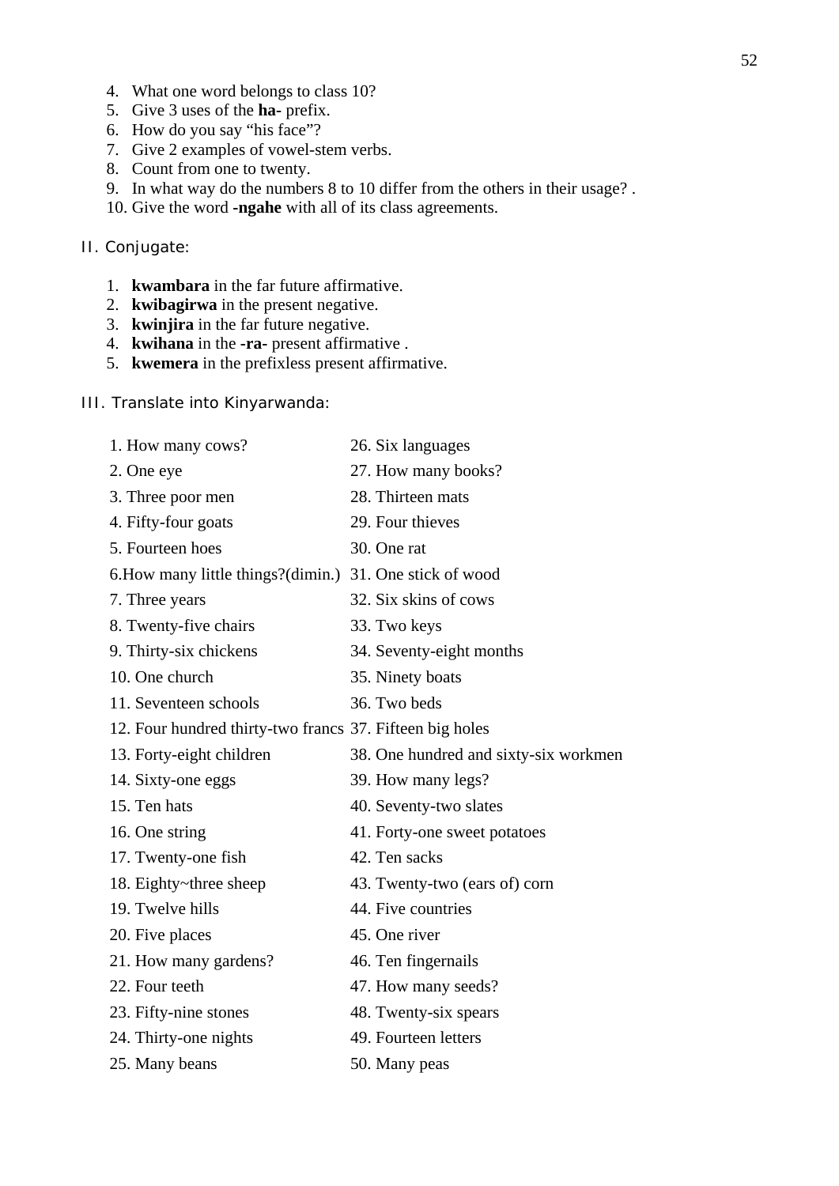4. What one word belongs to class 10?
5. Give 3 uses of the **ha-** prefix.
6. How do you say "his face"?
7. Give 2 examples of vowel-stem verbs.
8. Count from one to twenty.
9. In what way do the numbers 8 to 10 differ from the others in their usage? .
10. Give the word **-ngahe** with all of its class agreements.

II. Conjugate:

1. **kwambara** in the far future affirmative.
2. **kwibagirwa** in the present negative.
3. **kwinjira** in the far future negative.
4. **kwihana** in the **-ra-** present affirmative .
5. **kwemera** in the prefixless present affirmative.

III. Translate into Kinyarwanda:

1. How many cows?
2. One eye
3. Three poor men
4. Fifty-four goats
5. Fourteen hoes
6. How many little things?(dimin.)
7. Three years
8. Twenty-five chairs
9. Thirty-six chickens
10. One church
11. Seventeen schools
12. Four hundred thirty-two francs
13. Forty-eight children
14. Sixty-one eggs
15. Ten hats
16. One string
17. Twenty-one fish
18. Eighty~three sheep
19. Twelve hills
20. Five places
21. How many gardens?
22. Four teeth
23. Fifty-nine stones
24. Thirty-one nights
25. Many beans
26. Six languages
27. How many books?
28. Thirteen mats
29. Four thieves
30. One rat
31. One stick of wood
32. Six skins of cows
33. Two keys
34. Seventy-eight months
35. Ninety boats
36. Two beds
37. Fifteen big holes
38. One hundred and sixty-six workmen
39. How many legs?
40. Seventy-two slates
41. Forty-one sweet potatoes
42. Ten sacks
43. Twenty-two (ears of) corn
44. Five countries
45. One river
46. Ten fingernails
47. How many seeds?
48. Twenty-six spears
49. Fourteen letters
50. Many peas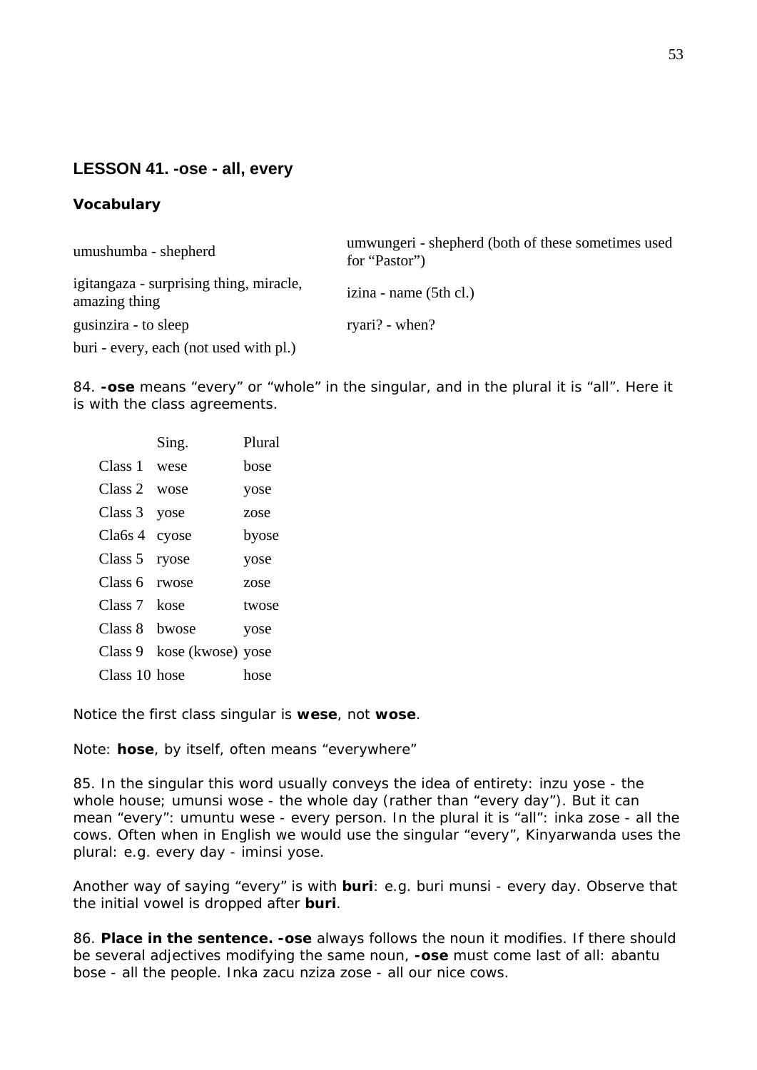## LESSON 41. -ose - all, every

### Vocabulary

| | |
|---|---|
| umushumba - shepherd | umwungeri - shepherd (both of these sometimes used for "Pastor") |
| igitangaza - surprising thing, miracle, amazing thing | izina - name (5th cl.) |
| gusinzira - to sleep | ryari? - when? |
| buri - every, each (not used with pl.) | |

84. **-ose** means "every" or "whole" in the singular, and in the plural it is "all". Here it is with the class agreements.

| | Sing. | Plural |
|---|---|---|
| Class 1 | wese | bose |
| Class 2 | wose | yose |
| Class 3 | yose | zose |
| Cla6s 4 | cyose | byose |
| Class 5 | ryose | yose |
| Class 6 | rwose | zose |
| Class 7 | kose | twose |
| Class 8 | bwose | yose |
| Class 9 | kose (kwose) | yose |
| Class 10 | hose | hose |

Notice the first class singular is **wese**, not **wose**.

Note: **hose**, by itself, often means "everywhere"

85. In the singular this word usually conveys the idea of entirety: inzu yose - the whole house; umunsi wose - the whole day (rather than "every day"). But it can mean "every": umuntu wese - every person. In the plural it is "all": inka zose - all the cows. Often when in English we would use the singular "every", Kinyarwanda uses the plural: e.g. every day - iminsi yose.

Another way of saying "every" is with **buri**: e.g. buri munsi - every day. Observe that the initial vowel is dropped after **buri**.

86. **Place in the sentence. -ose** always follows the noun it modifies. If there should be several adjectives modifying the same noun, **-ose** must come last of all: abantu bose - all the people. Inka zacu nziza zose - all our nice cows.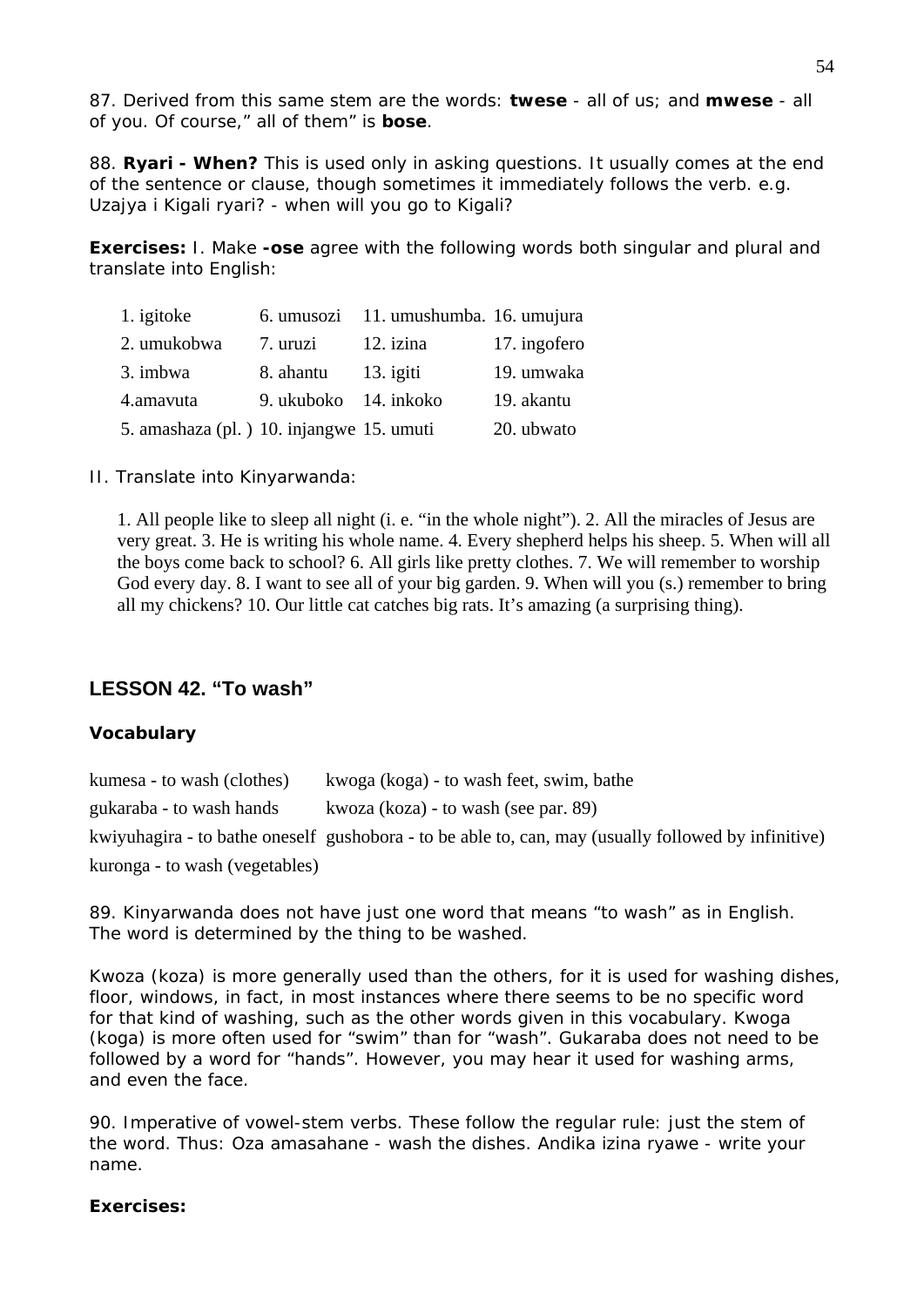87. Derived from this same stem are the words: **twese** - all of us; and **mwese** - all of you. Of course,” all of them” is **bose**.

88. **Ryari - When?** This is used only in asking questions. It usually comes at the end of the sentence or clause, though sometimes it immediately follows the verb. e.g. Uzajya i Kigali ryari? - when will you go to Kigali?

**Exercises:** I. Make **-ose** agree with the following words both singular and plural and translate into English:

| | | | |
|---|---|---|---|
| 1. igitoke | 6. umusozi | 11. umushumba. | 16. umujura |
| 2. umukobwa | 7. uruzi | 12. izina | 17. ingofero |
| 3. imbwa | 8. ahantu | 13. igiti | 19. umwaka |
| 4.amavuta | 9. ukuboko | 14. inkoko | 19. akantu |
| 5. amashaza (pl. ) | 10. injangwe | 15. umuti | 20. ubwato |

II. Translate into Kinyarwanda:

1. All people like to sleep all night (i. e. “in the whole night”). 2. All the miracles of Jesus are very great. 3. He is writing his whole name. 4. Every shepherd helps his sheep. 5. When will all the boys come back to school? 6. All girls like pretty clothes. 7. We will remember to worship God every day. 8. I want to see all of your big garden. 9. When will you (s.) remember to bring all my chickens? 10. Our little cat catches big rats. It’s amazing (a surprising thing).

## LESSON 42. “To wash”

### Vocabulary

kumesa - to wash (clothes) kwoga (koga) - to wash feet, swim, bathe
gukaraba - to wash hands kwoza (koza) - to wash (see par. 89)
kwiyuhagira - to bathe oneself gushobora - to be able to, can, may (usually followed by infinitive)
kuronga - to wash (vegetables)

89. Kinyarwanda does not have just one word that means “to wash” as in English. The word is determined by the thing to be washed.

Kwoza (koza) is more generally used than the others, for it is used for washing dishes, floor, windows, in fact, in most instances where there seems to be no specific word for that kind of washing, such as the other words given in this vocabulary. Kwoga (koga) is more often used for “swim” than for “wash”. Gukaraba does not need to be followed by a word for “hands”. However, you may hear it used for washing arms, and even the face.

90. Imperative of vowel-stem verbs. These follow the regular rule: just the stem of the word. Thus: Oza amasahane - wash the dishes. Andika izina ryawe - write your name.

**Exercises:**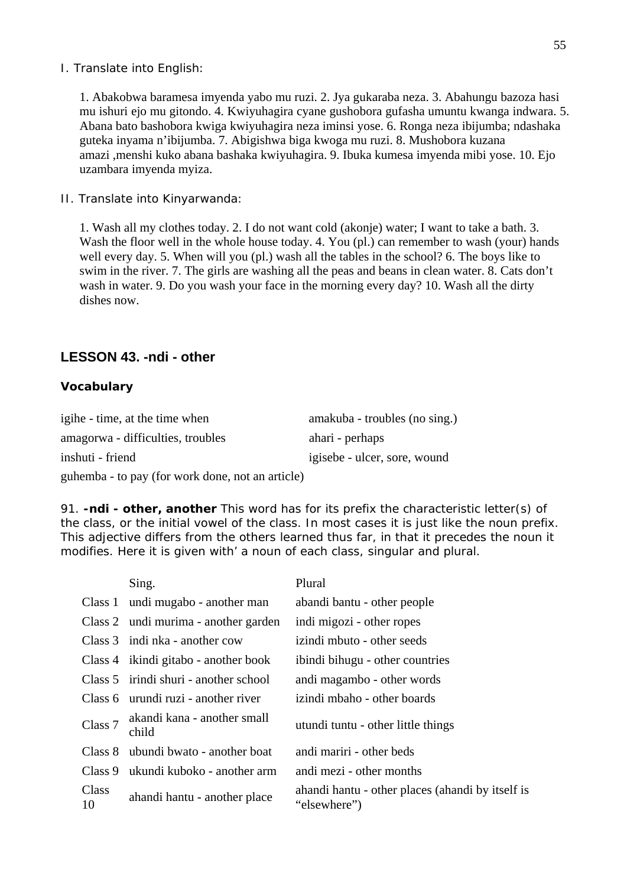I. Translate into English:

1. Abakobwa baramesa imyenda yabo mu ruzi. 2. Jya gukaraba neza. 3. Abahungu bazoza hasi mu ishuri ejo mu gitondo. 4. Kwiyuhagira cyane gushobora gufasha umuntu kwanga indwara. 5. Abana bato bashobora kwiga kwiyuhagira neza iminsi yose. 6. Ronga neza ibijumba; ndashaka guteka inyama n'ibijumba. 7. Abigishwa biga kwoga mu ruzi. 8. Mushobora kuzana amazi ,menshi kuko abana bashaka kwiyuhagira. 9. Ibuka kumesa imyenda mibi yose. 10. Ejo uzambara imyenda myiza.

II. Translate into Kinyarwanda:

1. Wash all my clothes today. 2. I do not want cold (akonje) water; I want to take a bath. 3. Wash the floor well in the whole house today. 4. You (pl.) can remember to wash (your) hands well every day. 5. When will you (pl.) wash all the tables in the school? 6. The boys like to swim in the river. 7. The girls are washing all the peas and beans in clean water. 8. Cats don't wash in water. 9. Do you wash your face in the morning every day? 10. Wash all the dirty dishes now.

## LESSON 43. -ndi - other

### Vocabulary

igihe - time, at the time when
amakuba - troubles (no sing.)
amagorwa - difficulties, troubles
ahari - perhaps
inshuti - friend
igisebe - ulcer, sore, wound
guhemba - to pay (for work done, not an article)

91. **-ndi - other, another** This word has for its prefix the characteristic letter(s) of the class, or the initial vowel of the class. In most cases it is just like the noun prefix. This adjective differs from the others learned thus far, in that it precedes the noun it modifies. Here it is given with' a noun of each class, singular and plural.

| | Sing. | Plural |
|---|---|---|
| Class 1 | undi mugabo - another man | abandi bantu - other people |
| Class 2 | undi murima - another garden | indi migozi - other ropes |
| Class 3 | indi nka - another cow | izindi mbuto - other seeds |
| Class 4 | ikindi gitabo - another book | ibindi bihugu - other countries |
| Class 5 | irindi shuri - another school | andi magambo - other words |
| Class 6 | urundi ruzi - another river | izindi mbaho - other boards |
| Class 7 | akandi kana - another small child | utundi tuntu - other little things |
| Class 8 | ubundi bwato - another boat | andi mariri - other beds |
| Class 9 | ukundi kuboko - another arm | andi mezi - other months |
| Class 10 | ahandi hantu - another place | ahandi hantu - other places (ahandi by itself is "elsewhere") |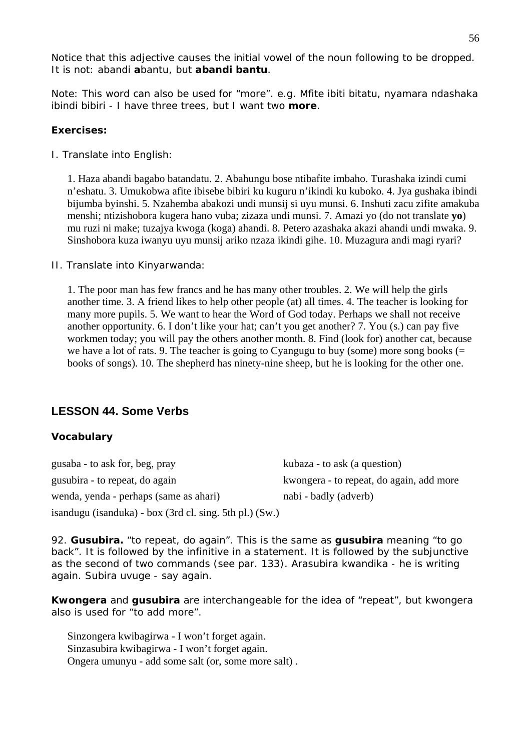Notice that this adjective causes the initial vowel of the noun following to be dropped. It is not: abandi **a**bantu, but **abandi bantu**.

Note: This word can also be used for "more". e.g. Mfite ibiti bitatu, nyamara ndashaka ibindi bibiri - I have three trees, but I want two **more**.

**Exercises:**

I. Translate into English:

1. Haza abandi bagabo batandatu. 2. Abahungu bose ntibafite imbaho. Turashaka izindi cumi n'eshatu. 3. Umukobwa afite ibisebe bibiri ku kuguru n'ikindi ku kuboko. 4. Jya gushaka ibindi bijumba byinshi. 5. Nzahemba abakozi undi munsij si uyu munsi. 6. Inshuti zacu zifite amakuba menshi; ntizishobora kugera hano vuba; zizaza undi munsi. 7. Amazi yo (do not translate **yo**) mu ruzi ni make; tuzajya kwoga (koga) ahandi. 8. Petero azashaka akazi ahandi undi mwaka. 9. Sinshobora kuza iwanyu uyu munsij ariko nzaza ikindi gihe. 10. Muzagura andi magi ryari?

II. Translate into Kinyarwanda:

1. The poor man has few francs and he has many other troubles. 2. We will help the girls another time. 3. A friend likes to help other people (at) all times. 4. The teacher is looking for many more pupils. 5. We want to hear the Word of God today. Perhaps we shall not receive another opportunity. 6. I don't like your hat; can't you get another? 7. You (s.) can pay five workmen today; you will pay the others another month. 8. Find (look for) another cat, because we have a lot of rats. 9. The teacher is going to Cyangugu to buy (some) more song books (= books of songs). 10. The shepherd has ninety-nine sheep, but he is looking for the other one.

## LESSON 44. Some Verbs

**Vocabulary**

gusaba - to ask for, beg, pray
kubaza - to ask (a question)
gusubira - to repeat, do again
kwongera - to repeat, do again, add more
wenda, yenda - perhaps (same as ahari)
nabi - badly (adverb)
isandugu (isanduka) - box (3rd cl. sing. 5th pl.) (Sw.)

92. **Gusubira.** "to repeat, do again". This is the same as **gusubira** meaning "to go back". It is followed by the infinitive in a statement. It is followed by the subjunctive as the second of two commands (see par. 133). Arasubira kwandika - he is writing again. Subira uvuge - say again.

**Kwongera** and **gusubira** are interchangeable for the idea of "repeat", but kwongera also is used for "to add more".

Sinzongera kwibagirwa - I won't forget again.
Sinzasubira kwibagirwa - I won't forget again.
Ongera umunyu - add some salt (or, some more salt) .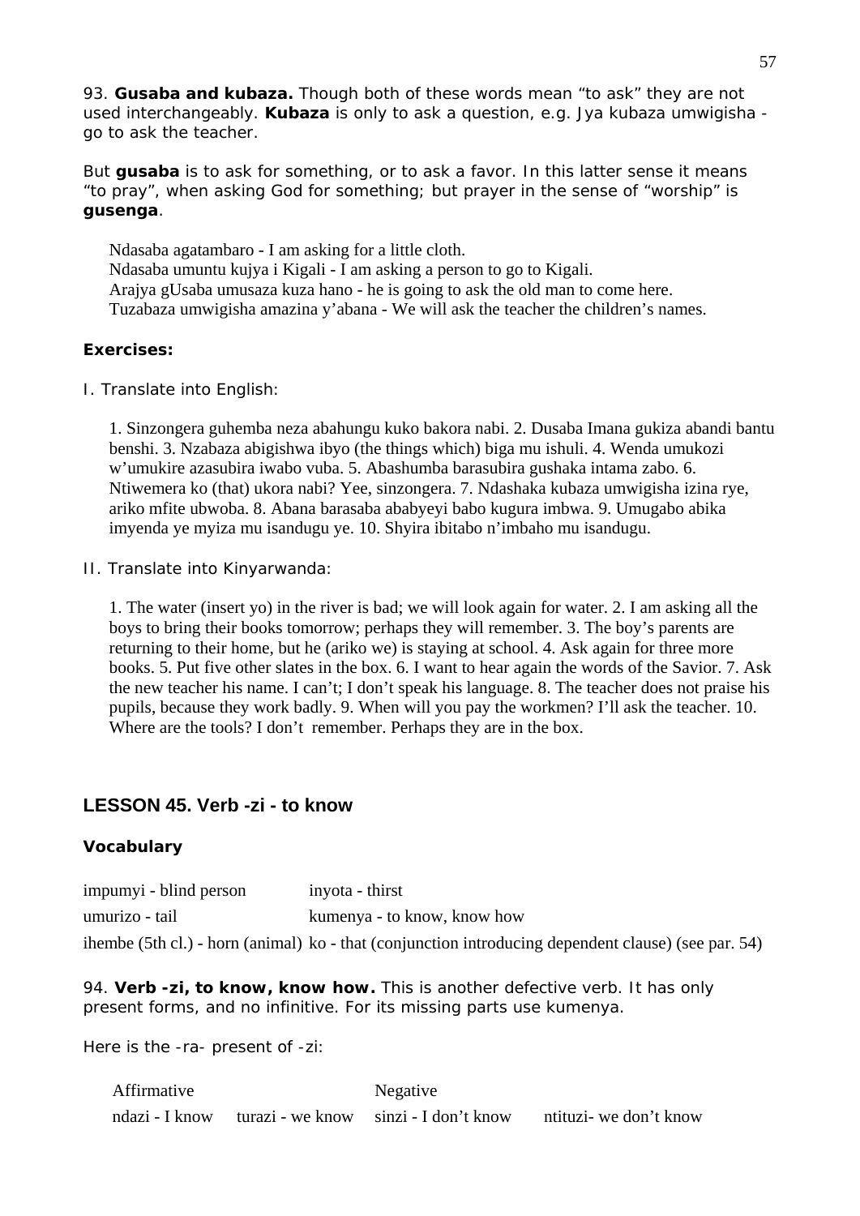93. **Gusaba and kubaza.** Though both of these words mean "to ask" they are not used interchangeably. **Kubaza** is only to ask a question, e.g. Jya kubaza umwigisha - go to ask the teacher.

But **gusaba** is to ask for something, or to ask a favor. In this latter sense it means "to pray", when asking God for something; but prayer in the sense of "worship" is **gusenga**.

Ndasaba agatambaro - I am asking for a little cloth.
Ndasaba umuntu kujya i Kigali - I am asking a person to go to Kigali.
Arajya gUsaba umusaza kuza hano - he is going to ask the old man to come here.
Tuzabaza umwigisha amazina y'abana - We will ask the teacher the children's names.

**Exercises:**

I. Translate into English:

1. Sinzongera guhemba neza abahungu kuko bakora nabi. 2. Dusaba Imana gukiza abandi bantu benshi. 3. Nzabaza abigishwa ibyo (the things which) biga mu ishuli. 4. Wenda umukozi w'umukire azasubira iwabo vuba. 5. Abashumba barasubira gushaka intama zabo. 6. Ntiwemera ko (that) ukora nabi? Yee, sinzongera. 7. Ndashaka kubaza umwigisha izina rye, ariko mfite ubwoba. 8. Abana barasaba ababyeyi babo kugura imbwa. 9. Umugabo abika imyenda ye myiza mu isandugu ye. 10. Shyira ibitabo n'imbaho mu isandugu.

II. Translate into Kinyarwanda:

1. The water (insert yo) in the river is bad; we will look again for water. 2. I am asking all the boys to bring their books tomorrow; perhaps they will remember. 3. The boy's parents are returning to their home, but he (ariko we) is staying at school. 4. Ask again for three more books. 5. Put five other slates in the box. 6. I want to hear again the words of the Savior. 7. Ask the new teacher his name. I can't; I don't speak his language. 8. The teacher does not praise his pupils, because they work badly. 9. When will you pay the workmen? I'll ask the teacher. 10. Where are the tools? I don't remember. Perhaps they are in the box.

## LESSON 45. Verb -zi - to know

**Vocabulary**

| | |
|---|---|
| impumyi - blind person | inyota - thirst |
| umurizo - tail | kumenya - to know, know how |
| ihembe (5th cl.) - horn (animal) | ko - that (conjunction introducing dependent clause) (see par. 54) |

94. **Verb -zi, to know, know how.** This is another defective verb. It has only present forms, and no infinitive. For its missing parts use kumenya.

Here is the -ra- present of -zi:

| Affirmative | | Negative | |
|---|---|---|---|
| ndazi - I know | turazi - we know | sinzi - I don't know | ntituzi- we don't know |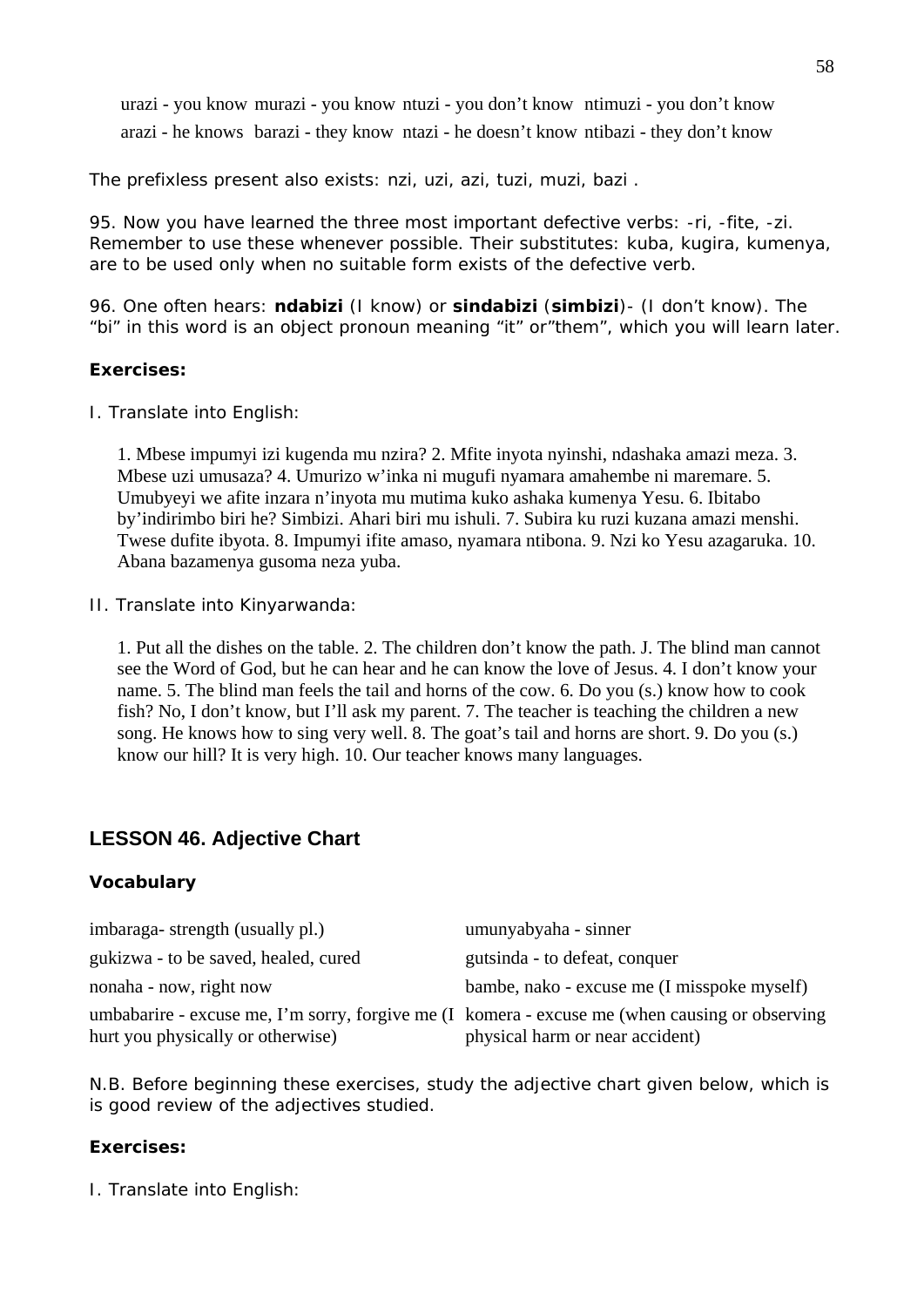urazi - you know murazi - you know ntuzi - you don't know ntimuzi - you don't know
arazi - he knows barazi - they know ntazi - he doesn't know ntibazi - they don't know

The prefixless present also exists: nzi, uzi, azi, tuzi, muzi, bazi .

95. Now you have learned the three most important defective verbs: -ri, -fite, -zi. Remember to use these whenever possible. Their substitutes: kuba, kugira, kumenya, are to be used only when no suitable form exists of the defective verb.

96. One often hears: **ndabizi** (I know) or **sindabizi** (**simbizi**)- (I don't know). The "bi" in this word is an object pronoun meaning "it" or"them", which you will learn later.

**Exercises:**

I. Translate into English:

1. Mbese impumyi izi kugenda mu nzira? 2. Mfite inyota nyinshi, ndashaka amazi meza. 3. Mbese uzi umusaza? 4. Umurizo w'inka ni mugufi nyamara amahembe ni maremare. 5. Umubyeyi we afite inzara n'inyota mu mutima kuko ashaka kumenya Yesu. 6. Ibitabo by'indirimbo biri he? Simbizi. Ahari biri mu ishuli. 7. Subira ku ruzi kuzana amazi menshi. Twese dufite ibyota. 8. Impumyi ifite amaso, nyamara ntibona. 9. Nzi ko Yesu azagaruka. 10. Abana bazamenya gusoma neza yuba.

II. Translate into Kinyarwanda:

1. Put all the dishes on the table. 2. The children don't know the path. J. The blind man cannot see the Word of God, but he can hear and he can know the love of Jesus. 4. I don't know your name. 5. The blind man feels the tail and horns of the cow. 6. Do you (s.) know how to cook fish? No, I don't know, but I'll ask my parent. 7. The teacher is teaching the children a new song. He knows how to sing very well. 8. The goat's tail and horns are short. 9. Do you (s.) know our hill? It is very high. 10. Our teacher knows many languages.

## LESSON 46. Adjective Chart

**Vocabulary**

imbaraga- strength (usually pl.)

gukizwa - to be saved, healed, cured

nonaha - now, right now

umubabarire - excuse me, I'm sorry, forgive me (I hurt you physically or otherwise)

umunyabyaha - sinner

gutsinda - to defeat, conquer

bambe, nako - excuse me (I misspoke myself)

komera - excuse me (when causing or observing physical harm or near accident)

N.B. Before beginning these exercises, study the adjective chart given below, which is is good review of the adjectives studied.

**Exercises:**

I. Translate into English: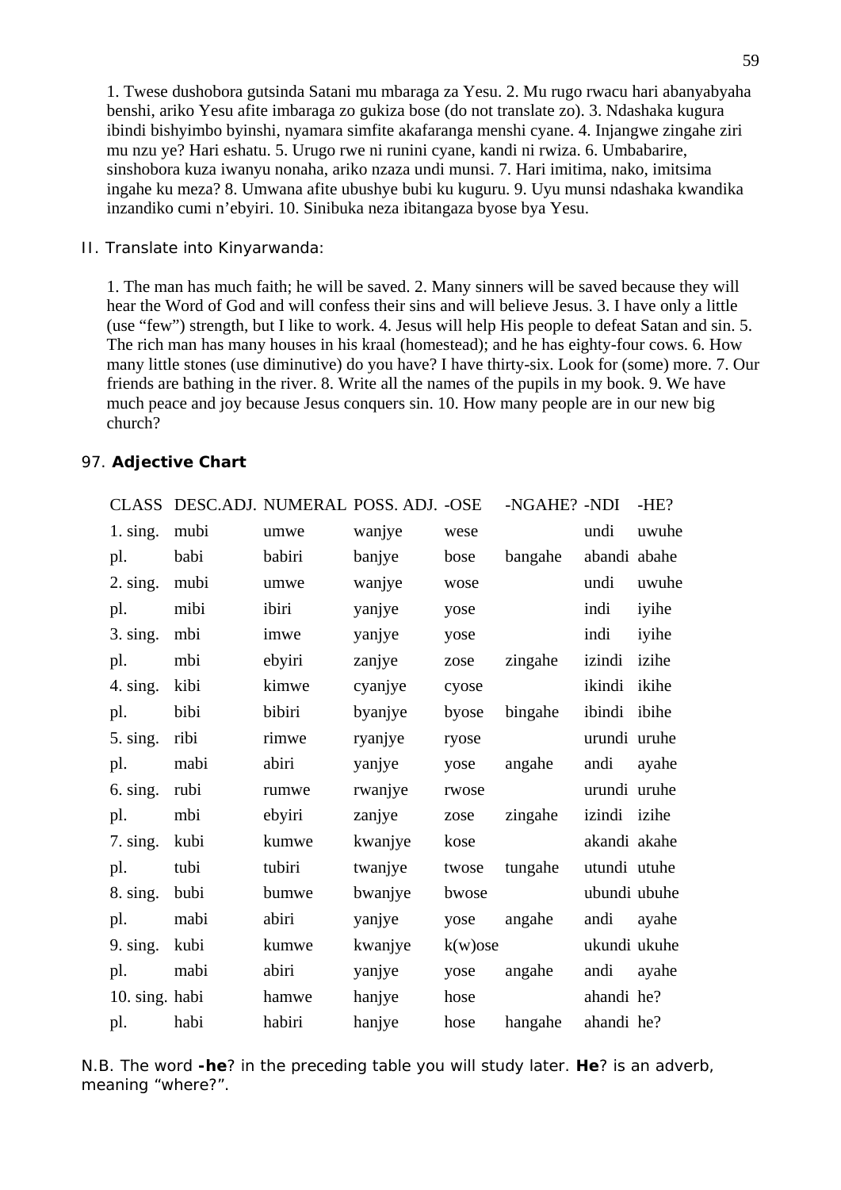1. Twese dushobora gutsinda Satani mu mbaraga za Yesu. 2. Mu rugo rwacu hari abanyabyaha benshi, ariko Yesu afite imbaraga zo gukiza bose (do not translate zo). 3. Ndashaka kugura ibindi bishyimbo byinshi, nyamara simfite akafaranga menshi cyane. 4. Injangwe zingahe ziri mu nzu ye? Hari eshatu. 5. Urugo rwe ni runini cyane, kandi ni rwiza. 6. Umbabarire, sinshobora kuza iwanyu nonaha, ariko nzaza undi munsi. 7. Hari imitima, nako, imitsima ingahe ku meza? 8. Umwana afite ubushye bubi ku kuguru. 9. Uyu munsi ndashaka kwandika inzandiko cumi n'ebyiri. 10. Sinibuka neza ibitangaza byose bya Yesu.

II. Translate into Kinyarwanda:

1. The man has much faith; he will be saved. 2. Many sinners will be saved because they will hear the Word of God and will confess their sins and will believe Jesus. 3. I have only a little (use "few") strength, but I like to work. 4. Jesus will help His people to defeat Satan and sin. 5. The rich man has many houses in his kraal (homestead); and he has eighty-four cows. 6. How many little stones (use diminutive) do you have? I have thirty-six. Look for (some) more. 7. Our friends are bathing in the river. 8. Write all the names of the pupils in my book. 9. We have much peace and joy because Jesus conquers sin. 10. How many people are in our new big church?

97. **Adjective Chart**

| CLASS | DESC.ADJ. | NUMERAL | POSS. ADJ. | -OSE | -NGAHE? | -NDI | -HE? |
|---|---|---|---|---|---|---|---|
| 1. sing. | mubi | umwe | wanjye | wese | | undi | uwuhe |
| pl. | babi | babiri | banjye | bose | bangahe | abandi | abahe |
| 2. sing. | mubi | umwe | wanjye | wose | | undi | uwuhe |
| pl. | mibi | ibiri | yanjye | yose | | indi | iyihe |
| 3. sing. | mbi | imwe | yanjye | yose | | indi | iyihe |
| pl. | mbi | ebyiri | zanjye | zose | zingahe | izindi | izihe |
| 4. sing. | kibi | kimwe | cyanjye | cyose | | ikindi | ikihe |
| pl. | bibi | bibiri | byanjye | byose | bingahe | ibindi | ibihe |
| 5. sing. | ribi | rimwe | ryanjye | ryose | | urundi | uruhe |
| pl. | mabi | abiri | yanjye | yose | angahe | andi | ayahe |
| 6. sing. | rubi | rumwe | rwanjye | rwose | | urundi | uruhe |
| pl. | mbi | ebyiri | zanjye | zose | zingahe | izindi | izihe |
| 7. sing. | kubi | kumwe | kwanjye | kose | | akandi | akahe |
| pl. | tubi | tubiri | twanjye | twose | tungahe | utundi | utuhe |
| 8. sing. | bubi | bumwe | bwanjye | bwose | | ubundi | ubuhe |
| pl. | mabi | abiri | yanjye | yose | angahe | andi | ayahe |
| 9. sing. | kubi | kumwe | kwanjye | k(w)ose | | ukundi | ukuhe |
| pl. | mabi | abiri | yanjye | yose | angahe | andi | ayahe |
| 10. sing. | habi | hamwe | hanjye | hose | | ahandi | he? |
| pl. | habi | habiri | hanjye | hose | hangahe | ahandi | he? |

N.B. The word **-he**? in the preceding table you will study later. **He**? is an adverb, meaning "where?".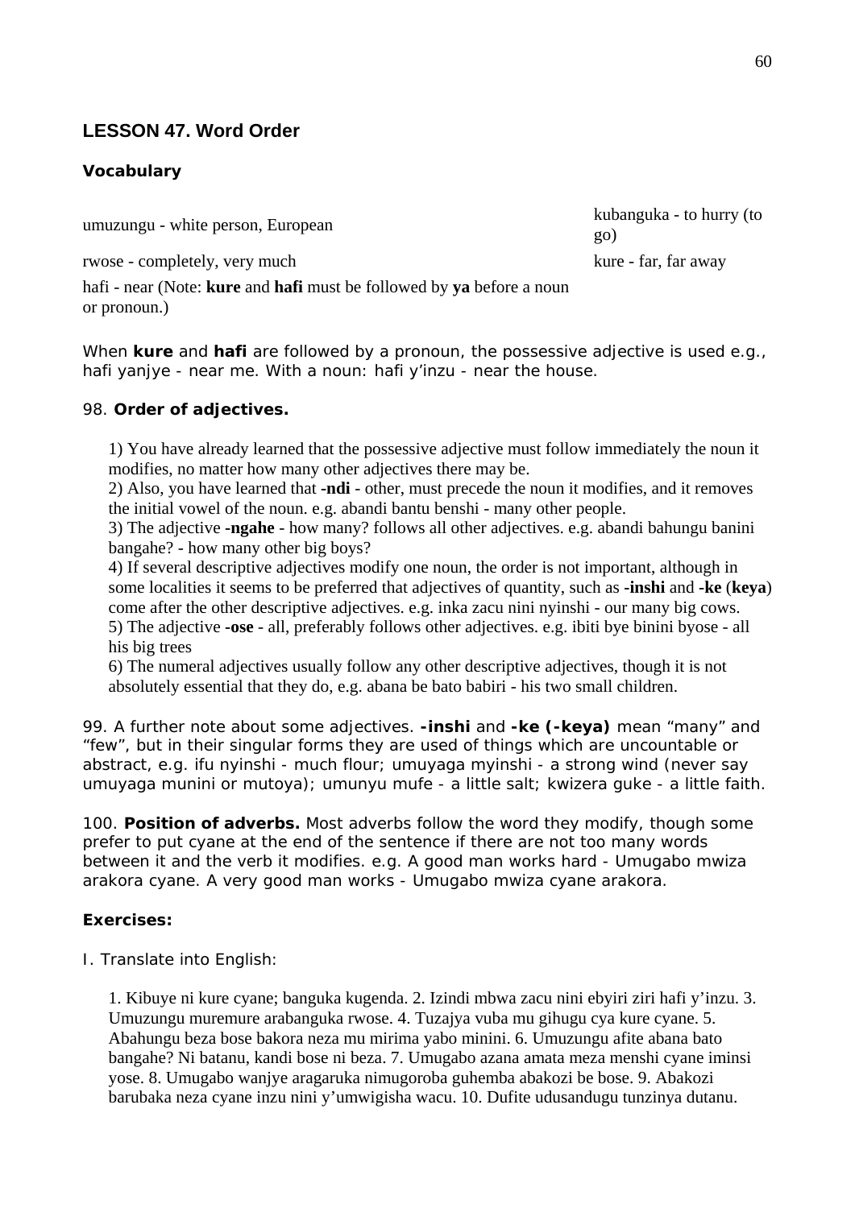## LESSON 47. Word Order

### Vocabulary

umuzungu - white person, European

kubanguka - to hurry (to go)

rwose - completely, very much

kure - far, far away

hafi - near (Note: **kure** and **hafi** must be followed by **ya** before a noun or pronoun.)

When **kure** and **hafi** are followed by a pronoun, the possessive adjective is used e.g., hafi yanjye - near me. With a noun: hafi y'inzu - near the house.

98. **Order of adjectives.**

1) You have already learned that the possessive adjective must follow immediately the noun it modifies, no matter how many other adjectives there may be.
2) Also, you have learned that **-ndi** - other, must precede the noun it modifies, and it removes the initial vowel of the noun. e.g. abandi bantu benshi - many other people.
3) The adjective **-ngahe** - how many? follows all other adjectives. e.g. abandi bahungu banini bangahe? - how many other big boys?
4) If several descriptive adjectives modify one noun, the order is not important, although in some localities it seems to be preferred that adjectives of quantity, such as **-inshi** and **-ke** (**keya**) come after the other descriptive adjectives. e.g. inka zacu nini nyinshi - our many big cows.
5) The adjective **-ose** - all, preferably follows other adjectives. e.g. ibiti bye binini byose - all his big trees
6) The numeral adjectives usually follow any other descriptive adjectives, though it is not absolutely essential that they do, e.g. abana be bato babiri - his two small children.

99. A further note about some adjectives. **-inshi** and **-ke (-keya)** mean "many" and "few", but in their singular forms they are used of things which are uncountable or abstract, e.g. ifu nyinshi - much flour; umuyaga myinshi - a strong wind (never say umuyaga munini or mutoya); umunyu mufe - a little salt; kwizera guke - a little faith.

100. **Position of adverbs.** Most adverbs follow the word they modify, though some prefer to put cyane at the end of the sentence if there are not too many words between it and the verb it modifies. e.g. A good man works hard - Umugabo mwiza arakora cyane. A very good man works - Umugabo mwiza cyane arakora.

### Exercises:

I. Translate into English:

1. Kibuye ni kure cyane; banguka kugenda. 2. Izindi mbwa zacu nini ebyiri ziri hafi y'inzu. 3. Umuzungu muremure arabanguka rwose. 4. Tuzajya vuba mu gihugu cya kure cyane. 5. Abahungu beza bose bakora neza mu mirima yabo minini. 6. Umuzungu afite abana bato bangahe? Ni batanu, kandi bose ni beza. 7. Umugabo azana amata meza menshi cyane iminsi yose. 8. Umugabo wanjye aragaruka nimugoroba guhemba abakozi be bose. 9. Abakozi barubaka neza cyane inzu nini y'umwigisha wacu. 10. Dufite udusandugu tunzinya dutanu.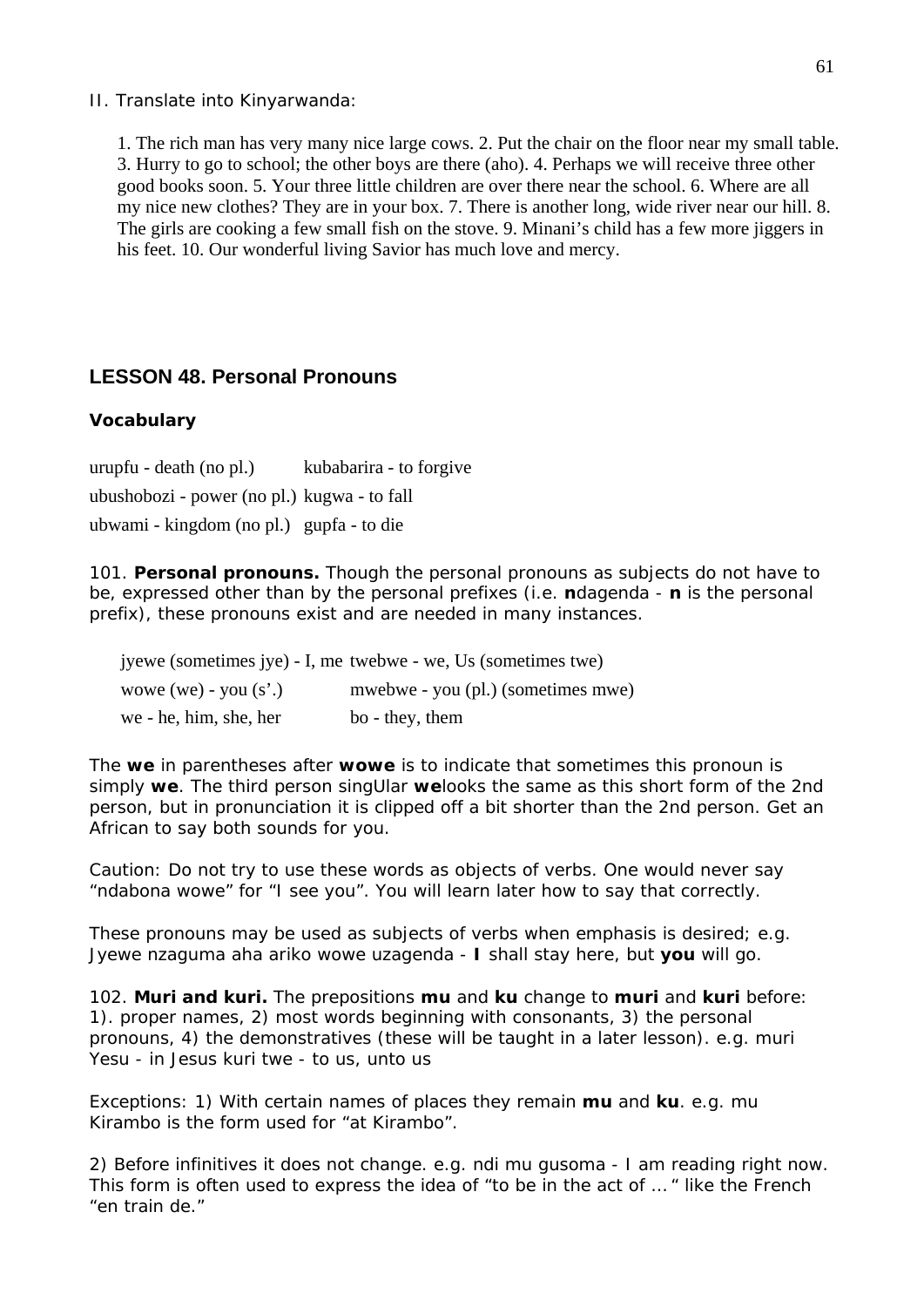II. Translate into Kinyarwanda:

1. The rich man has very many nice large cows. 2. Put the chair on the floor near my small table. 3. Hurry to go to school; the other boys are there (aho). 4. Perhaps we will receive three other good books soon. 5. Your three little children are over there near the school. 6. Where are all my nice new clothes? They are in your box. 7. There is another long, wide river near our hill. 8. The girls are cooking a few small fish on the stove. 9. Minani's child has a few more jiggers in his feet. 10. Our wonderful living Savior has much love and mercy.

## LESSON 48. Personal Pronouns

### Vocabulary

| | |
|---|---|
| urupfu - death (no pl.) | kubabarira - to forgive |
| ubushobozi - power (no pl.) | kugwa - to fall |
| ubwami - kingdom (no pl.) | gupfa - to die |

101. **Personal pronouns.** Though the personal pronouns as subjects do not have to be, expressed other than by the personal prefixes (i.e. **n**dagenda - **n** is the personal prefix), these pronouns exist and are needed in many instances.

| | |
|---|---|
| jyewe (sometimes jye) - I, me | twebwe - we, Us (sometimes twe) |
| wowe (we) - you (s'.) | mwebwe - you (pl.) (sometimes mwe) |
| we - he, him, she, her | bo - they, them |

The **we** in parentheses after **wowe** is to indicate that sometimes this pronoun is simply **we**. The third person singUlar **we**looks the same as this short form of the 2nd person, but in pronunciation it is clipped off a bit shorter than the 2nd person. Get an African to say both sounds for you.

Caution: Do not try to use these words as objects of verbs. One would never say "ndabona wowe" for "I see you". You will learn later how to say that correctly.

These pronouns may be used as subjects of verbs when emphasis is desired; e.g. Jyewe nzaguma aha ariko wowe uzagenda - **I** shall stay here, but **you** will go.

102. **Muri and kuri.** The prepositions **mu** and **ku** change to **muri** and **kuri** before: 1). proper names, 2) most words beginning with consonants, 3) the personal pronouns, 4) the demonstratives (these will be taught in a later lesson). e.g. muri Yesu - in Jesus kuri twe - to us, unto us

Exceptions: 1) With certain names of places they remain **mu** and **ku**. e.g. mu Kirambo is the form used for "at Kirambo".

2) Before infinitives it does not change. e.g. ndi mu gusoma - I am reading right now. This form is often used to express the idea of "to be in the act of ... " like the French "en train de."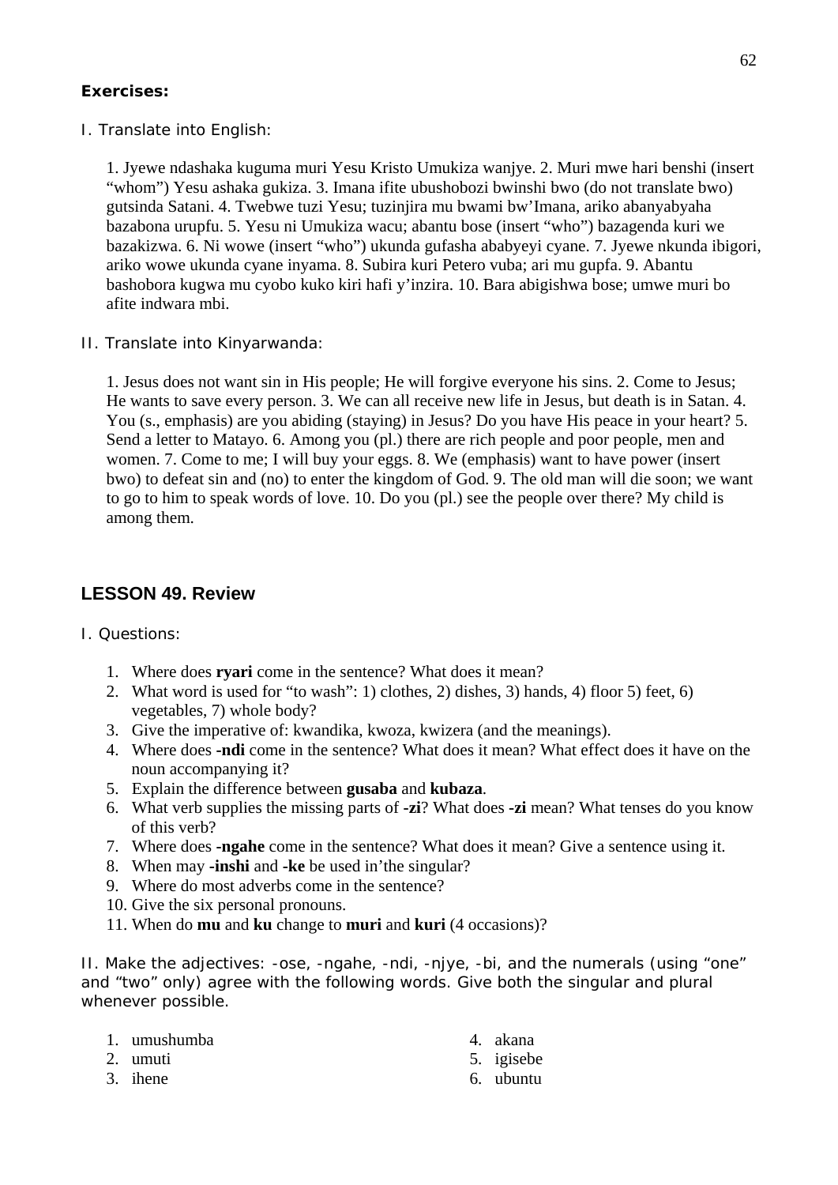**Exercises:**

I. Translate into English:

1. Jyewe ndashaka kuguma muri Yesu Kristo Umukiza wanjye. 2. Muri mwe hari benshi (insert "whom") Yesu ashaka gukiza. 3. Imana ifite ubushobozi bwinshi bwo (do not translate bwo) gutsinda Satani. 4. Twebwe tuzi Yesu; tuzinjira mu bwami bw'Imana, ariko abanyabyaha bazabona urupfu. 5. Yesu ni Umukiza wacu; abantu bose (insert "who") bazagenda kuri we bazakizwa. 6. Ni wowe (insert "who") ukunda gufasha ababyeyi cyane. 7. Jyewe nkunda ibigori, ariko wowe ukunda cyane inyama. 8. Subira kuri Petero vuba; ari mu gupfa. 9. Abantu bashobora kugwa mu cyobo kuko kiri hafi y'inzira. 10. Bara abigishwa bose; umwe muri bo afite indwara mbi.

II. Translate into Kinyarwanda:

1. Jesus does not want sin in His people; He will forgive everyone his sins. 2. Come to Jesus; He wants to save every person. 3. We can all receive new life in Jesus, but death is in Satan. 4. You (s., emphasis) are you abiding (staying) in Jesus? Do you have His peace in your heart? 5. Send a letter to Matayo. 6. Among you (pl.) there are rich people and poor people, men and women. 7. Come to me; I will buy your eggs. 8. We (emphasis) want to have power (insert bwo) to defeat sin and (no) to enter the kingdom of God. 9. The old man will die soon; we want to go to him to speak words of love. 10. Do you (pl.) see the people over there? My child is among them.

## LESSON 49. Review

I. Questions:

1. Where does **ryari** come in the sentence? What does it mean?
2. What word is used for "to wash": 1) clothes, 2) dishes, 3) hands, 4) floor 5) feet, 6) vegetables, 7) whole body?
3. Give the imperative of: kwandika, kwoza, kwizera (and the meanings).
4. Where does **-ndi** come in the sentence? What does it mean? What effect does it have on the noun accompanying it?
5. Explain the difference between **gusaba** and **kubaza**.
6. What verb supplies the missing parts of **-zi**? What does **-zi** mean? What tenses do you know of this verb?
7. Where does **-ngahe** come in the sentence? What does it mean? Give a sentence using it.
8. When may **-inshi** and **-ke** be used in'the singular?
9. Where do most adverbs come in the sentence?
10. Give the six personal pronouns.
11. When do **mu** and **ku** change to **muri** and **kuri** (4 occasions)?

II. Make the adjectives: -ose, -ngahe, -ndi, -njye, -bi, and the numerals (using "one" and "two" only) agree with the following words. Give both the singular and plural whenever possible.

1. umushumba
2. umuti
3. ihene
4. akana
5. igisebe
6. ubuntu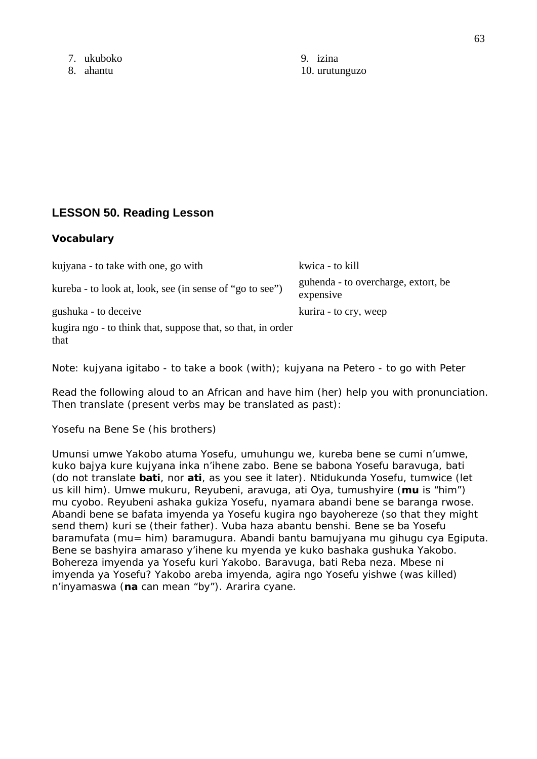7. ukuboko
8. ahantu
9. izina
10. urutunguzo

## LESSON 50. Reading Lesson

### Vocabulary

kujyana - to take with one, go with

kureba - to look at, look, see (in sense of "go to see")

gushuka - to deceive

kugira ngo - to think that, suppose that, so that, in order that

kwica - to kill

guhenda - to overcharge, extort, be expensive

kurira - to cry, weep

Note: kujyana igitabo - to take a book (with); kujyana na Petero - to go with Peter

Read the following aloud to an African and have him (her) help you with pronunciation. Then translate (present verbs may be translated as past):

Yosefu na Bene Se (his brothers)

Umunsi umwe Yakobo atuma Yosefu, umuhungu we, kureba bene se cumi n'umwe, kuko bajya kure kujyana inka n'ihene zabo. Bene se babona Yosefu baravuga, bati (do not translate **bati**, nor **ati**, as you see it later). Ntidukunda Yosefu, tumwice (let us kill him). Umwe mukuru, Reyubeni, aravuga, ati Oya, tumushyire (**mu** is "him") mu cyobo. Reyubeni ashaka gukiza Yosefu, nyamara abandi bene se baranga rwose. Abandi bene se bafata imyenda ya Yosefu kugira ngo bayohereze (so that they might send them) kuri se (their father). Vuba haza abantu benshi. Bene se ba Yosefu baramufata (mu= him) baramugura. Abandi bantu bamujyana mu gihugu cya Egiputa. Bene se bashyira amaraso y'ihene ku myenda ye kuko bashaka gushuka Yakobo. Bohereza imyenda ya Yosefu kuri Yakobo. Baravuga, bati Reba neza. Mbese ni imyenda ya Yosefu? Yakobo areba imyenda, agira ngo Yosefu yishwe (was killed) n'inyamaswa (**na** can mean "by"). Ararira cyane.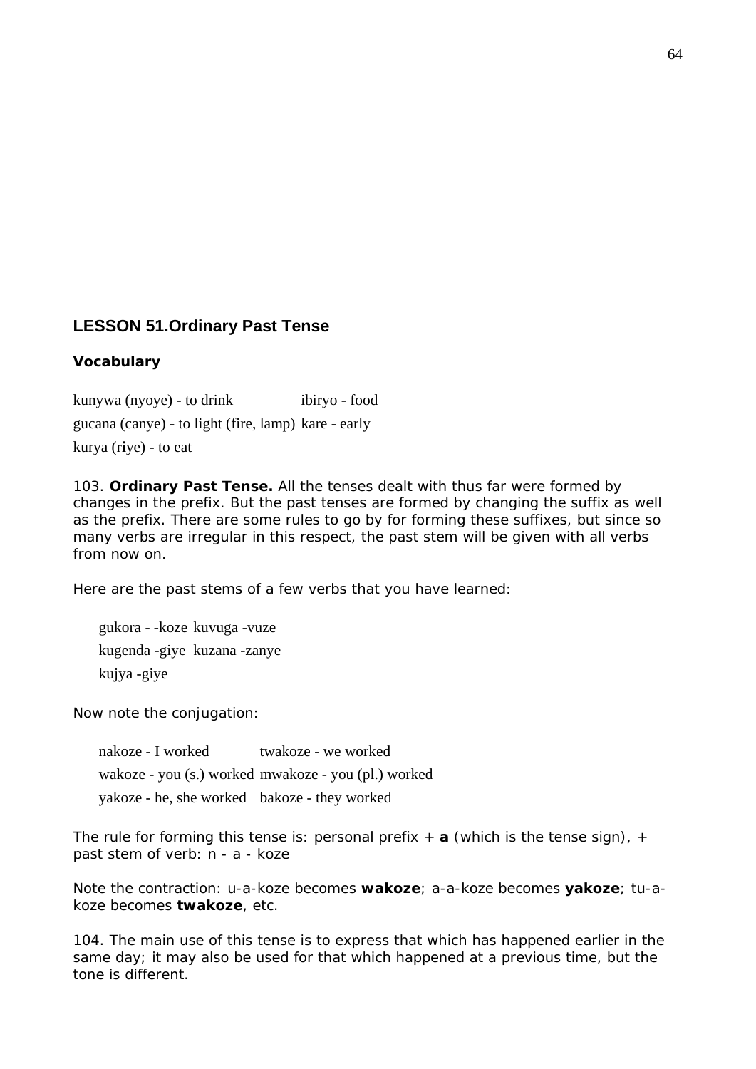## LESSON 51.Ordinary Past Tense

### Vocabulary

kunywa (nyoye) - to drink ibiryo - food

gucana (canye) - to light (fire, lamp) kare - early

kurya (r**i**ye) - to eat

103. **Ordinary Past Tense.** All the tenses dealt with thus far were formed by changes in the prefix. But the past tenses are formed by changing the suffix as well as the prefix. There are some rules to go by for forming these suffixes, but since so many verbs are irregular in this respect, the past stem will be given with all verbs from now on.

Here are the past stems of a few verbs that you have learned:

gukora - -koze kuvuga -vuze

kugenda -giye kuzana -zanye

kujya -giye

Now note the conjugation:

nakoze - I worked twakoze - we worked

wakoze - you (s.) worked mwakoze - you (pl.) worked

yakoze - he, she worked bakoze - they worked

The rule for forming this tense is: personal prefix + **a** (which is the tense sign), + past stem of verb: n - a - koze

Note the contraction: u-a-koze becomes **wakoze**; a-a-koze becomes **yakoze**; tu-a-koze becomes **twakoze**, etc.

104. The main use of this tense is to express that which has happened earlier in the same day; it may also be used for that which happened at a previous time, but the tone is different.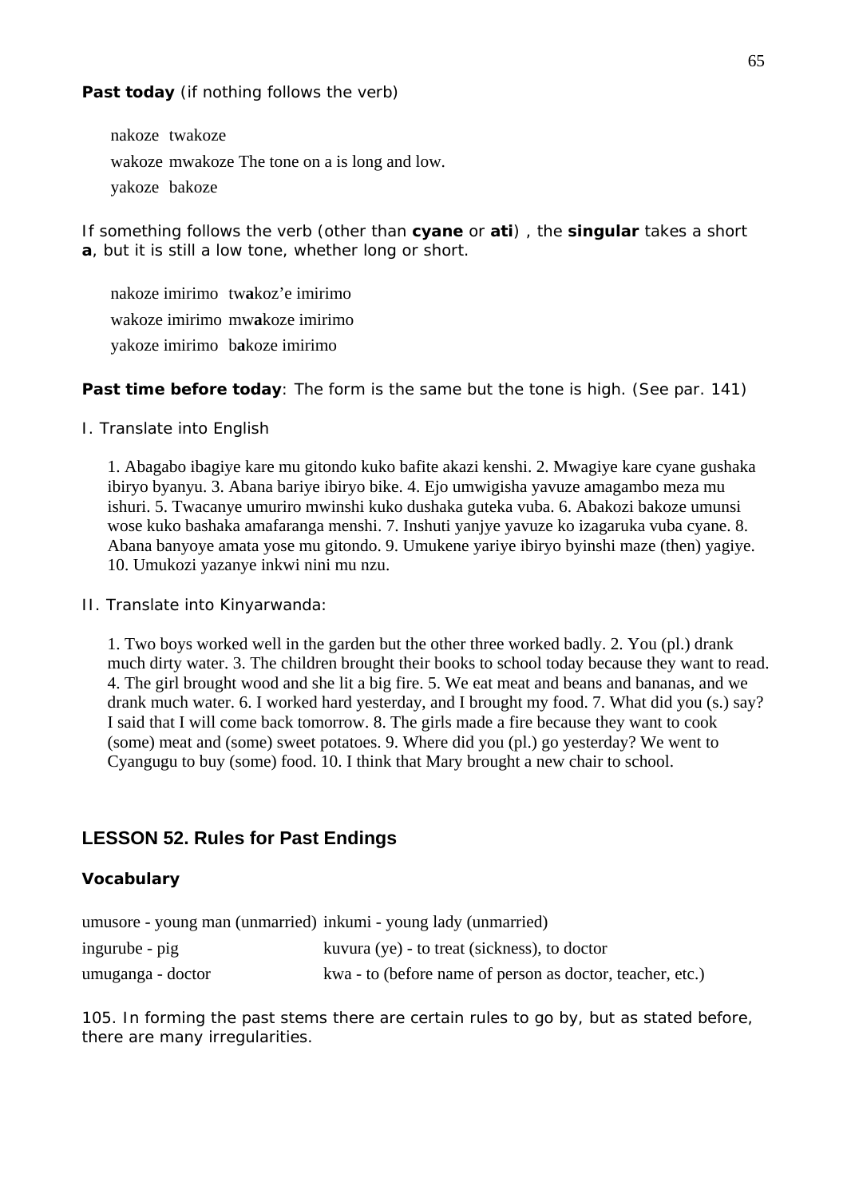**Past today** (if nothing follows the verb)

nakoze twakoze

wakoze mwakoze The tone on a is long and low.

yakoze bakoze

If something follows the verb (other than **cyane** or **ati**) , the **singular** takes a short **a**, but it is still a low tone, whether long or short.

nakoze imirimo tw**a**koz'e imirimo

wakoze imirimo mw**a**koze imirimo

yakoze imirimo b**a**koze imirimo

**Past time before today**: The form is the same but the tone is high. (See par. 141)

I. Translate into English

1. Abagabo ibagiye kare mu gitondo kuko bafite akazi kenshi. 2. Mwagiye kare cyane gushaka ibiryo byanyu. 3. Abana bariye ibiryo bike. 4. Ejo umwigisha yavuze amagambo meza mu ishuri. 5. Twacanye umuriro mwinshi kuko dushaka guteka vuba. 6. Abakozi bakoze umunsi wose kuko bashaka amafaranga menshi. 7. Inshuti yanjye yavuze ko izagaruka vuba cyane. 8. Abana banyoye amata yose mu gitondo. 9. Umukene yariye ibiryo byinshi maze (then) yagiye. 10. Umukozi yazanye inkwi nini mu nzu.

II. Translate into Kinyarwanda:

1. Two boys worked well in the garden but the other three worked badly. 2. You (pl.) drank much dirty water. 3. The children brought their books to school today because they want to read. 4. The girl brought wood and she lit a big fire. 5. We eat meat and beans and bananas, and we drank much water. 6. I worked hard yesterday, and I brought my food. 7. What did you (s.) say? I said that I will come back tomorrow. 8. The girls made a fire because they want to cook (some) meat and (some) sweet potatoes. 9. Where did you (pl.) go yesterday? We went to Cyangugu to buy (some) food. 10. I think that Mary brought a new chair to school.

## LESSON 52. Rules for Past Endings

### Vocabulary

| | |
|---|---|
| umusore - young man (unmarried) | inkumi - young lady (unmarried) |
| ingurube - pig | kuvura (ye) - to treat (sickness), to doctor |
| umuganga - doctor | kwa - to (before name of person as doctor, teacher, etc.) |

105. In forming the past stems there are certain rules to go by, but as stated before, there are many irregularities.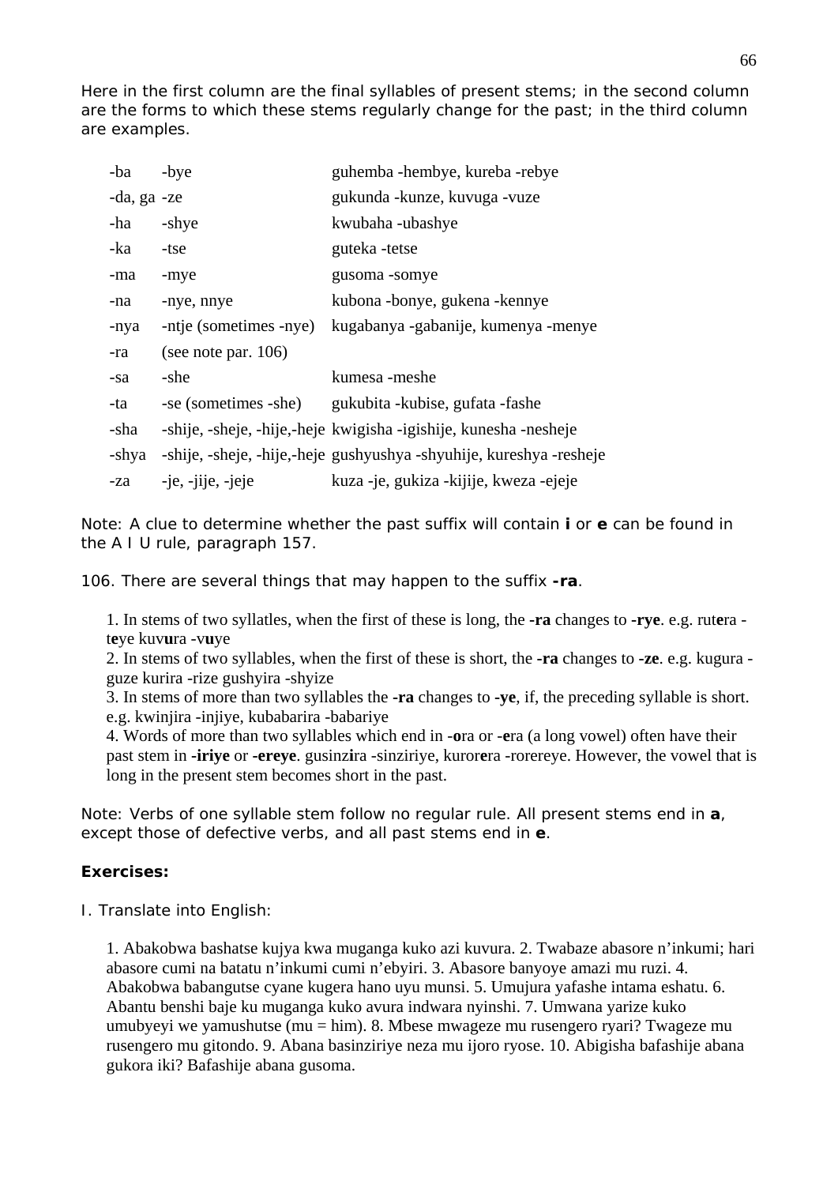Here in the first column are the final syllables of present stems; in the second column are the forms to which these stems regularly change for the past; in the third column are examples.

| | | |
|---|---|---|
| -ba | -bye | guhemba -hembye, kureba -rebye |
| -da, ga | -ze | gukunda -kunze, kuvuga -vuze |
| -ha | -shye | kwubaha -ubashye |
| -ka | -tse | guteka -tetse |
| -ma | -mye | gusoma -somye |
| -na | -nye, nnye | kubona -bonye, gukena -kennye |
| -nya | -ntje (sometimes -nye) | kugabanya -gabanije, kumenya -menye |
| -ra | (see note par. 106) | |
| -sa | -she | kumesa -meshe |
| -ta | -se (sometimes -she) | gukubita -kubise, gufata -fashe |
| -sha | -shije, -sheje, -hije,-heje | kwigisha -igishije, kunesha -nesheje |
| -shya | -shije, -sheje, -hije,-heje | gushyushya -shyuhije, kureshya -resheje |
| -za | -je, -jije, -jeje | kuza -je, gukiza -kijije, kweza -ejeje |

Note: A clue to determine whether the past suffix will contain **i** or **e** can be found in the A I U rule, paragraph 157.

106. There are several things that may happen to the suffix **-ra**.

1. In stems of two syllatles, when the first of these is long, the **-ra** changes to **-rye**. e.g. rut**e**ra -t**e**ye kuv**u**ra -v**u**ye
2. In stems of two syllables, when the first of these is short, the **-ra** changes to **-ze**. e.g. kugura -guze kurira -rize gushyira -shyize
3. In stems of more than two syllables the **-ra** changes to **-ye**, if, the preceding syllable is short. e.g. kwinjira -injiye, kubabarira -babariye
4. Words of more than two syllables which end in **-o**ra or **-e**ra (a long vowel) often have their past stem in **-iriye** or **-ereye**. gusinz**i**ra -sinziriye, kuror**e**ra -rorereye. However, the vowel that is long in the present stem becomes short in the past.

Note: Verbs of one syllable stem follow no regular rule. All present stems end in **a**, except those of defective verbs, and all past stems end in **e**.

**Exercises:**

I. Translate into English:

1. Abakobwa bashatse kujya kwa muganga kuko azi kuvura. 2. Twabaze abasore n'inkumi; hari abasore cumi na batatu n'inkumi cumi n'ebyiri. 3. Abasore banyoye amazi mu ruzi. 4. Abakobwa babangutse cyane kugera hano uyu munsi. 5. Umujura yafashe intama eshatu. 6. Abantu benshi baje ku muganga kuko avura indwara nyinshi. 7. Umwana yarize kuko umubyeyi we yamushutse (mu = him). 8. Mbese mwageze mu rusengero ryari? Twageze mu rusengero mu gitondo. 9. Abana basinziriye neza mu ijoro ryose. 10. Abigisha bafashije abana gukora iki? Bafashije abana gusoma.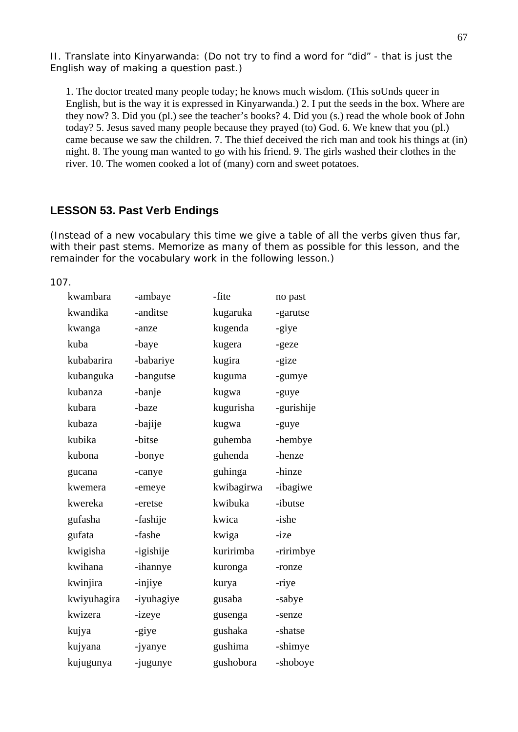II. Translate into Kinyarwanda: (Do not try to find a word for "did" - that is just the English way of making a question past.)

1. The doctor treated many people today; he knows much wisdom. (This soUnds queer in English, but is the way it is expressed in Kinyarwanda.) 2. I put the seeds in the box. Where are they now? 3. Did you (pl.) see the teacher's books? 4. Did you (s.) read the whole book of John today? 5. Jesus saved many people because they prayed (to) God. 6. We knew that you (pl.) came because we saw the children. 7. The thief deceived the rich man and took his things at (in) night. 8. The young man wanted to go with his friend. 9. The girls washed their clothes in the river. 10. The women cooked a lot of (many) corn and sweet potatoes.

## LESSON 53. Past Verb Endings

(Instead of a new vocabulary this time we give a table of all the verbs given thus far, with their past stems. Memorize as many of them as possible for this lesson, and the remainder for the vocabulary work in the following lesson.)

107.

| | | | |
|---|---|---|---|
| kwambara | -ambaye | -fite | no past |
| kwandika | -anditse | kugaruka | -garutse |
| kwanga | -anze | kugenda | -giye |
| kuba | -baye | kugera | -geze |
| kubabarira | -babariye | kugira | -gize |
| kubanguka | -bangutse | kuguma | -gumye |
| kubanza | -banje | kugwa | -guye |
| kubara | -baze | kugurisha | -gurishije |
| kubaza | -bajije | kugwa | -guye |
| kubika | -bitse | guhemba | -hembye |
| kubona | -bonye | guhenda | -henze |
| gucana | -canye | guhinga | -hinze |
| kwemera | -emeye | kwibagirwa | -ibagiwe |
| kwereka | -eretse | kwibuka | -ibutse |
| gufasha | -fashije | kwica | -ishe |
| gufata | -fashe | kwiga | -ize |
| kwigisha | -igishije | kuririmba | -ririmbye |
| kwihana | -ihannye | kuronga | -ronze |
| kwinjira | -injiye | kurya | -riye |
| kwiyuhagira | -iyuhagiye | gusaba | -sabye |
| kwizera | -izeye | gusenga | -senze |
| kujya | -giye | gushaka | -shatse |
| kujyana | -jyanye | gushima | -shimye |
| kujugunya | -jugunye | gushobora | -shoboye |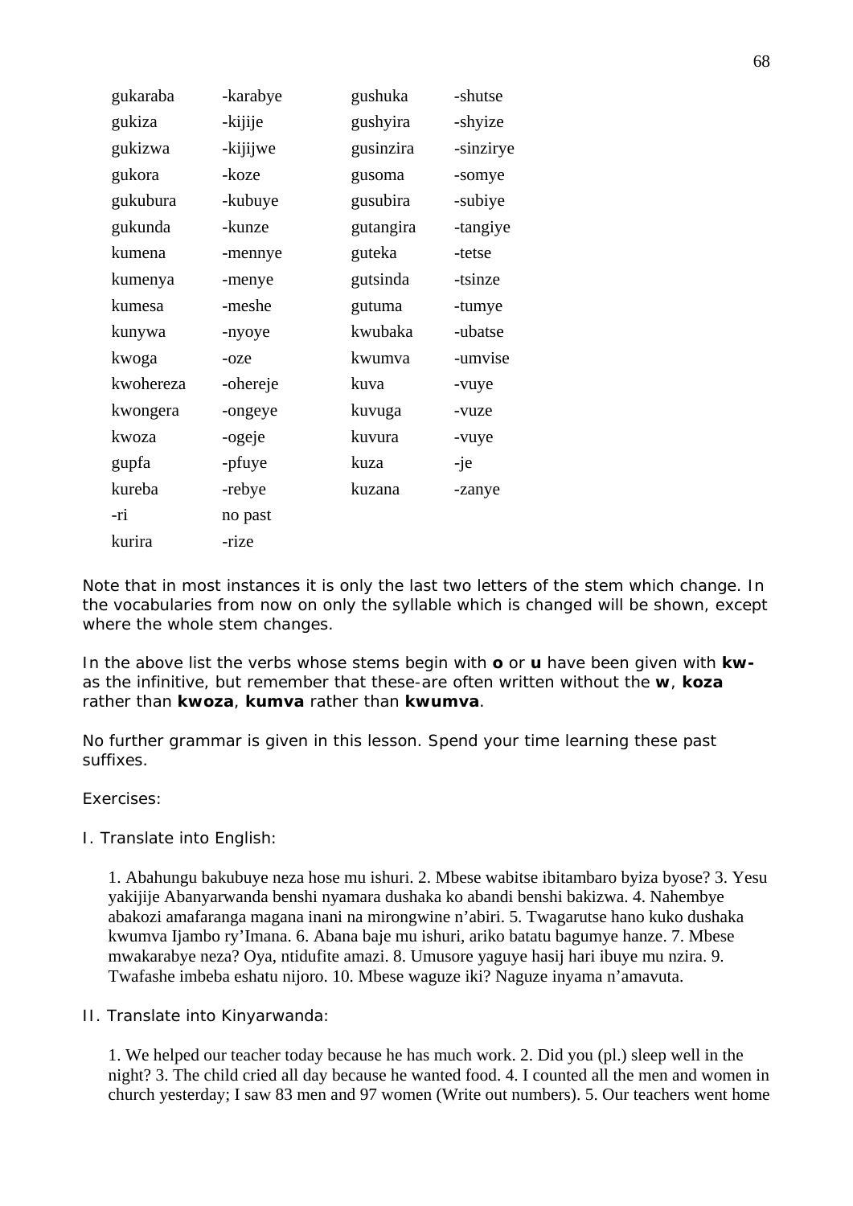| | | | |
|---|---|---|---|
| gukaraba | -karabye | gushuka | -shutse |
| gukiza | -kijije | gushyira | -shyize |
| gukizwa | -kijijwe | gusinzira | -sinzirye |
| gukora | -koze | gusoma | -somye |
| gukubura | -kubuye | gusubira | -subiye |
| gukunda | -kunze | gutangira | -tangiye |
| kumena | -mennye | guteka | -tetse |
| kumenya | -menye | gutsinda | -tsinze |
| kumesa | -meshe | gutuma | -tumye |
| kunywa | -nyoye | kwubaka | -ubatse |
| kwoga | -oze | kwumva | -umvise |
| kwohereza | -ohereje | kuva | -vuye |
| kwongera | -ongeye | kuvuga | -vuze |
| kwoza | -ogeje | kuvura | -vuye |
| gupfa | -pfuye | kuza | -je |
| kureba | -rebye | kuzana | -zanye |
| -ri | no past | | |
| kurira | -rize | | |

Note that in most instances it is only the last two letters of the stem which change. In the vocabularies from now on only the syllable which is changed will be shown, except where the whole stem changes.

In the above list the verbs whose stems begin with **o** or **u** have been given with **kw-** as the infinitive, but remember that these-are often written without the **w**, **koza** rather than **kwoza**, **kumva** rather than **kwumva**.

No further grammar is given in this lesson. Spend your time learning these past suffixes.

Exercises:

I. Translate into English:

1. Abahungu bakubuye neza hose mu ishuri. 2. Mbese wabitse ibitambaro byiza byose? 3. Yesu yakijije Abanyarwanda benshi nyamara dushaka ko abandi benshi bakizwa. 4. Nahembye abakozi amafaranga magana inani na mirongwine n'abiri. 5. Twagarutse hano kuko dushaka kwumva Ijambo ry'Imana. 6. Abana baje mu ishuri, ariko batatu bagumye hanze. 7. Mbese mwakarabye neza? Oya, ntidufite amazi. 8. Umusore yaguye hasij hari ibuye mu nzira. 9. Twafashe imbeba eshatu nijoro. 10. Mbese waguze iki? Naguze inyama n'amavuta.

II. Translate into Kinyarwanda:

1. We helped our teacher today because he has much work. 2. Did you (pl.) sleep well in the night? 3. The child cried all day because he wanted food. 4. I counted all the men and women in church yesterday; I saw 83 men and 97 women (Write out numbers). 5. Our teachers went home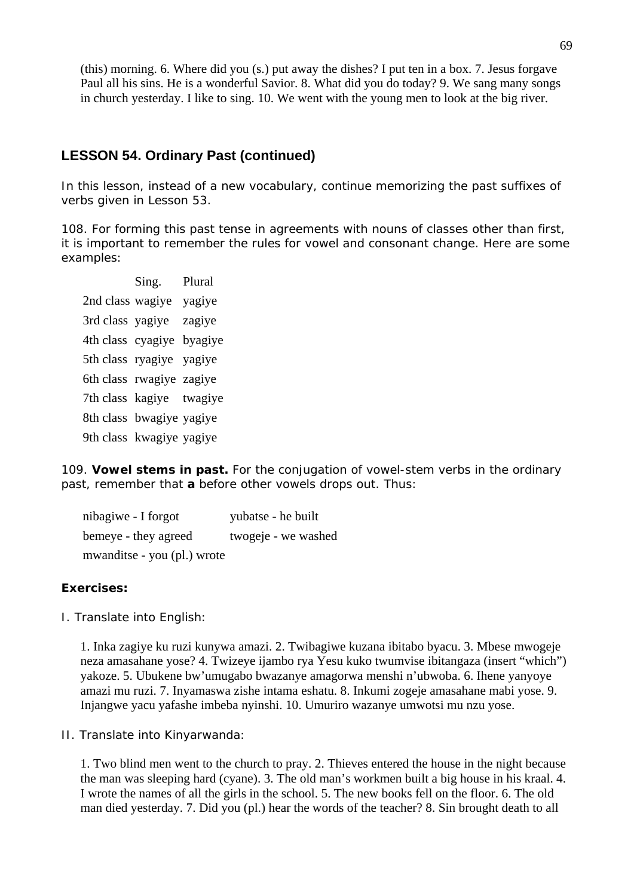(this) morning. 6. Where did you (s.) put away the dishes? I put ten in a box. 7. Jesus forgave Paul all his sins. He is a wonderful Savior. 8. What did you do today? 9. We sang many songs in church yesterday. I like to sing. 10. We went with the young men to look at the big river.

## LESSON 54. Ordinary Past (continued)

In this lesson, instead of a new vocabulary, continue memorizing the past suffixes of verbs given in Lesson 53.

108. For forming this past tense in agreements with nouns of classes other than first, it is important to remember the rules for vowel and consonant change. Here are some examples:

| | Sing. | Plural |
|---|---|---|
| 2nd class | wagiye | yagiye |
| 3rd class | yagiye | zagiye |
| 4th class | cyagiye | byagiye |
| 5th class | ryagiye | yagiye |
| 6th class | rwagiye | zagiye |
| 7th class | kagiye | twagiye |
| 8th class | bwagiye | yagiye |
| 9th class | kwagiye | yagiye |

109. **Vowel stems in past.** For the conjugation of vowel-stem verbs in the ordinary past, remember that **a** before other vowels drops out. Thus:

nibagiwe - I forgot  yubatse - he built
bemeye - they agreed  twogeje - we washed
mwanditse - you (pl.) wrote

**Exercises:**

I. Translate into English:

1. Inka zagiye ku ruzi kunywa amazi. 2. Twibagiwe kuzana ibitabo byacu. 3. Mbese mwogeje neza amasahane yose? 4. Twizeye ijambo rya Yesu kuko twumvise ibitangaza (insert “which”) yakoze. 5. Ubukene bw’umugabo bwazanye amagorwa menshi n’ubwoba. 6. Ihene yanyoye amazi mu ruzi. 7. Inyamaswa zishe intama eshatu. 8. Inkumi zogeje amasahane mabi yose. 9. Injangwe yacu yafashe imbeba nyinshi. 10. Umuriro wazanye umwotsi mu nzu yose.

II. Translate into Kinyarwanda:

1. Two blind men went to the church to pray. 2. Thieves entered the house in the night because the man was sleeping hard (cyane). 3. The old man’s workmen built a big house in his kraal. 4. I wrote the names of all the girls in the school. 5. The new books fell on the floor. 6. The old man died yesterday. 7. Did you (pl.) hear the words of the teacher? 8. Sin brought death to all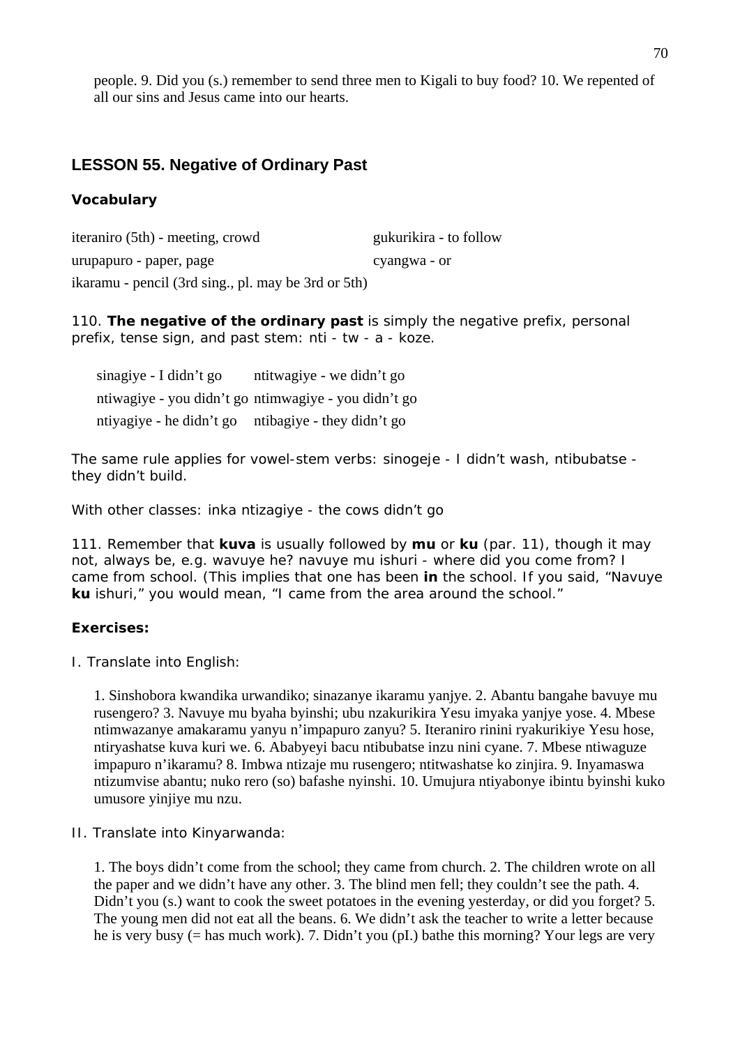people. 9. Did you (s.) remember to send three men to Kigali to buy food? 10. We repented of all our sins and Jesus came into our hearts.

## LESSON 55. Negative of Ordinary Past

### Vocabulary

iteraniro (5th) - meeting, crowd

urupapuro - paper, page

ikaramu - pencil (3rd sing., pl. may be 3rd or 5th)

gukurikira - to follow

cyangwa - or

110. **The negative of the ordinary past** is simply the negative prefix, personal prefix, tense sign, and past stem: nti - tw - a - koze.

| | |
|---|---|
| sinagiye - I didn't go | ntitwagiye - we didn't go |
| ntiwagiye - you didn't go | ntimwagiye - you didn't go |
| ntiyagiye - he didn't go | ntibagiye - they didn't go |

The same rule applies for vowel-stem verbs: sinogeje - I didn't wash, ntibubatse - they didn't build.

With other classes: inka ntizagiye - the cows didn't go

111. Remember that **kuva** is usually followed by **mu** or **ku** (par. 11), though it may not, always be, e.g. wavuye he? navuye mu ishuri - where did you come from? I came from school. (This implies that one has been **in** the school. If you said, "Navuye **ku** ishuri," you would mean, "I came from the area around the school."

**Exercises:**

I. Translate into English:

1. Sinshobora kwandika urwandiko; sinazanye ikaramu yanjye. 2. Abantu bangahe bavuye mu rusengero? 3. Navuye mu byaha byinshi; ubu nzakurikira Yesu imyaka yanjye yose. 4. Mbese ntimwazanye amakaramu yanyu n'impapuro zanyu? 5. Iteraniro rinini ryakurikiye Yesu hose, ntiryashatse kuva kuri we. 6. Ababyeyi bacu ntibubatse inzu nini cyane. 7. Mbese ntiwaguze impapuro n'ikaramu? 8. Imbwa ntizaje mu rusengero; ntitwashatse ko zinjira. 9. Inyamaswa ntizumvise abantu; nuko rero (so) bafashe nyinshi. 10. Umujura ntiyabonye ibintu byinshi kuko umusore yinjiye mu nzu.

II. Translate into Kinyarwanda:

1. The boys didn't come from the school; they came from church. 2. The children wrote on all the paper and we didn't have any other. 3. The blind men fell; they couldn't see the path. 4. Didn't you (s.) want to cook the sweet potatoes in the evening yesterday, or did you forget? 5. The young men did not eat all the beans. 6. We didn't ask the teacher to write a letter because he is very busy (= has much work). 7. Didn't you (pI.) bathe this morning? Your legs are very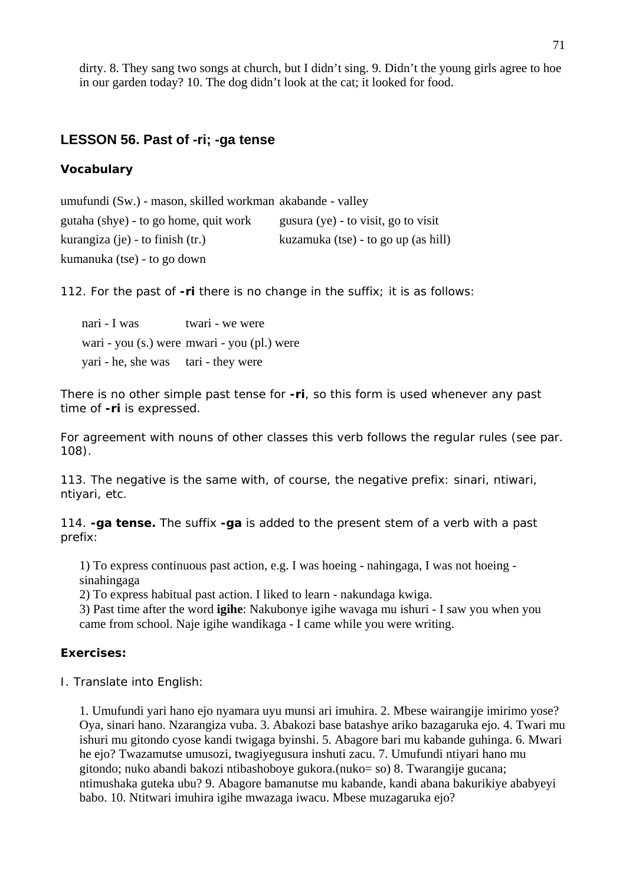dirty. 8. They sang two songs at church, but I didn't sing. 9. Didn't the young girls agree to hoe in our garden today? 10. The dog didn't look at the cat; it looked for food.

## LESSON 56. Past of -ri; -ga tense

### Vocabulary

umufundi (Sw.) - mason, skilled workman
akabande - valley
gutaha (shye) - to go home, quit work
gusura (ye) - to visit, go to visit
kurangiza (je) - to finish (tr.)
kuzamuka (tse) - to go up (as hill)
kumanuka (tse) - to go down

112. For the past of **-ri** there is no change in the suffix; it is as follows:

| | |
|---|---|
| nari - I was | twari - we were |
| wari - you (s.) were | mwari - you (pl.) were |
| yari - he, she was | tari - they were |

There is no other simple past tense for **-ri**, so this form is used whenever any past time of **-ri** is expressed.

For agreement with nouns of other classes this verb follows the regular rules (see par. 108).

113. The negative is the same with, of course, the negative prefix: sinari, ntiwari, ntiyari, etc.

114. **-ga tense.** The suffix **-ga** is added to the present stem of a verb with a past prefix:

1) To express continuous past action, e.g. I was hoeing - nahingaga, I was not hoeing - sinahingaga
2) To express habitual past action. I liked to learn - nakundaga kwiga.
3) Past time after the word **igihe**: Nakubonye igihe wavaga mu ishuri - I saw you when you came from school. Naje igihe wandikaga - I came while you were writing.

### Exercises:

I. Translate into English:

1. Umufundi yari hano ejo nyamara uyu munsi ari imuhira. 2. Mbese wairangije imirimo yose? Oya, sinari hano. Nzarangiza vuba. 3. Abakozi base batashye ariko bazagaruka ejo. 4. Twari mu ishuri mu gitondo cyose kandi twigaga byinshi. 5. Abagore bari mu kabande guhinga. 6. Mwari he ejo? Twazamutse umusozi, twagiyegusura inshuti zacu. 7. Umufundi ntiyari hano mu gitondo; nuko abandi bakozi ntibashoboye gukora.(nuko= so) 8. Twarangije gucana; ntimushaka guteka ubu? 9. Abagore bamanutse mu kabande, kandi abana bakurikiye ababyeyi babo. 10. Ntitwari imuhira igihe mwazaga iwacu. Mbese muzagaruka ejo?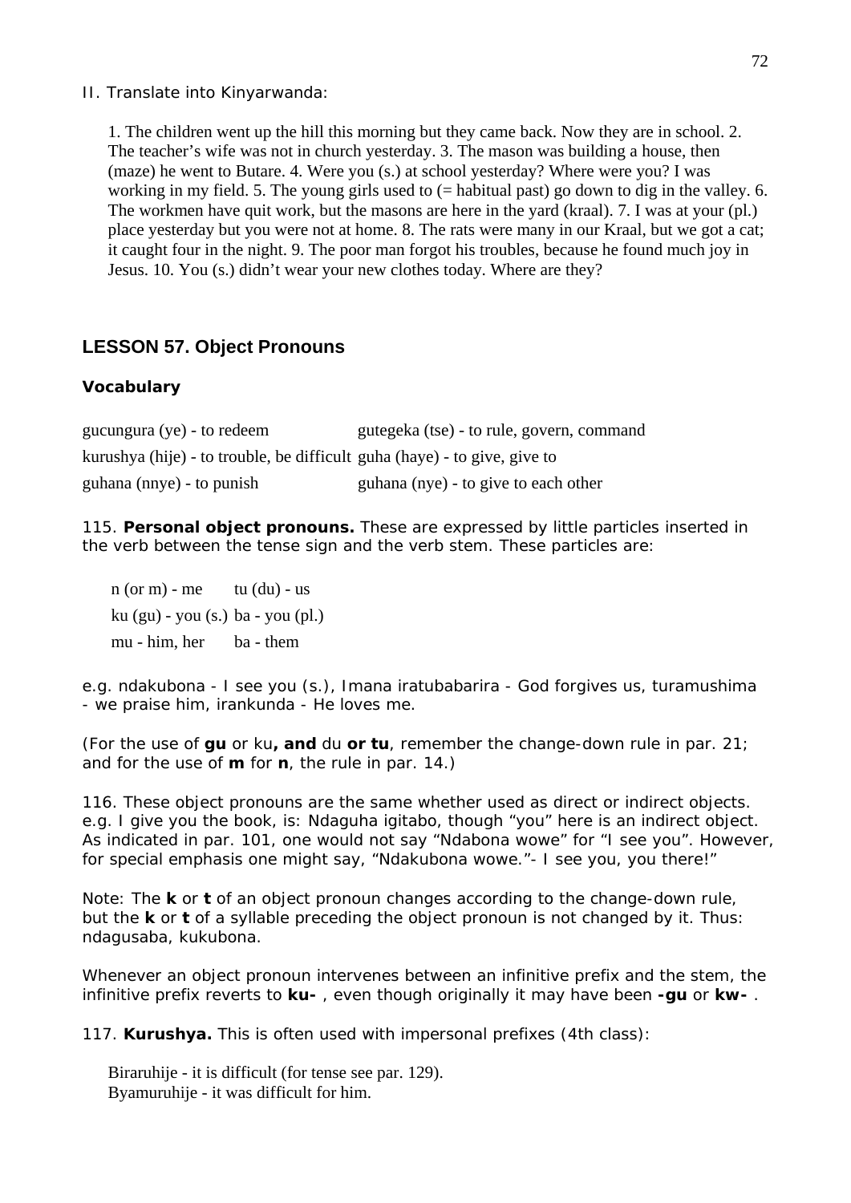II. Translate into Kinyarwanda:

1. The children went up the hill this morning but they came back. Now they are in school. 2. The teacher's wife was not in church yesterday. 3. The mason was building a house, then (maze) he went to Butare. 4. Were you (s.) at school yesterday? Where were you? I was working in my field. 5. The young girls used to (= habitual past) go down to dig in the valley. 6. The workmen have quit work, but the masons are here in the yard (kraal). 7. I was at your (pl.) place yesterday but you were not at home. 8. The rats were many in our Kraal, but we got a cat; it caught four in the night. 9. The poor man forgot his troubles, because he found much joy in Jesus. 10. You (s.) didn't wear your new clothes today. Where are they?

## LESSON 57. Object Pronouns

### Vocabulary

| | |
|---|---|
| gucungura (ye) - to redeem | gutegeka (tse) - to rule, govern, command |
| kurushya (hije) - to trouble, be difficult | guha (haye) - to give, give to |
| guhana (nnye) - to punish | guhana (nye) - to give to each other |

115. **Personal object pronouns.** These are expressed by little particles inserted in the verb between the tense sign and the verb stem. These particles are:

| | |
|---|---|
| n (or m) - me | tu (du) - us |
| ku (gu) - you (s.) | ba - you (pl.) |
| mu - him, her | ba - them |

e.g. ndakubona - I see you (s.), Imana iratubabarira - God forgives us, turamushima - we praise him, irankunda - He loves me.

(For the use of **gu** or ku**, and** du **or tu**, remember the change-down rule in par. 21; and for the use of **m** for **n**, the rule in par. 14.)

116. These object pronouns are the same whether used as direct or indirect objects. e.g. I give you the book, is: Ndaguha igitabo, though "you" here is an indirect object. As indicated in par. 101, one would not say "Ndabona wowe" for "I see you". However, for special emphasis one might say, "Ndakubona wowe."- I see you, you there!"

Note: The **k** or **t** of an object pronoun changes according to the change-down rule, but the **k** or **t** of a syllable preceding the object pronoun is not changed by it. Thus: ndagusaba, kukubona.

Whenever an object pronoun intervenes between an infinitive prefix and the stem, the infinitive prefix reverts to **ku-** , even though originally it may have been **-gu** or **kw-** .

117. **Kurushya.** This is often used with impersonal prefixes (4th class):

Biraruhije - it is difficult (for tense see par. 129).
Byamuruhije - it was difficult for him.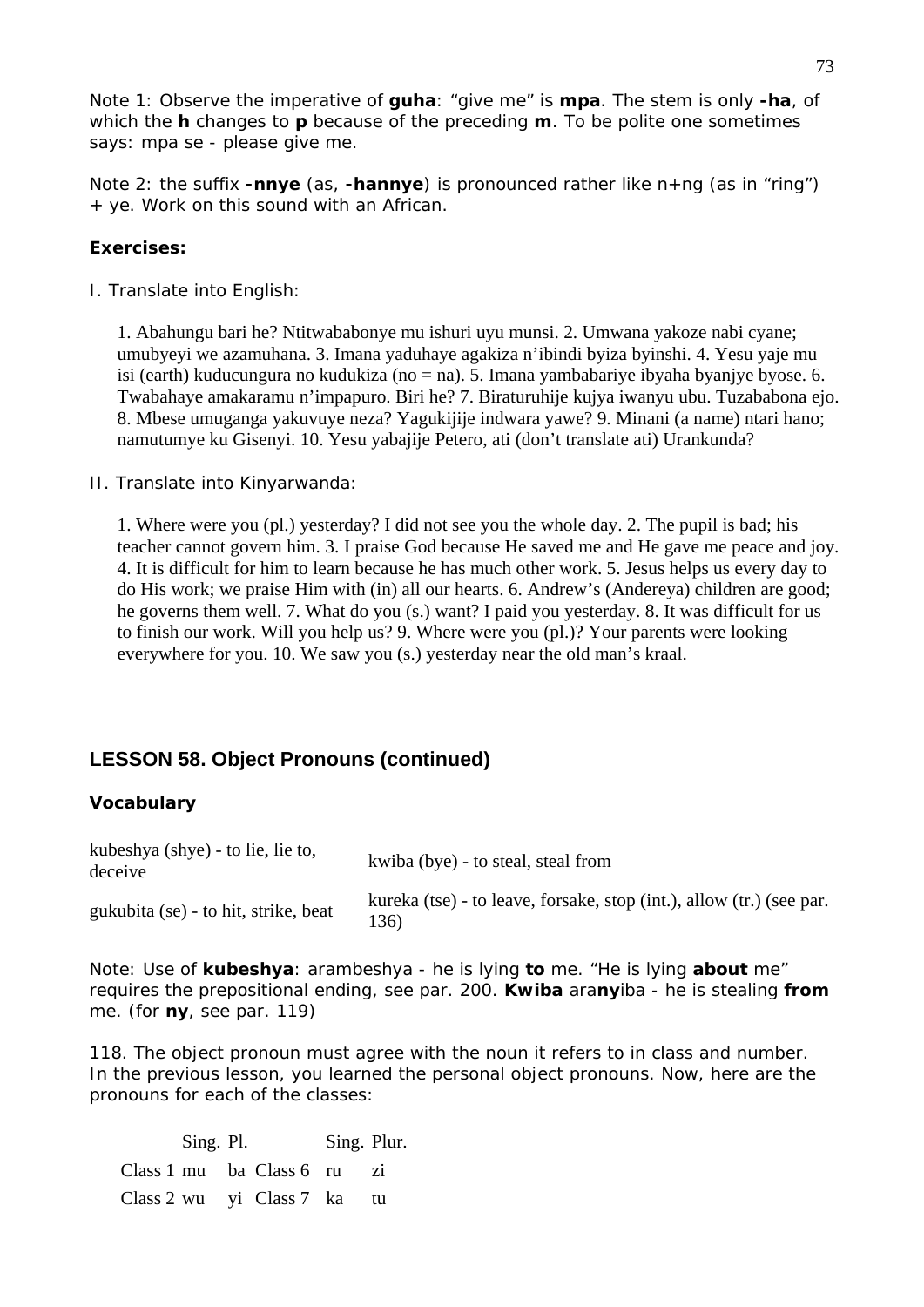Note 1: Observe the imperative of **guha**: "give me" is **mpa**. The stem is only **-ha**, of which the **h** changes to **p** because of the preceding **m**. To be polite one sometimes says: mpa se - please give me.

Note 2: the suffix **-nnye** (as, **-hannye**) is pronounced rather like n+ng (as in "ring") + ye. Work on this sound with an African.

**Exercises:**

I. Translate into English:

1. Abahungu bari he? Ntitwababonye mu ishuri uyu munsi. 2. Umwana yakoze nabi cyane; umubyeyi we azamuhana. 3. Imana yaduhaye agakiza n'ibindi byiza byinshi. 4. Yesu yaje mu isi (earth) kuducungura no kudukiza (no = na). 5. Imana yambabariye ibyaha byanjye byose. 6. Twabahaye amakaramu n'impapuro. Biri he? 7. Biraturuhije kujya iwanyu ubu. Tuzababona ejo. 8. Mbese umuganga yakuvuye neza? Yagukijije indwara yawe? 9. Minani (a name) ntari hano; namutumye ku Gisenyi. 10. Yesu yabajije Petero, ati (don't translate ati) Urankunda?

II. Translate into Kinyarwanda:

1. Where were you (pl.) yesterday? I did not see you the whole day. 2. The pupil is bad; his teacher cannot govern him. 3. I praise God because He saved me and He gave me peace and joy. 4. It is difficult for him to learn because he has much other work. 5. Jesus helps us every day to do His work; we praise Him with (in) all our hearts. 6. Andrew's (Andereya) children are good; he governs them well. 7. What do you (s.) want? I paid you yesterday. 8. It was difficult for us to finish our work. Will you help us? 9. Where were you (pl.)? Your parents were looking everywhere for you. 10. We saw you (s.) yesterday near the old man's kraal.

## LESSON 58. Object Pronouns (continued)

### Vocabulary

| | |
|---|---|
| kubeshya (shye) - to lie, lie to, deceive | kwiba (bye) - to steal, steal from |
| gukubita (se) - to hit, strike, beat | kureka (tse) - to leave, forsake, stop (int.), allow (tr.) (see par. 136) |

Note: Use of **kubeshya**: arambeshya - he is lying **to** me. "He is lying **about** me" requires the prepositional ending, see par. 200. **Kwiba** ara**ny**iba - he is stealing **from** me. (for **ny**, see par. 119)

118. The object pronoun must agree with the noun it refers to in class and number. In the previous lesson, you learned the personal object pronouns. Now, here are the pronouns for each of the classes:

| | Sing. | Pl. | | Sing. | Plur. |
|---|---|---|---|---|---|
| Class 1 | mu | ba | Class 6 | ru | zi |
| Class 2 | wu | yi | Class 7 | ka | tu |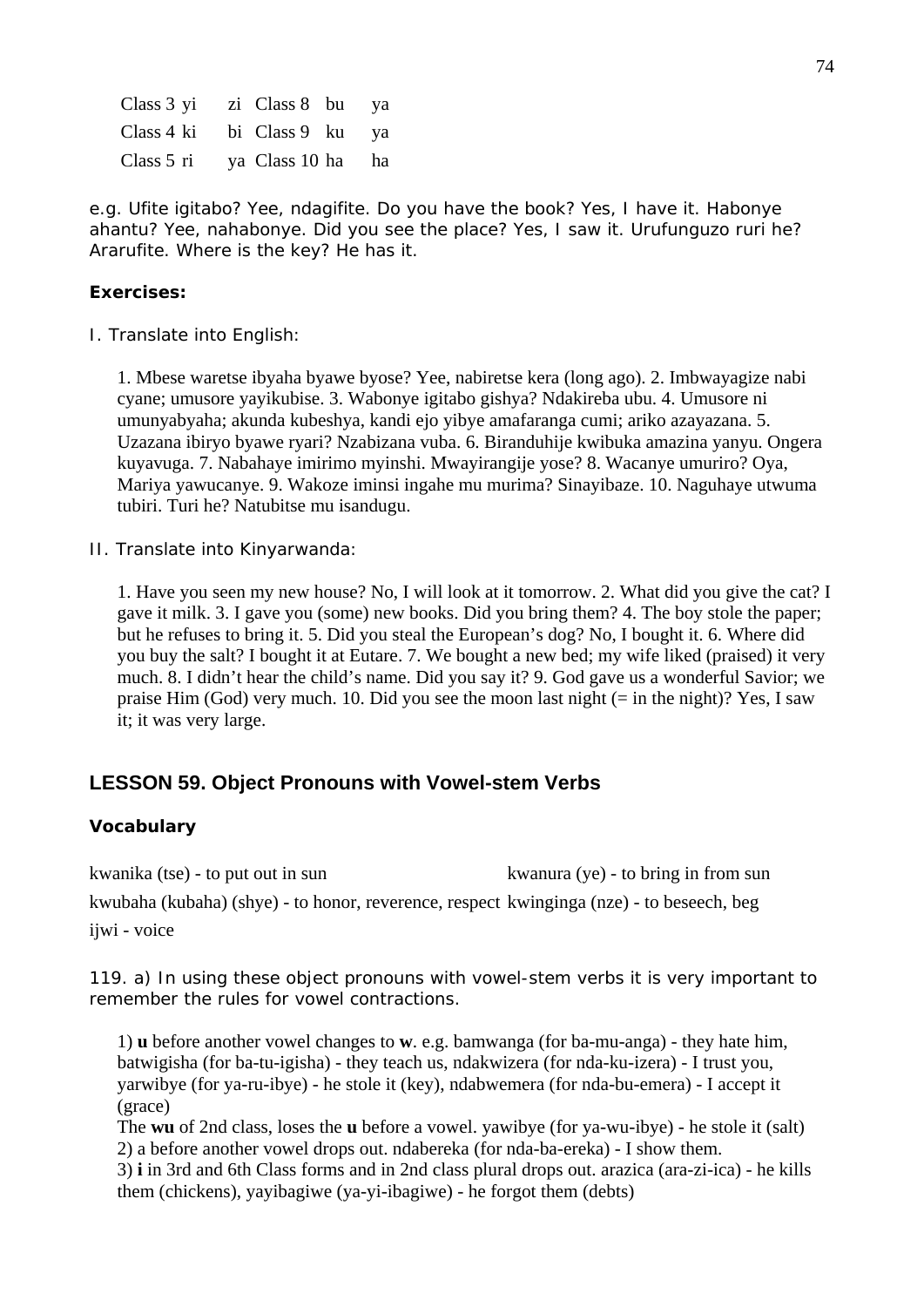| | | | | | |
|---|---|---|---|---|---|
| Class 3 | yi | zi | Class 8 | bu | ya |
| Class 4 | ki | bi | Class 9 | ku | ya |
| Class 5 | ri | ya | Class 10 | ha | ha |

e.g. Ufite igitabo? Yee, ndagifite. Do you have the book? Yes, I have it. Habonye ahantu? Yee, nahabonye. Did you see the place? Yes, I saw it. Urufunguzo ruri he? Ararufite. Where is the key? He has it.

**Exercises:**

I. Translate into English:

1. Mbese waretse ibyaha byawe byose? Yee, nabiretse kera (long ago). 2. Imbwayagize nabi cyane; umusore yayikubise. 3. Wabonye igitabo gishya? Ndakireba ubu. 4. Umusore ni umunyabyaha; akunda kubeshya, kandi ejo yibye amafaranga cumi; ariko azayazana. 5. Uzazana ibiryo byawe ryari? Nzabizana vuba. 6. Biranduhije kwibuka amazina yanyu. Ongera kuyavuga. 7. Nabahaye imirimo myinshi. Mwayirangije yose? 8. Wacanye umuriro? Oya, Mariya yawucanye. 9. Wakoze iminsi ingahe mu murima? Sinayibaze. 10. Naguhaye utwuma tubiri. Turi he? Natubitse mu isandugu.

II. Translate into Kinyarwanda:

1. Have you seen my new house? No, I will look at it tomorrow. 2. What did you give the cat? I gave it milk. 3. I gave you (some) new books. Did you bring them? 4. The boy stole the paper; but he refuses to bring it. 5. Did you steal the European's dog? No, I bought it. 6. Where did you buy the salt? I bought it at Eutare. 7. We bought a new bed; my wife liked (praised) it very much. 8. I didn't hear the child's name. Did you say it? 9. God gave us a wonderful Savior; we praise Him (God) very much. 10. Did you see the moon last night (= in the night)? Yes, I saw it; it was very large.

## LESSON 59. Object Pronouns with Vowel-stem Verbs

### Vocabulary

kwanika (tse) - to put out in sun
kwanura (ye) - to bring in from sun
kwubaha (kubaha) (shye) - to honor, reverence, respect
kwinginga (nze) - to beseech, beg
ijwi - voice

119. a) In using these object pronouns with vowel-stem verbs it is very important to remember the rules for vowel contractions.

1) **u** before another vowel changes to **w**. e.g. bamwanga (for ba-mu-anga) - they hate him, batwigisha (for ba-tu-igisha) - they teach us, ndakwizera (for nda-ku-izera) - I trust you, yarwibye (for ya-ru-ibye) - he stole it (key), ndabwemera (for nda-bu-emera) - I accept it (grace)
The **wu** of 2nd class, loses the **u** before a vowel. yawibye (for ya-wu-ibye) - he stole it (salt)
2) a before another vowel drops out. ndabereka (for nda-ba-ereka) - I show them.
3) **i** in 3rd and 6th Class forms and in 2nd class plural drops out. arazica (ara-zi-ica) - he kills them (chickens), yayibagiwe (ya-yi-ibagiwe) - he forgot them (debts)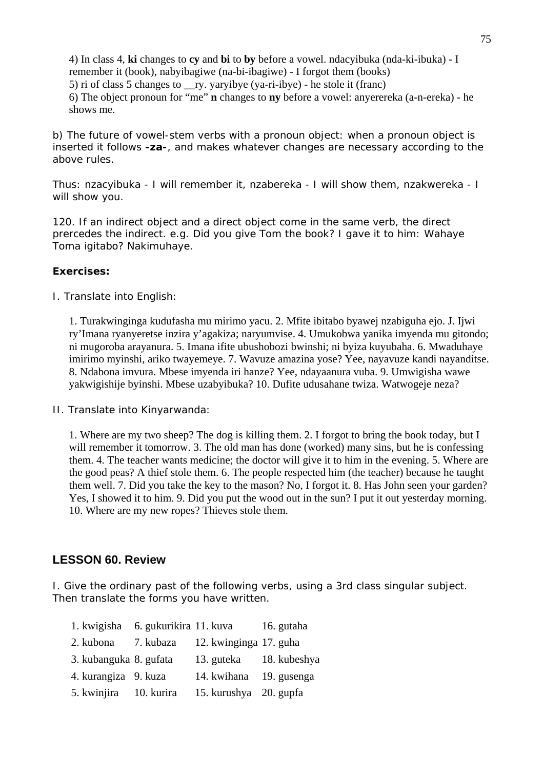4) In class 4, **ki** changes to **cy** and **bi** to **by** before a vowel. ndacyibuka (nda-ki-ibuka) - I remember it (book), nabyibagiwe (na-bi-ibagiwe) - I forgot them (books)
5) ri of class 5 changes to __ry. yaryibye (ya-ri-ibye) - he stole it (franc)
6) The object pronoun for "me" **n** changes to **ny** before a vowel: anyerereka (a-n-ereka) - he shows me.

b) The future of vowel-stem verbs with a pronoun object: when a pronoun object is inserted it follows **-za-**, and makes whatever changes are necessary according to the above rules.

Thus: nzacyibuka - I will remember it, nzabereka - I will show them, nzakwereka - I will show you.

120. If an indirect object and a direct object come in the same verb, the direct prercedes the indirect. e.g. Did you give Tom the book? I gave it to him: Wahaye Toma igitabo? Nakimuhaye.

**Exercises:**

I. Translate into English:

1. Turakwinginga kudufasha mu mirimo yacu. 2. Mfite ibitabo byawej nzabiguha ejo. J. Ijwi ry'Imana ryanyeretse inzira y'agakiza; naryumvise. 4. Umukobwa yanika imyenda mu gitondo; ni mugoroba arayanura. 5. Imana ifite ubushobozi bwinshi; ni byiza kuyubaha. 6. Mwaduhaye imirimo myinshi, ariko twayemeye. 7. Wavuze amazina yose? Yee, nayavuze kandi nayanditse. 8. Ndabona imvura. Mbese imyenda iri hanze? Yee, ndayaanura vuba. 9. Umwigisha wawe yakwigishije byinshi. Mbese uzabyibuka? 10. Dufite udusahane twiza. Watwogeje neza?

II. Translate into Kinyarwanda:

1. Where are my two sheep? The dog is killing them. 2. I forgot to bring the book today, but I will remember it tomorrow. 3. The old man has done (worked) many sins, but he is confessing them. 4. The teacher wants medicine; the doctor will give it to him in the evening. 5. Where are the good peas? A thief stole them. 6. The people respected him (the teacher) because he taught them well. 7. Did you take the key to the mason? No, I forgot it. 8. Has John seen your garden? Yes, I showed it to him. 9. Did you put the wood out in the sun? I put it out yesterday morning. 10. Where are my new ropes? Thieves stole them.

## LESSON 60. Review

I. Give the ordinary past of the following verbs, using a 3rd class singular subject. Then translate the forms you have written.

| | | | |
|---|---|---|---|
| 1. kwigisha | 6. gukurikira | 11. kuva | 16. gutaha |
| 2. kubona | 7. kubaza | 12. kwinginga | 17. guha |
| 3. kubanguka | 8. gufata | 13. guteka | 18. kubeshya |
| 4. kurangiza | 9. kuza | 14. kwihana | 19. gusenga |
| 5. kwinjira | 10. kurira | 15. kurushya | 20. gupfa |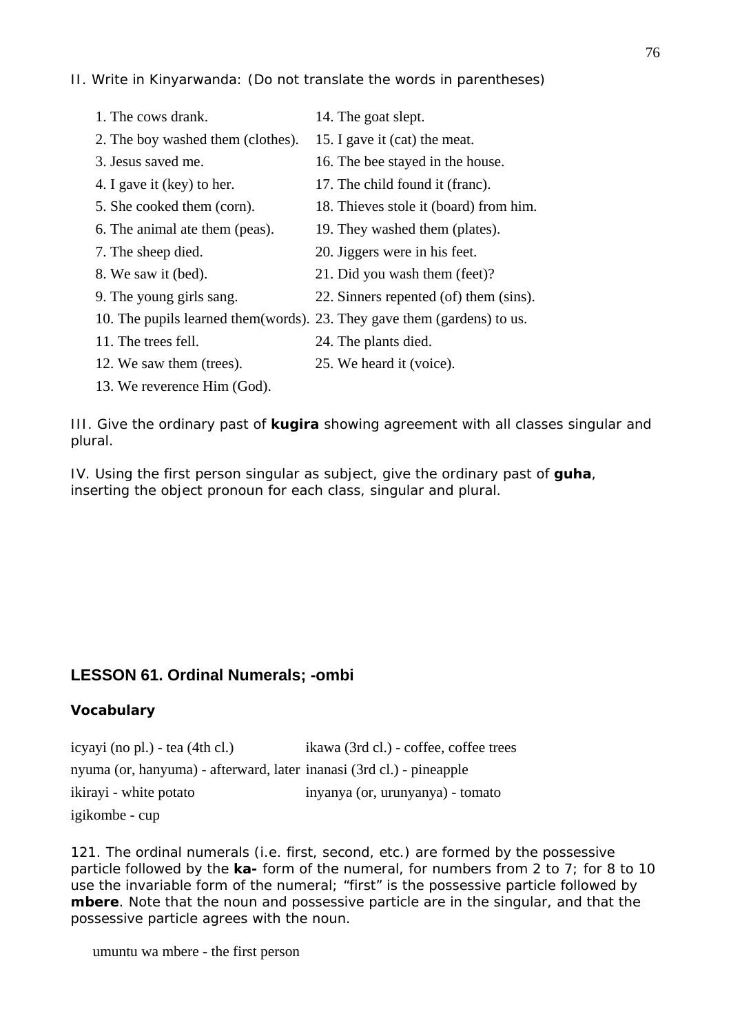II. Write in Kinyarwanda: (Do not translate the words in parentheses)

1. The cows drank.
2. The boy washed them (clothes).
3. Jesus saved me.
4. I gave it (key) to her.
5. She cooked them (corn).
6. The animal ate them (peas).
7. The sheep died.
8. We saw it (bed).
9. The young girls sang.
10. The pupils learned them(words).
11. The trees fell.
12. We saw them (trees).
13. We reverence Him (God).
14. The goat slept.
15. I gave it (cat) the meat.
16. The bee stayed in the house.
17. The child found it (franc).
18. Thieves stole it (board) from him.
19. They washed them (plates).
20. Jiggers were in his feet.
21. Did you wash them (feet)?
22. Sinners repented (of) them (sins).
23. They gave them (gardens) to us.
24. The plants died.
25. We heard it (voice).

III. Give the ordinary past of **kugira** showing agreement with all classes singular and plural.

IV. Using the first person singular as subject, give the ordinary past of **guha**, inserting the object pronoun for each class, singular and plural.

## LESSON 61. Ordinal Numerals; -ombi

### Vocabulary

icyayi (no pl.) - tea (4th cl.)
ikawa (3rd cl.) - coffee, coffee trees
nyuma (or, hanyuma) - afterward, later
inanasi (3rd cl.) - pineapple
ikirayi - white potato
inyanya (or, urunyanya) - tomato
igikombe - cup

121. The ordinal numerals (i.e. first, second, etc.) are formed by the possessive particle followed by the **ka-** form of the numeral, for numbers from 2 to 7; for 8 to 10 use the invariable form of the numeral; "first" is the possessive particle followed by **mbere**. Note that the noun and possessive particle are in the singular, and that the possessive particle agrees with the noun.

umuntu wa mbere - the first person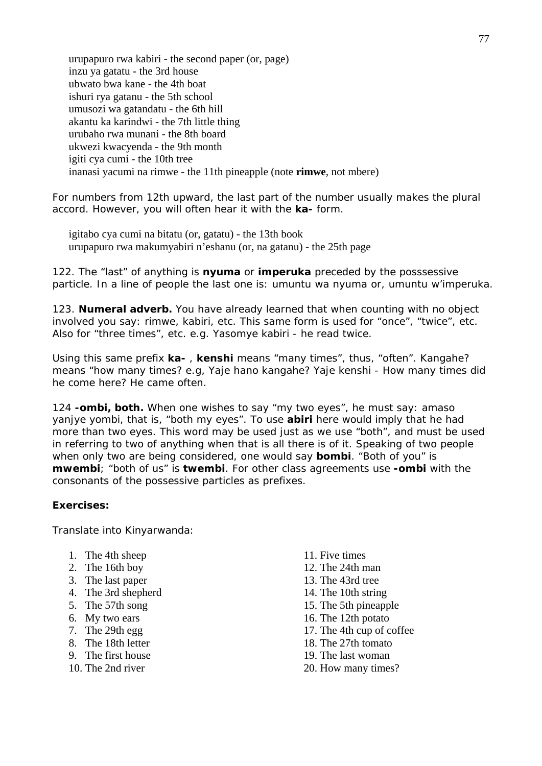urupapuro rwa kabiri - the second paper (or, page)
inzu ya gatatu - the 3rd house
ubwato bwa kane - the 4th boat
ishuri rya gatanu - the 5th school
umusozi wa gatandatu - the 6th hill
akantu ka karindwi - the 7th little thing
urubaho rwa munani - the 8th board
ukwezi kwacyenda - the 9th month
igiti cya cumi - the 10th tree
inanasi yacumi na rimwe - the 11th pineapple (note **rimwe**, not mbere)

For numbers from 12th upward, the last part of the number usually makes the plural accord. However, you will often hear it with the **ka-** form.

igitabo cya cumi na bitatu (or, gatatu) - the 13th book
urupapuro rwa makumyabiri n'eshanu (or, na gatanu) - the 25th page

122. The "last" of anything is **nyuma** or **imperuka** preceded by the posssessive particle. In a line of people the last one is: umuntu wa nyuma or, umuntu w'imperuka.

123. **Numeral adverb.** You have already learned that when counting with no object involved you say: rimwe, kabiri, etc. This same form is used for "once", "twice", etc. Also for "three times", etc. e.g. Yasomye kabiri - he read twice.

Using this same prefix **ka-** , **kenshi** means "many times", thus, "often". Kangahe? means "how many times? e.g, Yaje hano kangahe? Yaje kenshi - How many times did he come here? He came often.

124 **-ombi, both.** When one wishes to say "my two eyes", he must say: amaso yanjye yombi, that is, "both my eyes". To use **abiri** here would imply that he had more than two eyes. This word may be used just as we use "both", and must be used in referring to two of anything when that is all there is of it. Speaking of two people when only two are being considered, one would say **bombi**. "Both of you" is **mwembi**; "both of us" is **twembi**. For other class agreements use **-ombi** with the consonants of the possessive particles as prefixes.

**Exercises:**

Translate into Kinyarwanda:

1. The 4th sheep
2. The 16th boy
3. The last paper
4. The 3rd shepherd
5. The 57th song
6. My two ears
7. The 29th egg
8. The 18th letter
9. The first house
10. The 2nd river
11. Five times
12. The 24th man
13. The 43rd tree
14. The 10th string
15. The 5th pineapple
16. The 12th potato
17. The 4th cup of coffee
18. The 27th tomato
19. The last woman
20. How many times?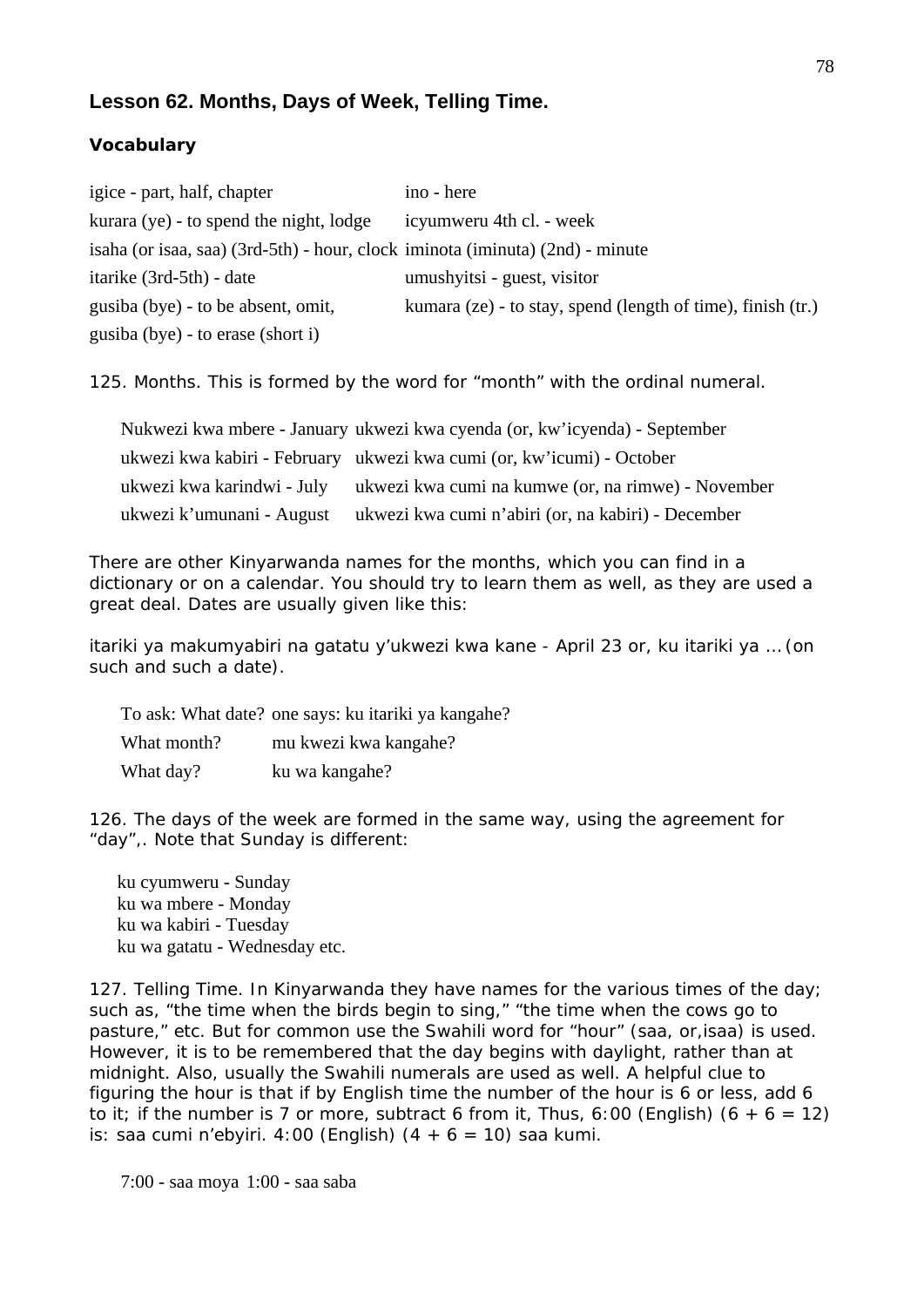## Lesson 62. Months, Days of Week, Telling Time.

### Vocabulary

| | |
|---|---|
| igice - part, half, chapter | ino - here |
| kurara (ye) - to spend the night, lodge | icyumweru 4th cl. - week |
| isaha (or isaa, saa) (3rd-5th) - hour, clock | iminota (iminuta) (2nd) - minute |
| itarike (3rd-5th) - date | umushyitsi - guest, visitor |
| gusiba (bye) - to be absent, omit, | kumara (ze) - to stay, spend (length of time), finish (tr.) |
| gusiba (bye) - to erase (short i) | |

125. Months. This is formed by the word for "month" with the ordinal numeral.

| | |
|---|---|
| Nukwezi kwa mbere - January | ukwezi kwa cyenda (or, kw'icyenda) - September |
| ukwezi kwa kabiri - February | ukwezi kwa cumi (or, kw'icumi) - October |
| ukwezi kwa karindwi - July | ukwezi kwa cumi na kumwe (or, na rimwe) - November |
| ukwezi k'umunani - August | ukwezi kwa cumi n'abiri (or, na kabiri) - December |

There are other Kinyarwanda names for the months, which you can find in a dictionary or on a calendar. You should try to learn them as well, as they are used a great deal. Dates are usually given like this:

itariki ya makumyabiri na gatatu y'ukwezi kwa kane - April 23 or, ku itariki ya ... (on such and such a date).

| | |
|---|---|
| To ask: What date? | one says: ku itariki ya kangahe? |
| What month? | mu kwezi kwa kangahe? |
| What day? | ku wa kangahe? |

126. The days of the week are formed in the same way, using the agreement for "day",. Note that Sunday is different:

ku cyumweru - Sunday
ku wa mbere - Monday
ku wa kabiri - Tuesday
ku wa gatatu - Wednesday etc.

127. Telling Time. In Kinyarwanda they have names for the various times of the day; such as, "the time when the birds begin to sing," "the time when the cows go to pasture," etc. But for common use the Swahili word for "hour" (saa, or,isaa) is used. However, it is to be remembered that the day begins with daylight, rather than at midnight. Also, usually the Swahili numerals are used as well. A helpful clue to figuring the hour is that if by English time the number of the hour is 6 or less, add 6 to it; if the number is 7 or more, subtract 6 from it, Thus, 6:00 (English) (6 + 6 = 12) is: saa cumi n'ebyiri. 4:00 (English) (4 + 6 = 10) saa kumi.

7:00 - saa moya 1:00 - saa saba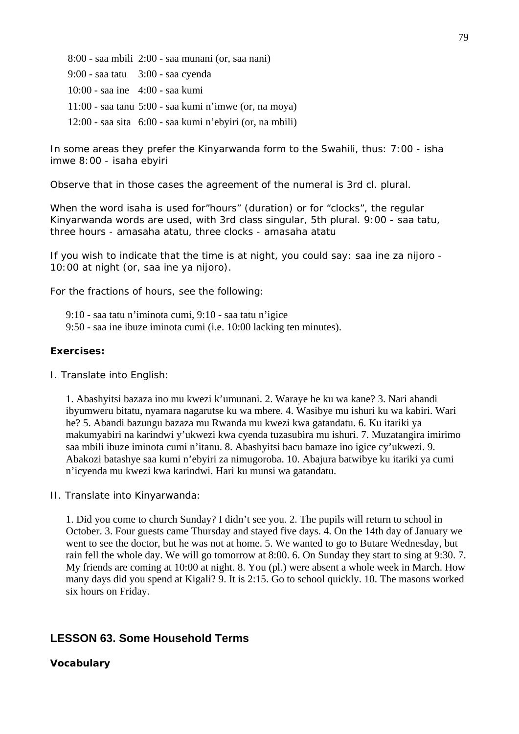8:00 - saa mbili 2:00 - saa munani (or, saa nani)

9:00 - saa tatu 3:00 - saa cyenda

10:00 - saa ine 4:00 - saa kumi

11:00 - saa tanu 5:00 - saa kumi n'imwe (or, na moya)

12:00 - saa sita 6:00 - saa kumi n'ebyiri (or, na mbili)

In some areas they prefer the Kinyarwanda form to the Swahili, thus: 7:00 - isha imwe 8:00 - isaha ebyiri

Observe that in those cases the agreement of the numeral is 3rd cl. plural.

When the word isaha is used for"hours" (duration) or for "clocks", the regular Kinyarwanda words are used, with 3rd class singular, 5th plural. 9:00 - saa tatu, three hours - amasaha atatu, three clocks - amasaha atatu

If you wish to indicate that the time is at night, you could say: saa ine za nijoro - 10:00 at night (or, saa ine ya nijoro).

For the fractions of hours, see the following:

9:10 - saa tatu n'iminota cumi, 9:10 - saa tatu n'igice
9:50 - saa ine ibuze iminota cumi (i.e. 10:00 lacking ten minutes).

**Exercises:**

I. Translate into English:

1. Abashyitsi bazaza ino mu kwezi k'umunani. 2. Waraye he ku wa kane? 3. Nari ahandi ibyumweru bitatu, nyamara nagarutse ku wa mbere. 4. Wasibye mu ishuri ku wa kabiri. Wari he? 5. Abandi bazungu bazaza mu Rwanda mu kwezi kwa gatandatu. 6. Ku itariki ya makumyabiri na karindwi y'ukwezi kwa cyenda tuzasubira mu ishuri. 7. Muzatangira imirimo saa mbili ibuze iminota cumi n'itanu. 8. Abashyitsi bacu bamaze ino igice cy'ukwezi. 9. Abakozi batashye saa kumi n'ebyiri za nimugoroba. 10. Abajura batwibye ku itariki ya cumi n'icyenda mu kwezi kwa karindwi. Hari ku munsi wa gatandatu.

II. Translate into Kinyarwanda:

1. Did you come to church Sunday? I didn't see you. 2. The pupils will return to school in October. 3. Four guests came Thursday and stayed five days. 4. On the 14th day of January we went to see the doctor, but he was not at home. 5. We wanted to go to Butare Wednesday, but rain fell the whole day. We will go tomorrow at 8:00. 6. On Sunday they start to sing at 9:30. 7. My friends are coming at 10:00 at night. 8. You (pl.) were absent a whole week in March. How many days did you spend at Kigali? 9. It is 2:15. Go to school quickly. 10. The masons worked six hours on Friday.

## LESSON 63. Some Household Terms

**Vocabulary**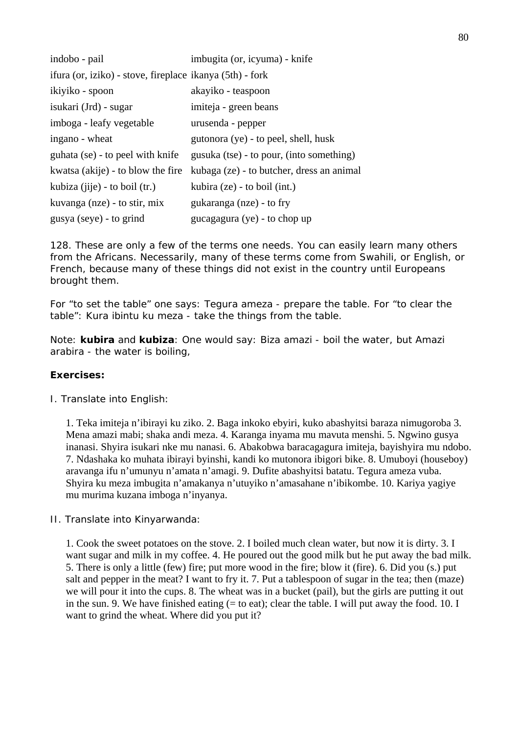| | |
|---|---|
| indobo - pail | imbugita (or, icyuma) - knife |
| ifura (or, iziko) - stove, fireplace | ikanya (5th) - fork |
| ikiyiko - spoon | akayiko - teaspoon |
| isukari (Jrd) - sugar | imiteja - green beans |
| imboga - leafy vegetable | urusenda - pepper |
| ingano - wheat | gutonora (ye) - to peel, shell, husk |
| guhata (se) - to peel with knife | gusuka (tse) - to pour, (into something) |
| kwatsa (akije) - to blow the fire | kubaga (ze) - to butcher, dress an animal |
| kubiza (jije) - to boil (tr.) | kubira (ze) - to boil (int.) |
| kuvanga (nze) - to stir, mix | gukaranga (nze) - to fry |
| gusya (seye) - to grind | gucagagura (ye) - to chop up |

128. These are only a few of the terms one needs. You can easily learn many others from the Africans. Necessarily, many of these terms come from Swahili, or English, or French, because many of these things did not exist in the country until Europeans brought them.

For "to set the table" one says: Tegura ameza - prepare the table. For "to clear the table": Kura ibintu ku meza - take the things from the table.

Note: **kubira** and **kubiza**: One would say: Biza amazi - boil the water, but Amazi arabira - the water is boiling,

**Exercises:**

I. Translate into English:

1. Teka imiteja n'ibirayi ku ziko. 2. Baga inkoko ebyiri, kuko abashyitsi baraza nimugoroba 3. Mena amazi mabi; shaka andi meza. 4. Karanga inyama mu mavuta menshi. 5. Ngwino gusya inanasi. Shyira isukari nke mu nanasi. 6. Abakobwa baracagagura imiteja, bayishyira mu ndobo. 7. Ndashaka ko muhata ibirayi byinshi, kandi ko mutonora ibigori bike. 8. Umuboyi (houseboy) aravanga ifu n'umunyu n'amata n'amagi. 9. Dufite abashyitsi batatu. Tegura ameza vuba. Shyira ku meza imbugita n'amakanya n'utuyiko n'amasahane n'ibikombe. 10. Kariya yagiye mu murima kuzana imboga n'inyanya.

II. Translate into Kinyarwanda:

1. Cook the sweet potatoes on the stove. 2. I boiled much clean water, but now it is dirty. 3. I want sugar and milk in my coffee. 4. He poured out the good milk but he put away the bad milk. 5. There is only a little (few) fire; put more wood in the fire; blow it (fire). 6. Did you (s.) put salt and pepper in the meat? I want to fry it. 7. Put a tablespoon of sugar in the tea; then (maze) we will pour it into the cups. 8. The wheat was in a bucket (pail), but the girls are putting it out in the sun. 9. We have finished eating (= to eat); clear the table. I will put away the food. 10. I want to grind the wheat. Where did you put it?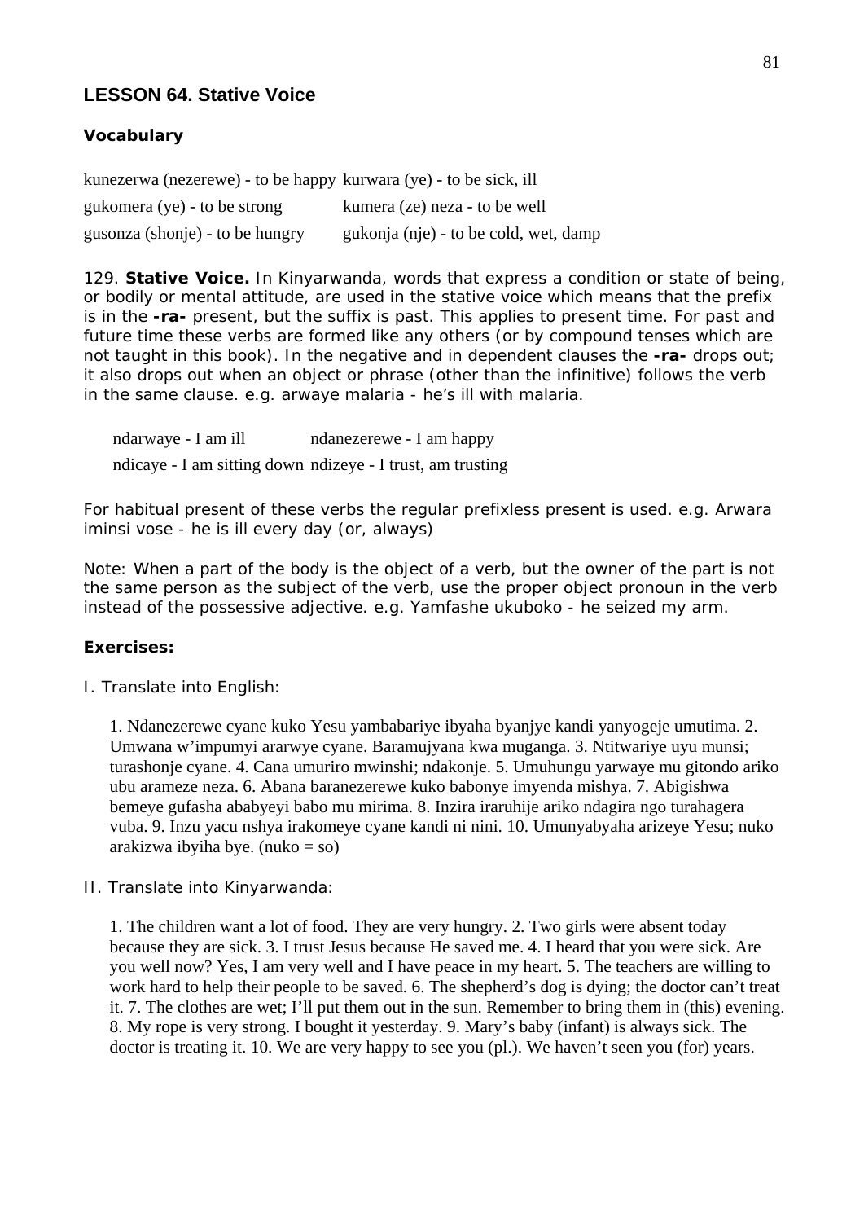## LESSON 64. Stative Voice

### Vocabulary

| | |
|---|---|
| kunezerwa (nezerewe) - to be happy | kurwara (ye) - to be sick, ill |
| gukomera (ye) - to be strong | kumera (ze) neza - to be well |
| gusonza (shonje) - to be hungry | gukonja (nje) - to be cold, wet, damp |

129. **Stative Voice.** In Kinyarwanda, words that express a condition or state of being, or bodily or mental attitude, are used in the stative voice which means that the prefix is in the **-ra-** present, but the suffix is past. This applies to present time. For past and future time these verbs are formed like any others (or by compound tenses which are not taught in this book). In the negative and in dependent clauses the **-ra-** drops out; it also drops out when an object or phrase (other than the infinitive) follows the verb in the same clause. e.g. arwaye malaria - he's ill with malaria.

| | |
|---|---|
| ndarwaye - I am ill | ndanezerewe - I am happy |
| ndicaye - I am sitting down | ndizeye - I trust, am trusting |

For habitual present of these verbs the regular prefixless present is used. e.g. Arwara iminsi vose - he is ill every day (or, always)

Note: When a part of the body is the object of a verb, but the owner of the part is not the same person as the subject of the verb, use the proper object pronoun in the verb instead of the possessive adjective. e.g. Yamfashe ukuboko - he seized my arm.

### Exercises:

I. Translate into English:

1. Ndanezerewe cyane kuko Yesu yambabariye ibyaha byanjye kandi yanyogeje umutima. 2. Umwana w'impumyi ararwye cyane. Baramujyana kwa muganga. 3. Ntitwariye uyu munsi; turashonje cyane. 4. Cana umuriro mwinshi; ndakonje. 5. Umuhungu yarwaye mu gitondo ariko ubu aramеze neza. 6. Abana baranezerewe kuko babonye imyenda mishya. 7. Abigishwa bemeye gufasha ababyeyi babo mu mirima. 8. Inzira iraruhije ariko ndagira ngo turahagera vuba. 9. Inzu yacu nshya irakomeye cyane kandi ni nini. 10. Umunyabyaha arizeye Yesu; nuko arakizwa ibyiha bye. (nuko = so)

II. Translate into Kinyarwanda:

1. The children want a lot of food. They are very hungry. 2. Two girls were absent today because they are sick. 3. I trust Jesus because He saved me. 4. I heard that you were sick. Are you well now? Yes, I am very well and I have peace in my heart. 5. The teachers are willing to work hard to help their people to be saved. 6. The shepherd's dog is dying; the doctor can't treat it. 7. The clothes are wet; I'll put them out in the sun. Remember to bring them in (this) evening. 8. My rope is very strong. I bought it yesterday. 9. Mary's baby (infant) is always sick. The doctor is treating it. 10. We are very happy to see you (pl.). We haven't seen you (for) years.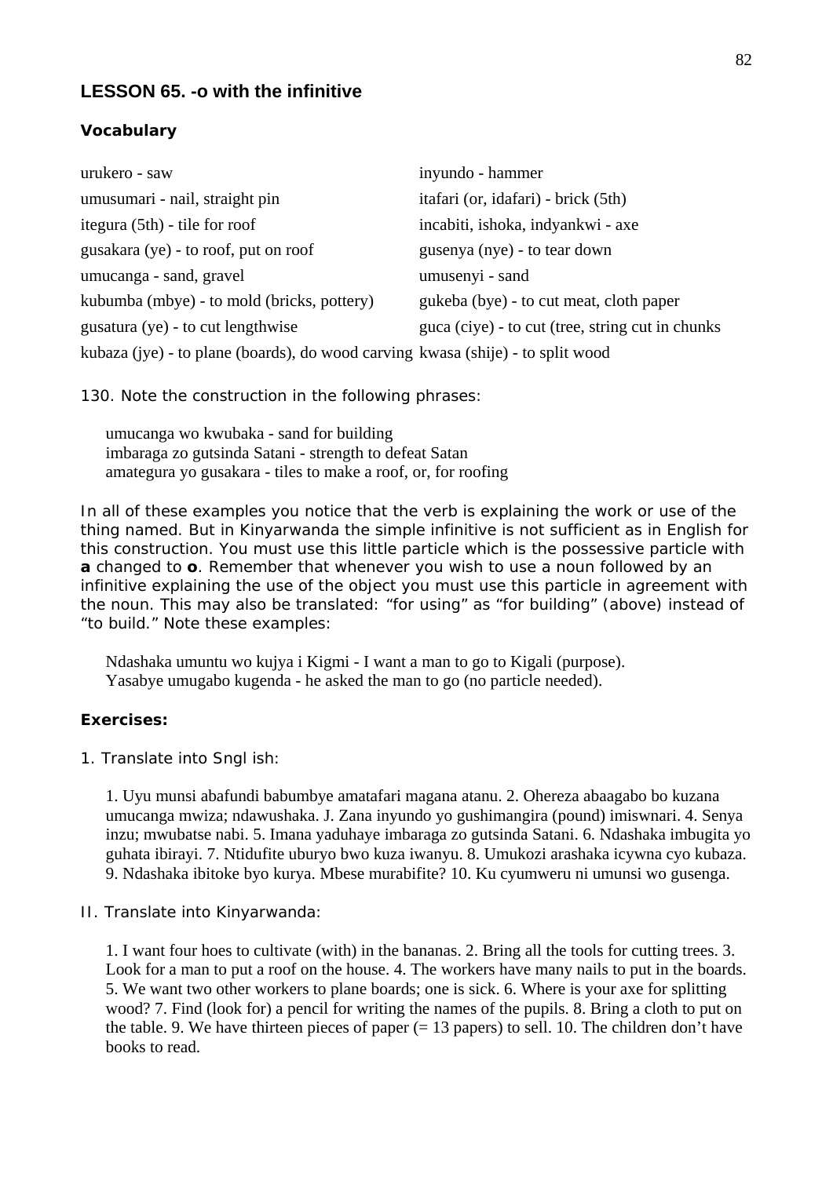## LESSON 65. -o with the infinitive

### Vocabulary

urukero - saw
inyundo - hammer
umusumari - nail, straight pin
itafari (or, idafari) - brick (5th)
itegura (5th) - tile for roof
incabiti, ishoka, indyankwi - axe
gusakara (ye) - to roof, put on roof
gusenya (nye) - to tear down
umucanga - sand, gravel
umusenyi - sand
kubumba (mbye) - to mold (bricks, pottery)
gukeba (bye) - to cut meat, cloth paper
gusatura (ye) - to cut lengthwise
guca (ciye) - to cut (tree, string cut in chunks
kubaza (jye) - to plane (boards), do wood carving
kwasa (shije) - to split wood

130. Note the construction in the following phrases:

umucanga wo kwubaka - sand for building
imbaraga zo gutsinda Satani - strength to defeat Satan
amategura yo gusakara - tiles to make a roof, or, for roofing

In all of these examples you notice that the verb is explaining the work or use of the thing named. But in Kinyarwanda the simple infinitive is not sufficient as in English for this construction. You must use this little particle which is the possessive particle with **a** changed to **o**. Remember that whenever you wish to use a noun followed by an infinitive explaining the use of the object you must use this particle in agreement with the noun. This may also be translated: "for using" as "for building" (above) instead of "to build." Note these examples:

Ndashaka umuntu wo kujya i Kigmi - I want a man to go to Kigali (purpose).
Yasabye umugabo kugenda - he asked the man to go (no particle needed).

**Exercises:**

1. Translate into Sngl ish:

1. Uyu munsi abafundi babumbye amatafari magana atanu. 2. Ohereza abaagabo bo kuzana umucanga mwiza; ndawushaka. J. Zana inyundo yo gushimangira (pound) imiswnari. 4. Senya inzu; mwubatse nabi. 5. Imana yaduhaye imbaraga zo gutsinda Satani. 6. Ndashaka imbugita yo guhata ibirayi. 7. Ntidufite uburyo bwo kuza iwanyu. 8. Umukozi arashaka icywna cyo kubaza. 9. Ndashaka ibitoke byo kurya. Mbese murabifite? 10. Ku cyumweru ni umunsi wo gusenga.

II. Translate into Kinyarwanda:

1. I want four hoes to cultivate (with) in the bananas. 2. Bring all the tools for cutting trees. 3. Look for a man to put a roof on the house. 4. The workers have many nails to put in the boards. 5. We want two other workers to plane boards; one is sick. 6. Where is your axe for splitting wood? 7. Find (look for) a pencil for writing the names of the pupils. 8. Bring a cloth to put on the table. 9. We have thirteen pieces of paper (= 13 papers) to sell. 10. The children don't have books to read.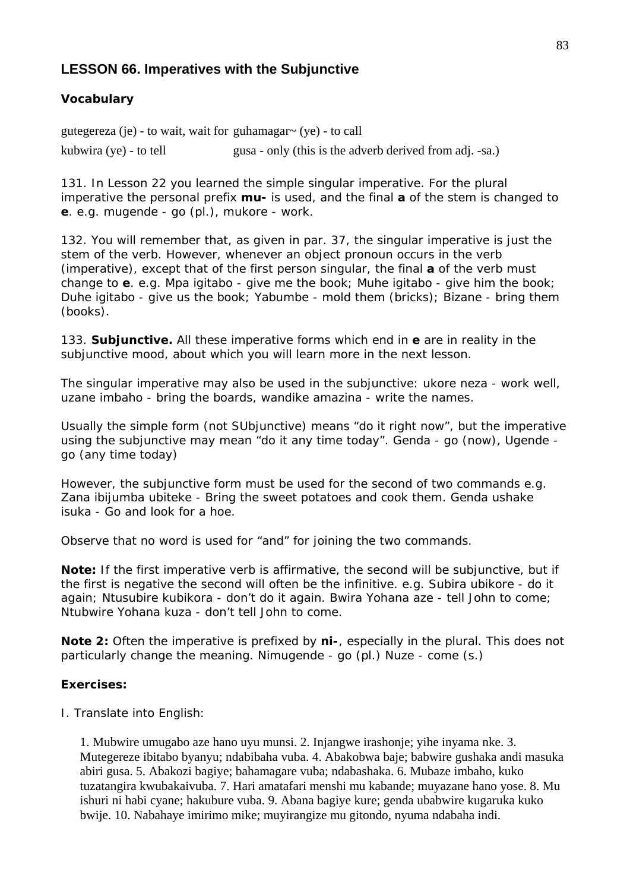## LESSON 66. Imperatives with the Subjunctive

### Vocabulary

gutegereza (je) - to wait, wait for guhamagar~ (ye) - to call

kubwira (ye) - to tell gusa - only (this is the adverb derived from adj. -sa.)

131. In Lesson 22 you learned the simple singular imperative. For the plural imperative the personal prefix **mu-** is used, and the final **a** of the stem is changed to **e**. e.g. mugende - go (pl.), mukore - work.

132. You will remember that, as given in par. 37, the singular imperative is just the stem of the verb. However, whenever an object pronoun occurs in the verb (imperative), except that of the first person singular, the final **a** of the verb must change to **e**. e.g. Mpa igitabo - give me the book; Muhe igitabo - give him the book; Duhe igitabo - give us the book; Yabumbe - mold them (bricks); Bizane - bring them (books).

133. **Subjunctive.** All these imperative forms which end in **e** are in reality in the subjunctive mood, about which you will learn more in the next lesson.

The singular imperative may also be used in the subjunctive: ukore neza - work well, uzane imbaho - bring the boards, wandike amazina - write the names.

Usually the simple form (not SUbjunctive) means “do it right now”, but the imperative using the subjunctive may mean “do it any time today”. Genda - go (now), Ugende - go (any time today)

However, the subjunctive form must be used for the second of two commands e.g. Zana ibijumba ubiteke - Bring the sweet potatoes and cook them. Genda ushake isuka - Go and look for a hoe.

Observe that no word is used for “and” for joining the two commands.

**Note:** If the first imperative verb is affirmative, the second will be subjunctive, but if the first is negative the second will often be the infinitive. e.g. Subira ubikore - do it again; Ntusubire kubikora - don’t do it again. Bwira Yohana aze - tell John to come; Ntubwire Yohana kuza - don’t tell John to come.

**Note 2:** Often the imperative is prefixed by **ni-**, especially in the plural. This does not particularly change the meaning. Nimugende - go (pl.) Nuze - come (s.)

### Exercises:

I. Translate into English:

1. Mubwire umugabo aze hano uyu munsi. 2. Injangwe irashonje; yihe inyama nke. 3. Mutegereze ibitabo byanyu; ndabibaha vuba. 4. Abakobwa baje; babwire gushaka andi masuka abiri gusa. 5. Abakozi bagiye; bahamagare vuba; ndabashaka. 6. Mubaze imbaho, kuko tuzatangira kwubakaivuba. 7. Hari amatafari menshi mu kabande; muyazane hano yose. 8. Mu ishuri ni habi cyane; hakubure vuba. 9. Abana bagiye kure; genda ububwire kugaruka kuko bwije. 10. Nabahaye imirimo mike; muyirangize mu gitondo, nyuma ndabaha indi.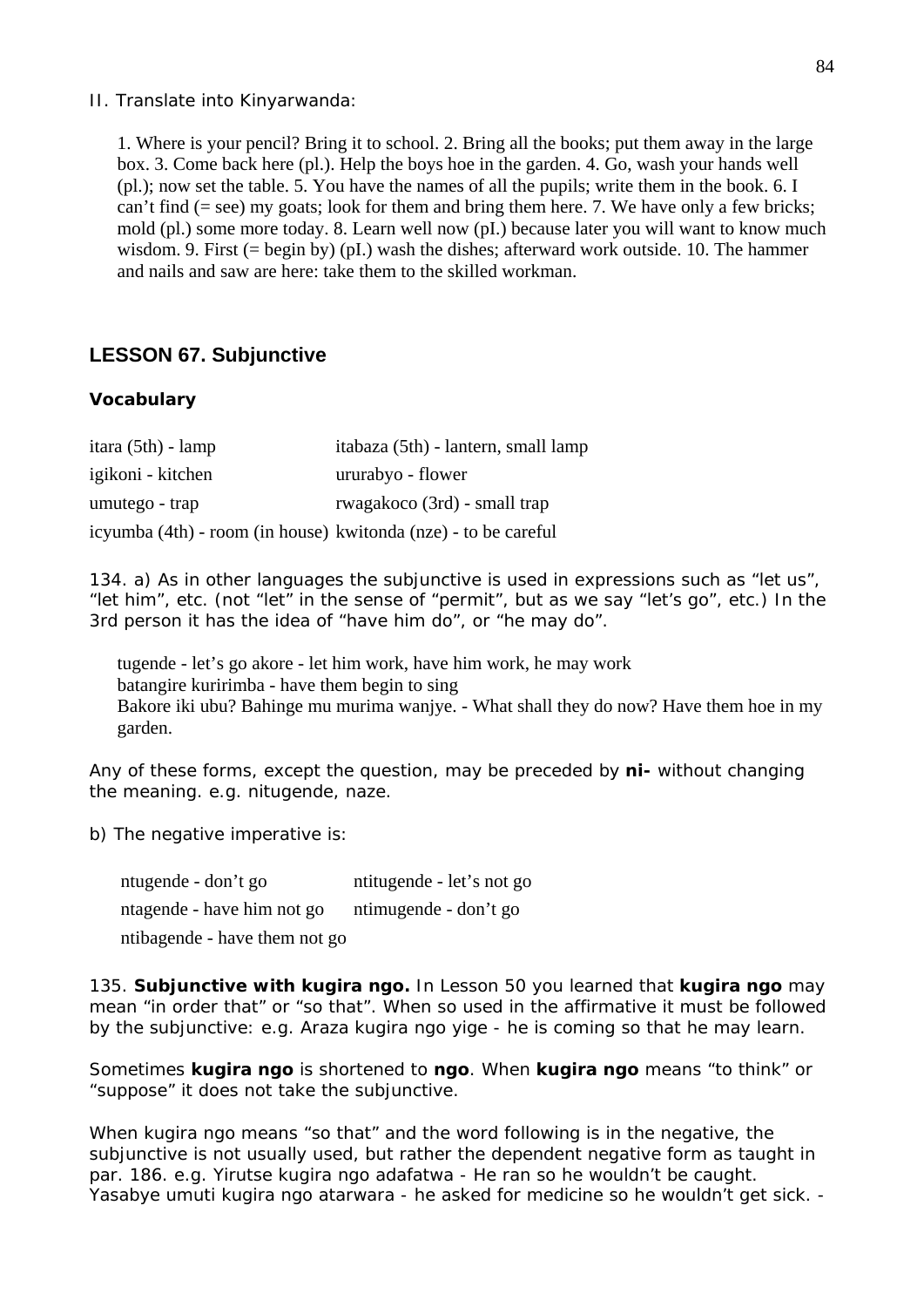II. Translate into Kinyarwanda:

1. Where is your pencil? Bring it to school. 2. Bring all the books; put them away in the large box. 3. Come back here (pl.). Help the boys hoe in the garden. 4. Go, wash your hands well (pl.); now set the table. 5. You have the names of all the pupils; write them in the book. 6. I can't find (= see) my goats; look for them and bring them here. 7. We have only a few bricks; mold (pl.) some more today. 8. Learn well now (pI.) because later you will want to know much wisdom. 9. First (= begin by) (pI.) wash the dishes; afterward work outside. 10. The hammer and nails and saw are here: take them to the skilled workman.

## LESSON 67. Subjunctive

### Vocabulary

| | |
|---|---|
| itara (5th) - lamp | itabaza (5th) - lantern, small lamp |
| igikoni - kitchen | ururabyo - flower |
| umutego - trap | rwagakoco (3rd) - small trap |
| icyumba (4th) - room (in house) | kwitonda (nze) - to be careful |

134. a) As in other languages the subjunctive is used in expressions such as "let us", "let him", etc. (not "let" in the sense of "permit", but as we say "let's go", etc.) In the 3rd person it has the idea of "have him do", or "he may do".

tugende - let's go akore - let him work, have him work, he may work
batangire kuririmba - have them begin to sing
Bakore iki ubu? Bahinge mu murima wanjye. - What shall they do now? Have them hoe in my garden.

Any of these forms, except the question, may be preceded by **ni-** without changing the meaning. e.g. nitugende, naze.

b) The negative imperative is:

| | |
|---|---|
| ntugende - don't go | ntitugende - let's not go |
| ntagende - have him not go | ntimugende - don't go |
| ntibagende - have them not go | |

135. **Subjunctive with kugira ngo.** In Lesson 50 you learned that **kugira ngo** may mean "in order that" or "so that". When so used in the affirmative it must be followed by the subjunctive: e.g. Araza kugira ngo yige - he is coming so that he may learn.

Sometimes **kugira ngo** is shortened to **ngo**. When **kugira ngo** means "to think" or "suppose" it does not take the subjunctive.

When kugira ngo means "so that" and the word following is in the negative, the subjunctive is not usually used, but rather the dependent negative form as taught in par. 186. e.g. Yirutse kugira ngo adafatwa - He ran so he wouldn't be caught. Yasabye umuti kugira ngo atarwara - he asked for medicine so he wouldn't get sick. -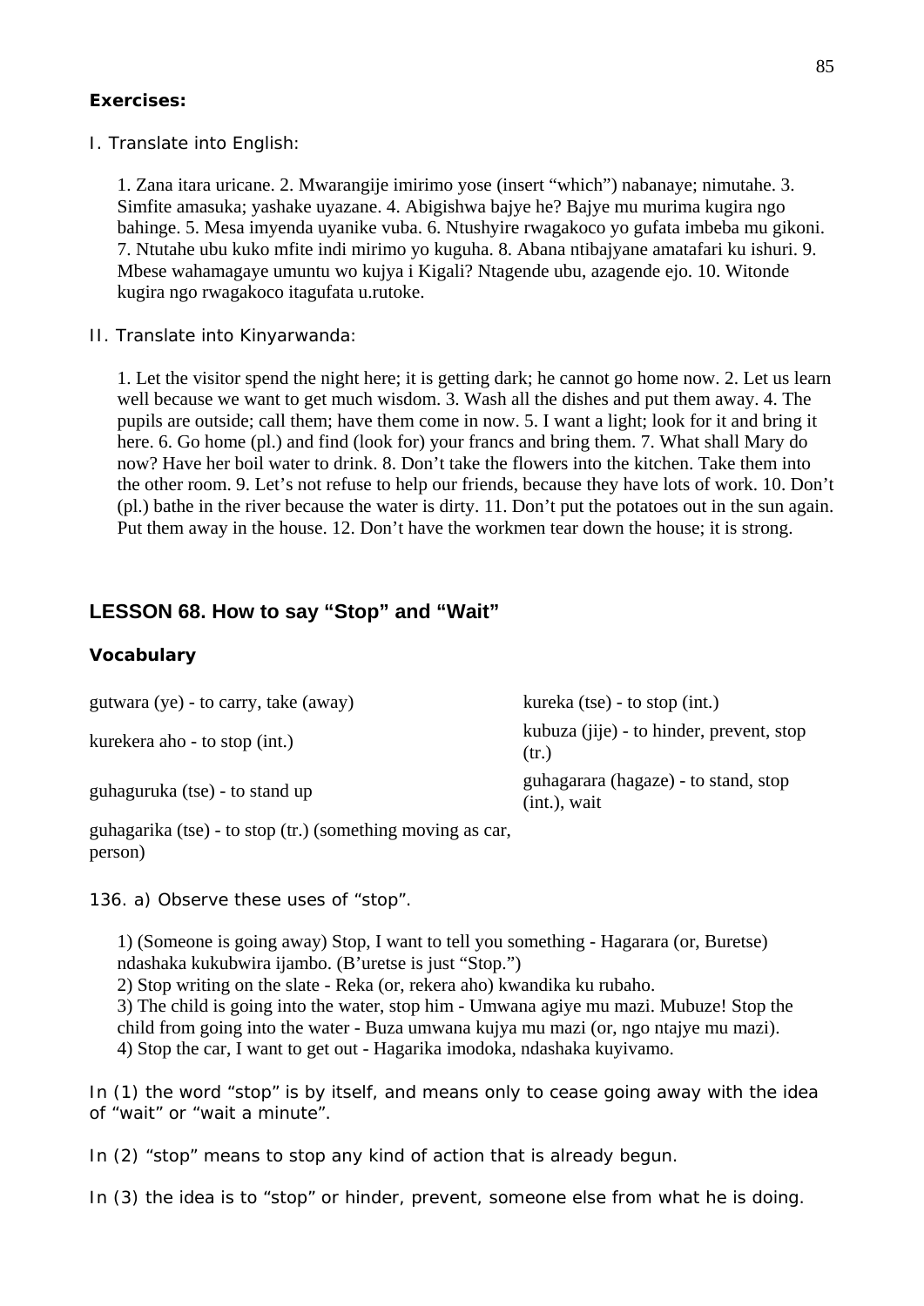**Exercises:**

I. Translate into English:

1. Zana itara uricane. 2. Mwarangije imirimo yose (insert "which") nabanaye; nimutahe. 3. Simfite amasuka; yashake uyazane. 4. Abigishwa bajye he? Bajye mu murima kugira ngo bahinge. 5. Mesa imyenda uyanike vuba. 6. Ntushyire rwagakoco yo gufata imbeba mu gikoni. 7. Ntutahe ubu kuko mfite indi mirimo yo kuguha. 8. Abana ntibajyane amatafari ku ishuri. 9. Mbese wahamagaye umuntu wo kujya i Kigali? Ntagende ubu, azagende ejo. 10. Witonde kugira ngo rwagakoco itagufata u.rutoke.

II. Translate into Kinyarwanda:

1. Let the visitor spend the night here; it is getting dark; he cannot go home now. 2. Let us learn well because we want to get much wisdom. 3. Wash all the dishes and put them away. 4. The pupils are outside; call them; have them come in now. 5. I want a light; look for it and bring it here. 6. Go home (pl.) and find (look for) your francs and bring them. 7. What shall Mary do now? Have her boil water to drink. 8. Don't take the flowers into the kitchen. Take them into the other room. 9. Let's not refuse to help our friends, because they have lots of work. 10. Don't (pl.) bathe in the river because the water is dirty. 11. Don't put the potatoes out in the sun again. Put them away in the house. 12. Don't have the workmen tear down the house; it is strong.

## LESSON 68. How to say "Stop" and "Wait"

### Vocabulary

| | |
|---|---|
| gutwara (ye) - to carry, take (away) | kureka (tse) - to stop (int.) |
| kurekera aho - to stop (int.) | kubuza (jije) - to hinder, prevent, stop (tr.) |
| guhaguruka (tse) - to stand up | guhagarara (hagaze) - to stand, stop (int.), wait |
| guhagarika (tse) - to stop (tr.) (something moving as car, person) | |

136. a) Observe these uses of "stop".

1) (Someone is going away) Stop, I want to tell you something - Hagarara (or, Buretse) ndashaka kukubwira ijambo. (B'uretse is just "Stop.")
2) Stop writing on the slate - Reka (or, rekera aho) kwandika ku rubaho.
3) The child is going into the water, stop him - Umwana agiye mu mazi. Mubuze! Stop the child from going into the water - Buza umwana kujya mu mazi (or, ngo ntajye mu mazi).
4) Stop the car, I want to get out - Hagarika imodoka, ndashaka kuyivamo.

In (1) the word "stop" is by itself, and means only to cease going away with the idea of "wait" or "wait a minute".

In (2) "stop" means to stop any kind of action that is already begun.

In (3) the idea is to "stop" or hinder, prevent, someone else from what he is doing.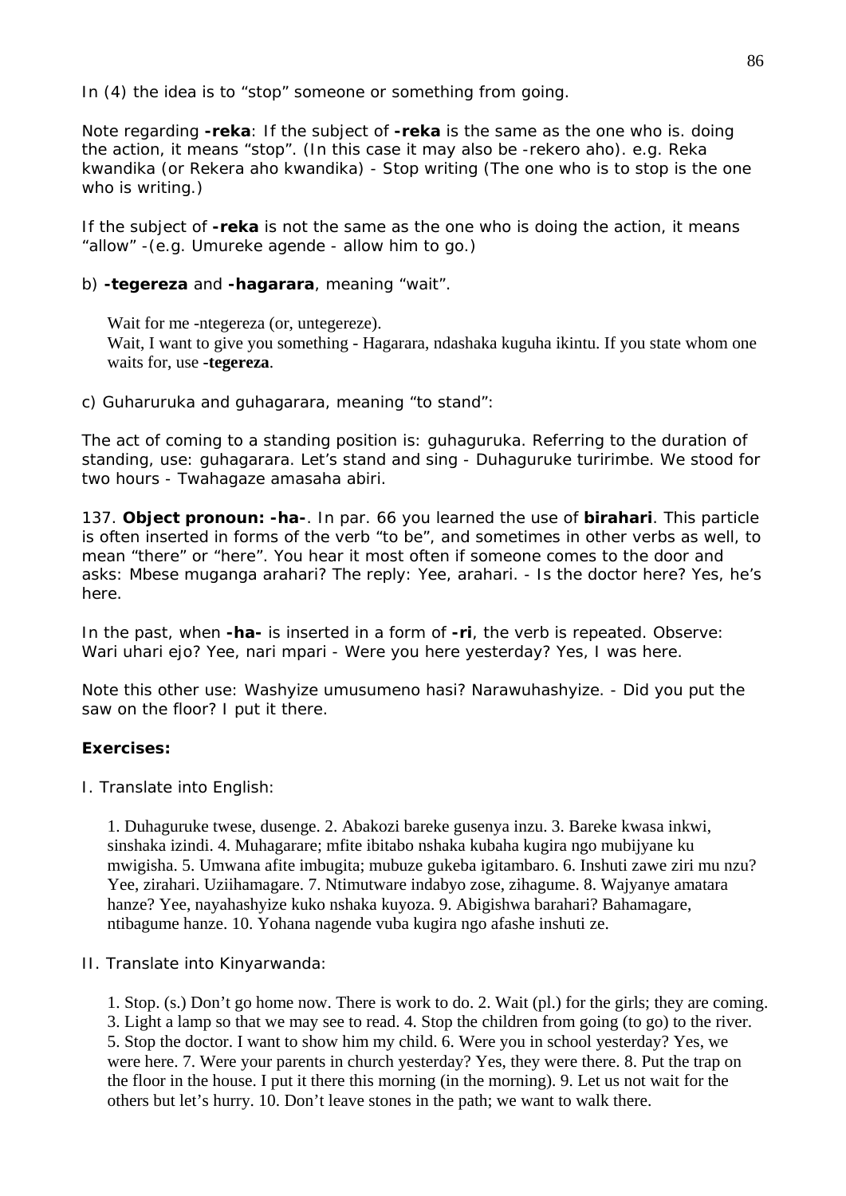In (4) the idea is to "stop" someone or something from going.

Note regarding **-reka**: If the subject of **-reka** is the same as the one who is. doing the action, it means "stop". (In this case it may also be -rekero aho). e.g. Reka kwandika (or Rekera aho kwandika) - Stop writing (The one who is to stop is the one who is writing.)

If the subject of **-reka** is not the same as the one who is doing the action, it means "allow" -(e.g. Umureke agende - allow him to go.)

b) **-tegereza** and **-hagarara**, meaning "wait".

Wait for me -ntegereza (or, untegereze).
Wait, I want to give you something - Hagarara, ndashaka kuguha ikintu. If you state whom one waits for, use **-tegereza**.

c) Guharuruka and guhagarara, meaning "to stand":

The act of coming to a standing position is: guhaguruka. Referring to the duration of standing, use: guhagarara. Let's stand and sing - Duhaguruke turirimbe. We stood for two hours - Twahagaze amasaha abiri.

137. **Object pronoun: -ha-**. In par. 66 you learned the use of **birahari**. This particle is often inserted in forms of the verb "to be", and sometimes in other verbs as well, to mean "there" or "here". You hear it most often if someone comes to the door and asks: Mbese muganga arahari? The reply: Yee, arahari. - Is the doctor here? Yes, he's here.

In the past, when **-ha-** is inserted in a form of **-ri**, the verb is repeated. Observe: Wari uhari ejo? Yee, nari mpari - Were you here yesterday? Yes, I was here.

Note this other use: Washyize umusumeno hasi? Narawuhashyize. - Did you put the saw on the floor? I put it there.

**Exercises:**

I. Translate into English:

1. Duhaguruke twese, dusenge. 2. Abakozi bareke gusenya inzu. 3. Bareke kwasa inkwi, sinshaka izindi. 4. Muhagarare; mfite ibitabo nshaka kubaha kugira ngo mubijyane ku mwigisha. 5. Umwana afite imbugita; mubuze gukeba igitambaro. 6. Inshuti zawe ziri mu nzu? Yee, zirahari. Uziihamagare. 7. Ntimutware indabyo zose, zihagume. 8. Wajyanye amatara hanze? Yee, nayahashyize kuko nshaka kuyoza. 9. Abigishwa barahari? Bahamagare, ntibagume hanze. 10. Yohana nagende vuba kugira ngo afashe inshuti ze.

II. Translate into Kinyarwanda:

1. Stop. (s.) Don't go home now. There is work to do. 2. Wait (pl.) for the girls; they are coming. 3. Light a lamp so that we may see to read. 4. Stop the children from going (to go) to the river. 5. Stop the doctor. I want to show him my child. 6. Were you in school yesterday? Yes, we were here. 7. Were your parents in church yesterday? Yes, they were there. 8. Put the trap on the floor in the house. I put it there this morning (in the morning). 9. Let us not wait for the others but let's hurry. 10. Don't leave stones in the path; we want to walk there.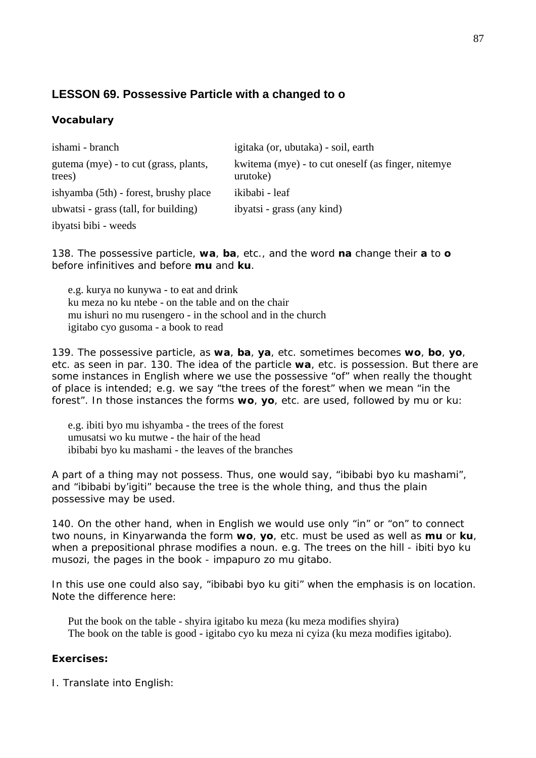## LESSON 69. Possessive Particle with a changed to o

### Vocabulary

ishami - branch

gutema (mye) - to cut (grass, plants, trees)

ishyamba (5th) - forest, brushy place

ubwatsi - grass (tall, for building)

ibyatsi bibi - weeds

igitaka (or, ubutaka) - soil, earth

kwitema (mye) - to cut oneself (as finger, nitemye urutoke)

ikibabi - leaf

ibyatsi - grass (any kind)

138. The possessive particle, **wa**, **ba**, etc., and the word **na** change their **a** to **o** before infinitives and before **mu** and **ku**.

e.g. kurya no kunywa - to eat and drink
ku meza no ku ntebe - on the table and on the chair
mu ishuri no mu rusengero - in the school and in the church
igitabo cyo gusoma - a book to read

139. The possessive particle, as **wa**, **ba**, **ya**, etc. sometimes becomes **wo**, **bo**, **yo**, etc. as seen in par. 130. The idea of the particle **wa**, etc. is possession. But there are some instances in English where we use the possessive "of" when really the thought of place is intended; e.g. we say "the trees of the forest" when we mean "in the forest". In those instances the forms **wo**, **yo**, etc. are used, followed by mu or ku:

e.g. ibiti byo mu ishyamba - the trees of the forest
umusatsi wo ku mutwe - the hair of the head
ibibabi byo ku mashami - the leaves of the branches

A part of a thing may not possess. Thus, one would say, "ibibabi byo ku mashami", and "ibibabi by'igiti" because the tree is the whole thing, and thus the plain possessive may be used.

140. On the other hand, when in English we would use only "in" or "on" to connect two nouns, in Kinyarwanda the form **wo**, **yo**, etc. must be used as well as **mu** or **ku**, when a prepositional phrase modifies a noun. e.g. The trees on the hill - ibiti byo ku musozi, the pages in the book - impapuro zo mu gitabo.

In this use one could also say, "ibibabi byo ku giti" when the emphasis is on location. Note the difference here:

Put the book on the table - shyira igitabo ku meza (ku meza modifies shyira)
The book on the table is good - igitabo cyo ku meza ni cyiza (ku meza modifies igitabo).

**Exercises:**

I. Translate into English: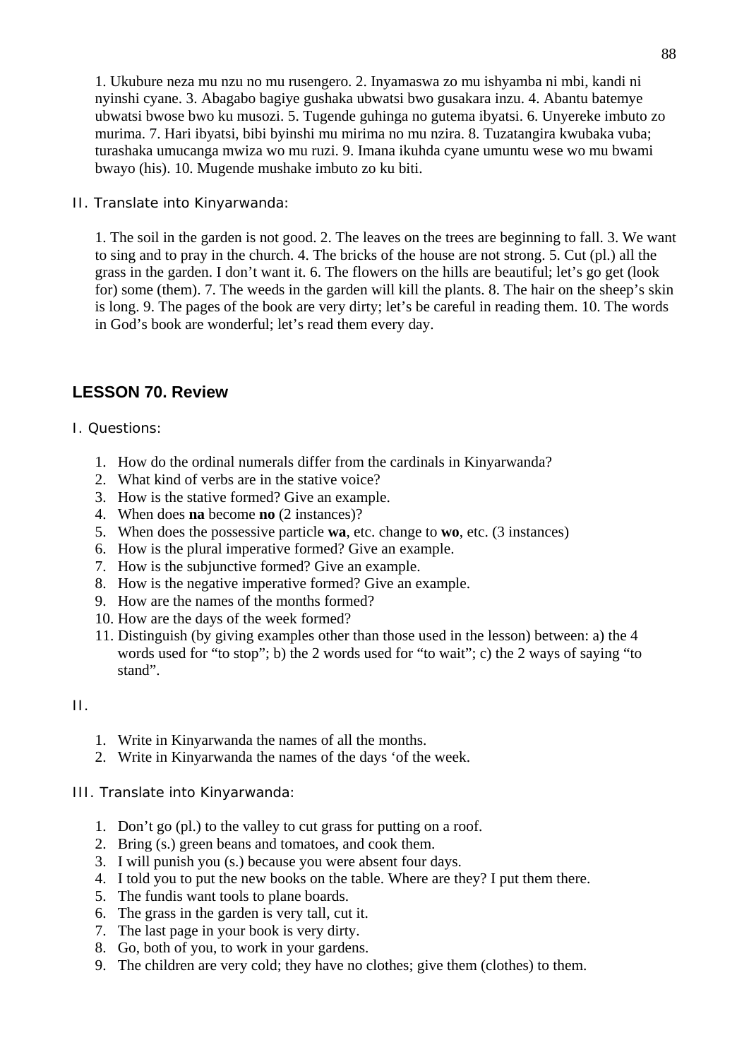1. Ukubure neza mu nzu no mu rusengero. 2. Inyamaswa zo mu ishyamba ni mbi, kandi ni nyinshi cyane. 3. Abagabo bagiye gushaka ubwatsi bwo gusakara inzu. 4. Abantu batemye ubwatsi bwose bwo ku musozi. 5. Tugende guhinga no gutema ibyatsi. 6. Unyereke imbuto zo murima. 7. Hari ibyatsi, bibi byinshi mu mirima no mu nzira. 8. Tuzatangira kwubaka vuba; turashaka umucanga mwiza wo mu ruzi. 9. Imana ikuhda cyane umuntu wese wo mu bwami bwayo (his). 10. Mugende mushake imbuto zo ku biti.

II. Translate into Kinyarwanda:

1. The soil in the garden is not good. 2. The leaves on the trees are beginning to fall. 3. We want to sing and to pray in the church. 4. The bricks of the house are not strong. 5. Cut (pl.) all the grass in the garden. I don't want it. 6. The flowers on the hills are beautiful; let's go get (look for) some (them). 7. The weeds in the garden will kill the plants. 8. The hair on the sheep's skin is long. 9. The pages of the book are very dirty; let's be careful in reading them. 10. The words in God's book are wonderful; let's read them every day.

## LESSON 70. Review

I. Questions:

1. How do the ordinal numerals differ from the cardinals in Kinyarwanda?
2. What kind of verbs are in the stative voice?
3. How is the stative formed? Give an example.
4. When does **na** become **no** (2 instances)?
5. When does the possessive particle **wa**, etc. change to **wo**, etc. (3 instances)
6. How is the plural imperative formed? Give an example.
7. How is the subjunctive formed? Give an example.
8. How is the negative imperative formed? Give an example.
9. How are the names of the months formed?
10. How are the days of the week formed?
11. Distinguish (by giving examples other than those used in the lesson) between: a) the 4 words used for "to stop"; b) the 2 words used for "to wait"; c) the 2 ways of saying "to stand".

II.

1. Write in Kinyarwanda the names of all the months.
2. Write in Kinyarwanda the names of the days 'of the week.

III. Translate into Kinyarwanda:

1. Don't go (pl.) to the valley to cut grass for putting on a roof.
2. Bring (s.) green beans and tomatoes, and cook them.
3. I will punish you (s.) because you were absent four days.
4. I told you to put the new books on the table. Where are they? I put them there.
5. The fundis want tools to plane boards.
6. The grass in the garden is very tall, cut it.
7. The last page in your book is very dirty.
8. Go, both of you, to work in your gardens.
9. The children are very cold; they have no clothes; give them (clothes) to them.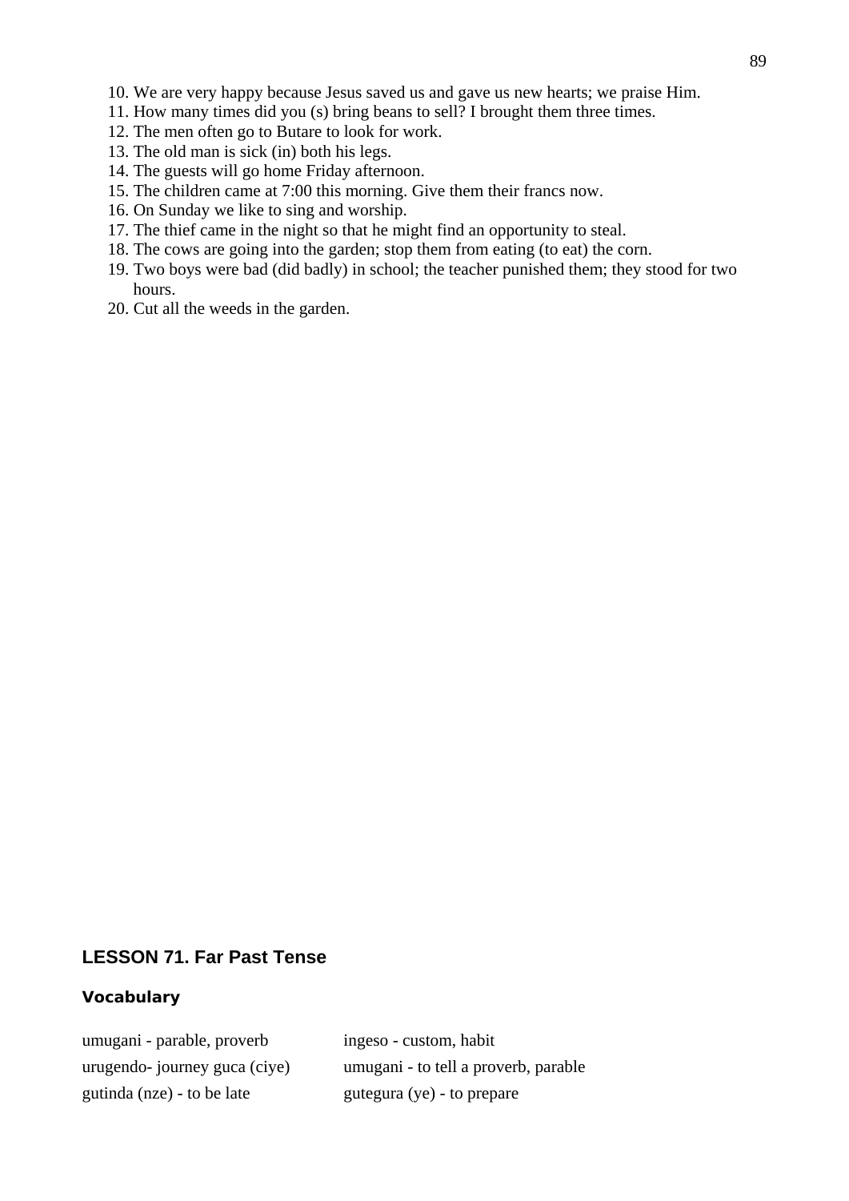10. We are very happy because Jesus saved us and gave us new hearts; we praise Him.
11. How many times did you (s) bring beans to sell? I brought them three times.
12. The men often go to Butare to look for work.
13. The old man is sick (in) both his legs.
14. The guests will go home Friday afternoon.
15. The children came at 7:00 this morning. Give them their francs now.
16. On Sunday we like to sing and worship.
17. The thief came in the night so that he might find an opportunity to steal.
18. The cows are going into the garden; stop them from eating (to eat) the corn.
19. Two boys were bad (did badly) in school; the teacher punished them; they stood for two hours.
20. Cut all the weeds in the garden.

## LESSON 71. Far Past Tense

### Vocabulary

| | |
|---|---|
| umugani - parable, proverb | ingeso - custom, habit |
| urugendo- journey guca (ciye) | umugani - to tell a proverb, parable |
| gutinda (nze) - to be late | gutegura (ye) - to prepare |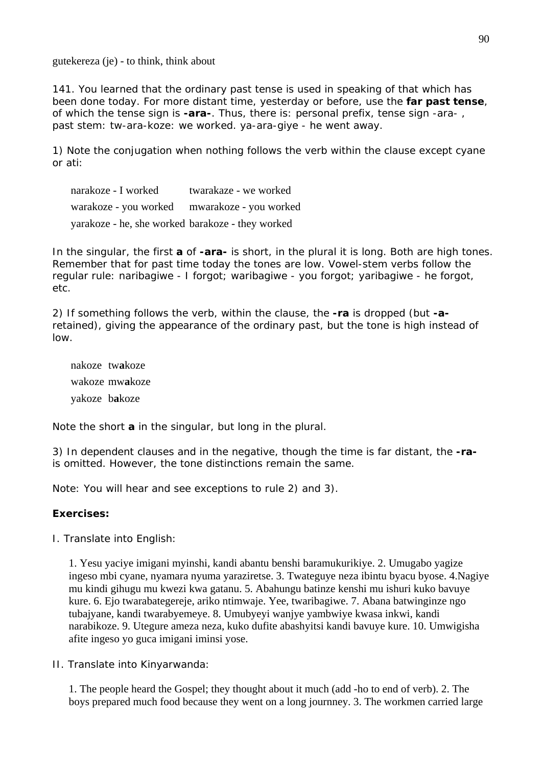gutekereza (je) - to think, think about

141. You learned that the ordinary past tense is used in speaking of that which has been done today. For more distant time, yesterday or before, use the **far past tense**, of which the tense sign is **-ara-**. Thus, there is: personal prefix, tense sign -ara- , past stem: tw-ara-koze: we worked. ya-ara-giye - he went away.

1) Note the conjugation when nothing follows the verb within the clause except cyane or ati:

| | |
|---|---|
| narakoze - I worked | twarakaze - we worked |
| warakoze - you worked | mwarakoze - you worked |
| yarakoze - he, she worked | barakoze - they worked |

In the singular, the first **a** of **-ara-** is short, in the plural it is long. Both are high tones. Remember that for past time today the tones are low. Vowel-stem verbs follow the regular rule: naribagiwe - I forgot; waribagiwe - you forgot; yaribagiwe - he forgot, etc.

2) If something follows the verb, within the clause, the **-ra** is dropped (but **-a-** retained), giving the appearance of the ordinary past, but the tone is high instead of low.

| | |
|---|---|
| nakoze | tw**a**koze |
| wakoze | mw**a**koze |
| yakoze | b**a**koze |

Note the short **a** in the singular, but long in the plural.

3) In dependent clauses and in the negative, though the time is far distant, the **-ra-** is omitted. However, the tone distinctions remain the same.

Note: You will hear and see exceptions to rule 2) and 3).

**Exercises:**

I. Translate into English:

1. Yesu yaciye imigani myinshi, kandi abantu benshi baramukurikiye. 2. Umugabo yagize ingeso mbi cyane, nyamara nyuma yaraziretse. 3. Twateguye neza ibintu byacu byose. 4.Nagiye mu kindi gihugu mu kwezi kwa gatanu. 5. Abahungu batinze kenshi mu ishuri kuko bavuye kure. 6. Ejo twarabategereje, ariko ntimwaje. Yee, twaribagiwe. 7. Abana batwinginze ngo tubajyane, kandi twarabyemeye. 8. Umubyeyi wanjye yambwiye kwasa inkwi, kandi narabikoze. 9. Utegure ameza neza, kuko dufite abashyitsi kandi bavuye kure. 10. Umwigisha afite ingeso yo guca imigani iminsi yose.

II. Translate into Kinyarwanda:

1. The people heard the Gospel; they thought about it much (add -ho to end of verb). 2. The boys prepared much food because they went on a long journney. 3. The workmen carried large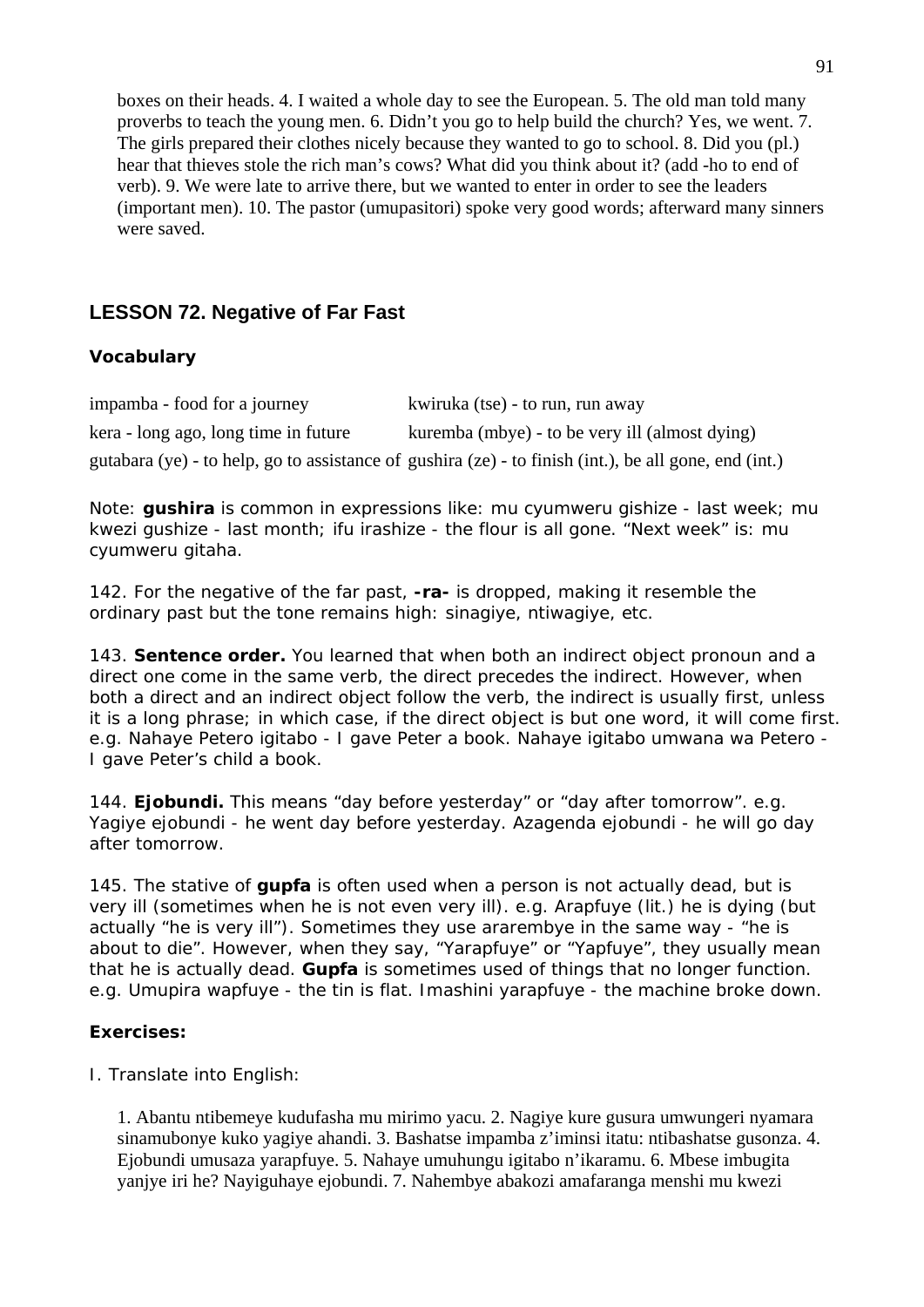boxes on their heads. 4. I waited a whole day to see the European. 5. The old man told many proverbs to teach the young men. 6. Didn't you go to help build the church? Yes, we went. 7. The girls prepared their clothes nicely because they wanted to go to school. 8. Did you (pl.) hear that thieves stole the rich man's cows? What did you think about it? (add -ho to end of verb). 9. We were late to arrive there, but we wanted to enter in order to see the leaders (important men). 10. The pastor (umupasitori) spoke very good words; afterward many sinners were saved.

## LESSON 72. Negative of Far Fast

### Vocabulary

| | |
|---|---|
| impamba - food for a journey | kwiruka (tse) - to run, run away |
| kera - long ago, long time in future | kuremba (mbye) - to be very ill (almost dying) |
| gutabara (ye) - to help, go to assistance of | gushira (ze) - to finish (int.), be all gone, end (int.) |

Note: **gushira** is common in expressions like: mu cyumweru gishize - last week; mu kwezi gushize - last month; ifu irashize - the flour is all gone. "Next week" is: mu cyumweru gitaha.

142. For the negative of the far past, **-ra-** is dropped, making it resemble the ordinary past but the tone remains high: sinagiye, ntiwagiye, etc.

143. **Sentence order.** You learned that when both an indirect object pronoun and a direct one come in the same verb, the direct precedes the indirect. However, when both a direct and an indirect object follow the verb, the indirect is usually first, unless it is a long phrase; in which case, if the direct object is but one word, it will come first. e.g. Nahaye Petero igitabo - I gave Peter a book. Nahaye igitabo umwana wa Petero - I gave Peter's child a book.

144. **Ejobundi.** This means "day before yesterday" or "day after tomorrow". e.g. Yagiye ejobundi - he went day before yesterday. Azagenda ejobundi - he will go day after tomorrow.

145. The stative of **gupfa** is often used when a person is not actually dead, but is very ill (sometimes when he is not even very ill). e.g. Arapfuye (lit.) he is dying (but actually "he is very ill"). Sometimes they use ararembye in the same way - "he is about to die". However, when they say, "Yarapfuye" or "Yapfuye", they usually mean that he is actually dead. **Gupfa** is sometimes used of things that no longer function. e.g. Umupira wapfuye - the tin is flat. Imashini yarapfuye - the machine broke down.

### Exercises:

I. Translate into English:

1. Abantu ntibemeye kudufasha mu mirimo yacu. 2. Nagiye kure gusura umwungeri nyamara sinamubonye kuko yagiye ahandi. 3. Bashatse impamba z'iminsi itatu: ntibashatse gusonza. 4. Ejobundi umusaza yarapfuye. 5. Nahaye umuhungu igitabo n'ikaramu. 6. Mbese imbugita yanjye iri he? Nayiguhaye ejobundi. 7. Nahembye abakozi amafaranga menshi mu kwezi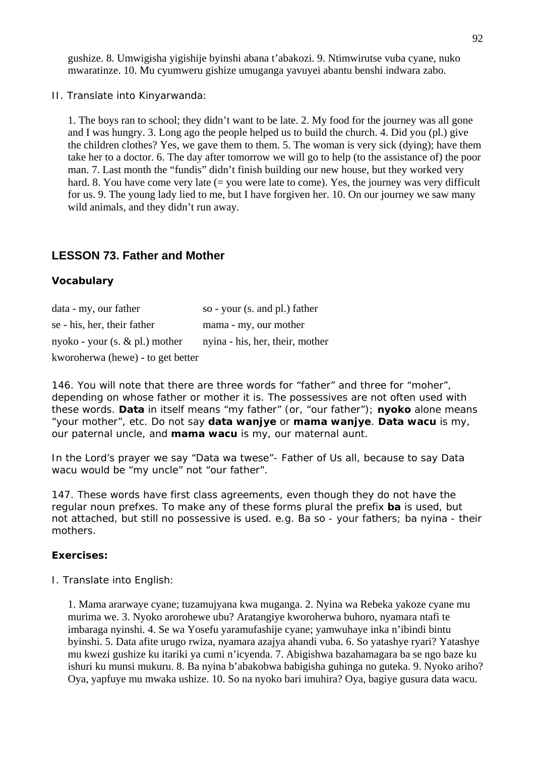gushize. 8. Umwigisha yigishije byinshi abana t'abakozi. 9. Ntimwirutse vuba cyane, nuko mwaratinze. 10. Mu cyumweru gishize umuganga yavuyei abantu benshi indwara zabo.

II. Translate into Kinyarwanda:

1. The boys ran to school; they didn't want to be late. 2. My food for the journey was all gone and I was hungry. 3. Long ago the people helped us to build the church. 4. Did you (pl.) give the children clothes? Yes, we gave them to them. 5. The woman is very sick (dying); have them take her to a doctor. 6. The day after tomorrow we will go to help (to the assistance of) the poor man. 7. Last month the "fundis" didn't finish building our new house, but they worked very hard. 8. You have come very late (= you were late to come). Yes, the journey was very difficult for us. 9. The young lady lied to me, but I have forgiven her. 10. On our journey we saw many wild animals, and they didn't run away.

## LESSON 73. Father and Mother

### Vocabulary

| | |
|---|---|
| data - my, our father | so - your (s. and pl.) father |
| se - his, her, their father | mama - my, our mother |
| nyoko - your (s. & pl.) mother | nyina - his, her, their, mother |
| kworoherwa (hewe) - to get better | |

146. You will note that there are three words for "father" and three for "moher", depending on whose father or mother it is. The possessives are not often used with these words. **Data** in itself means "my father" (or, "our father"); **nyoko** alone means "your mother", etc. Do not say **data wanjye** or **mama wanjye**. **Data wacu** is my, our paternal uncle, and **mama wacu** is my, our maternal aunt.

In the Lord's prayer we say "Data wa twese"- Father of Us all, because to say Data wacu would be "my uncle" not "our father".

147. These words have first class agreements, even though they do not have the regular noun prefxes. To make any of these forms plural the prefix **ba** is used, but not attached, but still no possessive is used. e.g. Ba so - your fathers; ba nyina - their mothers.

### Exercises:

I. Translate into English:

1. Mama ararwaye cyane; tuzamujyana kwa muganga. 2. Nyina wa Rebeka yakoze cyane mu murima we. 3. Nyoko arorohewe ubu? Aratangiye kworoherwa buhoro, nyamara ntafi te imbaraga nyinshi. 4. Se wa Yosefu yaramufashije cyane; yamwuhaye inka n'ibindi bintu byinshi. 5. Data afite urugo rwiza, nyamara azajya ahandi vuba. 6. So yatashye ryari? Yatashye mu kwezi gushize ku itariki ya cumi n'icyenda. 7. Abigishwa bazahamagara ba se ngo baze ku ishuri ku munsi mukuru. 8. Ba nyina b'abakobwa babigisha guhinga no guteka. 9. Nyoko ariho? Oya, yapfuye mu mwaka ushize. 10. So na nyoko bari imuhira? Oya, bagiye gusura data wacu.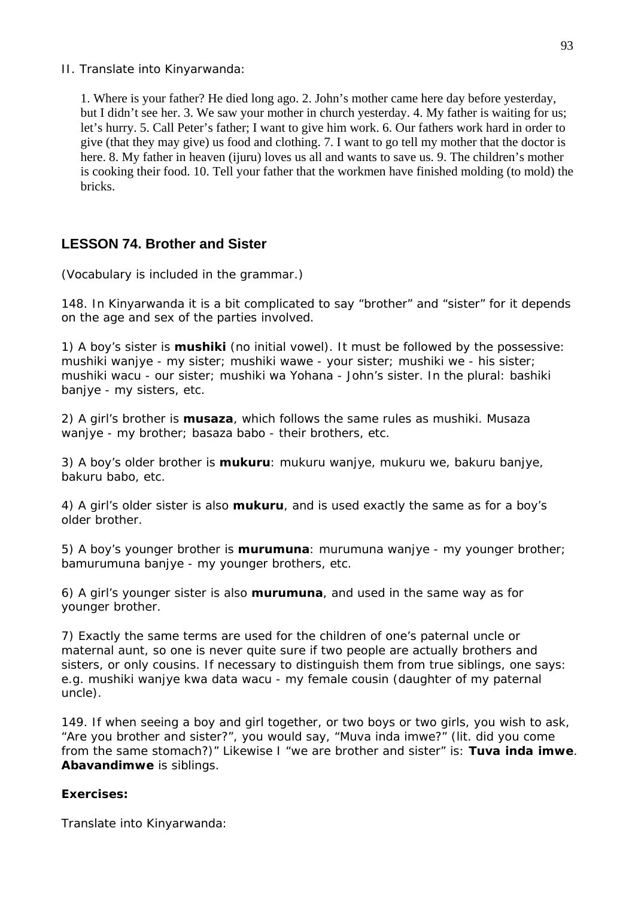II. Translate into Kinyarwanda:

1. Where is your father? He died long ago. 2. John's mother came here day before yesterday, but I didn't see her. 3. We saw your mother in church yesterday. 4. My father is waiting for us; let's hurry. 5. Call Peter's father; I want to give him work. 6. Our fathers work hard in order to give (that they may give) us food and clothing. 7. I want to go tell my mother that the doctor is here. 8. My father in heaven (ijuru) loves us all and wants to save us. 9. The children's mother is cooking their food. 10. Tell your father that the workmen have finished molding (to mold) the bricks.

## LESSON 74. Brother and Sister

(Vocabulary is included in the grammar.)

148. In Kinyarwanda it is a bit complicated to say "brother" and "sister" for it depends on the age and sex of the parties involved.

1) A boy's sister is **mushiki** (no initial vowel). It must be followed by the possessive: mushiki wanjye - my sister; mushiki wawe - your sister; mushiki we - his sister; mushiki wacu - our sister; mushiki wa Yohana - John's sister. In the plural: bashiki banjye - my sisters, etc.

2) A girl's brother is **musaza**, which follows the same rules as mushiki. Musaza wanjye - my brother; basaza babo - their brothers, etc.

3) A boy's older brother is **mukuru**: mukuru wanjye, mukuru we, bakuru banjye, bakuru babo, etc.

4) A girl's older sister is also **mukuru**, and is used exactly the same as for a boy's older brother.

5) A boy's younger brother is **murumuna**: murumuna wanjye - my younger brother; bamurumuna banjye - my younger brothers, etc.

6) A girl's younger sister is also **murumuna**, and used in the same way as for younger brother.

7) Exactly the same terms are used for the children of one's paternal uncle or maternal aunt, so one is never quite sure if two people are actually brothers and sisters, or only cousins. If necessary to distinguish them from true siblings, one says: e.g. mushiki wanjye kwa data wacu - my female cousin (daughter of my paternal uncle).

149. If when seeing a boy and girl together, or two boys or two girls, you wish to ask, "Are you brother and sister?", you would say, "Muva inda imwe?" (lit. did you come from the same stomach?)" Likewise I "we are brother and sister" is: **Tuva inda imwe**. **Abavandimwe** is siblings.

**Exercises:**

Translate into Kinyarwanda: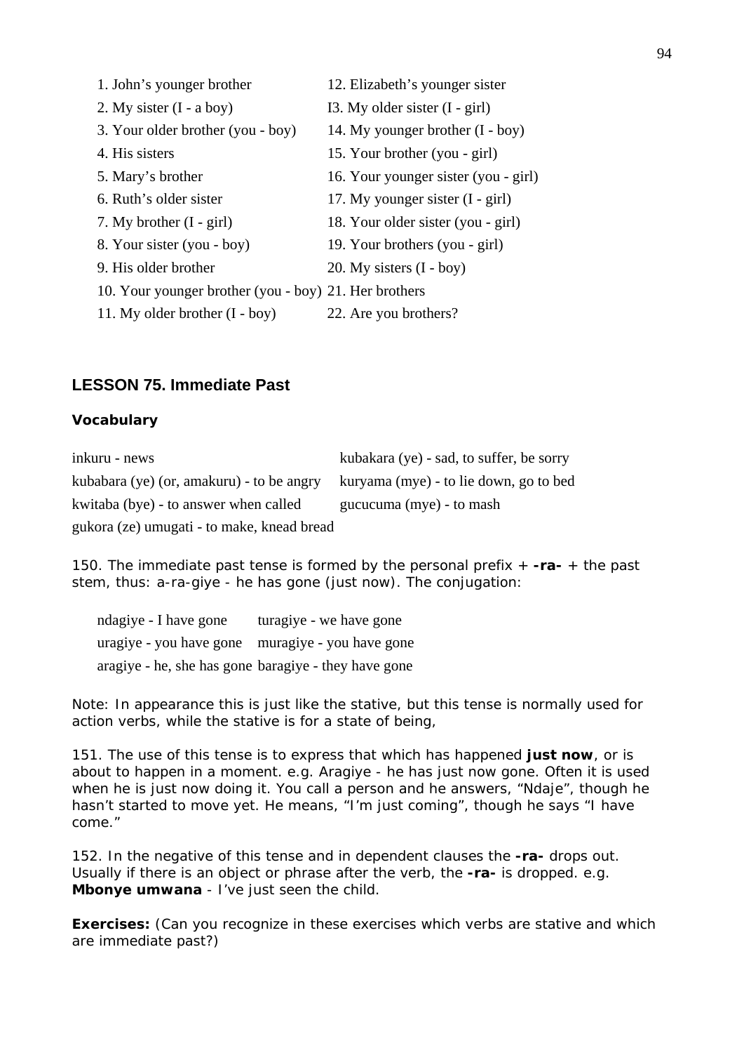1. John's younger brother
2. My sister (I - a boy)
3. Your older brother (you - boy)
4. His sisters
5. Mary's brother
6. Ruth's older sister
7. My brother (I - girl)
8. Your sister (you - boy)
9. His older brother
10. Your younger brother (you - boy)
11. My older brother (I - boy)
12. Elizabeth's younger sister
I3. My older sister (I - girl)
14. My younger brother (I - boy)
15. Your brother (you - girl)
16. Your younger sister (you - girl)
17. My younger sister (I - girl)
18. Your older sister (you - girl)
19. Your brothers (you - girl)
20. My sisters (I - boy)
21. Her brothers
22. Are you brothers?

## LESSON 75. Immediate Past

### Vocabulary

inkuru - news

kubabara (ye) (or, amakuru) - to be angry

kwitaba (bye) - to answer when called

gukora (ze) umugati - to make, knead bread

kubakara (ye) - sad, to suffer, be sorry

kuryama (mye) - to lie down, go to bed

gucucuma (mye) - to mash

150. The immediate past tense is formed by the personal prefix + **-ra-** + the past stem, thus: a-ra-giye - he has gone (just now). The conjugation:

| | |
|---|---|
| ndagiye - I have gone | turagiye - we have gone |
| uragiye - you have gone | muragiye - you have gone |
| aragiye - he, she has gone | baragiye - they have gone |

Note: In appearance this is just like the stative, but this tense is normally used for action verbs, while the stative is for a state of being,

151. The use of this tense is to express that which has happened **just now**, or is about to happen in a moment. e.g. Aragiye - he has just now gone. Often it is used when he is just now doing it. You call a person and he answers, "Ndaje", though he hasn't started to move yet. He means, "I'm just coming", though he says "I have come."

152. In the negative of this tense and in dependent clauses the **-ra-** drops out. Usually if there is an object or phrase after the verb, the **-ra-** is dropped. e.g. **Mbonye umwana** - I've just seen the child.

**Exercises:** (Can you recognize in these exercises which verbs are stative and which are immediate past?)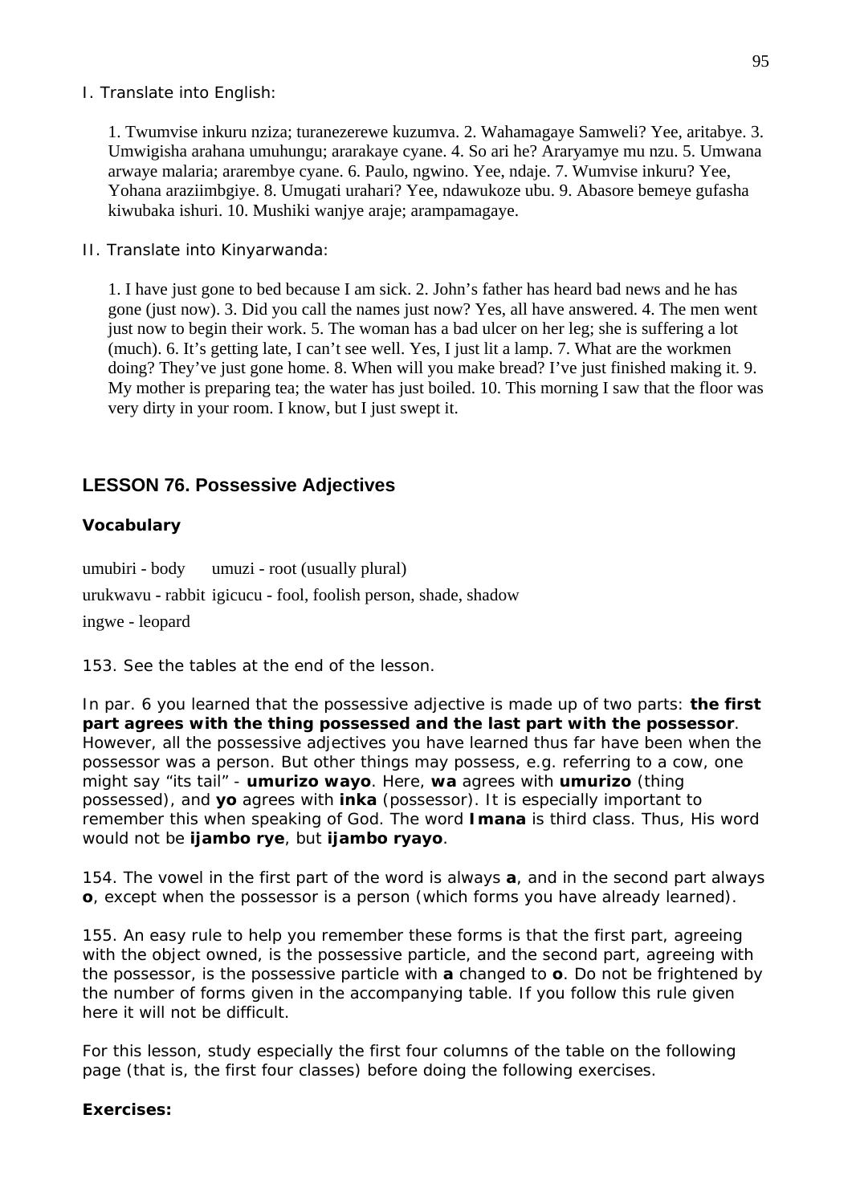I. Translate into English:

1. Twumvise inkuru nziza; turanezerewe kuzumva. 2. Wahamagaye Samweli? Yee, aritabye. 3. Umwigisha arahana umuhungu; ararakaye cyane. 4. So ari he? Araryamye mu nzu. 5. Umwana arwaye malaria; ararembye cyane. 6. Paulo, ngwino. Yee, ndaje. 7. Wumvise inkuru? Yee, Yohana araziimbgiye. 8. Umugati urahari? Yee, ndawukoze ubu. 9. Abasore bemeye gufasha kiwubaka ishuri. 10. Mushiki wanjye araje; arampamagaye.

II. Translate into Kinyarwanda:

1. I have just gone to bed because I am sick. 2. John's father has heard bad news and he has gone (just now). 3. Did you call the names just now? Yes, all have answered. 4. The men went just now to begin their work. 5. The woman has a bad ulcer on her leg; she is suffering a lot (much). 6. It's getting late, I can't see well. Yes, I just lit a lamp. 7. What are the workmen doing? They've just gone home. 8. When will you make bread? I've just finished making it. 9. My mother is preparing tea; the water has just boiled. 10. This morning I saw that the floor was very dirty in your room. I know, but I just swept it.

## LESSON 76. Possessive Adjectives

### Vocabulary

umubiri - body  umuzi - root (usually plural)

urukwavu - rabbit  igicucu - fool, foolish person, shade, shadow

ingwe - leopard

153. See the tables at the end of the lesson.

In par. 6 you learned that the possessive adjective is made up of two parts: **the first part agrees with the thing possessed and the last part with the possessor**. However, all the possessive adjectives you have learned thus far have been when the possessor was a person. But other things may possess, e.g. referring to a cow, one might say "its tail" - **umurizo wayo**. Here, **wa** agrees with **umurizo** (thing possessed), and **yo** agrees with **inka** (possessor). It is especially important to remember this when speaking of God. The word **Imana** is third class. Thus, His word would not be **ijambo rye**, but **ijambo ryayo**.

154. The vowel in the first part of the word is always **a**, and in the second part always **o**, except when the possessor is a person (which forms you have already learned).

155. An easy rule to help you remember these forms is that the first part, agreeing with the object owned, is the possessive particle, and the second part, agreeing with the possessor, is the possessive particle with **a** changed to **o**. Do not be frightened by the number of forms given in the accompanying table. If you follow this rule given here it will not be difficult.

For this lesson, study especially the first four columns of the table on the following page (that is, the first four classes) before doing the following exercises.

**Exercises:**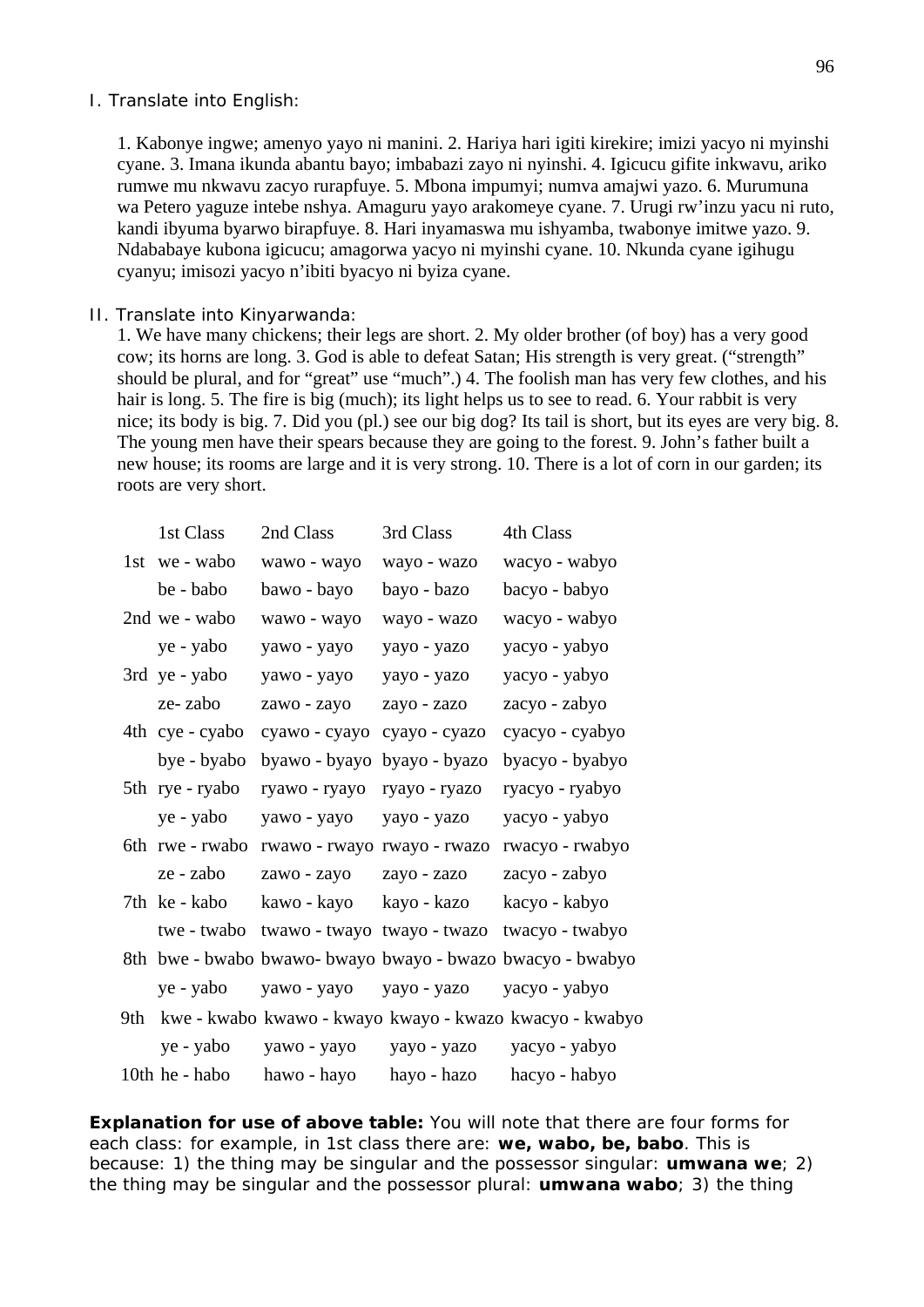I. Translate into English:

1. Kabonye ingwe; amenyo yayo ni manini. 2. Hariya hari igiti kirekire; imizi yacyo ni myinshi cyane. 3. Imana ikunda abantu bayo; imbabazi zayo ni nyinshi. 4. Igicucu gifite inkwavu, ariko rumwe mu nkwavu zacyo rurapfuye. 5. Mbona impumyi; numva amajwi yazo. 6. Murumuna wa Petero yaguze intebe nshya. Amaguru yayo arakomeye cyane. 7. Urugi rw'inzu yacu ni ruto, kandi ibyuma byarwo birapfuye. 8. Hari inyamaswa mu ishyamba, twabonye imitwe yazo. 9. Ndababaye kubona igicucu; amagorwa yacyo ni myinshi cyane. 10. Nkunda cyane igihugu cyanyu; imisozi yacyo n'ibiti byacyo ni byiza cyane.

II. Translate into Kinyarwanda:

1. We have many chickens; their legs are short. 2. My older brother (of boy) has a very good cow; its horns are long. 3. God is able to defeat Satan; His strength is very great. ("strength" should be plural, and for "great" use "much".) 4. The foolish man has very few clothes, and his hair is long. 5. The fire is big (much); its light helps us to see to read. 6. Your rabbit is very nice; its body is big. 7. Did you (pl.) see our big dog? Its tail is short, but its eyes are very big. 8. The young men have their spears because they are going to the forest. 9. John's father built a new house; its rooms are large and it is very strong. 10. There is a lot of corn in our garden; its roots are very short.

| | 1st Class | 2nd Class | 3rd Class | 4th Class |
|---|---|---|---|---|
| 1st | we - wabo | wawo - wayo | wayo - wazo | wacyo - wabyo |
| | be - babo | bawo - bayo | bayo - bazo | bacyo - babyo |
| 2nd | we - wabo | wawo - wayo | wayo - wazo | wacyo - wabyo |
| | ye - yabo | yawo - yayo | yayo - yazo | yacyo - yabyo |
| 3rd | ye - yabo | yawo - yayo | yayo - yazo | yacyo - yabyo |
| | ze- zabo | zawo - zayo | zayo - zazo | zacyo - zabyo |
| 4th | cye - cyabo | cyawo - cyayo | cyayo - cyazo | cyacyo - cyabyo |
| | bye - byabo | byawo - byayo | byayo - byazo | byacyo - byabyo |
| 5th | rye - ryabo | ryawo - ryayo | ryayo - ryazo | ryacyo - ryabyo |
| | ye - yabo | yawo - yayo | yayo - yazo | yacyo - yabyo |
| 6th | rwe - rwabo | rwawo - rwayo | rwayo - rwazo | rwacyo - rwabyo |
| | ze - zabo | zawo - zayo | zayo - zazo | zacyo - zabyo |
| 7th | ke - kabo | kawo - kayo | kayo - kazo | kacyo - kabyo |
| | twe - twabo | twawo - twayo | twayo - twazo | twacyo - twabyo |
| 8th | bwe - bwabo | bwawo- bwayo | bwayo - bwazo | bwacyo - bwabyo |
| | ye - yabo | yawo - yayo | yayo - yazo | yacyo - yabyo |
| 9th | kwe - kwabo | kwawo - kwayo | kwayo - kwazo | kwacyo - kwabyo |
| | ye - yabo | yawo - yayo | yayo - yazo | yacyo - yabyo |
| 10th | he - habo | hawo - hayo | hayo - hazo | hacyo - habyo |

**Explanation for use of above table:** You will note that there are four forms for each class: for example, in 1st class there are: **we, wabo, be, babo**. This is because: 1) the thing may be singular and the possessor singular: **umwana we**; 2) the thing may be singular and the possessor plural: **umwana wabo**; 3) the thing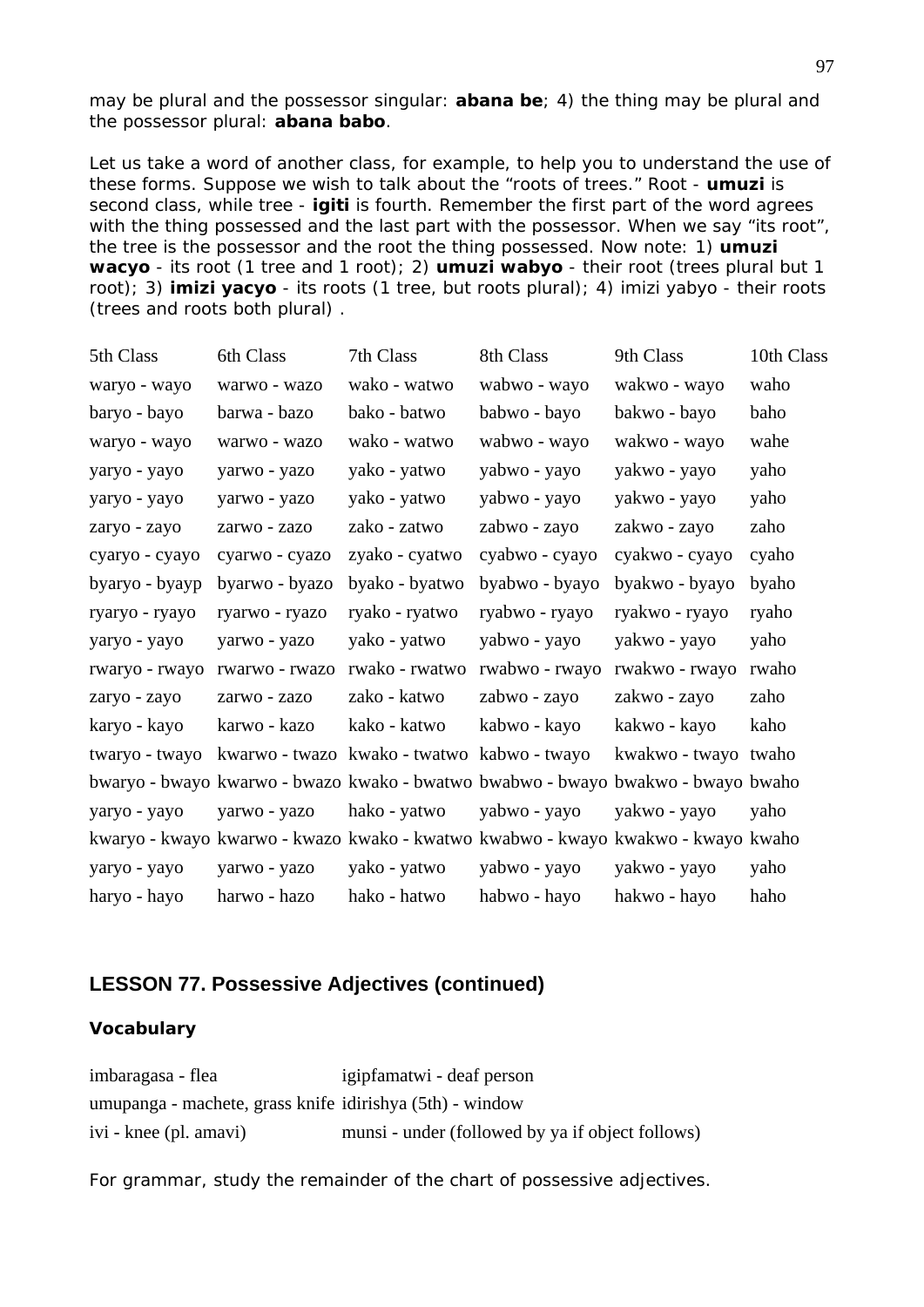may be plural and the possessor singular: **abana be**; 4) the thing may be plural and the possessor plural: **abana babo**.

Let us take a word of another class, for example, to help you to understand the use of these forms. Suppose we wish to talk about the “roots of trees.” Root - **umuzi** is second class, while tree - **igiti** is fourth. Remember the first part of the word agrees with the thing possessed and the last part with the possessor. When we say “its root”, the tree is the possessor and the root the thing possessed. Now note: 1) **umuzi wacyo** - its root (1 tree and 1 root); 2) **umuzi wabyo** - their root (trees plural but 1 root); 3) **imizi yacyo** - its roots (1 tree, but roots plural); 4) imizi yabyo - their roots (trees and roots both plural) .

| 5th Class | 6th Class | 7th Class | 8th Class | 9th Class | 10th Class |
|---|---|---|---|---|---|
| waryo - wayo | warwo - wazo | wako - watwo | wabwo - wayo | wakwo - wayo | waho |
| baryo - bayo | barwa - bazo | bako - batwo | babwo - bayo | bakwo - bayo | baho |
| waryo - wayo | warwo - wazo | wako - watwo | wabwo - wayo | wakwo - wayo | wahe |
| yaryo - yayo | yarwo - yazo | yako - yatwo | yabwo - yayo | yakwo - yayo | yaho |
| yaryo - yayo | yarwo - yazo | yako - yatwo | yabwo - yayo | yakwo - yayo | yaho |
| zaryo - zayo | zarwo - zazo | zako - zatwo | zabwo - zayo | zakwo - zayo | zaho |
| cyaryo - cyayo | cyarwo - cyazo | zyako - cyatwo | cyabwo - cyayo | cyakwo - cyayo | cyaho |
| byaryo - byayp | byarwo - byazo | byako - byatwo | byabwo - byayo | byakwo - byayo | byaho |
| ryaryo - ryayo | ryarwo - ryazo | ryako - ryatwo | ryabwo - ryayo | ryakwo - ryayo | ryaho |
| yaryo - yayo | yarwo - yazo | yako - yatwo | yabwo - yayo | yakwo - yayo | yaho |
| rwaryo - rwayo | rwarwo - rwazo | rwako - rwatwo | rwabwo - rwayo | rwakwo - rwayo | rwaho |
| zaryo - zayo | zarwo - zazo | zako - katwo | zabwo - zayo | zakwo - zayo | zaho |
| karyo - kayo | karwo - kazo | kako - katwo | kabwo - kayo | kakwo - kayo | kaho |
| twaryo - twayo | kwarwo - twazo | kwako - twatwo | kabwo - twayo | kwakwo - twayo | twaho |
| bwaryo - bwayo | kwarwo - bwazo | kwako - bwatwo | bwabwo - bwayo | bwakwo - bwayo | bwaho |
| yaryo - yayo | yarwo - yazo | hako - yatwo | yabwo - yayo | yakwo - yayo | yaho |
| kwaryo - kwayo | kwarwo - kwazo | kwako - kwatwo | kwabwo - kwayo | kwakwo - kwayo | kwaho |
| yaryo - yayo | yarwo - yazo | yako - yatwo | yabwo - yayo | yakwo - yayo | yaho |
| haryo - hayo | harwo - hazo | hako - hatwo | habwo - hayo | hakwo - hayo | haho |

## LESSON 77. Possessive Adjectives (continued)

### Vocabulary

| | |
|---|---|
| imbaragasa - flea | igipfamatwi - deaf person |
| umupanga - machete, grass knife | idirishya (5th) - window |
| ivi - knee (pl. amavi) | munsi - under (followed by ya if object follows) |

For grammar, study the remainder of the chart of possessive adjectives.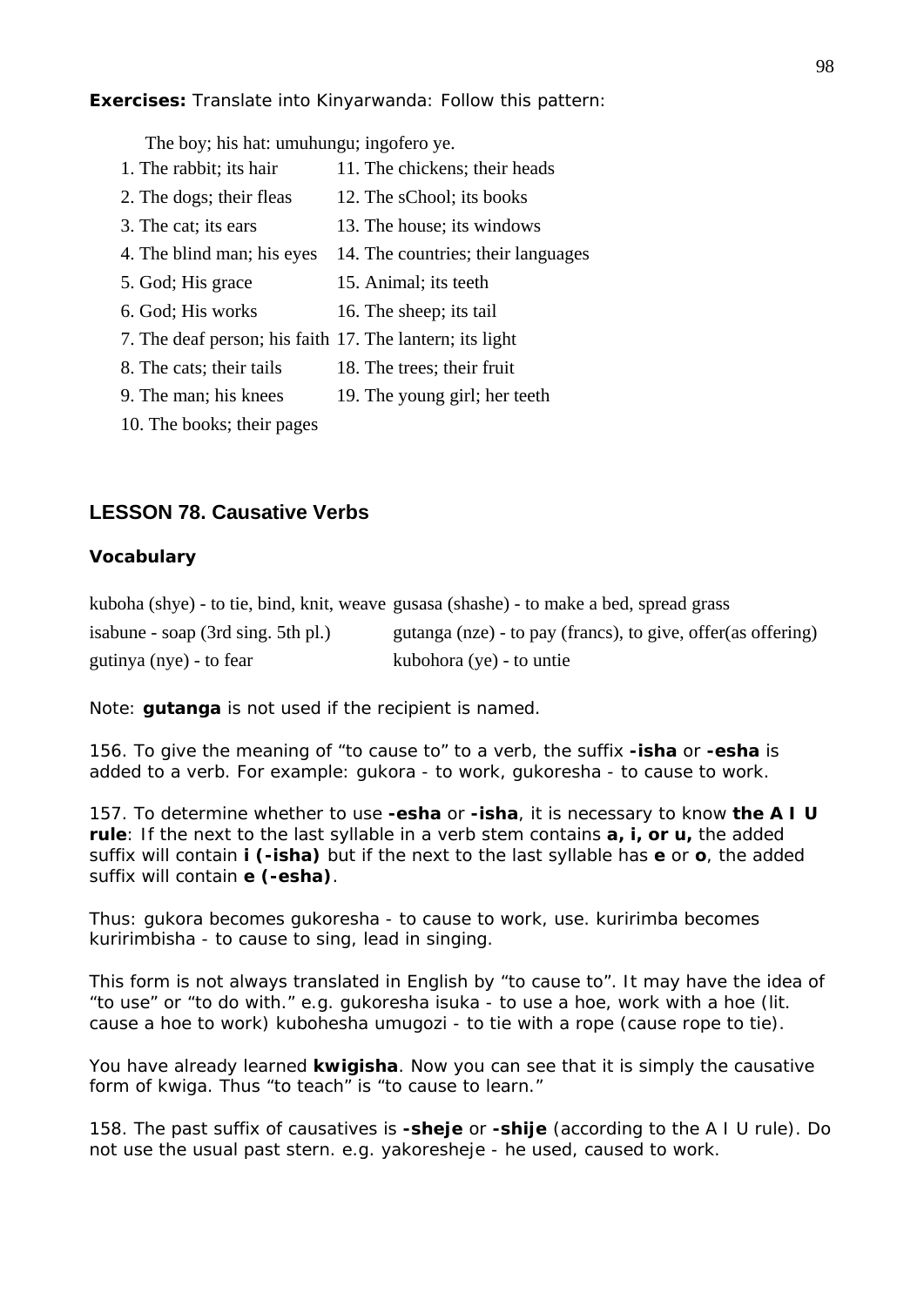**Exercises:** Translate into Kinyarwanda: Follow this pattern:

The boy; his hat: umuhungu; ingofero ye.

1. The rabbit; its hair
2. The dogs; their fleas
3. The cat; its ears
4. The blind man; his eyes
5. God; His grace
6. God; His works
7. The deaf person; his faith
8. The cats; their tails
9. The man; his knees
10. The books; their pages
11. The chickens; their heads
12. The sChool; its books
13. The house; its windows
14. The countries; their languages
15. Animal; its teeth
16. The sheep; its tail
17. The lantern; its light
18. The trees; their fruit
19. The young girl; her teeth

## LESSON 78. Causative Verbs

### Vocabulary

kuboha (shye) - to tie, bind, knit, weave
isabune - soap (3rd sing. 5th pl.)
gutinya (nye) - to fear
gusasa (shashe) - to make a bed, spread grass
gutanga (nze) - to pay (francs), to give, offer(as offering)
kubohora (ye) - to untie

Note: **gutanga** is not used if the recipient is named.

156. To give the meaning of "to cause to" to a verb, the suffix **-isha** or **-esha** is added to a verb. For example: gukora - to work, gukoresha - to cause to work.

157. To determine whether to use **-esha** or **-isha**, it is necessary to know **the A I U rule**: If the next to the last syllable in a verb stem contains **a, i, or u,** the added suffix will contain **i (-isha)** but if the next to the last syllable has **e** or **o**, the added suffix will contain **e (-esha)**.

Thus: gukora becomes gukoresha - to cause to work, use. kuririmba becomes kuririmbisha - to cause to sing, lead in singing.

This form is not always translated in English by "to cause to". It may have the idea of "to use" or "to do with." e.g. gukoresha isuka - to use a hoe, work with a hoe (lit. cause a hoe to work) kubohesha umugozi - to tie with a rope (cause rope to tie).

You have already learned **kwigisha**. Now you can see that it is simply the causative form of kwiga. Thus "to teach" is "to cause to learn."

158. The past suffix of causatives is **-sheje** or **-shije** (according to the A I U rule). Do not use the usual past stern. e.g. yakoresheje - he used, caused to work.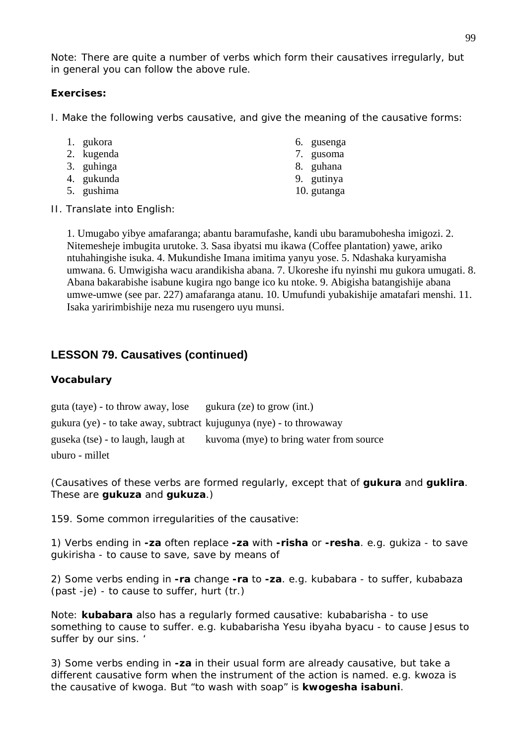Note: There are quite a number of verbs which form their causatives irregularly, but in general you can follow the above rule.

**Exercises:**

I. Make the following verbs causative, and give the meaning of the causative forms:

1. gukora
2. kugenda
3. guhinga
4. gukunda
5. gushima
6. gusenga
7. gusoma
8. guhana
9. gutinya
10. gutanga

II. Translate into English:

1. Umugabo yibye amafaranga; abantu baramufashe, kandi ubu baramubohesha imigozi. 2. Nitemesheje imbugita urutoke. 3. Sasa ibyatsi mu ikawa (Coffee plantation) yawe, ariko ntuhahingishe isuka. 4. Mukundishe Imana imitima yanyu yose. 5. Ndashaka kuryamisha umwana. 6. Umwigisha wacu arandikisha abana. 7. Ukoreshe ifu nyinshi mu gukora umugati. 8. Abana bakarabishe isabune kugira ngo bange ico ku ntoke. 9. Abigisha batangishije abana umwe-umwe (see par. 227) amafaranga atanu. 10. Umufundi yubakishije amatafari menshi. 11. Isaka yaririmbishije neza mu rusengero uyu munsi.

## LESSON 79. Causatives (continued)

### Vocabulary

guta (taye) - to throw away, lose
gukura (ye) - to take away, subtract
guseka (tse) - to laugh, laugh at
uburo - millet
gukura (ze) to grow (int.)
kujugunya (nye) - to throwaway
kuvoma (mye) to bring water from source

(Causatives of these verbs are formed regularly, except that of **gukura** and **guklira**. These are **gukuza** and **gukuza**.)

159. Some common irregularities of the causative:

1) Verbs ending in **-za** often replace **-za** with **-risha** or **-resha**. e.g. gukiza - to save gukirisha - to cause to save, save by means of

2) Some verbs ending in **-ra** change **-ra** to **-za**. e.g. kubabara - to suffer, kubabaza (past -je) - to cause to suffer, hurt (tr.)

Note: **kubabara** also has a regularly formed causative: kubabarisha - to use something to cause to suffer. e.g. kubabarisha Yesu ibyaha byacu - to cause Jesus to suffer by our sins. '

3) Some verbs ending in **-za** in their usual form are already causative, but take a different causative form when the instrument of the action is named. e.g. kwoza is the causative of kwoga. But "to wash with soap" is **kwogesha isabuni**.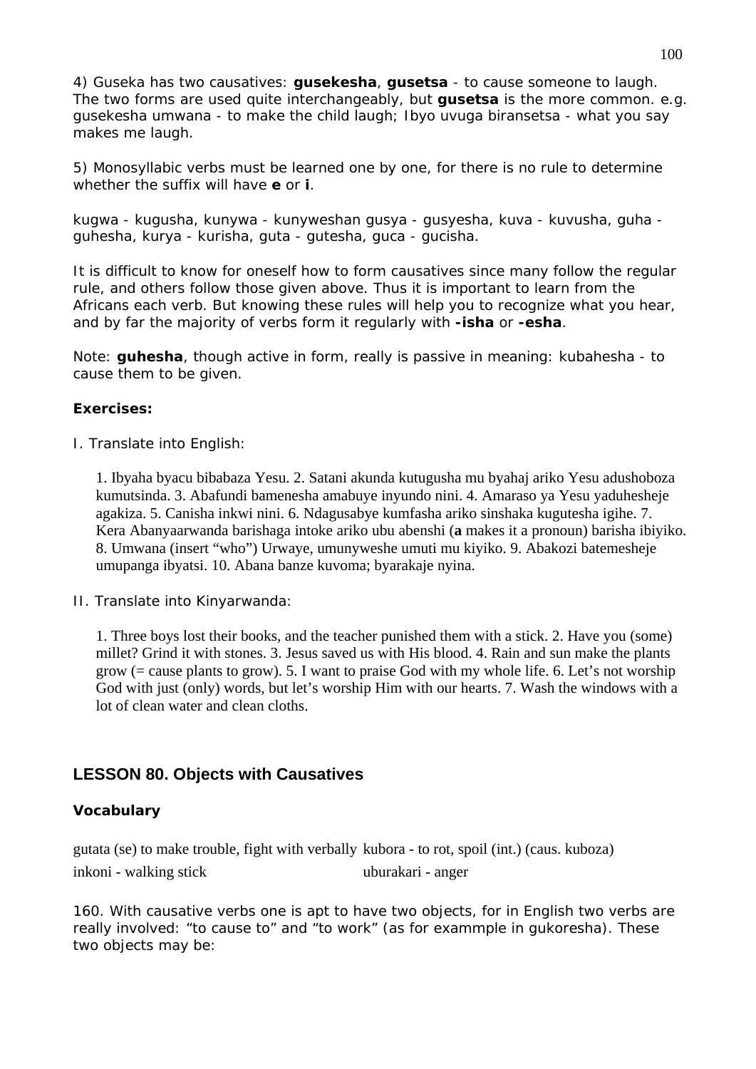4) Guseka has two causatives: **gusekesha**, **gusetsa** - to cause someone to laugh. The two forms are used quite interchangeably, but **gusetsa** is the more common. e.g. gusekesha umwana - to make the child laugh; Ibyo uvuga biransetsa - what you say makes me laugh.

5) Monosyllabic verbs must be learned one by one, for there is no rule to determine whether the suffix will have **e** or **i**.

kugwa - kugusha, kunywa - kunyweshan gusya - gusyesha, kuva - kuvusha, guha - guhesha, kurya - kurisha, guta - gutesha, guca - gucisha.

It is difficult to know for oneself how to form causatives since many follow the regular rule, and others follow those given above. Thus it is important to learn from the Africans each verb. But knowing these rules will help you to recognize what you hear, and by far the majority of verbs form it regularly with **-isha** or **-esha**.

Note: **guhesha**, though active in form, really is passive in meaning: kubahesha - to cause them to be given.

**Exercises:**

I. Translate into English:

> 1. Ibyaha byacu bibababaza Yesu. 2. Satani akunda kutugusha mu byahaj ariko Yesu adushoboza kumutsinda. 3. Abafundi bamenesha amabuye inyundo nini. 4. Amaraso ya Yesu yaduhesheje agakiza. 5. Canisha inkwi nini. 6. Ndagusabye kumfasha ariko sinshaka kugutesha igihe. 7. Kera Abanyaarwanda barishaga intoke ariko ubu abenshi (**a** makes it a pronoun) barisha ibiyiko. 8. Umwana (insert "who") Urwaye, umunyweshe umuti mu kiyiko. 9. Abakozi batemesheje umupanga ibyatsi. 10. Abana banze kuvoma; byarakaje nyina.

II. Translate into Kinyarwanda:

> 1. Three boys lost their books, and the teacher punished them with a stick. 2. Have you (some) millet? Grind it with stones. 3. Jesus saved us with His blood. 4. Rain and sun make the plants grow (= cause plants to grow). 5. I want to praise God with my whole life. 6. Let's not worship God with just (only) words, but let's worship Him with our hearts. 7. Wash the windows with a lot of clean water and clean cloths.

## LESSON 80. Objects with Causatives

### Vocabulary

| | |
|---|---|
| gutata (se) to make trouble, fight with verbally | kubora - to rot, spoil (int.) (caus. kuboza) |
| inkoni - walking stick | uburakari - anger |

160. With causative verbs one is apt to have two objects, for in English two verbs are really involved: "to cause to" and "to work" (as for exammple in gukoresha). These two objects may be: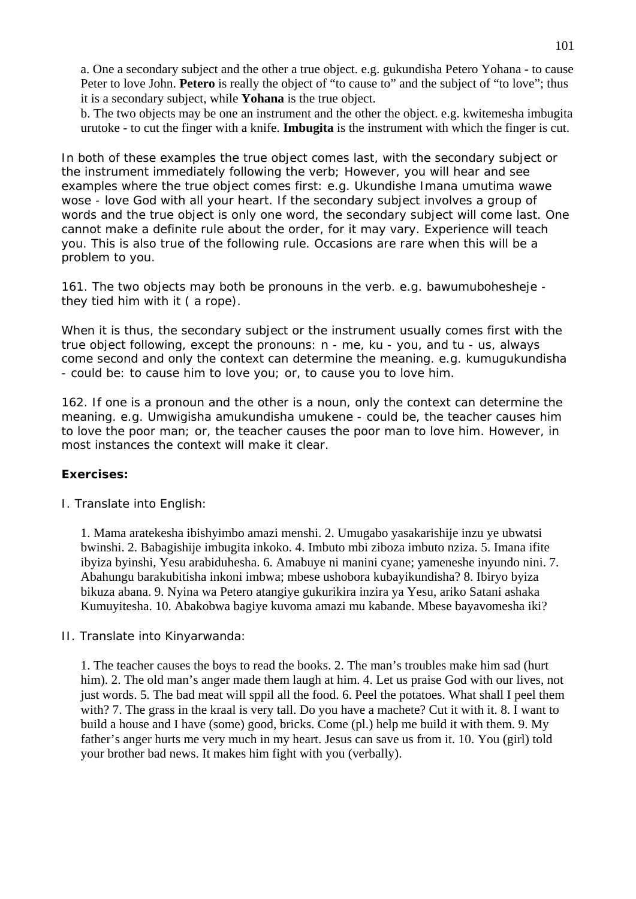a. One a secondary subject and the other a true object. e.g. gukundisha Petero Yohana - to cause Peter to love John. **Petero** is really the object of "to cause to" and the subject of "to love"; thus it is a secondary subject, while **Yohana** is the true object.

b. The two objects may be one an instrument and the other the object. e.g. kwitemesha imbugita urutoke - to cut the finger with a knife. **Imbugita** is the instrument with which the finger is cut.

In both of these examples the true object comes last, with the secondary subject or the instrument immediately following the verb; However, you will hear and see examples where the true object comes first: e.g. Ukundishe Imana umutima wawe wose - love God with all your heart. If the secondary subject involves a group of words and the true object is only one word, the secondary subject will come last. One cannot make a definite rule about the order, for it may vary. Experience will teach you. This is also true of the following rule. Occasions are rare when this will be a problem to you.

161. The two objects may both be pronouns in the verb. e.g. bawumubohesheje - they tied him with it ( a rope).

When it is thus, the secondary subject or the instrument usually comes first with the true object following, except the pronouns: n - me, ku - you, and tu - us, always come second and only the context can determine the meaning. e.g. kumugukundisha - could be: to cause him to love you; or, to cause you to love him.

162. If one is a pronoun and the other is a noun, only the context can determine the meaning. e.g. Umwigisha amukundisha umukene - could be, the teacher causes him to love the poor man; or, the teacher causes the poor man to love him. However, in most instances the context will make it clear.

**Exercises:**

I. Translate into English:

1. Mama aratekesha ibishyimbo amazi menshi. 2. Umugabo yasakarishije inzu ye ubwatsi bwinshi. 2. Babagishije imbugita inkoko. 4. Imbuto mbi ziboza imbuto nziza. 5. Imana ifite ibyiza byinshi, Yesu arabiduhesha. 6. Amabuye ni manini cyane; yameneshe inyundo nini. 7. Abahungu barakubitisha inkoni imbwa; mbese ushobora kubayikundisha? 8. Ibiryo byiza bikuza abana. 9. Nyina wa Petero atangiye gukurikira inzira ya Yesu, ariko Satani ashaka Kumuyitesha. 10. Abakobwa bagiye kuvoma amazi mu kabande. Mbese bayavomesha iki?

II. Translate into Kinyarwanda:

1. The teacher causes the boys to read the books. 2. The man's troubles make him sad (hurt him). 2. The old man's anger made them laugh at him. 4. Let us praise God with our lives, not just words. 5. The bad meat will sppil all the food. 6. Peel the potatoes. What shall I peel them with? 7. The grass in the kraal is very tall. Do you have a machete? Cut it with it. 8. I want to build a house and I have (some) good, bricks. Come (pl.) help me build it with them. 9. My father's anger hurts me very much in my heart. Jesus can save us from it. 10. You (girl) told your brother bad news. It makes him fight with you (verbally).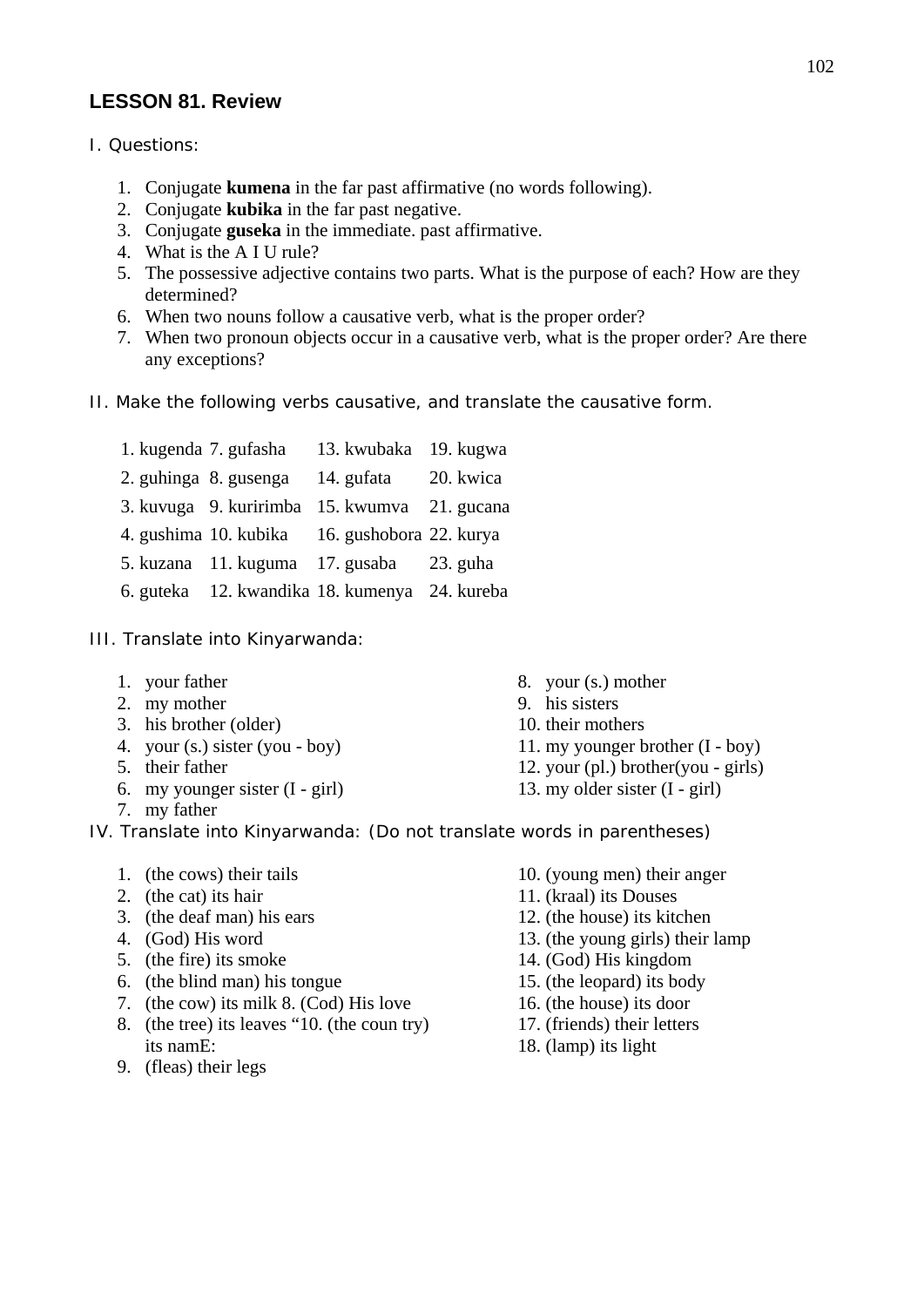## LESSON 81. Review

I. Questions:

1. Conjugate **kumena** in the far past affirmative (no words following).
2. Conjugate **kubika** in the far past negative.
3. Conjugate **guseka** in the immediate. past affirmative.
4. What is the A I U rule?
5. The possessive adjective contains two parts. What is the purpose of each? How are they determined?
6. When two nouns follow a causative verb, what is the proper order?
7. When two pronoun objects occur in a causative verb, what is the proper order? Are there any exceptions?

II. Make the following verbs causative, and translate the causative form.

| | | | |
|---|---|---|---|
| 1. kugenda | 7. gufasha | 13. kwubaka | 19. kugwa |
| 2. guhinga | 8. gusenga | 14. gufata | 20. kwica |
| 3. kuvuga | 9. kuririmba | 15. kwumva | 21. gucana |
| 4. gushima | 10. kubika | 16. gushobora | 22. kurya |
| 5. kuzana | 11. kuguma | 17. gusaba | 23. guha |
| 6. guteka | 12. kwandika | 18. kumenya | 24. kureba |

III. Translate into Kinyarwanda:

1. your father
2. my mother
3. his brother (older)
4. your (s.) sister (you - boy)
5. their father
6. my younger sister (I - girl)
7. my father
8. your (s.) mother
9. his sisters
10. their mothers
11. my younger brother (I - boy)
12. your (pl.) brother(you - girls)
13. my older sister (I - girl)

IV. Translate into Kinyarwanda: (Do not translate words in parentheses)

1. (the cows) their tails
2. (the cat) its hair
3. (the deaf man) his ears
4. (God) His word
5. (the fire) its smoke
6. (the blind man) his tongue
7. (the cow) its milk 8. (Cod) His love
8. (the tree) its leaves "10. (the coun try) its namE:
9. (fleas) their legs
10. (young men) their anger
11. (kraal) its Douses
12. (the house) its kitchen
13. (the young girls) their lamp
14. (God) His kingdom
15. (the leopard) its body
16. (the house) its door
17. (friends) their letters
18. (lamp) its light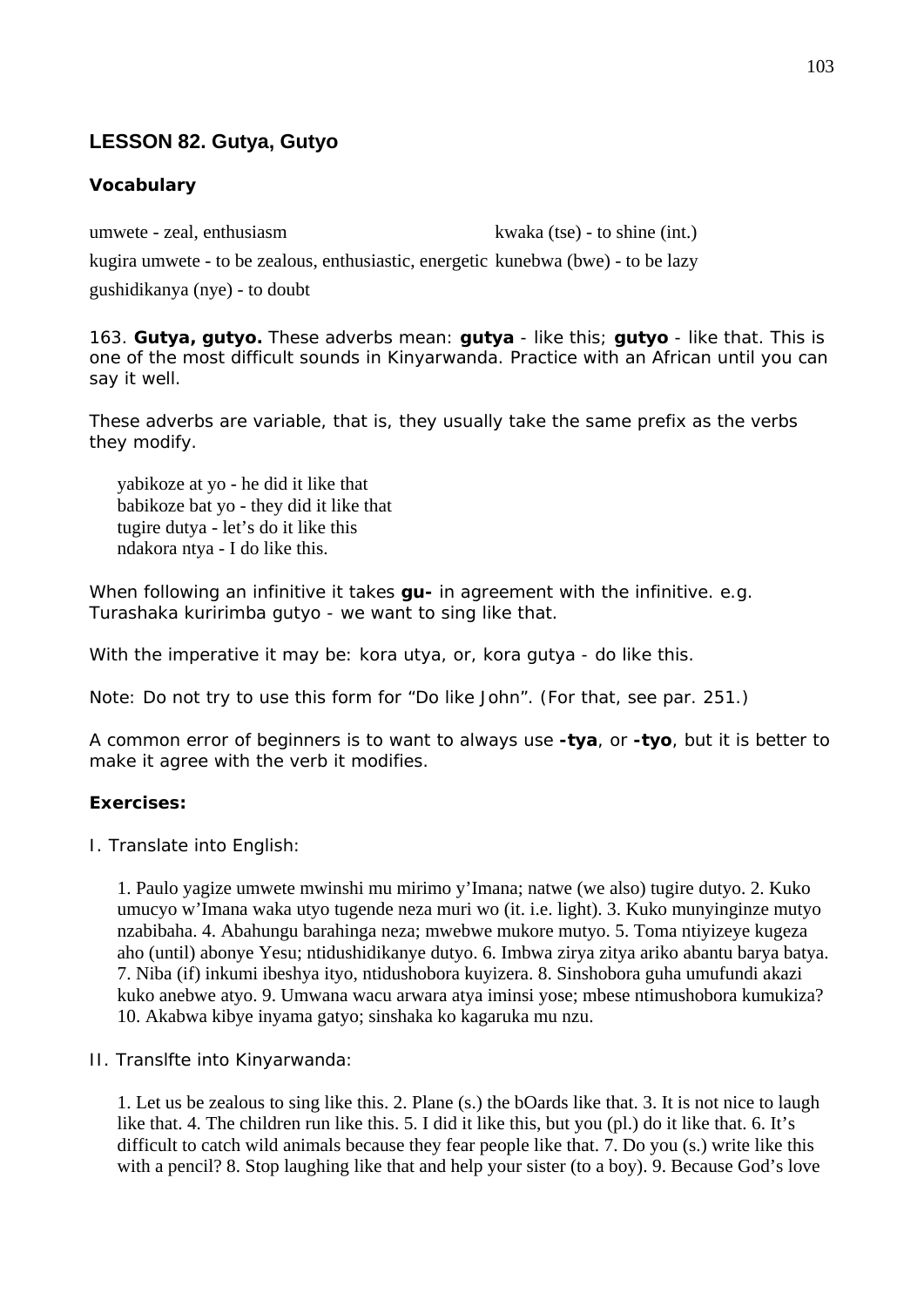## LESSON 82. Gutya, Gutyo

### Vocabulary

umwete - zeal, enthusiasm

kugira umwete - to be zealous, enthusiastic, energetic

gushidikanya (nye) - to doubt

kwaka (tse) - to shine (int.)

kunebwa (bwe) - to be lazy

163. **Gutya, gutyo.** These adverbs mean: **gutya** - like this; **gutyo** - like that. This is one of the most difficult sounds in Kinyarwanda. Practice with an African until you can say it well.

These adverbs are variable, that is, they usually take the same prefix as the verbs they modify.

> yabikoze at yo - he did it like that
> babikoze bat yo - they did it like that
> tugire dutya - let's do it like this
> ndakora ntya - I do like this.

When following an infinitive it takes **gu-** in agreement with the infinitive. e.g. Turashaka kuririmba gutyo - we want to sing like that.

With the imperative it may be: kora utya, or, kora gutya - do like this.

Note: Do not try to use this form for "Do like John". (For that, see par. 251.)

A common error of beginners is to want to always use **-tya**, or **-tyo**, but it is better to make it agree with the verb it modifies.

**Exercises:**

I. Translate into English:

1. Paulo yagize umwete mwinshi mu mirimo y'Imana; natwe (we also) tugire dutyo. 2. Kuko umucyo w'Imana waka utyo tugende neza muri wo (it. i.e. light). 3. Kuko munyinginze mutyo nzabibaha. 4. Abahungu barahinga neza; mwebwe mukore mutyo. 5. Toma ntiyizeye kugeza aho (until) abonye Yesu; ntidushidikanye dutyo. 6. Imbwa zirya zitya ariko abantu barya batya. 7. Niba (if) inkumi ibeshya ityo, ntidushobora kuyizera. 8. Sinshobora guha umufundi akazi kuko anebwe atyo. 9. Umwana wacu arwara atya iminsi yose; mbese ntimushobora kumukiza? 10. Akabwa kibye inyama gatyo; sinshaka ko kagaruka mu nzu.

II. Translslfte into Kinyarwanda:

1. Let us be zealous to sing like this. 2. Plane (s.) the bOards like that. 3. It is not nice to laugh like that. 4. The children run like this. 5. I did it like this, but you (pl.) do it like that. 6. It's difficult to catch wild animals because they fear people like that. 7. Do you (s.) write like this with a pencil? 8. Stop laughing like that and help your sister (to a boy). 9. Because God's love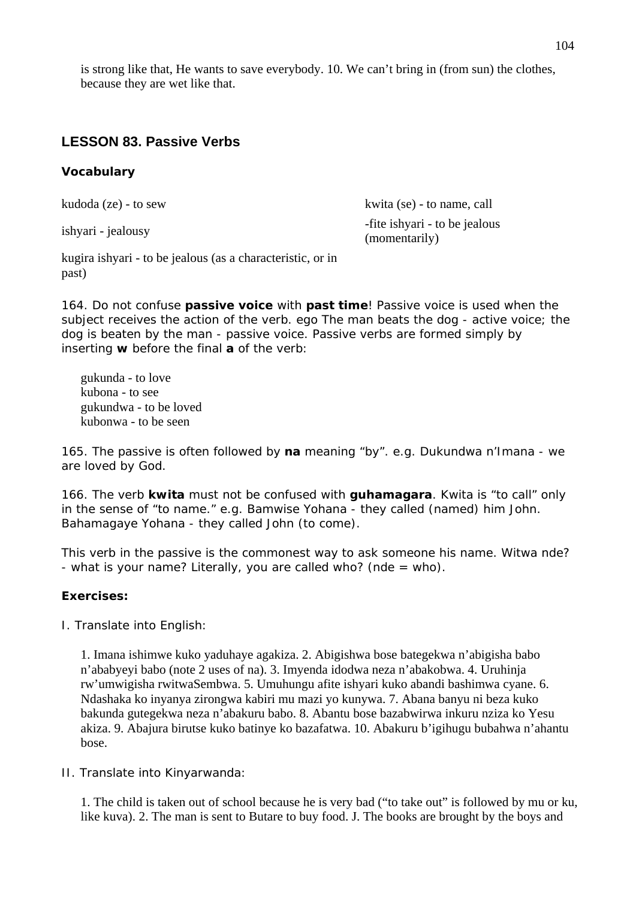is strong like that, He wants to save everybody. 10. We can't bring in (from sun) the clothes, because they are wet like that.

## LESSON 83. Passive Verbs

### Vocabulary

kudoda (ze) - to sew

kwita (se) - to name, call

ishyari - jealousy

-fite ishyari - to be jealous (momentarily)

kugira ishyari - to be jealous (as a characteristic, or in past)

164. Do not confuse **passive voice** with **past time**! Passive voice is used when the subject receives the action of the verb. ego The man beats the dog - active voice; the dog is beaten by the man - passive voice. Passive verbs are formed simply by inserting **w** before the final **a** of the verb:

gukunda - to love
kubona - to see
gukundwa - to be loved
kubonwa - to be seen

165. The passive is often followed by **na** meaning "by". e.g. Dukundwa n'Imana - we are loved by God.

166. The verb **kwita** must not be confused with **guhamagara**. Kwita is "to call" only in the sense of "to name." e.g. Bamwise Yohana - they called (named) him John. Bahamagaye Yohana - they called John (to come).

This verb in the passive is the commonest way to ask someone his name. Witwa nde? - what is your name? Literally, you are called who? (nde = who).

### Exercises:

I. Translate into English:

1. Imana ishimwe kuko yaduhaye agakiza. 2. Abigishwa bose bategekwa n'abigisha babo n'ababyeyi babo (note 2 uses of na). 3. Imyenda idodwa neza n'abakobwa. 4. Uruhinja rw'umwigisha rwitwaSembwa. 5. Umuhungu afite ishyari kuko abandi bashimwa cyane. 6. Ndashaka ko inyanya zirongwa kabiri mu mazi yo kunywa. 7. Abana banyu ni beza kuko bakunda gutegekwa neza n'abakuru babo. 8. Abantu bose bazabwirwa inkuru nziza ko Yesu akiza. 9. Abajura birutse kuko batinye ko bazafatwa. 10. Abakuru b'igihugu bubahwa n'ahantu bose.

II. Translate into Kinyarwanda:

1. The child is taken out of school because he is very bad ("to take out" is followed by mu or ku, like kuva). 2. The man is sent to Butare to buy food. J. The books are brought by the boys and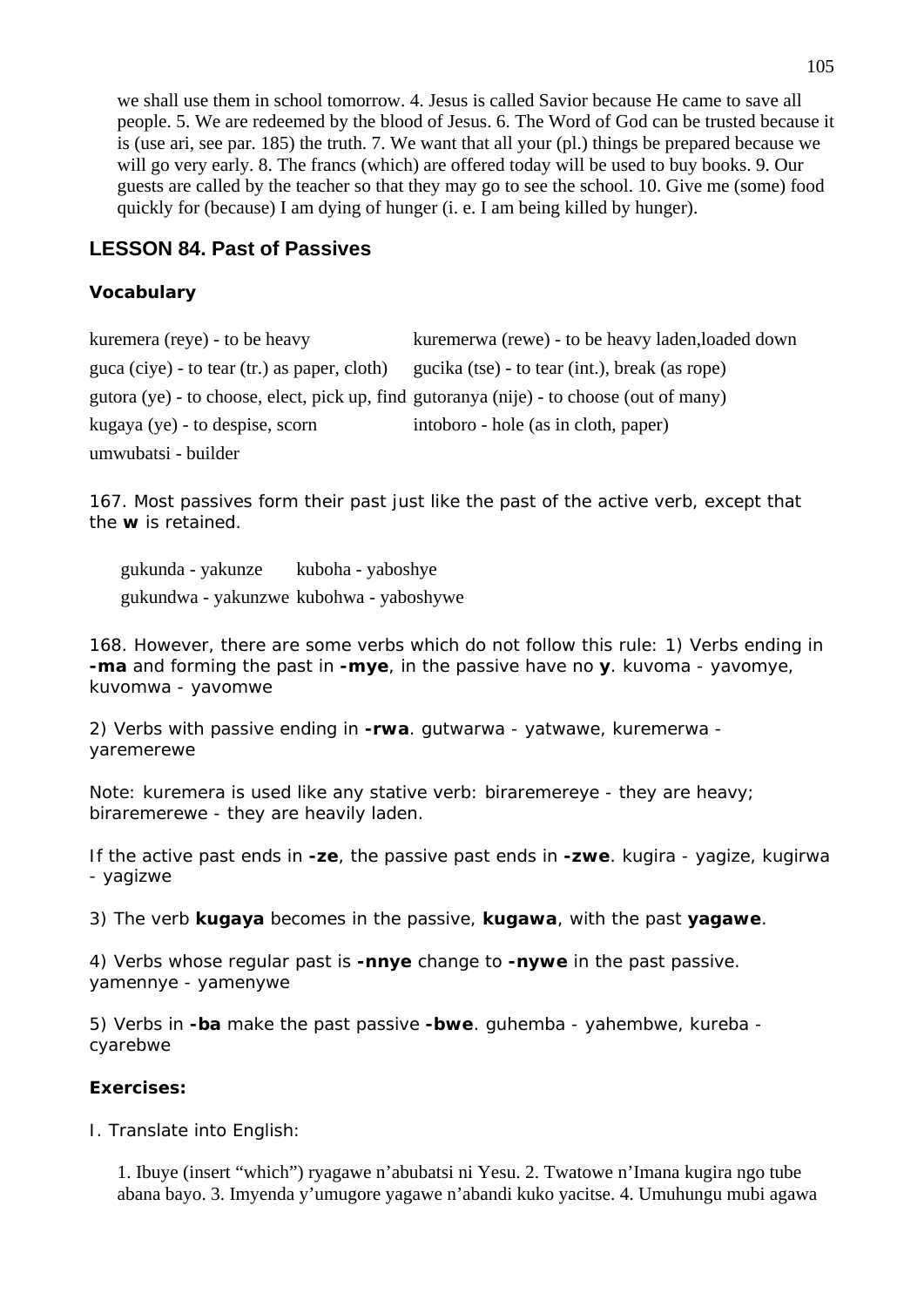we shall use them in school tomorrow. 4. Jesus is called Savior because He came to save all people. 5. We are redeemed by the blood of Jesus. 6. The Word of God can be trusted because it is (use ari, see par. 185) the truth. 7. We want that all your (pl.) things be prepared because we will go very early. 8. The francs (which) are offered today will be used to buy books. 9. Our guests are called by the teacher so that they may go to see the school. 10. Give me (some) food quickly for (because) I am dying of hunger (i. e. I am being killed by hunger).

## LESSON 84. Past of Passives

### Vocabulary

| | |
|---|---|
| kuremera (reye) - to be heavy | kuremerwa (rewe) - to be heavy laden,loaded down |
| guca (ciye) - to tear (tr.) as paper, cloth) | gucika (tse) - to tear (int.), break (as rope) |
| gutora (ye) - to choose, elect, pick up, find | gutoranya (nije) - to choose (out of many) |
| kugaya (ye) - to despise, scorn | intoboro - hole (as in cloth, paper) |
| umwubatsi - builder | |

167. Most passives form their past just like the past of the active verb, except that the **w** is retained.

| | |
|---|---|
| gukunda - yakunze | kuboha - yaboshye |
| gukundwa - yakunzwe | kubohwa - yaboshywe |

168. However, there are some verbs which do not follow this rule: 1) Verbs ending in **-ma** and forming the past in **-mye**, in the passive have no **y**. kuvoma - yavomye, kuvomwa - yavomwe

2) Verbs with passive ending in **-rwa**. gutwarwa - yatwawe, kuremerwa - yaremerewe

Note: kuremera is used like any stative verb: biraremereye - they are heavy; biraremerewe - they are heavily laden.

If the active past ends in **-ze**, the passive past ends in **-zwe**. kugira - yagize, kugirwa - yagizwe

3) The verb **kugaya** becomes in the passive, **kugawa**, with the past **yagawe**.

4) Verbs whose regular past is **-nnye** change to **-nywe** in the past passive. yamennye - yamenywe

5) Verbs in **-ba** make the past passive **-bwe**. guhemba - yahembwe, kureba - cyarebwe

### Exercises:

I. Translate into English:

1. Ibuye (insert "which") ryagawe n'abubatsi ni Yesu. 2. Twatowe n'Imana kugira ngo tube abana bayo. 3. Imyenda y'umugore yagawe n'abandi kuko yacitse. 4. Umuhungu mubi agawa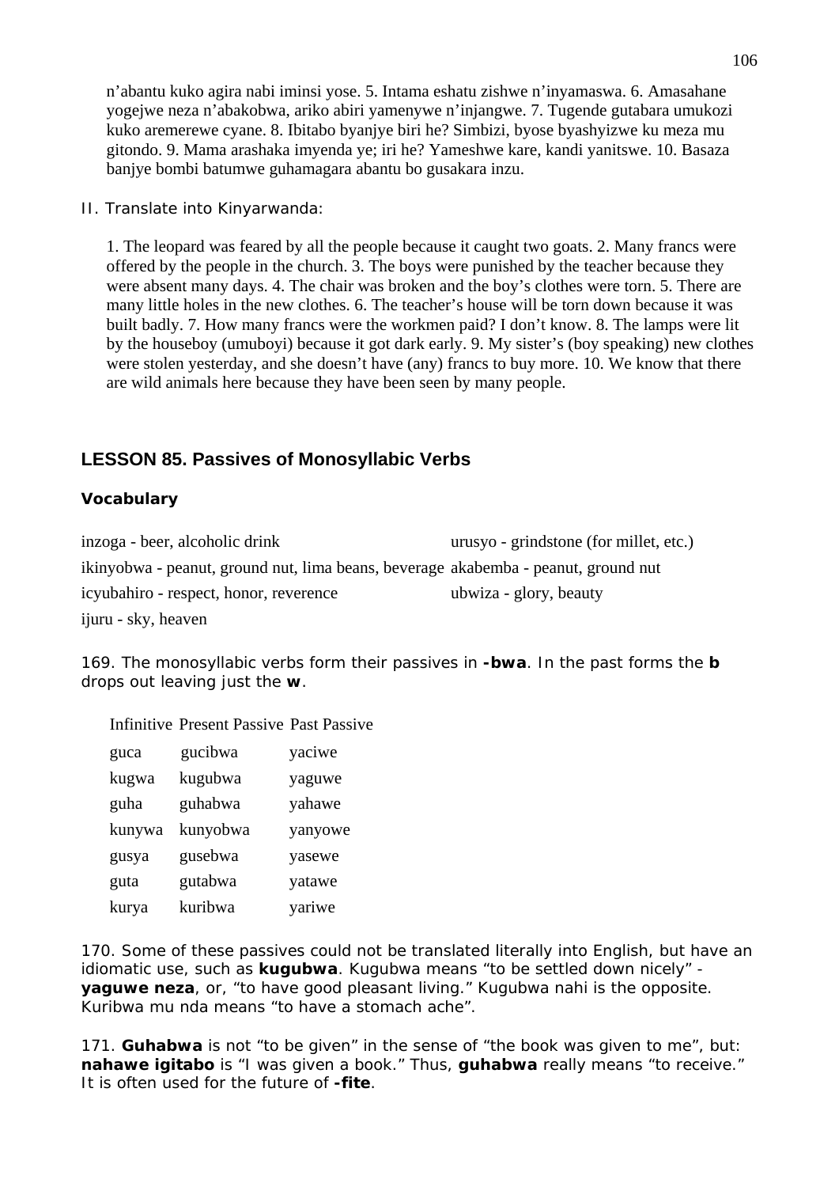n'abantu kuko agira nabi iminsi yose. 5. Intama eshatu zishwe n'inyamaswa. 6. Amasahane yogejwe neza n'abakobwa, ariko abiri yamenywe n'injangwe. 7. Tugende gutabara umukozi kuko aremerewe cyane. 8. Ibitabo byanjye biri he? Simbizi, byose byashyizwe ku meza mu gitondo. 9. Mama arashaka imyenda ye; iri he? Yameshwe kare, kandi yanitswe. 10. Basaza banjye bombi batumwe guhamagara abantu bo gusakara inzu.

II. Translate into Kinyarwanda:

1. The leopard was feared by all the people because it caught two goats. 2. Many francs were offered by the people in the church. 3. The boys were punished by the teacher because they were absent many days. 4. The chair was broken and the boy's clothes were torn. 5. There are many little holes in the new clothes. 6. The teacher's house will be torn down because it was built badly. 7. How many francs were the workmen paid? I don't know. 8. The lamps were lit by the houseboy (umuboyi) because it got dark early. 9. My sister's (boy speaking) new clothes were stolen yesterday, and she doesn't have (any) francs to buy more. 10. We know that there are wild animals here because they have been seen by many people.

## LESSON 85. Passives of Monosyllabic Verbs

### Vocabulary

inzoga - beer, alcoholic drink

ikinyobwa - peanut, ground nut, lima beans, beverage

icyubahiro - respect, honor, reverence

ijuru - sky, heaven

urusyo - grindstone (for millet, etc.)

akabemba - peanut, ground nut

ubwiza - glory, beauty

169. The monosyllabic verbs form their passives in **-bwa**. In the past forms the **b** drops out leaving just the **w**.

| Infinitive | Present Passive | Past Passive |
|---|---|---|
| guca | gucibwa | yaciwe |
| kugwa | kugubwa | yaguwe |
| guha | guhabwa | yahawe |
| kunywa | kunyobwa | yanyowe |
| gusya | gusebwa | yasewe |
| guta | gutabwa | yatawe |
| kurya | kuribwa | yariwe |

170. Some of these passives could not be translated literally into English, but have an idiomatic use, such as **kugubwa**. Kugubwa means "to be settled down nicely" - **yaguwe neza**, or, "to have good pleasant living." Kugubwa nahi is the opposite. Kuribwa mu nda means "to have a stomach ache".

171. **Guhabwa** is not "to be given" in the sense of "the book was given to me", but: **nahawe igitabo** is "I was given a book." Thus, **guhabwa** really means "to receive." It is often used for the future of **-fite**.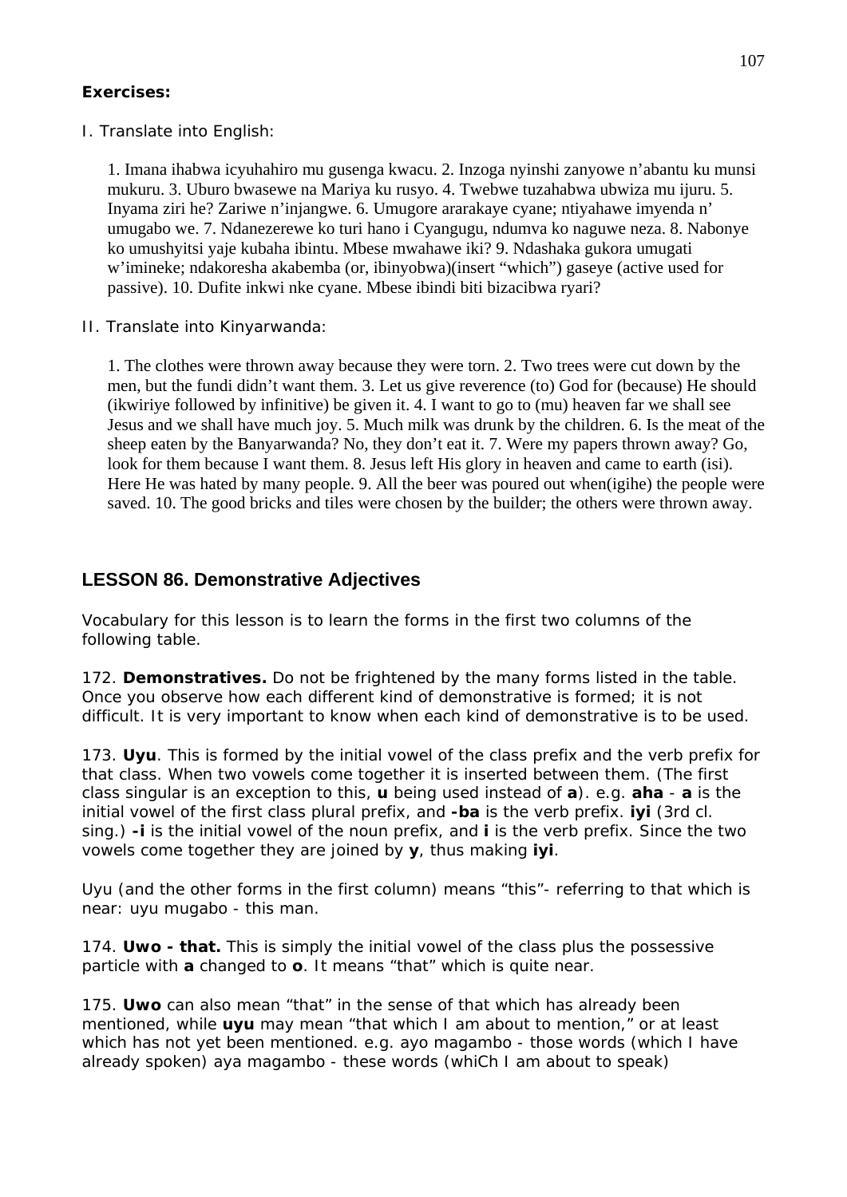**Exercises:**

I. Translate into English:

1. Imana ihabwa icyuhahiro mu gusenga kwacu. 2. Inzoga nyinshi zanyowe n'abantu ku munsi mukuru. 3. Uburo bwasewe na Mariya ku rusyo. 4. Twebwe tuzahabwa ubwiza mu ijuru. 5. Inyama ziri he? Zariwe n'injangwe. 6. Umugore ararakaye cyane; ntiyahawe imyenda n' umugabo we. 7. Ndanezerewe ko turi hano i Cyangugu, ndumva ko naguwe neza. 8. Nabonye ko umushyitsi yaje kubaha ibintu. Mbese mwahawe iki? 9. Ndashaka gukora umugati w'imineke; ndakoresha akabemba (or, ibinyobwa)(insert "which") gaseye (active used for passive). 10. Dufite inkwi nke cyane. Mbese ibindi biti bizacibwa ryari?

II. Translate into Kinyarwanda:

1. The clothes were thrown away because they were torn. 2. Two trees were cut down by the men, but the fundi didn't want them. 3. Let us give reverence (to) God for (because) He should (ikwiriye followed by infinitive) be given it. 4. I want to go to (mu) heaven far we shall see Jesus and we shall have much joy. 5. Much milk was drunk by the children. 6. Is the meat of the sheep eaten by the Banyarwanda? No, they don't eat it. 7. Were my papers thrown away? Go, look for them because I want them. 8. Jesus left His glory in heaven and came to earth (isi). Here He was hated by many people. 9. All the beer was poured out when(igihe) the people were saved. 10. The good bricks and tiles were chosen by the builder; the others were thrown away.

## LESSON 86. Demonstrative Adjectives

Vocabulary for this lesson is to learn the forms in the first two columns of the following table.

172. **Demonstratives.** Do not be frightened by the many forms listed in the table. Once you observe how each different kind of demonstrative is formed; it is not difficult. It is very important to know when each kind of demonstrative is to be used.

173. **Uyu**. This is formed by the initial vowel of the class prefix and the verb prefix for that class. When two vowels come together it is inserted between them. (The first class singular is an exception to this, **u** being used instead of **a**). e.g. **aha** - **a** is the initial vowel of the first class plural prefix, and **-ba** is the verb prefix. **iyi** (3rd cl. sing.) **-i** is the initial vowel of the noun prefix, and **i** is the verb prefix. Since the two vowels come together they are joined by **y**, thus making **iyi**.

Uyu (and the other forms in the first column) means "this"- referring to that which is near: uyu mugabo - this man.

174. **Uwo - that.** This is simply the initial vowel of the class plus the possessive particle with **a** changed to **o**. It means "that" which is quite near.

175. **Uwo** can also mean "that" in the sense of that which has already been mentioned, while **uyu** may mean "that which I am about to mention," or at least which has not yet been mentioned. e.g. ayo magambo - those words (which I have already spoken) aya magambo - these words (whiCh I am about to speak)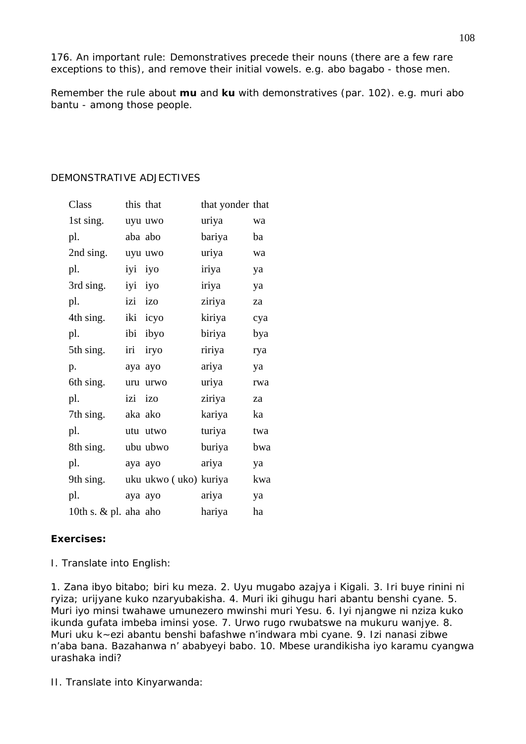176. An important rule: Demonstratives precede their nouns (there are a few rare exceptions to this), and remove their initial vowels. e.g. abo bagabo - those men.

Remember the rule about **mu** and **ku** with demonstratives (par. 102). e.g. muri abo bantu - among those people.

DEMONSTRATIVE ADJECTIVES

| Class | this | that | that yonder | that |
|---|---|---|---|---|
| 1st sing. | uyu | uwo | uriya | wa |
| pl. | aba | abo | bariya | ba |
| 2nd sing. | uyu | uwo | uriya | wa |
| pl. | iyi | iyo | iriya | ya |
| 3rd sing. | iyi | iyo | iriya | ya |
| pl. | izi | izo | ziriya | za |
| 4th sing. | iki | icyo | kiriya | cya |
| pl. | ibi | ibyo | biriya | bya |
| 5th sing. | iri | iryo | ririya | rya |
| p. | aya | ayo | ariya | ya |
| 6th sing. | uru | urwo | uriya | rwa |
| pl. | izi | izo | ziriya | za |
| 7th sing. | aka | ako | kariya | ka |
| pl. | utu | utwo | turiya | twa |
| 8th sing. | ubu | ubwo | buriya | bwa |
| pl. | aya | ayo | ariya | ya |
| 9th sing. | uku | ukwo ( uko) | kuriya | kwa |
| pl. | aya | ayo | ariya | ya |
| 10th s. & pl. | aha | aho | hariya | ha |

**Exercises:**

I. Translate into English:

1. Zana ibyo bitabo; biri ku meza. 2. Uyu mugabo azajya i Kigali. 3. Iri buye rinini ni ryiza; urijyane kuko nzaryubakisha. 4. Muri iki gihugu hari abantu benshi cyane. 5. Muri iyo minsi twahawe umunezero mwinshi muri Yesu. 6. Iyi njangwe ni nziza kuko ikunda gufata imbeba iminsi yose. 7. Urwo rugo rwubatswe na mukuru wanjye. 8. Muri uku k~ezi abantu benshi bafashwe n'indwara mbi cyane. 9. Izi nanasi zibwe n'aba bana. Bazahanwa n' ababyeyi babo. 10. Mbese urandikisha iyo karamu cyangwa urashaka indi?

II. Translate into Kinyarwanda: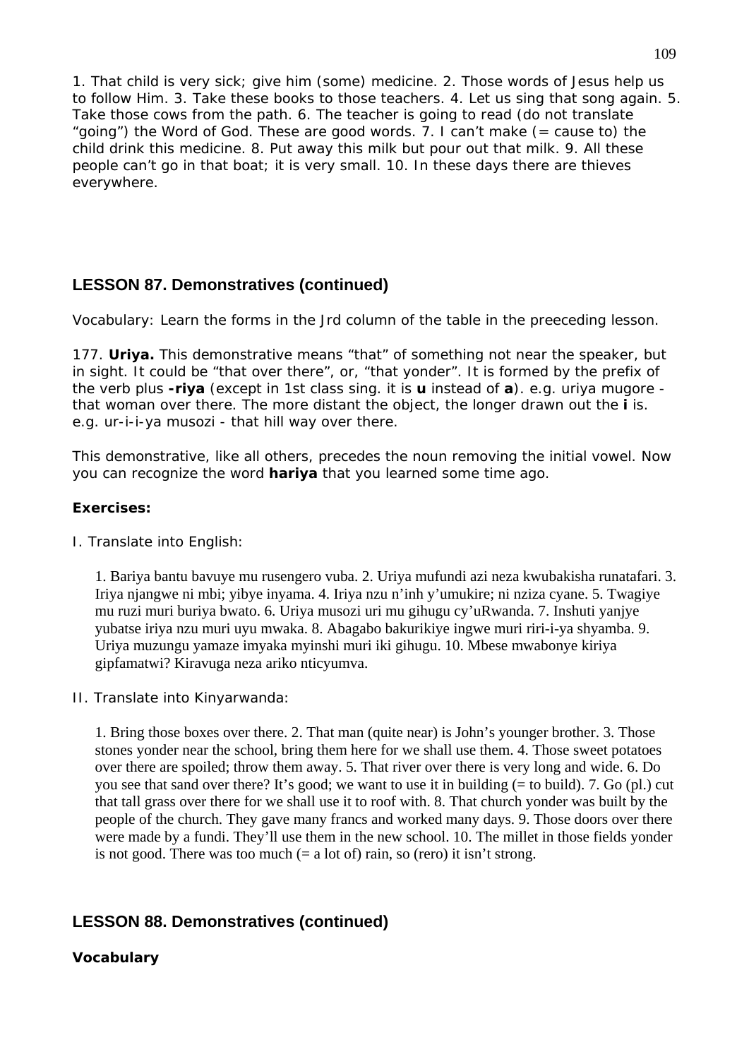1. That child is very sick; give him (some) medicine. 2. Those words of Jesus help us to follow Him. 3. Take these books to those teachers. 4. Let us sing that song again. 5. Take those cows from the path. 6. The teacher is going to read (do not translate "going") the Word of God. These are good words. 7. I can't make (= cause to) the child drink this medicine. 8. Put away this milk but pour out that milk. 9. All these people can't go in that boat; it is very small. 10. In these days there are thieves everywhere.

## LESSON 87. Demonstratives (continued)

Vocabulary: Learn the forms in the Jrd column of the table in the preeceding lesson.

177. **Uriya.** This demonstrative means "that" of something not near the speaker, but in sight. It could be "that over there", or, "that yonder". It is formed by the prefix of the verb plus **-riya** (except in 1st class sing. it is **u** instead of **a**). e.g. uriya mugore - that woman over there. The more distant the object, the longer drawn out the **i** is. e.g. ur-i-i-ya musozi - that hill way over there.

This demonstrative, like all others, precedes the noun removing the initial vowel. Now you can recognize the word **hariya** that you learned some time ago.

**Exercises:**

I. Translate into English:

1. Bariya bantu bavuye mu rusengero vuba. 2. Uriya mufundi azi neza kwubakisha runatafari. 3. Iriya njangwe ni mbi; yibye inyama. 4. Iriya nzu n'inh y'umukire; ni nziza cyane. 5. Twagiye mu ruzi muri buriya bwato. 6. Uriya musozi uri mu gihugu cy'uRwanda. 7. Inshuti yanjye yubatse iriya nzu muri uyu mwaka. 8. Abagabo bakurikiye ingwe muri riri-i-ya shyamba. 9. Uriya muzungu yamaze imyaka myinshi muri iki gihugu. 10. Mbese mwabonye kiriya gipfamatwi? Kiravuga neza ariko nticyumva.

II. Translate into Kinyarwanda:

1. Bring those boxes over there. 2. That man (quite near) is John's younger brother. 3. Those stones yonder near the school, bring them here for we shall use them. 4. Those sweet potatoes over there are spoiled; throw them away. 5. That river over there is very long and wide. 6. Do you see that sand over there? It's good; we want to use it in building (= to build). 7. Go (pl.) cut that tall grass over there for we shall use it to roof with. 8. That church yonder was built by the people of the church. They gave many francs and worked many days. 9. Those doors over there were made by a fundi. They'll use them in the new school. 10. The millet in those fields yonder is not good. There was too much (= a lot of) rain, so (rero) it isn't strong.

## LESSON 88. Demonstratives (continued)

**Vocabulary**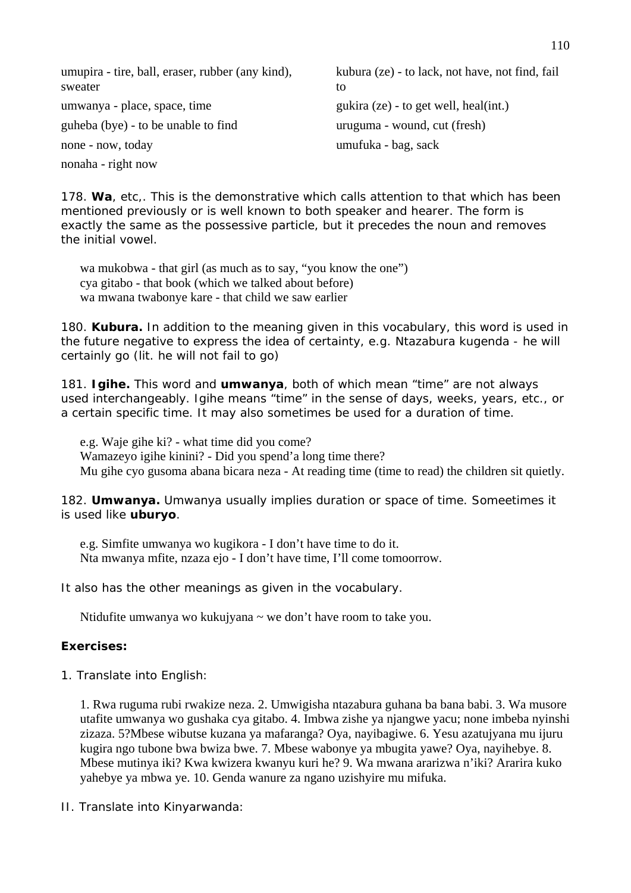umupira - tire, ball, eraser, rubber (any kind), sweater

umwanya - place, space, time

guheba (bye) - to be unable to find

none - now, today

nonaha - right now

kubura (ze) - to lack, not have, not find, fail to

gukira (ze) - to get well, heal(int.)

uruguma - wound, cut (fresh)

umufuka - bag, sack

178. **Wa**, etc,. This is the demonstrative which calls attention to that which has been mentioned previously or is well known to both speaker and hearer. The form is exactly the same as the possessive particle, but it precedes the noun and removes the initial vowel.

wa mukobwa - that girl (as much as to say, "you know the one")
cya gitabo - that book (which we talked about before)
wa mwana twabonye kare - that child we saw earlier

180. **Kubura.** In addition to the meaning given in this vocabulary, this word is used in the future negative to express the idea of certainty, e.g. Ntazabura kugenda - he will certainly go (lit. he will not fail to go)

181. **Igihe.** This word and **umwanya**, both of which mean "time" are not always used interchangeably. Igihe means "time" in the sense of days, weeks, years, etc., or a certain specific time. It may also sometimes be used for a duration of time.

e.g. Waje gihe ki? - what time did you come?
Wamazeyo igihe kinini? - Did you spend'a long time there?
Mu gihe cyo gusoma abana bicara neza - At reading time (time to read) the children sit quietly.

182. **Umwanya.** Umwanya usually implies duration or space of time. Someetimes it is used like **uburyo**.

e.g. Simfite umwanya wo kugikora - I don't have time to do it.
Nta mwanya mfite, nzaza ejo - I don't have time, I'll come tomoorrow.

It also has the other meanings as given in the vocabulary.

Ntidufite umwanya wo kukujyana ~ we don't have room to take you.

**Exercises:**

1. Translate into English:

1. Rwa ruguma rubi rwakize neza. 2. Umwigisha ntazabura guhana ba bana babi. 3. Wa musore utafite umwanya wo gushaka cya gitabo. 4. Imbwa zishe ya njangwe yacu; none imbeba nyinshi zizaza. 5?Mbese wibutse kuzana ya mafaranga? Oya, nayibagiwe. 6. Yesu azatujyana mu ijuru kugira ngo tubone bwa bwiza bwe. 7. Mbese wabonye ya mbugita yawe? Oya, nayihebye. 8. Mbese mutinya iki? Kwa kwizera kwanyu kuri he? 9. Wa mwana ararizwa n'iki? Ararira kuko yahebye ya mbwa ye. 10. Genda wanure za ngano uzishyire mu mifuka.

II. Translate into Kinyarwanda: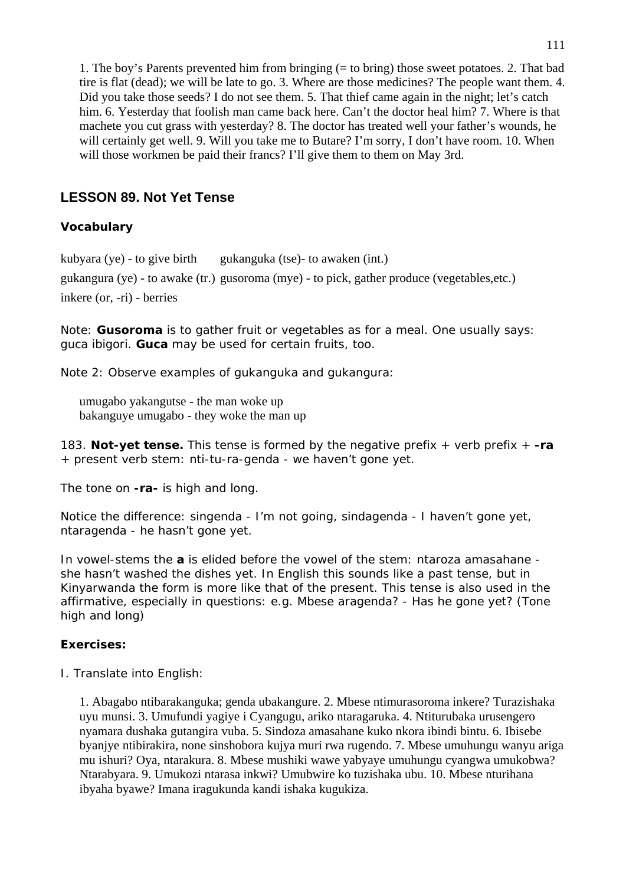1. The boy's Parents prevented him from bringing (= to bring) those sweet potatoes. 2. That bad tire is flat (dead); we will be late to go. 3. Where are those medicines? The people want them. 4. Did you take those seeds? I do not see them. 5. That thief came again in the night; let's catch him. 6. Yesterday that foolish man came back here. Can't the doctor heal him? 7. Where is that machete you cut grass with yesterday? 8. The doctor has treated well your father's wounds, he will certainly get well. 9. Will you take me to Butare? I'm sorry, I don't have room. 10. When will those workmen be paid their francs? I'll give them to them on May 3rd.

## LESSON 89. Not Yet Tense

### Vocabulary

kubyara (ye) - to give birth    gukanguka (tse)- to awaken (int.)

gukangura (ye) - to awake (tr.)  gusoroma (mye) - to pick, gather produce (vegetables,etc.)

inkere (or, -ri) - berries

Note: **Gusoroma** is to gather fruit or vegetables as for a meal. One usually says: guca ibigori. **Guca** may be used for certain fruits, too.

Note 2: Observe examples of gukanguka and gukangura:

umugabo yakangutse - the man woke up
bakanguye umugabo - they woke the man up

183. **Not-yet tense.** This tense is formed by the negative prefix + verb prefix + **-ra** + present verb stem: nti-tu-ra-genda - we haven't gone yet.

The tone on **-ra-** is high and long.

Notice the difference: singenda - I'm not going, sindagenda - I haven't gone yet, ntaragenda - he hasn't gone yet.

In vowel-stems the **a** is elided before the vowel of the stem: ntaroza amasahane - she hasn't washed the dishes yet. In English this sounds like a past tense, but in Kinyarwanda the form is more like that of the present. This tense is also used in the affirmative, especially in questions: e.g. Mbese aragenda? - Has he gone yet? (Tone high and long)

**Exercises:**

I. Translate into English:

1. Abagabo ntibarakanguka; genda ubakangure. 2. Mbese ntimurasoroma inkere? Turazishaka uyu munsi. 3. Umufundi yagiye i Cyangugu, ariko ntaragaruka. 4. Ntiturubaka urusengero nyamara dushaka gutangira vuba. 5. Sindoza amasahane kuko nkora ibindi bintu. 6. Ibisebe byanjye ntibirakira, none sinshobora kujya muri rwa rugendo. 7. Mbese umuhungu wanyu ariga mu ishuri? Oya, ntarakura. 8. Mbese mushiki wawe yabyaye umuhungu cyangwa umukobwa? Ntarabyara. 9. Umukozi ntarasa inkwi? Umubwire ko tuzishaka ubu. 10. Mbese nturihana ibyaha byawe? Imana iragukunda kandi ishaka kugukiza.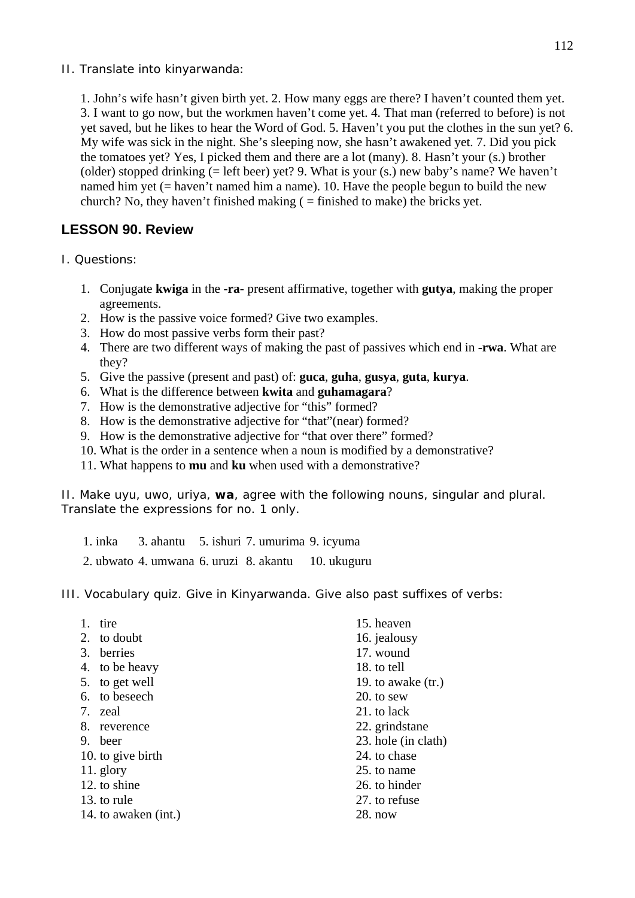II. Translate into kinyarwanda:

1. John's wife hasn't given birth yet. 2. How many eggs are there? I haven't counted them yet. 3. I want to go now, but the workmen haven't come yet. 4. That man (referred to before) is not yet saved, but he likes to hear the Word of God. 5. Haven't you put the clothes in the sun yet? 6. My wife was sick in the night. She's sleeping now, she hasn't awakened yet. 7. Did you pick the tomatoes yet? Yes, I picked them and there are a lot (many). 8. Hasn't your (s.) brother (older) stopped drinking (= left beer) yet? 9. What is your (s.) new baby's name? We haven't named him yet (= haven't named him a name). 10. Have the people begun to build the new church? No, they haven't finished making ( = finished to make) the bricks yet.

## LESSON 90. Review

I. Questions:

1. Conjugate **kwiga** in the **-ra-** present affirmative, together with **gutya**, making the proper agreements.
2. How is the passive voice formed? Give two examples.
3. How do most passive verbs form their past?
4. There are two different ways of making the past of passives which end in **-rwa**. What are they?
5. Give the passive (present and past) of: **guca**, **guha**, **gusya**, **guta**, **kurya**.
6. What is the difference between **kwita** and **guhamagara**?
7. How is the demonstrative adjective for "this" formed?
8. How is the demonstrative adjective for "that"(near) formed?
9. How is the demonstrative adjective for "that over there" formed?
10. What is the order in a sentence when a noun is modified by a demonstrative?
11. What happens to **mu** and **ku** when used with a demonstrative?

II. Make uyu, uwo, uriya, **wa**, agree with the following nouns, singular and plural. Translate the expressions for no. 1 only.

| | | | | |
|---|---|---|---|---|
| 1. inka | 3. ahantu | 5. ishuri | 7. umurima | 9. icyuma |
| 2. ubwato | 4. umwana | 6. uruzi | 8. akantu | 10. ukuguru |

III. Vocabulary quiz. Give in Kinyarwanda. Give also past suffixes of verbs:

1. tire
2. to doubt
3. berries
4. to be heavy
5. to get well
6. to beseech
7. zeal
8. reverence
9. beer
10. to give birth
11. glory
12. to shine
13. to rule
14. to awaken (int.)
15. heaven
16. jealousy
17. wound
18. to tell
19. to awake (tr.)
20. to sew
21. to lack
22. grindstane
23. hole (in clath)
24. to chase
25. to name
26. to hinder
27. to refuse
28. now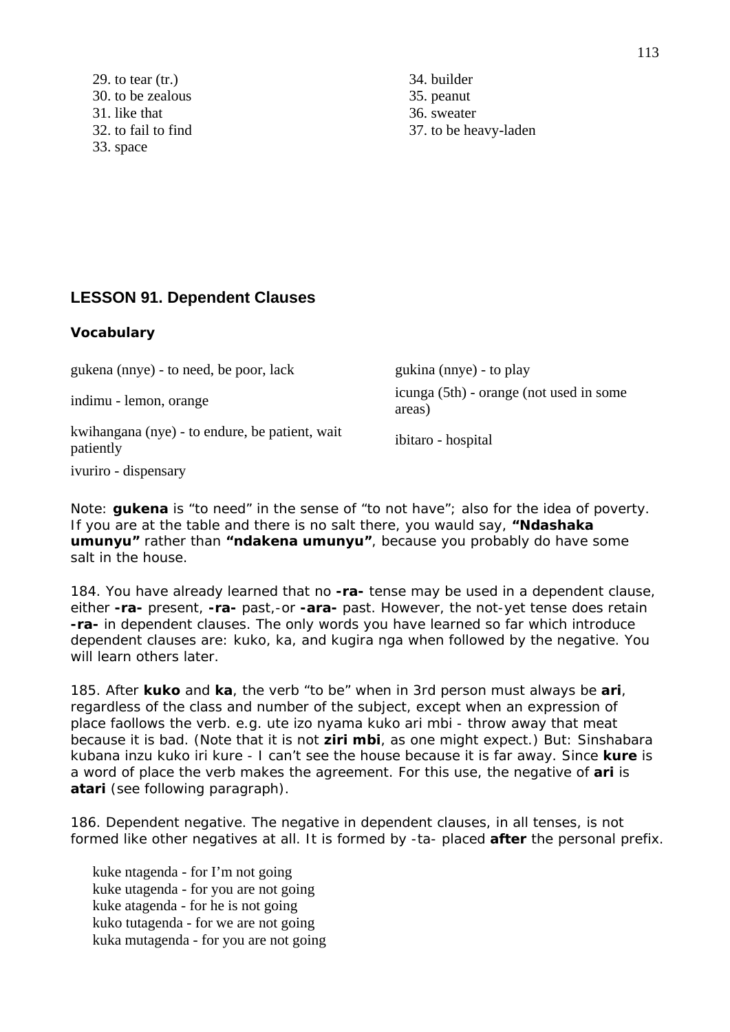29. to tear (tr.)
30. to be zealous
31. like that
32. to fail to find
33. space
34. builder
35. peanut
36. sweater
37. to be heavy-laden

## LESSON 91. Dependent Clauses

### Vocabulary

| | |
|---|---|
| gukena (nnye) - to need, be poor, lack | gukina (nnye) - to play |
| indimu - lemon, orange | icunga (5th) - orange (not used in some areas) |
| kwihangana (nye) - to endure, be patient, wait patiently | ibitaro - hospital |
| ivuriro - dispensary | |

Note: **gukena** is “to need” in the sense of “to not have”; also for the idea of poverty. If you are at the table and there is no salt there, you wauld say, **“Ndashaka umunyu”** rather than **“ndakena umunyu”**, because you probably do have some salt in the house.

184. You have already learned that no **-ra-** tense may be used in a dependent clause, either **-ra-** present, **-ra-** past,-or **-ara-** past. However, the not-yet tense does retain **-ra-** in dependent clauses. The only words you have learned so far which introduce dependent clauses are: kuko, ka, and kugira nga when followed by the negative. You will learn others later.

185. After **kuko** and **ka**, the verb “to be” when in 3rd person must always be **ari**, regardless of the class and number of the subject, except when an expression of place faollows the verb. e.g. ute izo nyama kuko ari mbi - throw away that meat because it is bad. (Note that it is not **ziri mbi**, as one might expect.) But: Sinshabara kubana inzu kuko iri kure - I can’t see the house because it is far away. Since **kure** is a word of place the verb makes the agreement. For this use, the negative of **ari** is **atari** (see following paragraph).

186. Dependent negative. The negative in dependent clauses, in all tenses, is not formed like other negatives at all. It is formed by -ta- placed **after** the personal prefix.

kuke ntagenda - for I’m not going
kuke utagenda - for you are not going
kuke atagenda - for he is not going
kuko tutagenda - for we are not going
kuka mutagenda - for you are not going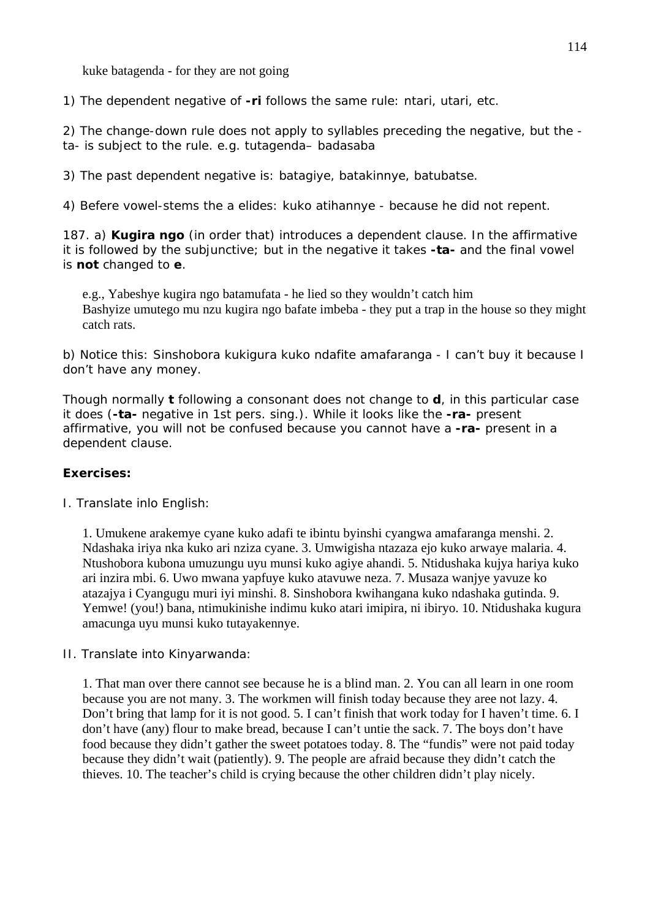kuke batagenda - for they are not going

1) The dependent negative of **-ri** follows the same rule: ntari, utari, etc.

2) The change-down rule does not apply to syllables preceding the negative, but the -ta- is subject to the rule. e.g. tutagenda– badasaba

3) The past dependent negative is: batagiye, batakinnye, batubatse.

4) Befere vowel-stems the a elides: kuko atihannye - because he did not repent.

187. a) **Kugira ngo** (in order that) introduces a dependent clause. In the affirmative it is followed by the subjunctive; but in the negative it takes **-ta-** and the final vowel is **not** changed to **e**.

> e.g., Yabeshye kugira ngo batamufata - he lied so they wouldn't catch him
> Bashyize umutego mu nzu kugira ngo bafate imbeba - they put a trap in the house so they might catch rats.

b) Notice this: Sinshobora kukigura kuko ndafite amafaranga - I can't buy it because I don't have any money.

Though normally **t** following a consonant does not change to **d**, in this particular case it does (**-ta-** negative in 1st pers. sing.). While it looks like the **-ra-** present affirmative, you will not be confused because you cannot have a **-ra-** present in a dependent clause.

**Exercises:**

I. Translate inlo English:

> 1. Umukene arakemye cyane kuko adafi te ibintu byinshi cyangwa amafaranga menshi. 2. Ndashaka iriya nka kuko ari nziza cyane. 3. Umwigisha ntazaza ejo kuko arwaye malaria. 4. Ntushobora kubona umuzungu uyu munsi kuko agiye ahandi. 5. Ntidushaka kujya hariya kuko ari inzira mbi. 6. Uwo mwana yapfuye kuko atavuwe neza. 7. Musaza wanjye yavuze ko atazajya i Cyangugu muri iyi minshi. 8. Sinshobora kwihangana kuko ndashaka gutinda. 9. Yemwe! (you!) bana, ntimukinishe indimu kuko atari imipira, ni ibiryo. 10. Ntidushaka kugura amacunga uyu munsi kuko tutayakennye.

II. Translate into Kinyarwanda:

> 1. That man over there cannot see because he is a blind man. 2. You can all learn in one room because you are not many. 3. The workmen will finish today because they aree not lazy. 4. Don't bring that lamp for it is not good. 5. I can't finish that work today for I haven't time. 6. I don't have (any) flour to make bread, because I can't untie the sack. 7. The boys don't have food because they didn't gather the sweet potatoes today. 8. The "fundis" were not paid today because they didn't wait (patiently). 9. The people are afraid because they didn't catch the thieves. 10. The teacher's child is crying because the other children didn't play nicely.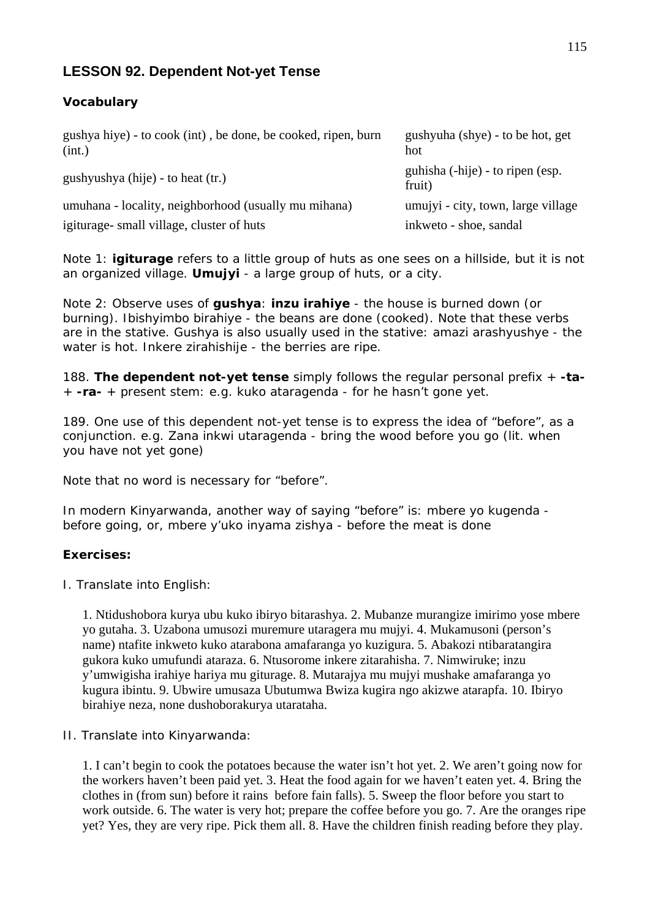## LESSON 92. Dependent Not-yet Tense

### Vocabulary

| | |
|---|---|
| gushya hiye) - to cook (int) , be done, be cooked, ripen, burn (int.) | gushyuha (shye) - to be hot, get hot |
| gushyushya (hije) - to heat (tr.) | guhisha (-hije) - to ripen (esp. fruit) |
| umuhana - locality, neighborhood (usually mu mihana) | umujyi - city, town, large village |
| igiturage- small village, cluster of huts | inkweto - shoe, sandal |

Note 1: **igiturage** refers to a little group of huts as one sees on a hillside, but it is not an organized village. **Umujyi** - a large group of huts, or a city.

Note 2: Observe uses of **gushya**: **inzu irahiye** - the house is burned down (or burning). Ibishyimbo birahiye - the beans are done (cooked). Note that these verbs are in the stative. Gushya is also usually used in the stative: amazi arashyushye - the water is hot. Inkere zirahishije - the berries are ripe.

188. **The dependent not-yet tense** simply follows the regular personal prefix + **-ta-** + **-ra-** + present stem: e.g. kuko ataragenda - for he hasn't gone yet.

189. One use of this dependent not-yet tense is to express the idea of "before", as a conjunction. e.g. Zana inkwi utaragenda - bring the wood before you go (lit. when you have not yet gone)

Note that no word is necessary for "before".

In modern Kinyarwanda, another way of saying "before" is: mbere yo kugenda - before going, or, mbere y'uko inyama zishya - before the meat is done

### Exercises:

I. Translate into English:

1. Ntidushobora kurya ubu kuko ibiryo bitarashya. 2. Mubanze murangize imirimo yose mbere yo gutaha. 3. Uzabona umusozi muremure utaragera mu mujyi. 4. Mukamusoni (person's name) ntafite inkweto kuko atarabona amafaranga yo kuzigura. 5. Abakozi ntibaratangira gukora kuko umufundi ataraza. 6. Ntusorome inkere zitarahisha. 7. Nimwiruke; inzu y'umwigisha irahiye hariya mu giturage. 8. Mutarajya mu mujyi mushake amafaranga yo kugura ibintu. 9. Ubwire umusaza Ubutumwa Bwiza kugira ngo akizwe atarapfa. 10. Ibiryo birahiye neza, none dushoborakurya utarataha.

II. Translate into Kinyarwanda:

1. I can't begin to cook the potatoes because the water isn't hot yet. 2. We aren't going now for the workers haven't been paid yet. 3. Heat the food again for we haven't eaten yet. 4. Bring the clothes in (from sun) before it rains before fain falls). 5. Sweep the floor before you start to work outside. 6. The water is very hot; prepare the coffee before you go. 7. Are the oranges ripe yet? Yes, they are very ripe. Pick them all. 8. Have the children finish reading before they play.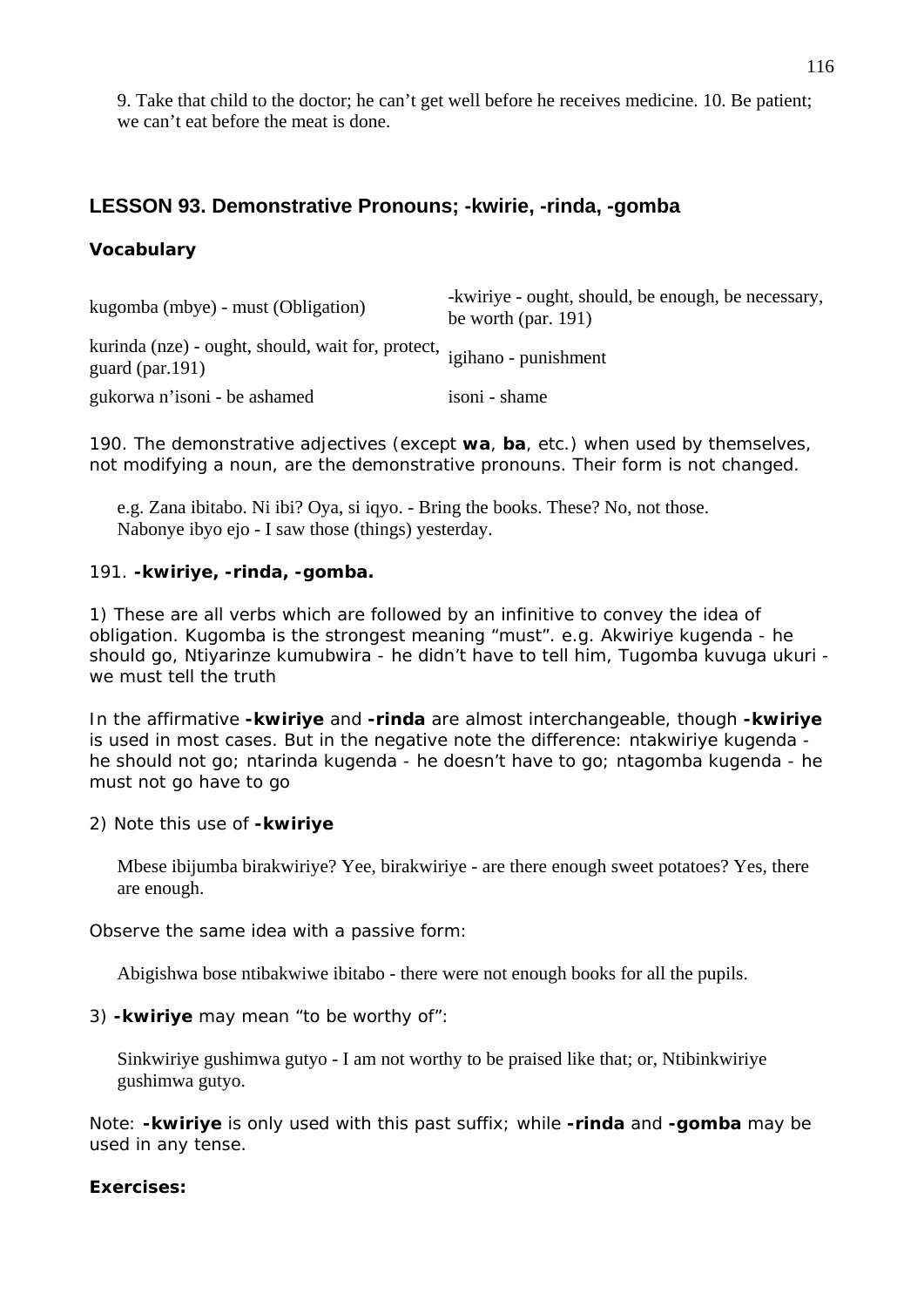9. Take that child to the doctor; he can't get well before he receives medicine. 10. Be patient; we can't eat before the meat is done.

## LESSON 93. Demonstrative Pronouns; -kwirie, -rinda, -gomba

### Vocabulary

| | |
|---|---|
| kugomba (mbye) - must (Obligation) | -kwiriye - ought, should, be enough, be necessary, be worth (par. 191) |
| kurinda (nze) - ought, should, wait for, protect, guard (par.191) | igihano - punishment |
| gukorwa n'isoni - be ashamed | isoni - shame |

190. The demonstrative adjectives (except **wa**, **ba**, etc.) when used by themselves, not modifying a noun, are the demonstrative pronouns. Their form is not changed.

e.g. Zana ibitabo. Ni ibi? Oya, si iqyo. - Bring the books. These? No, not those.
Nabonye ibyo ejo - I saw those (things) yesterday.

191. **-kwiriye, -rinda, -gomba.**

1) These are all verbs which are followed by an infinitive to convey the idea of obligation. Kugomba is the strongest meaning "must". e.g. Akwiriye kugenda - he should go, Ntiyarinze kumubwira - he didn't have to tell him, Tugomba kuvuga ukuri - we must tell the truth

In the affirmative **-kwiriye** and **-rinda** are almost interchangeable, though **-kwiriye** is used in most cases. But in the negative note the difference: ntakwiriye kugenda - he should not go; ntarinda kugenda - he doesn't have to go; ntagomba kugenda - he must not go have to go

2) Note this use of **-kwiriye**

Mbese ibijumba birakwiriye? Yee, birakwiriye - are there enough sweet potatoes? Yes, there are enough.

Observe the same idea with a passive form:

Abigishwa bose ntibakwiwe ibitabo - there were not enough books for all the pupils.

3) **-kwiriye** may mean "to be worthy of":

Sinkwiriye gushimwa gutyo - I am not worthy to be praised like that; or, Ntibinkwiriye gushimwa gutyo.

Note: **-kwiriye** is only used with this past suffix; while **-rinda** and **-gomba** may be used in any tense.

**Exercises:**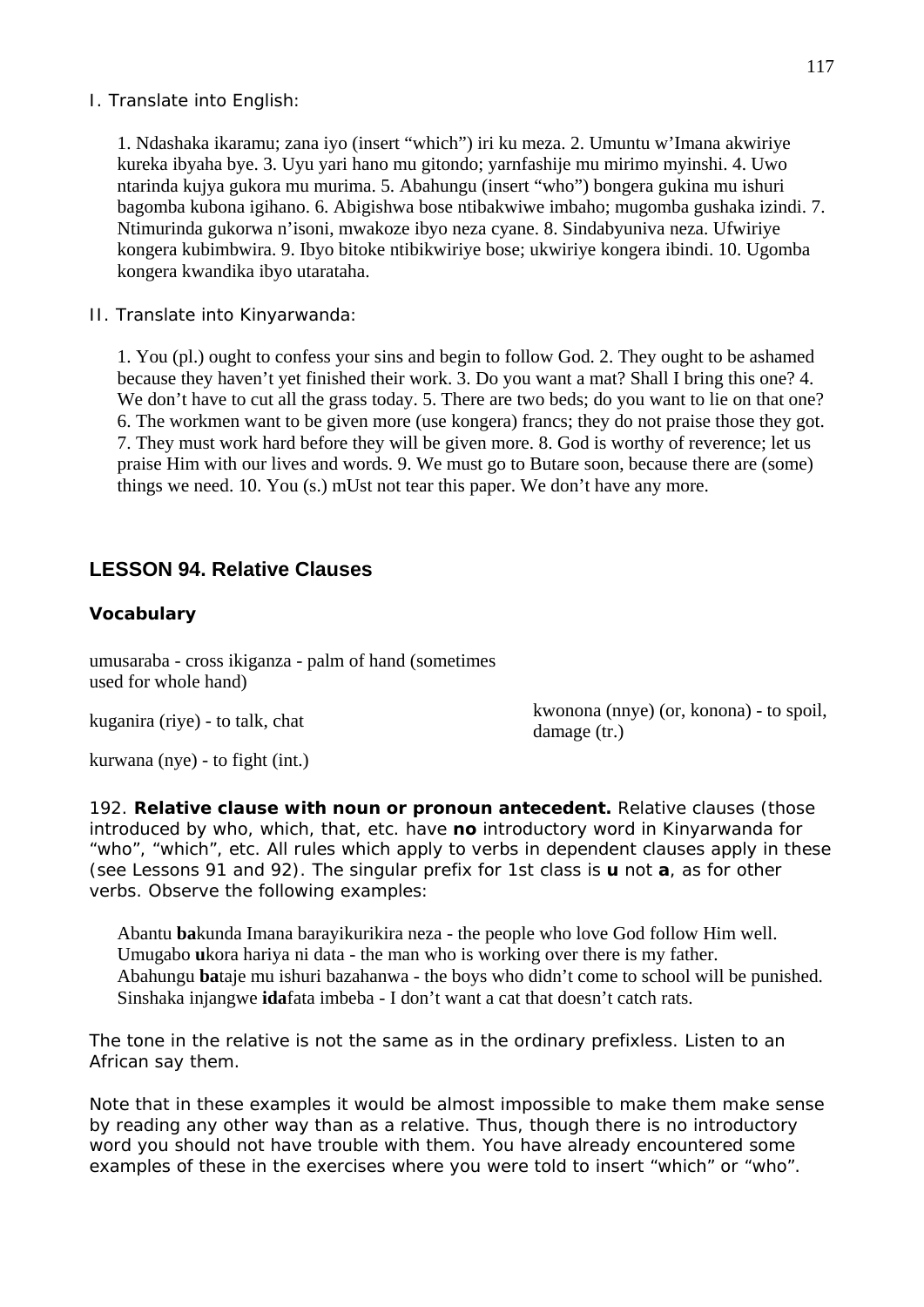I. Translate into English:

1. Ndashaka ikaramu; zana iyo (insert “which”) iri ku meza. 2. Umuntu w’Imana akwiriye kureka ibyaha bye. 3. Uyu yari hano mu gitondo; yarnfashije mu mirimo myinshi. 4. Uwo ntarinda kujya gukora mu murima. 5. Abahungu (insert “who”) bongera gukina mu ishuri bagomba kubona igihano. 6. Abigishwa bose ntibakwiwe imbaho; mugomba gushaka izindi. 7. Ntimurinda gukorwa n’isoni, mwakoze ibyo neza cyane. 8. Sindabyuniva neza. Ufwiriye kongera kubimbwira. 9. Ibyo bitoke ntibikwiriye bose; ukwiriye kongera ibindi. 10. Ugomba kongera kwandika ibyo utarataha.

II. Translate into Kinyarwanda:

1. You (pl.) ought to confess your sins and begin to follow God. 2. They ought to be ashamed because they haven’t yet finished their work. 3. Do you want a mat? Shall I bring this one? 4. We don’t have to cut all the grass today. 5. There are two beds; do you want to lie on that one? 6. The workmen want to be given more (use kongera) francs; they do not praise those they got. 7. They must work hard before they will be given more. 8. God is worthy of reverence; let us praise Him with our lives and words. 9. We must go to Butare soon, because there are (some) things we need. 10. You (s.) mUst not tear this paper. We don’t have any more.

## LESSON 94. Relative Clauses

### Vocabulary

umusaraba - cross
ikiganza - palm of hand (sometimes used for whole hand)
kuganira (riye) - to talk, chat
kwonona (nnye) (or, konona) - to spoil, damage (tr.)
kurwana (nye) - to fight (int.)

192. **Relative clause with noun or pronoun antecedent.** Relative clauses (those introduced by who, which, that, etc. have **no** introductory word in Kinyarwanda for “who”, “which”, etc. All rules which apply to verbs in dependent clauses apply in these (see Lessons 91 and 92). The singular prefix for 1st class is **u** not **a**, as for other verbs. Observe the following examples:

Abantu **ba**kunda Imana barayikurikira neza - the people who love God follow Him well.
Umugabo **u**kora hariya ni data - the man who is working over there is my father.
Abahungu **ba**taje mu ishuri bazahanwa - the boys who didn’t come to school will be punished.
Sinshaka injangwe **ida**fata imbeba - I don’t want a cat that doesn’t catch rats.

The tone in the relative is not the same as in the ordinary prefixless. Listen to an African say them.

Note that in these examples it would be almost impossible to make them make sense by reading any other way than as a relative. Thus, though there is no introductory word you should not have trouble with them. You have already encountered some examples of these in the exercises where you were told to insert “which” or “who”.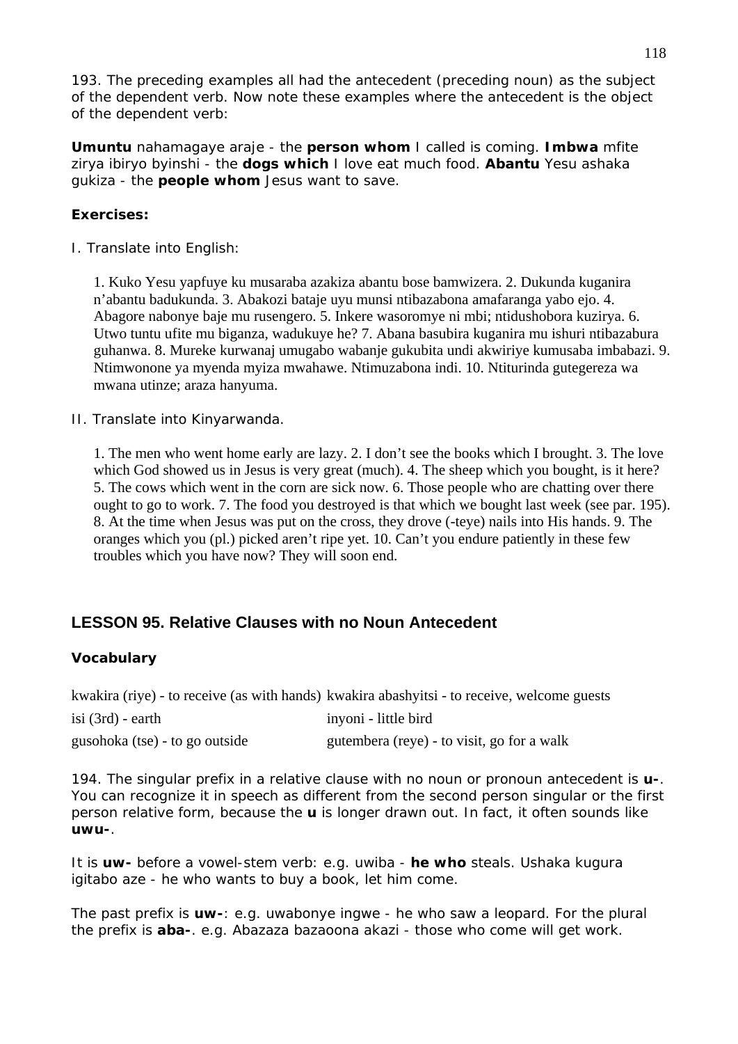193. The preceding examples all had the antecedent (preceding noun) as the subject of the dependent verb. Now note these examples where the antecedent is the object of the dependent verb:

**Umuntu** nahamagaye araje - the **person whom** I called is coming. **Imbwa** mfite zirya ibiryo byinshi - the **dogs which** I love eat much food. **Abantu** Yesu ashaka gukiza - the **people whom** Jesus want to save.

**Exercises:**

I. Translate into English:

1. Kuko Yesu yapfuye ku musaraba azakiza abantu bose bamwizera. 2. Dukunda kuganira n'abantu badukunda. 3. Abakozi bataje uyu munsi ntibazabona amafaranga yabo ejo. 4. Abagore nabonye baje mu rusengero. 5. Inkere wasoromye ni mbi; ntidushobora kuzirya. 6. Utwo tuntu ufite mu biganza, wadukuye he? 7. Abana basubira kuganira mu ishuri ntibazabura guhanwa. 8. Mureke kurwanaj umugabo wabanje gukubita undi akwiriye kumusaba imbabazi. 9. Ntimwonone ya myenda myiza mwahawe. Ntimuzabona indi. 10. Ntiturinda gutegereza wa mwana utinze; araza hanyuma.

II. Translate into Kinyarwanda.

1. The men who went home early are lazy. 2. I don't see the books which I brought. 3. The love which God showed us in Jesus is very great (much). 4. The sheep which you bought, is it here? 5. The cows which went in the corn are sick now. 6. Those people who are chatting over there ought to go to work. 7. The food you destroyed is that which we bought last week (see par. 195). 8. At the time when Jesus was put on the cross, they drove (-teye) nails into His hands. 9. The oranges which you (pl.) picked aren't ripe yet. 10. Can't you endure patiently in these few troubles which you have now? They will soon end.

## LESSON 95. Relative Clauses with no Noun Antecedent

**Vocabulary**

| | |
|---|---|
| kwakira (riye) - to receive (as with hands) | kwakira abashyitsi - to receive, welcome guests |
| isi (3rd) - earth | inyoni - little bird |
| gusohoka (tse) - to go outside | gutembera (reye) - to visit, go for a walk |

194. The singular prefix in a relative clause with no noun or pronoun antecedent is **u-**. You can recognize it in speech as different from the second person singular or the first person relative form, because the **u** is longer drawn out. In fact, it often sounds like **uwu-**.

It is **uw-** before a vowel-stem verb: e.g. uwiba - **he who** steals. Ushaka kugura igitabo aze - he who wants to buy a book, let him come.

The past prefix is **uw-**: e.g. uwabonye ingwe - he who saw a leopard. For the plural the prefix is **aba-**. e.g. Abazaza bazaoona akazi - those who come will get work.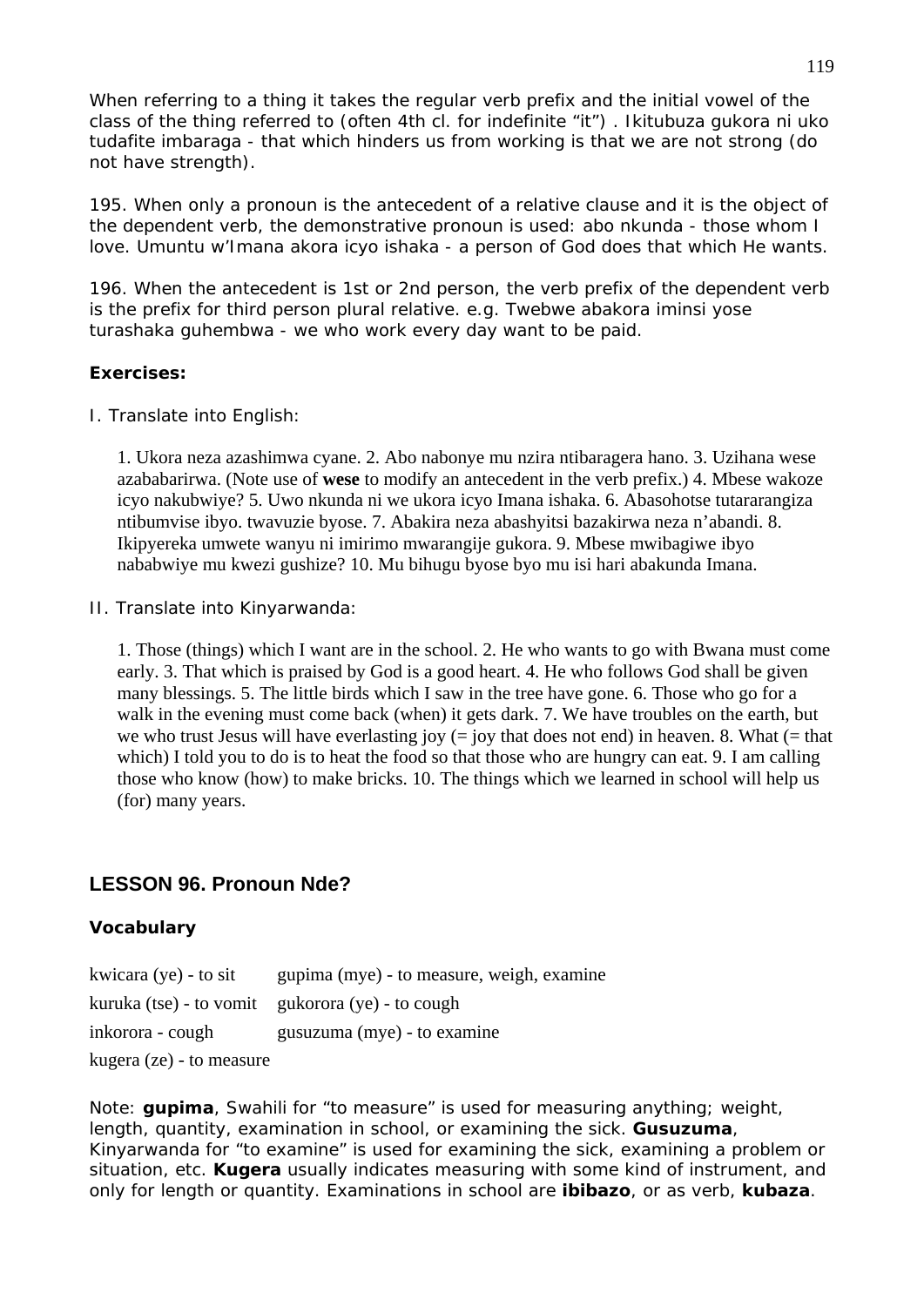When referring to a thing it takes the regular verb prefix and the initial vowel of the class of the thing referred to (often 4th cl. for indefinite “it”) . Ikitubuza gukora ni uko tudafite imbaraga - that which hinders us from working is that we are not strong (do not have strength).

195. When only a pronoun is the antecedent of a relative clause and it is the object of the dependent verb, the demonstrative pronoun is used: abo nkunda - those whom I love. Umuntu w’Imana akora icyo ishaka - a person of God does that which He wants.

196. When the antecedent is 1st or 2nd person, the verb prefix of the dependent verb is the prefix for third person plural relative. e.g. Twebwe abakora iminsi yose turashaka guhembwa - we who work every day want to be paid.

**Exercises:**

I. Translate into English:

1. Ukora neza azashimwa cyane. 2. Abo nabonye mu nzira ntibaragera hano. 3. Uzihana wese azababarirwa. (Note use of **wese** to modify an antecedent in the verb prefix.) 4. Mbese wakoze icyo nakubwiye? 5. Uwo nkunda ni we ukora icyo Imana ishaka. 6. Abasohotse tutararangiza ntibumvise ibyo. twavuzie byose. 7. Abakira neza abashyitsi bazakirwa neza n’abandi. 8. Ikipyereka umwete wanyu ni imirimo mwarangije gukora. 9. Mbese mwibagiwe ibyo nababwiye mu kwezi gushize? 10. Mu bihugu byose byo mu isi hari abakunda Imana.

II. Translate into Kinyarwanda:

1. Those (things) which I want are in the school. 2. He who wants to go with Bwana must come early. 3. That which is praised by God is a good heart. 4. He who follows God shall be given many blessings. 5. The little birds which I saw in the tree have gone. 6. Those who go for a walk in the evening must come back (when) it gets dark. 7. We have troubles on the earth, but we who trust Jesus will have everlasting joy (= joy that does not end) in heaven. 8. What (= that which) I told you to do is to heat the food so that those who are hungry can eat. 9. I am calling those who know (how) to make bricks. 10. The things which we learned in school will help us (for) many years.

## LESSON 96. Pronoun Nde?

### Vocabulary

kwicara (ye) - to sit  
gupima (mye) - to measure, weigh, examine  
kuruka (tse) - to vomit  
gukorora (ye) - to cough  
inkorora - cough  
gusuzuma (mye) - to examine  
kugera (ze) - to measure

Note: **gupima**, Swahili for “to measure” is used for measuring anything; weight, length, quantity, examination in school, or examining the sick. **Gusuzuma**, Kinyarwanda for “to examine” is used for examining the sick, examining a problem or situation, etc. **Kugera** usually indicates measuring with some kind of instrument, and only for length or quantity. Examinations in school are **ibibazo**, or as verb, **kubaza**.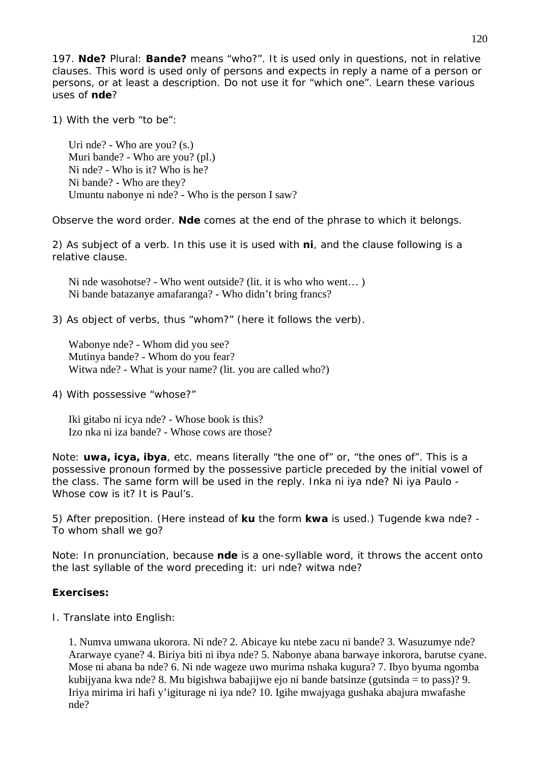197. **Nde?** Plural: **Bande?** means "who?". It is used only in questions, not in relative clauses. This word is used only of persons and expects in reply a name of a person or persons, or at least a description. Do not use it for "which one". Learn these various uses of **nde**?

1) With the verb "to be":

> Uri nde? - Who are you? (s.)
> Muri bande? - Who are you? (pl.)
> Ni nde? - Who is it? Who is he?
> Ni bande? - Who are they?
> Umuntu nabonye ni nde? - Who is the person I saw?

Observe the word order. **Nde** comes at the end of the phrase to which it belongs.

2) As subject of a verb. In this use it is used with **ni**, and the clause following is a relative clause.

> Ni nde wasohotse? - Who went outside? (lit. it is who who went… )
> Ni bande batazanye amafaranga? - Who didn't bring francs?

3) As object of verbs, thus "whom?" (here it follows the verb).

> Wabonye nde? - Whom did you see?
> Mutinya bande? - Whom do you fear?
> Witwa nde? - What is your name? (lit. you are called who?)

4) With possessive "whose?"

> Iki gitabo ni icya nde? - Whose book is this?
> Izo nka ni iza bande? - Whose cows are those?

Note: **uwa, icya, ibya**, etc. means literally "the one of" or, "the ones of". This is a possessive pronoun formed by the possessive particle preceded by the initial vowel of the class. The same form will be used in the reply. Inka ni iya nde? Ni iya Paulo - Whose cow is it? It is Paul's.

5) After preposition. (Here instead of **ku** the form **kwa** is used.) Tugende kwa nde? - To whom shall we go?

Note: In pronunciation, because **nde** is a one-syllable word, it throws the accent onto the last syllable of the word preceding it: uri nde? witwa nde?

**Exercises:**

I. Translate into English:

> 1. Numva umwana ukorora. Ni nde? 2. Abicaye ku ntebe zacu ni bande? 3. Wasuzumye nde? Ararwaye cyane? 4. Biriya biti ni ibya nde? 5. Nabonye abana barwaye inkorora, barutse cyane. Mose ni abana ba nde? 6. Ni nde wageze uwo murima nshaka kugura? 7. Ibyo byuma ngomba kubijyana kwa nde? 8. Mu bigishwa babajijwe ejo ni bande batsinze (gutsinda = to pass)? 9. Iriya mirima iri hafi y'igiturage ni iya nde? 10. Igihe mwajyaga gushaka abajura mwafashe nde?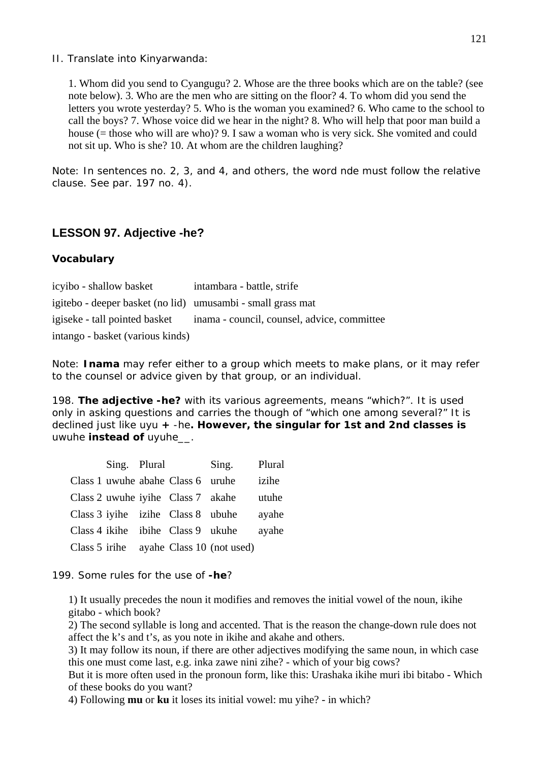II. Translate into Kinyarwanda:

1. Whom did you send to Cyangugu? 2. Whose are the three books which are on the table? (see note below). 3. Who are the men who are sitting on the floor? 4. To whom did you send the letters you wrote yesterday? 5. Who is the woman you examined? 6. Who came to the school to call the boys? 7. Whose voice did we hear in the night? 8. Who will help that poor man build a house (= those who will are who)? 9. I saw a woman who is very sick. She vomited and could not sit up. Who is she? 10. At whom are the children laughing?

Note: In sentences no. 2, 3, and 4, and others, the word nde must follow the relative clause. See par. 197 no. 4).

## LESSON 97. Adjective -he?

### Vocabulary

| | |
|---|---|
| icyibo - shallow basket | intambara - battle, strife |
| igitebo - deeper basket (no lid) | umusambi - small grass mat |
| igiseke - tall pointed basket | inama - council, counsel, advice, committee |
| intango - basket (various kinds) | |

Note: **Inama** may refer either to a group which meets to make plans, or it may refer to the counsel or advice given by that group, or an individual.

198. **The adjective -he?** with its various agreements, means "which?". It is used only in asking questions and carries the though of "which one among several?" It is declined just like uyu **+** -he**. However, the singular for 1st and 2nd classes is** uwuhe **instead of** uyuhe__.

| | Sing. | Plural | | Sing. | Plural |
|---|---|---|---|---|---|
| Class 1 | uwuhe | abahe | Class 6 | uruhe | izihe |
| Class 2 | uwuhe | iyihe | Class 7 | akahe | utuhe |
| Class 3 | iyihe | izihe | Class 8 | ubuhe | ayahe |
| Class 4 | ikihe | ibihe | Class 9 | ukuhe | ayahe |
| Class 5 | irihe | ayahe | Class 10 | (not used) | |

199. Some rules for the use of **-he**?

1) It usually precedes the noun it modifies and removes the initial vowel of the noun, ikihe gitabo - which book?
2) The second syllable is long and accented. That is the reason the change-down rule does not affect the k's and t's, as you note in ikihe and akahe and others.
3) It may follow its noun, if there are other adjectives modifying the same noun, in which case this one must come last, e.g. inka zawe nini zihe? - which of your big cows?
But it is more often used in the pronoun form, like this: Urashaka ikihe muri ibi bitabo - Which of these books do you want?
4) Following **mu** or **ku** it loses its initial vowel: mu yihe? - in which?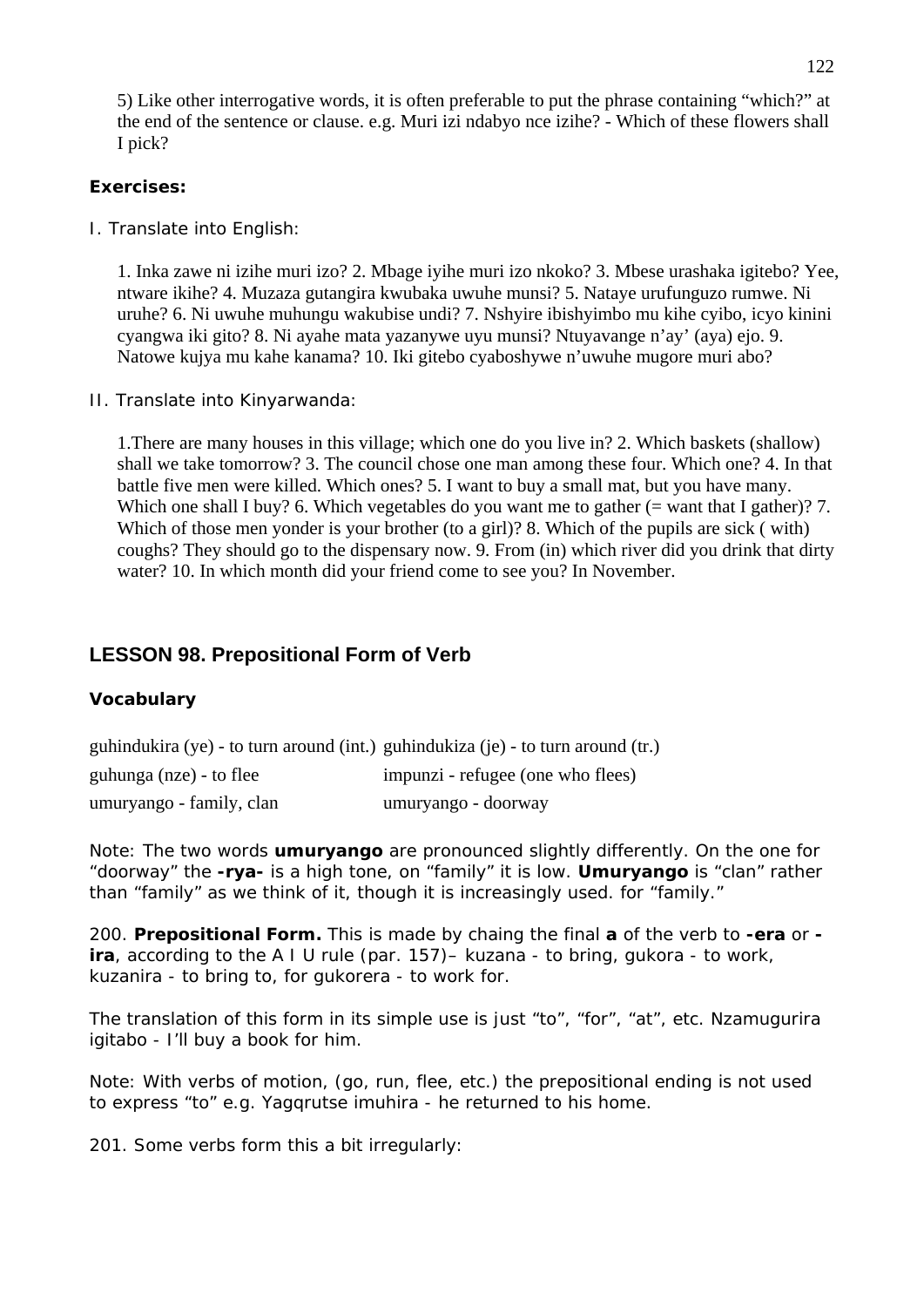5) Like other interrogative words, it is often preferable to put the phrase containing "which?" at the end of the sentence or clause. e.g. Muri izi ndabyo nce izihe? - Which of these flowers shall I pick?

**Exercises:**

I. Translate into English:

1. Inka zawe ni izihe muri izo? 2. Mbage iyihe muri izo nkoko? 3. Mbese urashaka igitebo? Yee, ntware ikihe? 4. Muzaza gutangira kwubaka uwuhe munsi? 5. Nataye urufunguzo rumwe. Ni uruhe? 6. Ni uwuhe muhungu wakubise undi? 7. Nshyire ibishyimbo mu kihe cyibo, icyo kinini cyangwa iki gito? 8. Ni ayahe mata yazanywe uyu munsi? Ntuyavange n'ay' (aya) ejo. 9. Natowe kujya mu kahe kanama? 10. Iki gitebo cyaboshywe n'uwuhe mugore muri abo?

II. Translate into Kinyarwanda:

1.There are many houses in this village; which one do you live in? 2. Which baskets (shallow) shall we take tomorrow? 3. The council chose one man among these four. Which one? 4. In that battle five men were killed. Which ones? 5. I want to buy a small mat, but you have many. Which one shall I buy? 6. Which vegetables do you want me to gather (= want that I gather)? 7. Which of those men yonder is your brother (to a girl)? 8. Which of the pupils are sick ( with) coughs? They should go to the dispensary now. 9. From (in) which river did you drink that dirty water? 10. In which month did your friend come to see you? In November.

## LESSON 98. Prepositional Form of Verb

**Vocabulary**

| | |
|---|---|
| guhindukira (ye) - to turn around (int.) | guhindukiza (je) - to turn around (tr.) |
| guhunga (nze) - to flee | impunzi - refugee (one who flees) |
| umuryango - family, clan | umuryango - doorway |

Note: The two words **umuryango** are pronounced slightly differently. On the one for "doorway" the **-rya-** is a high tone, on "family" it is low. **Umuryango** is "clan" rather than "family" as we think of it, though it is increasingly used. for "family."

200. **Prepositional Form.** This is made by chaing the final **a** of the verb to **-era** or **-ira**, according to the A I U rule (par. 157)– kuzana - to bring, gukora - to work, kuzanira - to bring to, for gukorera - to work for.

The translation of this form in its simple use is just "to", "for", "at", etc. Nzamugurira igitabo - I'll buy a book for him.

Note: With verbs of motion, (go, run, flee, etc.) the prepositional ending is not used to express "to" e.g. Yagqrutse imuhira - he returned to his home.

201. Some verbs form this a bit irregularly: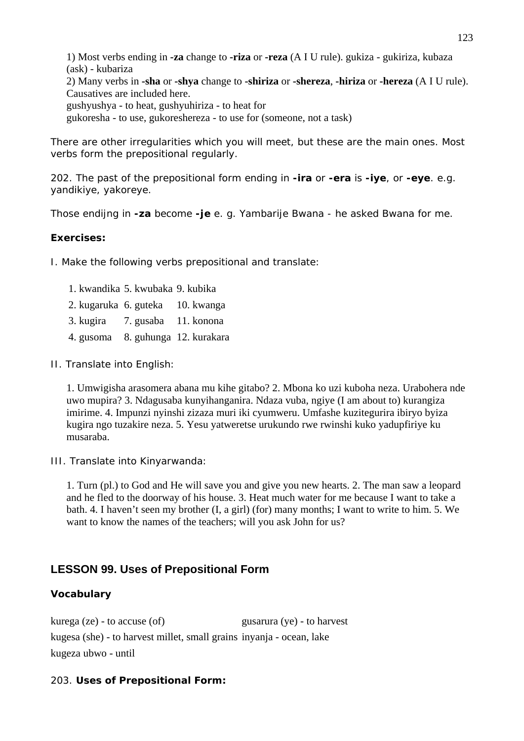1) Most verbs ending in **-za** change to **-riza** or **-reza** (A I U rule). gukiza - gukiriza, kubaza (ask) - kubariza
2) Many verbs in **-sha** or **-shya** change to **-shiriza** or **-shereza**, **-hiriza** or **-hereza** (A I U rule). Causatives are included here.
gushyushya - to heat, gushyuhiriza - to heat for
gukoresha - to use, gukoreshereza - to use for (someone, not a task)

There are other irregularities which you will meet, but these are the main ones. Most verbs form the prepositional regularly.

202. The past of the prepositional form ending in **-ira** or **-era** is **-iye**, or **-eye**. e.g. yandikiye, yakoreye.

Those endijng in **-za** become **-je** e. g. Yambarije Bwana - he asked Bwana for me.

**Exercises:**

I. Make the following verbs prepositional and translate:

| | | |
|---|---|---|
| 1. kwandika | 5. kwubaka | 9. kubika |
| 2. kugaruka | 6. guteka | 10. kwanga |
| 3. kugira | 7. gusaba | 11. konona |
| 4. gusoma | 8. guhunga | 12. kurakara |

II. Translate into English:

1. Umwigisha arasomera abana mu kihe gitabo? 2. Mbona ko uzi kuboha neza. Urabohera nde uwo mupira? 3. Ndagusaba kunyihanganira. Ndaza vuba, ngiye (I am about to) kurangiza imirime. 4. Impunzi nyinshi zizaza muri iki cyumweru. Umfashe kuzitegurira ibiryo byiza kugira ngo tuzakire neza. 5. Yesu yatweretse urukundo rwe rwinshi kuko yadupfiriye ku musaraba.

III. Translate into Kinyarwanda:

1. Turn (pl.) to God and He will save you and give you new hearts. 2. The man saw a leopard and he fled to the doorway of his house. 3. Heat much water for me because I want to take a bath. 4. I haven't seen my brother (I, a girl) (for) many months; I want to write to him. 5. We want to know the names of the teachers; will you ask John for us?

## LESSON 99. Uses of Prepositional Form

### Vocabulary

| | |
|---|---|
| kurega (ze) - to accuse (of) | gusarura (ye) - to harvest |
| kugesa (she) - to harvest millet, small grains | inyanja - ocean, lake |
| kugeza ubwo - until | |

203. **Uses of Prepositional Form:**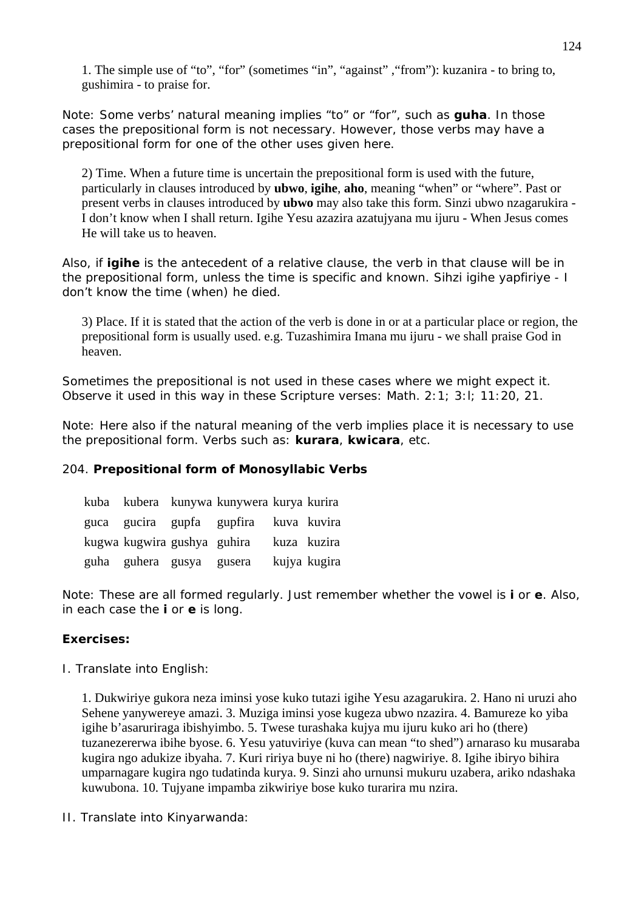1. The simple use of “to”, “for” (sometimes “in”, “against” ,“from”): kuzanira - to bring to, gushimira - to praise for.

Note: Some verbs’ natural meaning implies “to” or “for”, such as **guha**. In those cases the prepositional form is not necessary. However, those verbs may have a prepositional form for one of the other uses given here.

2) Time. When a future time is uncertain the prepositional form is used with the future, particularly in clauses introduced by **ubwo**, **igihe**, **aho**, meaning “when” or “where”. Past or present verbs in clauses introduced by **ubwo** may also take this form. Sinzi ubwo nzagarukira - I don’t know when I shall return. Igihe Yesu azazira azatujyana mu ijuru - When Jesus comes He will take us to heaven.

Also, if **igihe** is the antecedent of a relative clause, the verb in that clause will be in the prepositional form, unless the time is specific and known. Sihzi igihe yapfiriye - I don’t know the time (when) he died.

3) Place. If it is stated that the action of the verb is done in or at a particular place or region, the prepositional form is usually used. e.g. Tuzashimira Imana mu ijuru - we shall praise God in heaven.

Sometimes the prepositional is not used in these cases where we might expect it. Observe it used in this way in these Scripture verses: Math. 2:1; 3:l; 11:20, 21.

Note: Here also if the natural meaning of the verb implies place it is necessary to use the prepositional form. Verbs such as: **kurara**, **kwicara**, etc.

204. **Prepositional form of Monosyllabic Verbs**

| | | | | | |
|---|---|---|---|---|---|
| kuba | kubera | kunywa | kunywera | kurya | kurira |
| guca | gucira | gupfa | gupfira | kuva | kuvira |
| kugwa | kugwira | gushya | guhira | kuza | kuzira |
| guha | guhera | gusya | gusera | kujya | kugira |

Note: These are all formed regularly. Just remember whether the vowel is **i** or **e**. Also, in each case the **i** or **e** is long.

**Exercises:**

I. Translate into English:

1. Dukwiriye gukora neza iminsi yose kuko tutazi igihe Yesu azagarukira. 2. Hano ni uruzi aho Sehene yanywereye amazi. 3. Muziga iminsi yose kugeza ubwo nzazira. 4. Bamureze ko yiba igihe b’asaruriraga ibishyimbo. 5. Twese turashaka kujya mu ijuru kuko ari ho (there) tuzanezererwa ibihe byose. 6. Yesu yatuviriye (kuva can mean “to shed”) arnaraso ku musaraba kugira ngo adukize ibyaha. 7. Kuri ririya buye ni ho (there) nagwiriye. 8. Igihe ibiryo bihira umparnagare kugira ngo tudatinda kurya. 9. Sinzi aho urnunsi mukuru uzabera, ariko ndashaka kuwubona. 10. Tujyane impamba zikwiriye bose kuko turarira mu nzira.

II. Translate into Kinyarwanda: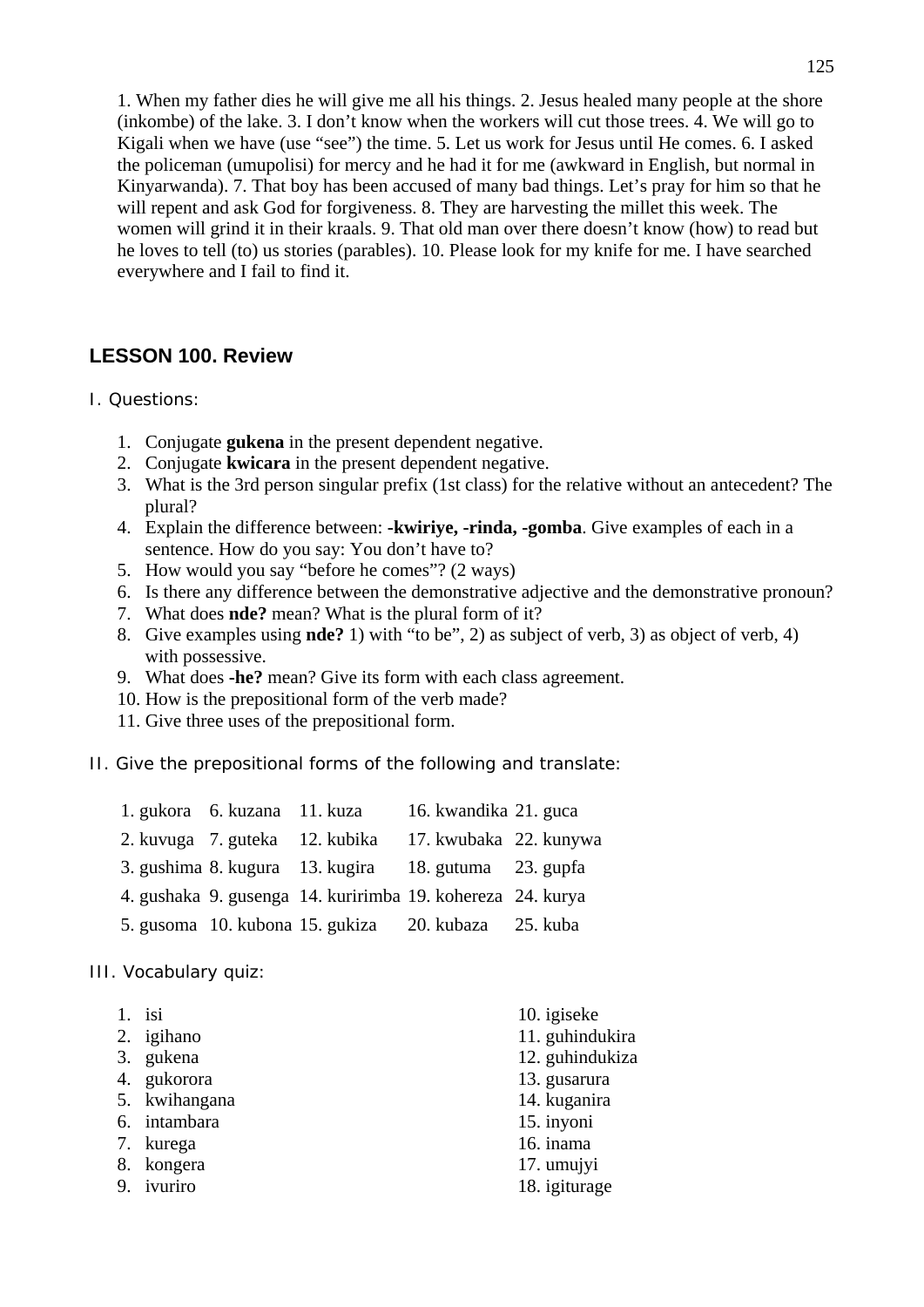1. When my father dies he will give me all his things. 2. Jesus healed many people at the shore (inkombe) of the lake. 3. I don't know when the workers will cut those trees. 4. We will go to Kigali when we have (use "see") the time. 5. Let us work for Jesus until He comes. 6. I asked the policeman (umupolisi) for mercy and he had it for me (awkward in English, but normal in Kinyarwanda). 7. That boy has been accused of many bad things. Let's pray for him so that he will repent and ask God for forgiveness. 8. They are harvesting the millet this week. The women will grind it in their kraals. 9. That old man over there doesn't know (how) to read but he loves to tell (to) us stories (parables). 10. Please look for my knife for me. I have searched everywhere and I fail to find it.

## LESSON 100. Review

I. Questions:

1. Conjugate **gukena** in the present dependent negative.
2. Conjugate **kwicara** in the present dependent negative.
3. What is the 3rd person singular prefix (1st class) for the relative without an antecedent? The plural?
4. Explain the difference between: **-kwiriye, -rinda, -gomba**. Give examples of each in a sentence. How do you say: You don't have to?
5. How would you say "before he comes"? (2 ways)
6. Is there any difference between the demonstrative adjective and the demonstrative pronoun?
7. What does **nde?** mean? What is the plural form of it?
8. Give examples using **nde?** 1) with "to be", 2) as subject of verb, 3) as object of verb, 4) with possessive.
9. What does **-he?** mean? Give its form with each class agreement.
10. How is the prepositional form of the verb made?
11. Give three uses of the prepositional form.

II. Give the prepositional forms of the following and translate:

| | | | | |
|---|---|---|---|---|
| 1. gukora | 6. kuzana | 11. kuza | 16. kwandika | 21. guca |
| 2. kuvuga | 7. guteka | 12. kubika | 17. kwubaka | 22. kunywa |
| 3. gushima | 8. kugura | 13. kugira | 18. gutuma | 23. gupfa |
| 4. gushaka | 9. gusenga | 14. kuririmba | 19. kohereza | 24. kurya |
| 5. gusoma | 10. kubona | 15. gukiza | 20. kubaza | 25. kuba |

III. Vocabulary quiz:

1. isi
2. igihano
3. gukena
4. gukorora
5. kwihangana
6. intambara
7. kurega
8. kongera
9. ivuriro
10. igiseke
11. guhindukira
12. guhindukiza
13. gusarura
14. kuganira
15. inyoni
16. inama
17. umujyi
18. igiturage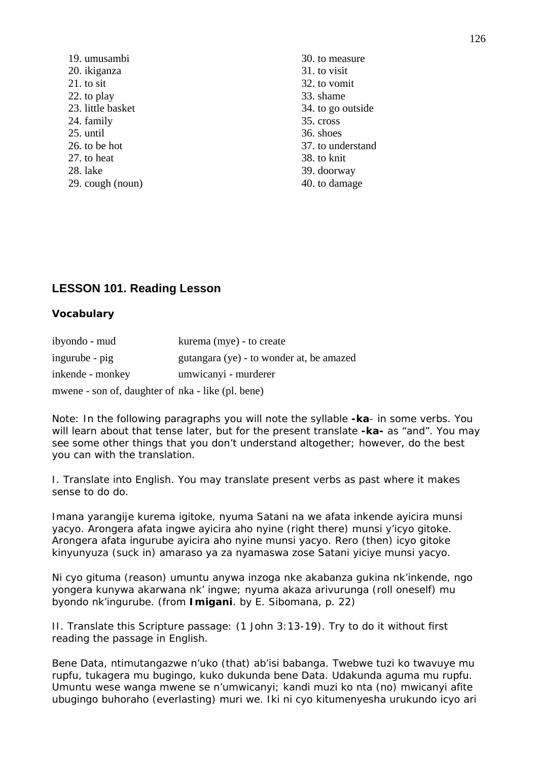19. umusambi
20. ikiganza
21. to sit
22. to play
23. little basket
24. family
25. until
26. to be hot
27. to heat
28. lake
29. cough (noun)
30. to measure
31. to visit
32. to vomit
33. shame
34. to go outside
35. cross
36. shoes
37. to understand
38. to knit
39. doorway
40. to damage

## LESSON 101. Reading Lesson

### Vocabulary

| | |
|---|---|
| ibyondo - mud | kurema (mye) - to create |
| ingurube - pig | gutangara (ye) - to wonder at, be amazed |
| inkende - monkey | umwicanyi - murderer |
| mwene - son of, daughter of | nka - like (pl. bene) |

Note: In the following paragraphs you will note the syllable **-ka**- in some verbs. You will learn about that tense later, but for the present translate **-ka-** as "and". You may see some other things that you don't understand altogether; however, do the best you can with the translation.

I. Translate into English. You may translate present verbs as past where it makes sense to do do.

Imana yarangije kurema igitoke, nyuma Satani na we afata inkende ayicira munsi yacyo. Arongera afata ingwe ayicira aho nyine (right there) munsi y'icyo gitoke. Arongera afata ingurube ayicira aho nyine munsi yacyo. Rero (then) icyo gitoke kinyunyuza (suck in) amaraso ya za nyamaswa zose Satani yiciye munsi yacyo.

Ni cyo gituma (reason) umuntu anywa inzoga nke akabanza gukina nk'inkende, ngo yongera kunywa akarwana nk' ingwe; nyuma akaza arivurunga (roll oneself) mu byondo nk'ingurube. (from **Imigani**. by E. Sibomana, p. 22)

II. Translate this Scripture passage: (1 John 3:13-19). Try to do it without first reading the passage in English.

Bene Data, ntimutangazwe n'uko (that) ab'isi babanga. Twebwe tuzi ko twavuye mu rupfu, tukagera mu bugingo, kuko dukunda bene Data. Udakunda aguma mu rupfu. Umuntu wese wanga mwene se n'umwicanyi; kandi muzi ko nta (no) mwicanyi afite ubugingo buhoraho (everlasting) muri we. Iki ni cyo kitumenyesha urukundo icyo ari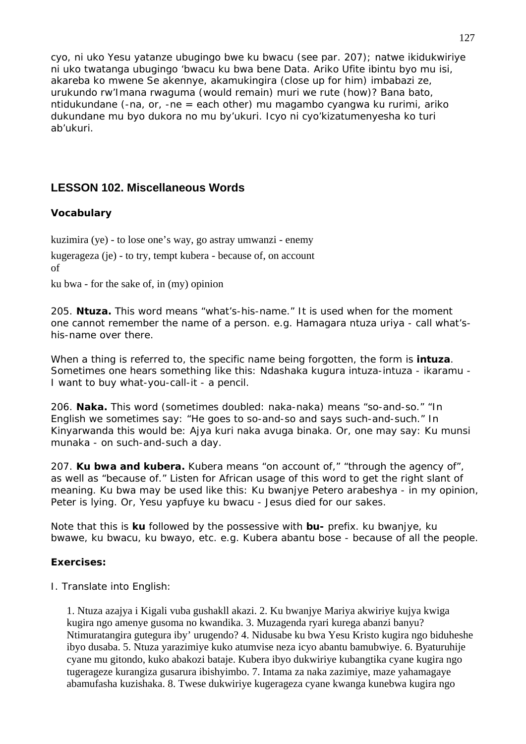cyo, ni uko Yesu yatanze ubugingo bwe ku bwacu (see par. 207); natwe ikidukwiriye ni uko twatanga ubugingo 'bwacu ku bwa bene Data. Ariko Ufite ibintu byo mu isi, akareba ko mwene Se akennye, akamukingira (close up for him) imbabazi ze, urukundo rw'Imana rwaguma (would remain) muri we rute (how)? Bana bato, ntidukundane (-na, or, -ne = each other) mu magambo cyangwa ku rurimi, ariko dukundane mu byo dukora no mu by'ukuri. Icyo ni cyo'kizatumenyesha ko turi ab'ukuri.

## LESSON 102. Miscellaneous Words

### Vocabulary

kuzimira (ye) - to lose one's way, go astray umwanzi - enemy

kugerageza (je) - to try, tempt kubera - because of, on account of

ku bwa - for the sake of, in (my) opinion

205. **Ntuza.** This word means "what's-his-name." It is used when for the moment one cannot remember the name of a person. e.g. Hamagara ntuza uriya - call what's-his-name over there.

When a thing is referred to, the specific name being forgotten, the form is **intuza**. Sometimes one hears something like this: Ndashaka kugura intuza-intuza - ikaramu - I want to buy what-you-call-it - a pencil.

206. **Naka.** This word (sometimes doubled: naka-naka) means "so-and-so." "In English we sometimes say: "He goes to so-and-so and says such-and-such." In Kinyarwanda this would be: Ajya kuri naka avuga binaka. Or, one may say: Ku munsi munaka - on such-and-such a day.

207. **Ku bwa and kubera.** Kubera means "on account of," "through the agency of", as well as "because of." Listen for African usage of this word to get the right slant of meaning. Ku bwa may be used like this: Ku bwanjye Petero arabeshya - in my opinion, Peter is lying. Or, Yesu yapfuye ku bwacu - Jesus died for our sakes.

Note that this is **ku** followed by the possessive with **bu-** prefix. ku bwanjye, ku bwawe, ku bwacu, ku bwayo, etc. e.g. Kubera abantu bose - because of all the people.

### Exercises:

I. Translate into English:

1. Ntuza azajya i Kigali vuba gushakll akazi. 2. Ku bwanjye Mariya akwiriye kujya kwiga kugira ngo amenye gusoma no kwandika. 3. Muzagenda ryari kurega abanzi banyu? Ntimuratangira gutegura iby' urugendo? 4. Nidusabe ku bwa Yesu Kristo kugira ngo biduheshe ibyo dusaba. 5. Ntuza yarazimiye kuko atumvise neza icyo abantu bamubwiye. 6. Byaturuhije cyane mu gitondo, kuko abakozi bataje. Kubera ibyo dukwiriye kubangtika cyane kugira ngo tugerageze kurangiza gusarura ibishyimbo. 7. Intama za naka zazimiye, maze yahamagaye abamufasha kuzishaka. 8. Twese dukwiriye kugerageza cyane kwanga kunebwa kugira ngo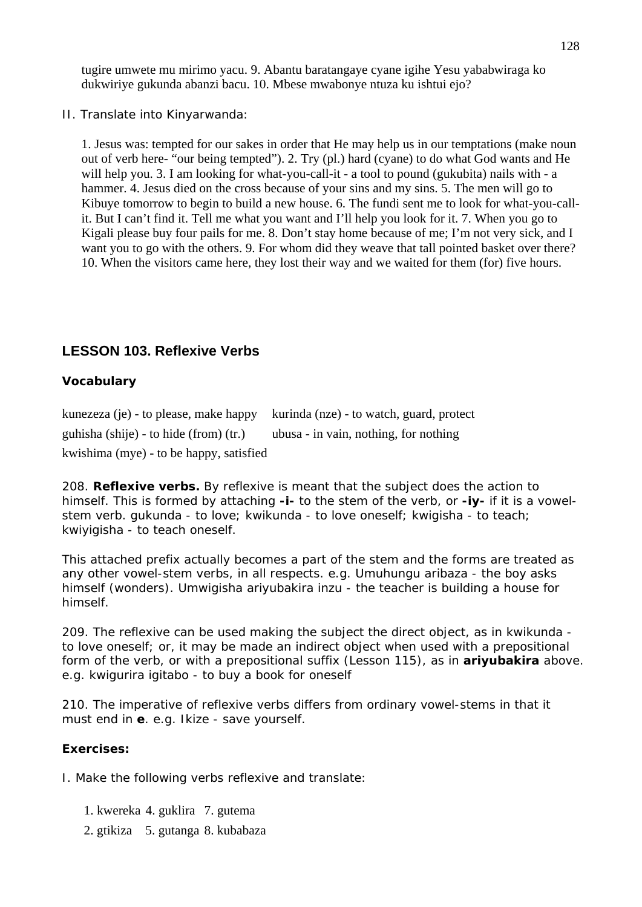tugire umwete mu mirimo yacu. 9. Abantu baratangaye cyane igihe Yesu yababwiraga ko dukwiriye gukunda abanzi bacu. 10. Mbese mwabonye ntuza ku ishtui ejo?

II. Translate into Kinyarwanda:

1. Jesus was: tempted for our sakes in order that He may help us in our temptations (make noun out of verb here- "our being tempted"). 2. Try (pl.) hard (cyane) to do what God wants and He will help you. 3. I am looking for what-you-call-it - a tool to pound (gukubita) nails with - a hammer. 4. Jesus died on the cross because of your sins and my sins. 5. The men will go to Kibuye tomorrow to begin to build a new house. 6. The fundi sent me to look for what-you-call-it. But I can't find it. Tell me what you want and I'll help you look for it. 7. When you go to Kigali please buy four pails for me. 8. Don't stay home because of me; I'm not very sick, and I want you to go with the others. 9. For whom did they weave that tall pointed basket over there? 10. When the visitors came here, they lost their way and we waited for them (for) five hours.

## LESSON 103. Reflexive Verbs

### Vocabulary

kunezeza (je) - to please, make happy
kurinda (nze) - to watch, guard, protect
guhisha (shije) - to hide (from) (tr.)
ubusa - in vain, nothing, for nothing
kwishima (mye) - to be happy, satisfied

208. **Reflexive verbs.** By reflexive is meant that the subject does the action to himself. This is formed by attaching **-i-** to the stem of the verb, or **-iy-** if it is a vowel-stem verb. gukunda - to love; kwikunda - to love oneself; kwigisha - to teach; kwiyigisha - to teach oneself.

This attached prefix actually becomes a part of the stem and the forms are treated as any other vowel-stem verbs, in all respects. e.g. Umuhungu aribaza - the boy asks himself (wonders). Umwigisha ariyubakira inzu - the teacher is building a house for himself.

209. The reflexive can be used making the subject the direct object, as in kwikunda - to love oneself; or, it may be made an indirect object when used with a prepositional form of the verb, or with a prepositional suffix (Lesson 115), as in **ariyubakira** above. e.g. kwigurira igitabo - to buy a book for oneself

210. The imperative of reflexive verbs differs from ordinary vowel-stems in that it must end in **e**. e.g. Ikize - save yourself.

### Exercises:

I. Make the following verbs reflexive and translate:

1. kwereka 4. guklira 7. gutema
2. gtikiza 5. gutanga 8. kubabaza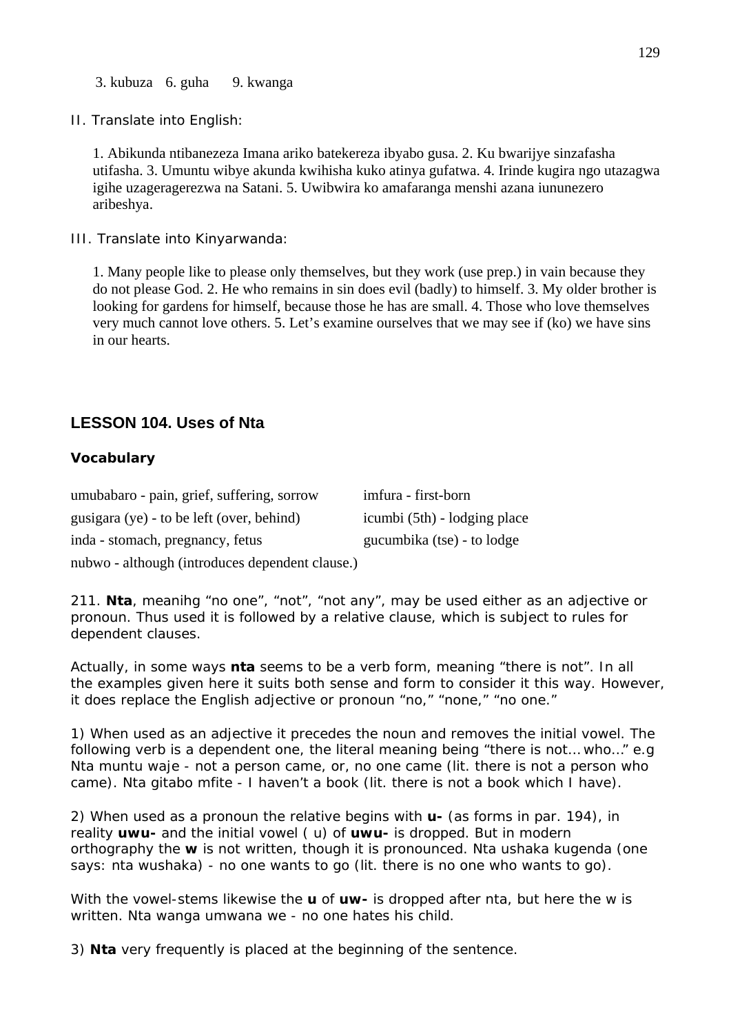3. kubuza 6. guha 9. kwanga

II. Translate into English:

1. Abikunda ntibanezeza Imana ariko batekereza ibyabo gusa. 2. Ku bwarijye sinzafasha utifasha. 3. Umuntu wibye akunda kwihisha kuko atinya gufatwa. 4. Irinde kugira ngo utazagwa igihe uzageragerezwa na Satani. 5. Uwibwira ko amafaranga menshi azana iununezero aribeshya.

III. Translate into Kinyarwanda:

1. Many people like to please only themselves, but they work (use prep.) in vain because they do not please God. 2. He who remains in sin does evil (badly) to himself. 3. My older brother is looking for gardens for himself, because those he has are small. 4. Those who love themselves very much cannot love others. 5. Let's examine ourselves that we may see if (ko) we have sins in our hearts.

## LESSON 104. Uses of Nta

### Vocabulary

umubabaro - pain, grief, suffering, sorrow

gusigara (ye) - to be left (over, behind)

inda - stomach, pregnancy, fetus

nubwo - although (introduces dependent clause.)

imfura - first-born

icumbi (5th) - lodging place

gucumbika (tse) - to lodge

211. **Nta**, meanihg "no one", "not", "not any", may be used either as an adjective or pronoun. Thus used it is followed by a relative clause, which is subject to rules for dependent clauses.

Actually, in some ways **nta** seems to be a verb form, meaning "there is not". In all the examples given here it suits both sense and form to consider it this way. However, it does replace the English adjective or pronoun "no," "none," "no one."

1) When used as an adjective it precedes the noun and removes the initial vowel. The following verb is a dependent one, the literal meaning being "there is not... who..." e.g Nta muntu waje - not a person came, or, no one came (lit. there is not a person who came). Nta gitabo mfite - I haven't a book (lit. there is not a book which I have).

2) When used as a pronoun the relative begins with **u-** (as forms in par. 194), in reality **uwu-** and the initial vowel ( u) of **uwu-** is dropped. But in modern orthography the **w** is not written, though it is pronounced. Nta ushaka kugenda (one says: nta wushaka) - no one wants to go (lit. there is no one who wants to go).

With the vowel-stems likewise the **u** of **uw-** is dropped after nta, but here the w is written. Nta wanga umwana we - no one hates his child.

3) **Nta** very frequently is placed at the beginning of the sentence.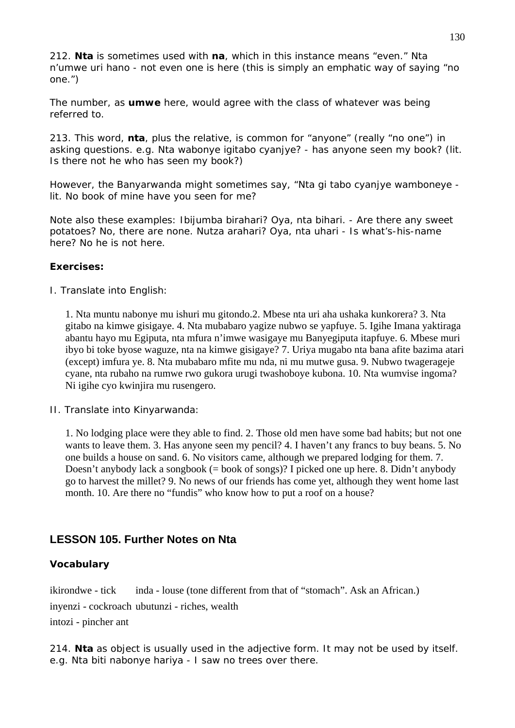212. **Nta** is sometimes used with **na**, which in this instance means "even." Nta n'umwe uri hano - not even one is here (this is simply an emphatic way of saying "no one.")

The number, as **umwe** here, would agree with the class of whatever was being referred to.

213. This word, **nta**, plus the relative, is common for "anyone" (really "no one") in asking questions. e.g. Nta wabonye igitabo cyanjye? - has anyone seen my book? (lit. Is there not he who has seen my book?)

However, the Banyarwanda might sometimes say, "Nta gi tabo cyanjye wamboneye - lit. No book of mine have you seen for me?

Note also these examples: Ibijumba birahari? Oya, nta bihari. - Are there any sweet potatoes? No, there are none. Nutza arahari? Oya, nta uhari - Is what's-his-name here? No he is not here.

**Exercises:**

I. Translate into English:

> 1. Nta muntu nabonye mu ishuri mu gitondo.2. Mbese nta uri aha ushaka kunkorera? 3. Nta gitabo na kimwe gisigaye. 4. Nta mubabaro yagize nubwo se yapfuye. 5. Igihe Imana yaktiraga abantu hayo mu Egiputa, nta mfura n'imwe wasigaye mu Banyegiputa itapfuye. 6. Mbese muri ibyo bi toke byose waguze, nta na kimwe gisigaye? 7. Uriya mugabo nta bana afite bazima atari (except) imfura ye. 8. Nta mubabaro mfite mu nda, ni mu mutwe gusa. 9. Nubwo twagerageje cyane, nta rubaho na rumwe rwo gukora urugi twashoboye kubona. 10. Nta wumvise ingoma? Ni igihe cyo kwinjira mu rusengero.

II. Translate into Kinyarwanda:

> 1. No lodging place were they able to find. 2. Those old men have some bad habits; but not one wants to leave them. 3. Has anyone seen my pencil? 4. I haven't any francs to buy beans. 5. No one builds a house on sand. 6. No visitors came, although we prepared lodging for them. 7. Doesn't anybody lack a songbook (= book of songs)? I picked one up here. 8. Didn't anybody go to harvest the millet? 9. No news of our friends has come yet, although they went home last month. 10. Are there no "fundis" who know how to put a roof on a house?

## LESSON 105. Further Notes on Nta

**Vocabulary**

ikirondwe - tick    inda - louse (tone different from that of "stomach". Ask an African.)
inyenzi - cockroach    ubutunzi - riches, wealth
intozi - pincher ant

214. **Nta** as object is usually used in the adjective form. It may not be used by itself. e.g. Nta biti nabonye hariya - I saw no trees over there.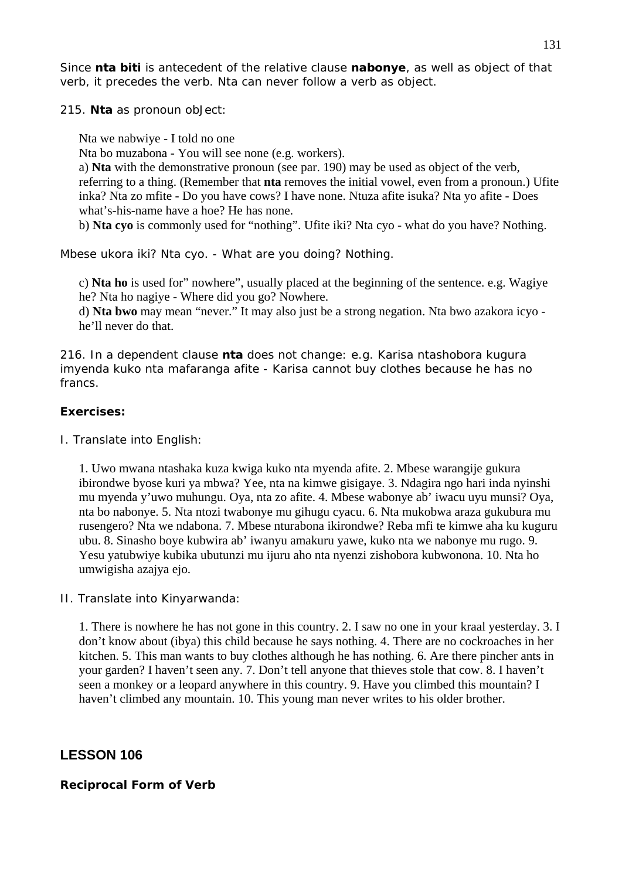Since **nta biti** is antecedent of the relative clause **nabonye**, as well as object of that verb, it precedes the verb. Nta can never follow a verb as object.

215. **Nta** as pronoun obJect:

Nta we nabwiye - I told no one

Nta bo muzabona - You will see none (e.g. workers).

a) **Nta** with the demonstrative pronoun (see par. 190) may be used as object of the verb, referring to a thing. (Remember that **nta** removes the initial vowel, even from a pronoun.) Ufite inka? Nta zo mfite - Do you have cows? I have none. Ntuza afite isuka? Nta yo afite - Does what's-his-name have a hoe? He has none.

b) **Nta cyo** is commonly used for "nothing". Ufite iki? Nta cyo - what do you have? Nothing.

Mbese ukora iki? Nta cyo. - What are you doing? Nothing.

c) **Nta ho** is used for" nowhere", usually placed at the beginning of the sentence. e.g. Wagiye he? Nta ho nagiye - Where did you go? Nowhere.

d) **Nta bwo** may mean "never." It may also just be a strong negation. Nta bwo azakora icyo - he'll never do that.

216. In a dependent clause **nta** does not change: e.g. Karisa ntashobora kugura imyenda kuko nta mafaranga afite - Karisa cannot buy clothes because he has no francs.

**Exercises:**

I. Translate into English:

1. Uwo mwana ntashaka kuza kwiga kuko nta myenda afite. 2. Mbese warangije gukura ibirondwe byose kuri ya mbwa? Yee, nta na kimwe gisigaye. 3. Ndagira ngo hari inda nyinshi mu myenda y'uwo muhungu. Oya, nta zo afite. 4. Mbese wabonye ab' iwacu uyu munsi? Oya, nta bo nabonye. 5. Nta ntozi twabonye mu gihugu cyacu. 6. Nta mukobwa araza gukubura mu rusengero? Nta we ndabona. 7. Mbese nturabona ikirondwe? Reba mfi te kimwe aha ku kuguru ubu. 8. Sinasho boye kubwira ab' iwanyu amakuru yawe, kuko nta we nabonye mu rugo. 9. Yesu yatubwiye kubika ubutunzi mu ijuru aho nta nyenzi zishobora kubwonona. 10. Nta ho umwigisha azajya ejo.

II. Translate into Kinyarwanda:

1. There is nowhere he has not gone in this country. 2. I saw no one in your kraal yesterday. 3. I don't know about (ibya) this child because he says nothing. 4. There are no cockroaches in her kitchen. 5. This man wants to buy clothes although he has nothing. 6. Are there pincher ants in your garden? I haven't seen any. 7. Don't tell anyone that thieves stole that cow. 8. I haven't seen a monkey or a leopard anywhere in this country. 9. Have you climbed this mountain? I haven't climbed any mountain. 10. This young man never writes to his older brother.

## LESSON 106

**Reciprocal Form of Verb**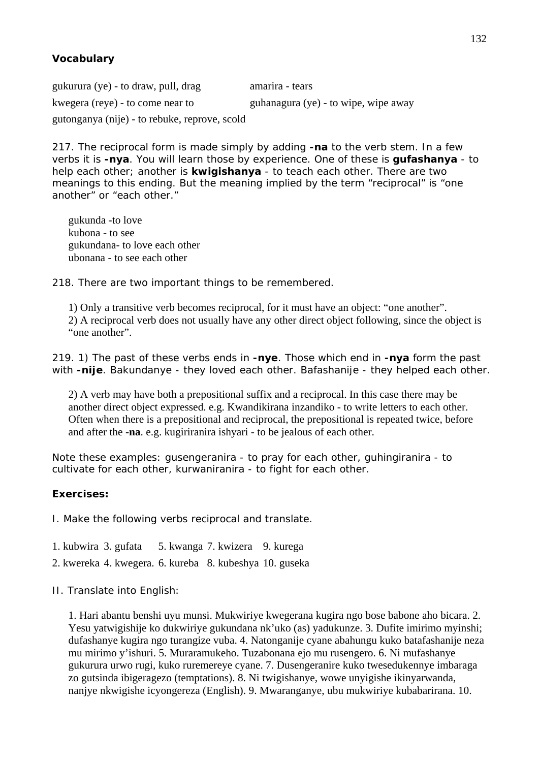**Vocabulary**

gukurura (ye) - to draw, pull, drag
kwegera (reye) - to come near to
gutonganya (nije) - to rebuke, reprove, scold
amarira - tears
guhanagura (ye) - to wipe, wipe away

217. The reciprocal form is made simply by adding **-na** to the verb stem. In a few verbs it is **-nya**. You will learn those by experience. One of these is **gufashanya** - to help each other; another is **kwigishanya** - to teach each other. There are two meanings to this ending. But the meaning implied by the term "reciprocal" is "one another" or "each other."

gukunda -to love
kubona - to see
gukundana- to love each other
ubonana - to see each other

218. There are two important things to be remembered.

1) Only a transitive verb becomes reciprocal, for it must have an object: "one another".
2) A reciprocal verb does not usually have any other direct object following, since the object is "one another".

219. 1) The past of these verbs ends in **-nye**. Those which end in **-nya** form the past with **-nije**. Bakundanye - they loved each other. Bafashanije - they helped each other.

2) A verb may have both a prepositional suffix and a reciprocal. In this case there may be another direct object expressed. e.g. Kwandikirana inzandiko - to write letters to each other. Often when there is a prepositional and reciprocal, the prepositional is repeated twice, before and after the **-na**. e.g. kugiriranira ishyari - to be jealous of each other.

Note these examples: gusengeranira - to pray for each other, guhingiranira - to cultivate for each other, kurwaniranira - to fight for each other.

**Exercises:**

I. Make the following verbs reciprocal and translate.

1. kubwira
2. kwereka
3. gufata
4. kwegera.
5. kwanga
6. kureba
7. kwizera
8. kubeshya
9. kurega
10. guseka

II. Translate into English:

1. Hari abantu benshi uyu munsi. Mukwiriye kwegerana kugira ngo bose babone aho bicara. 2. Yesu yatwigishije ko dukwiriye gukundana nk'uko (as) yadukunze. 3. Dufite imirimo myinshi; dufashanye kugira ngo turangize vuba. 4. Natonganije cyane abahungu kuko batafashanije neza mu mirimo y'ishuri. 5. Muraramukeho. Tuzabonana ejo mu rusengero. 6. Ni mufashanye gukurura urwo rugi, kuko ruremereye cyane. 7. Dusengeranire kuko twesedukennye imbaraga zo gutsinda ibigeragezo (temptations). 8. Ni twigishanye, wowe unyigishe ikinyarwanda, nanjye nkwigishe icyongereza (English). 9. Mwaranganye, ubu mukwiriye kubabarirana. 10.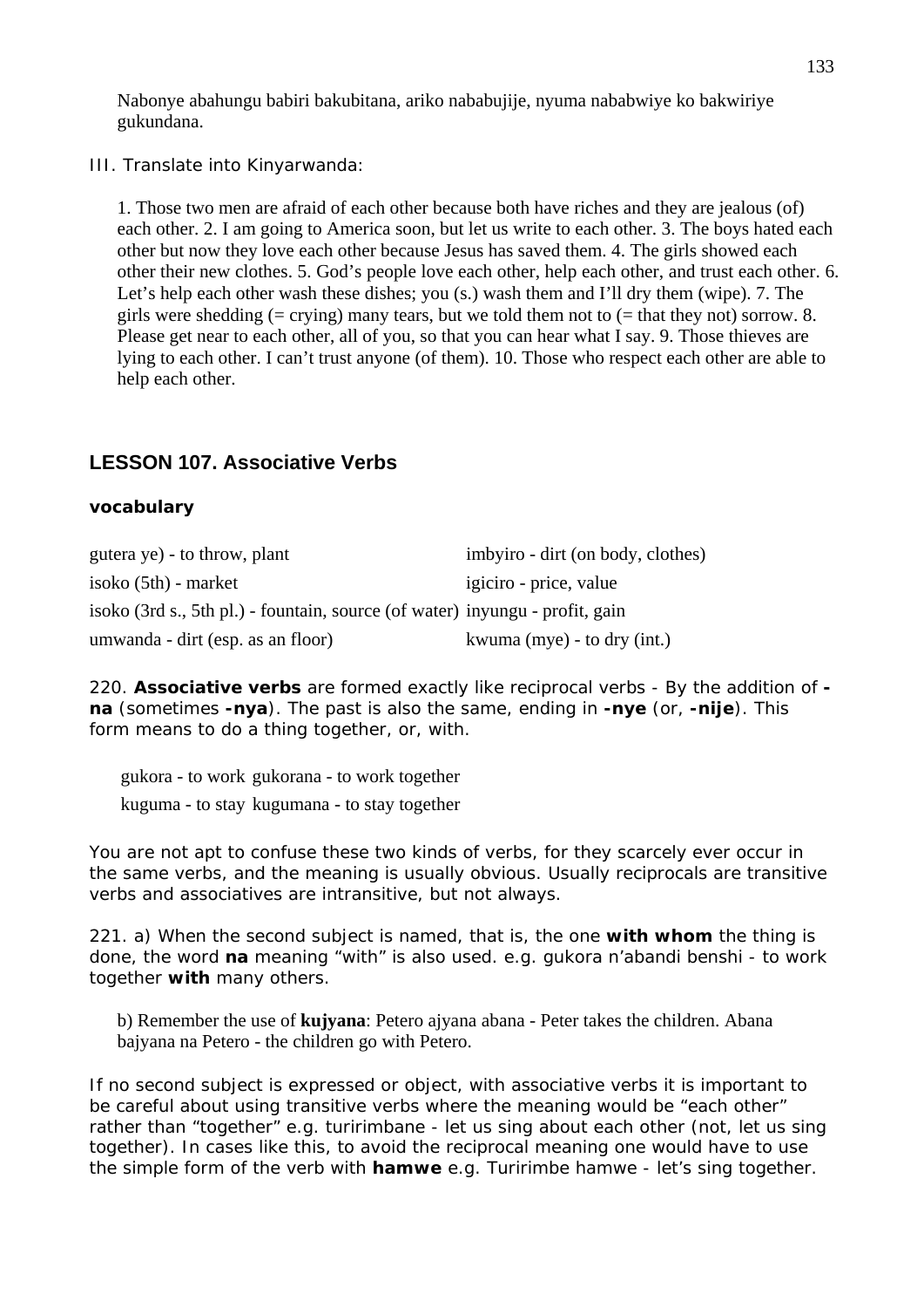Nabonye abahungu babiri bakubitana, ariko nababujije, nyuma nababwiye ko bakwiriye gukundana.

III. Translate into Kinyarwanda:

1. Those two men are afraid of each other because both have riches and they are jealous (of) each other. 2. I am going to America soon, but let us write to each other. 3. The boys hated each other but now they love each other because Jesus has saved them. 4. The girls showed each other their new clothes. 5. God's people love each other, help each other, and trust each other. 6. Let's help each other wash these dishes; you (s.) wash them and I'll dry them (wipe). 7. The girls were shedding (= crying) many tears, but we told them not to (= that they not) sorrow. 8. Please get near to each other, all of you, so that you can hear what I say. 9. Those thieves are lying to each other. I can't trust anyone (of them). 10. Those who respect each other are able to help each other.

## LESSON 107. Associative Verbs

### vocabulary

| | |
|---|---|
| gutera ye) - to throw, plant | imbyiro - dirt (on body, clothes) |
| isoko (5th) - market | igiciro - price, value |
| isoko (3rd s., 5th pl.) - fountain, source (of water) | inyungu - profit, gain |
| umwanda - dirt (esp. as an floor) | kwuma (mye) - to dry (int.) |

220. **Associative verbs** are formed exactly like reciprocal verbs - By the addition of **-na** (sometimes **-nya**). The past is also the same, ending in **-nye** (or, **-nije**). This form means to do a thing together, or, with.

| | |
|---|---|
| gukora - to work | gukorana - to work together |
| kuguma - to stay | kugumana - to stay together |

You are not apt to confuse these two kinds of verbs, for they scarcely ever occur in the same verbs, and the meaning is usually obvious. Usually reciprocals are transitive verbs and associatives are intransitive, but not always.

221. a) When the second subject is named, that is, the one **with whom** the thing is done, the word **na** meaning "with" is also used. e.g. gukora n'abandi benshi - to work together **with** many others.

b) Remember the use of **kujyana**: Petero ajyana abana - Peter takes the children. Abana bajyana na Petero - the children go with Petero.

If no second subject is expressed or object, with associative verbs it is important to be careful about using transitive verbs where the meaning would be "each other" rather than "together" e.g. turirimbane - let us sing about each other (not, let us sing together). In cases like this, to avoid the reciprocal meaning one would have to use the simple form of the verb with **hamwe** e.g. Turirimbe hamwe - let's sing together.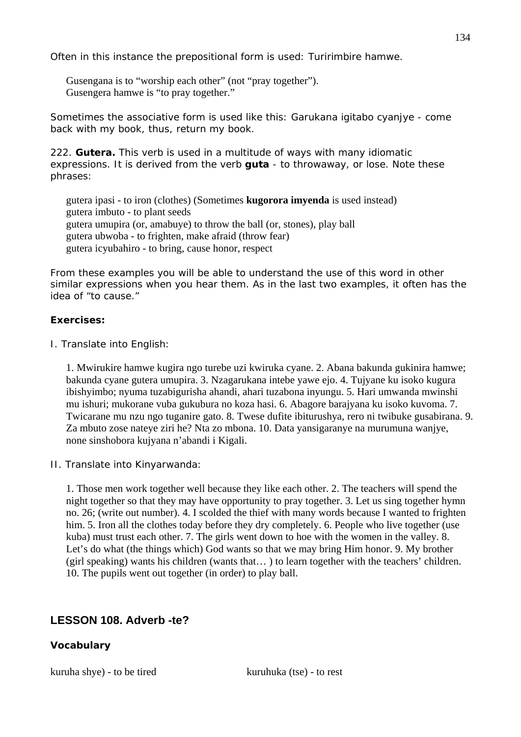Often in this instance the prepositional form is used: Turirimbire hamwe.

> Gusengana is to "worship each other" (not "pray together").
> Gusengera hamwe is "to pray together."

Sometimes the associative form is used like this: Garukana igitabo cyanjye - come back with my book, thus, return my book.

222. **Gutera.** This verb is used in a multitude of ways with many idiomatic expressions. It is derived from the verb **guta** - to throwaway, or lose. Note these phrases:

> gutera ipasi - to iron (clothes) (Sometimes **kugorora imyenda** is used instead)
> gutera imbuto - to plant seeds
> gutera umupira (or, amabuye) to throw the ball (or, stones), play ball
> gutera ubwoba - to frighten, make afraid (throw fear)
> gutera icyubahiro - to bring, cause honor, respect

From these examples you will be able to understand the use of this word in other similar expressions when you hear them. As in the last two examples, it often has the idea of "to cause."

**Exercises:**

I. Translate into English:

> 1. Mwirukire hamwe kugira ngo turebe uzi kwiruka cyane. 2. Abana bakunda gukinira hamwe; bakunda cyane gutera umupira. 3. Nzagarukana intebe yawe ejo. 4. Tujyane ku isoko kugura ibishyimbo; nyuma tuzabigurisha ahandi, ahari tuzabona inyungu. 5. Hari umwanda mwinshi mu ishuri; mukorane vuba gukubura no koza hasi. 6. Abagore barajyana ku isoko kuvoma. 7. Twicarane mu nzu ngo tuganire gato. 8. Twese dufite ibiturushya, rero ni twibuke gusabirana. 9. Za mbuto zose nateye ziri he? Nta zo mbona. 10. Data yansigaranye na murumuna wanjye, none sinshobora kujyana n'abandi i Kigali.

II. Translate into Kinyarwanda:

> 1. Those men work together well because they like each other. 2. The teachers will spend the night together so that they may have opportunity to pray together. 3. Let us sing together hymn no. 26; (write out number). 4. I scolded the thief with many words because I wanted to frighten him. 5. Iron all the clothes today before they dry completely. 6. People who live together (use kuba) must trust each other. 7. The girls went down to hoe with the women in the valley. 8. Let's do what (the things which) God wants so that we may bring Him honor. 9. My brother (girl speaking) wants his children (wants that… ) to learn together with the teachers' children. 10. The pupils went out together (in order) to play ball.

## LESSON 108. Adverb -te?

### Vocabulary

kuruha shye) - to be tired kuruhuka (tse) - to rest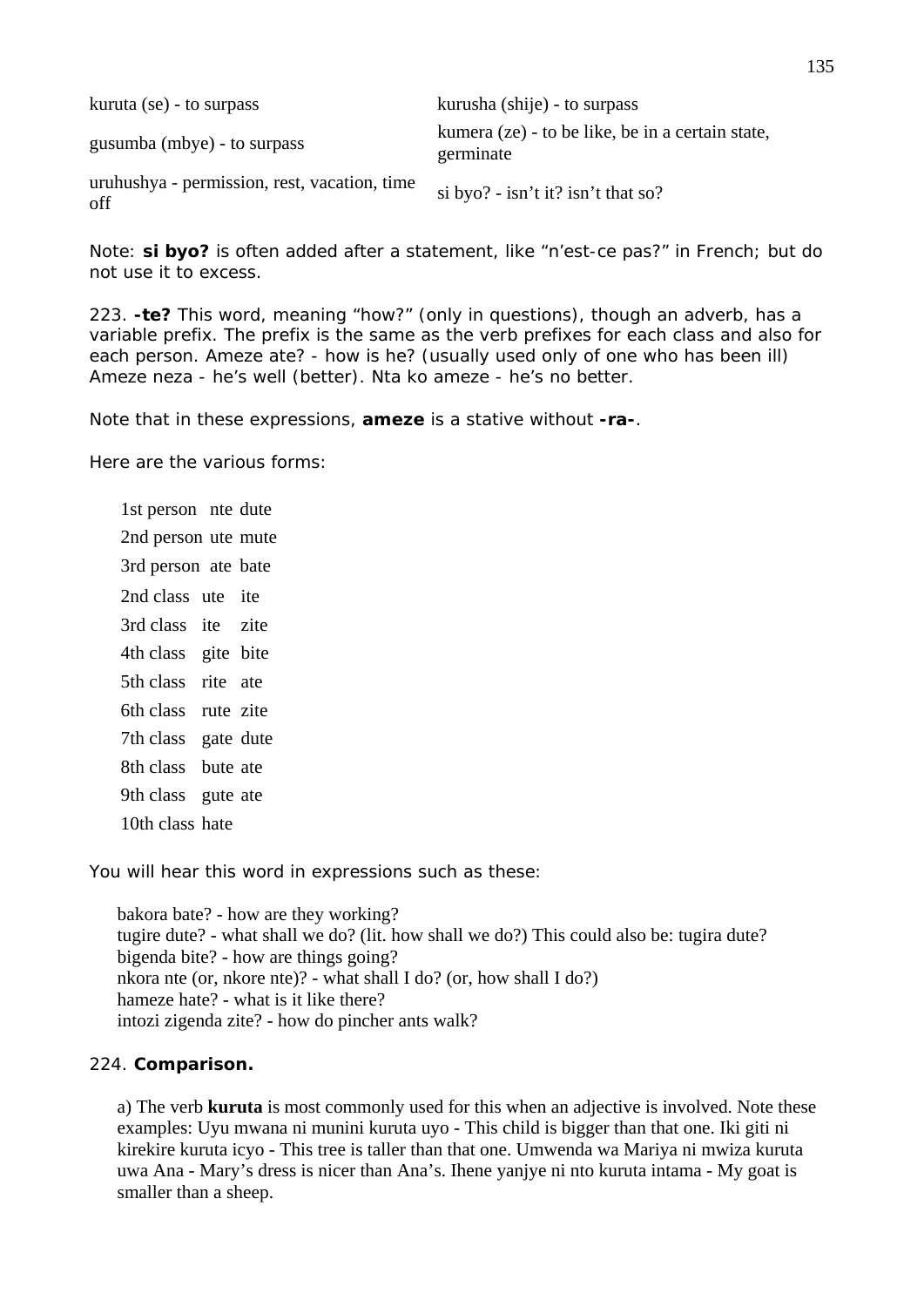| | |
|---|---|
| kuruta (se) - to surpass | kurusha (shije) - to surpass |
| gusumba (mbye) - to surpass | kumera (ze) - to be like, be in a certain state, germinate |
| uruhushya - permission, rest, vacation, time off | si byo? - isn't it? isn't that so? |

Note: **si byo?** is often added after a statement, like "n'est-ce pas?" in French; but do not use it to excess.

223. **-te?** This word, meaning "how?" (only in questions), though an adverb, has a variable prefix. The prefix is the same as the verb prefixes for each class and also for each person. Ameze ate? - how is he? (usually used only of one who has been ill) Ameze neza - he's well (better). Nta ko ameze - he's no better.

Note that in these expressions, **ameze** is a stative without **-ra-**.

Here are the various forms:

| | | |
|---|---|---|
| 1st person | nte | dute |
| 2nd person | ute | mute |
| 3rd person | ate | bate |
| 2nd class | ute | ite |
| 3rd class | ite | zite |
| 4th class | gite | bite |
| 5th class | rite | ate |
| 6th class | rute | zite |
| 7th class | gate | dute |
| 8th class | bute | ate |
| 9th class | gute | ate |
| 10th class | hate | |

You will hear this word in expressions such as these:

bakora bate? - how are they working?
tugire dute? - what shall we do? (lit. how shall we do?) This could also be: tugira dute?
bigenda bite? - how are things going?
nkora nte (or, nkore nte)? - what shall I do? (or, how shall I do?)
hameze hate? - what is it like there?
intozi zigenda zite? - how do pincher ants walk?

224. **Comparison.**

a) The verb **kuruta** is most commonly used for this when an adjective is involved. Note these examples: Uyu mwana ni munini kuruta uyo - This child is bigger than that one. Iki giti ni kirekire kuruta icyo - This tree is taller than that one. Umwenda wa Mariya ni mwiza kuruta uwa Ana - Mary's dress is nicer than Ana's. Ihene yanjye ni nto kuruta intama - My goat is smaller than a sheep.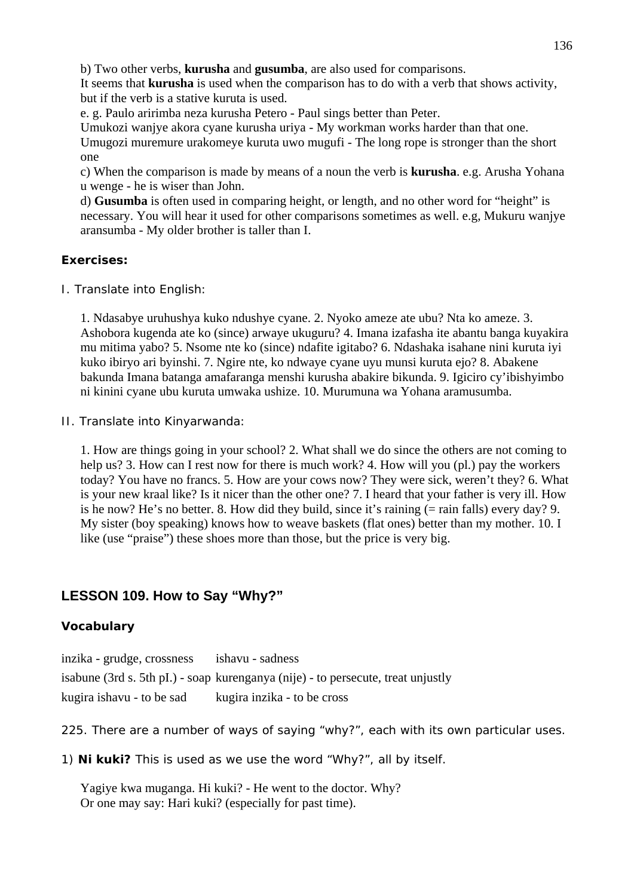b) Two other verbs, **kurusha** and **gusumba**, are also used for comparisons.
It seems that **kurusha** is used when the comparison has to do with a verb that shows activity, but if the verb is a stative kuruta is used.
e. g. Paulo aririmba neza kurusha Petero - Paul sings better than Peter.
Umukozi wanjye akora cyane kurusha uriya - My workman works harder than that one.
Umugozi muremure urakomeye kuruta uwo mugufi - The long rope is stronger than the short one
c) When the comparison is made by means of a noun the verb is **kurusha**. e.g. Arusha Yohana u wenge - he is wiser than John.
d) **Gusumba** is often used in comparing height, or length, and no other word for "height" is necessary. You will hear it used for other comparisons sometimes as well. e.g, Mukuru wanjye aransumba - My older brother is taller than I.

**Exercises:**

I. Translate into English:

1. Ndasabye uruhushya kuko ndushye cyane. 2. Nyoko ameze ate ubu? Nta ko ameze. 3. Ashobora kugenda ate ko (since) arwaye ukuguru? 4. Imana izafasha ite abantu banga kuyakira mu mitima yabo? 5. Nsome nte ko (since) ndafite igitabo? 6. Ndashaka isahane nini kuruta iyi kuko ibiryo ari byinshi. 7. Ngire nte, ko ndwaye cyane uyu munsi kuruta ejo? 8. Abakene bakunda Imana batanga amafaranga menshi kurusha abakire bikunda. 9. Igiciro cy'ibishyimbo ni kinini cyane ubu kuruta umwaka ushize. 10. Murumuna wa Yohana aramusumba.

II. Translate into Kinyarwanda:

1. How are things going in your school? 2. What shall we do since the others are not coming to help us? 3. How can I rest now for there is much work? 4. How will you (pl.) pay the workers today? You have no francs. 5. How are your cows now? They were sick, weren't they? 6. What is your new kraal like? Is it nicer than the other one? 7. I heard that your father is very ill. How is he now? He's no better. 8. How did they build, since it's raining (= rain falls) every day? 9. My sister (boy speaking) knows how to weave baskets (flat ones) better than my mother. 10. I like (use "praise") these shoes more than those, but the price is very big.

## LESSON 109. How to Say "Why?"

**Vocabulary**

| | |
|---|---|
| inzika - grudge, crossness | ishavu - sadness |
| isabune (3rd s. 5th pl.) - soap | kurenganya (nije) - to persecute, treat unjustly |
| kugira ishavu - to be sad | kugira inzika - to be cross |

225. There are a number of ways of saying "why?", each with its own particular uses.

1) **Ni kuki?** This is used as we use the word "Why?", all by itself.

Yagiye kwa muganga. Hi kuki? - He went to the doctor. Why?
Or one may say: Hari kuki? (especially for past time).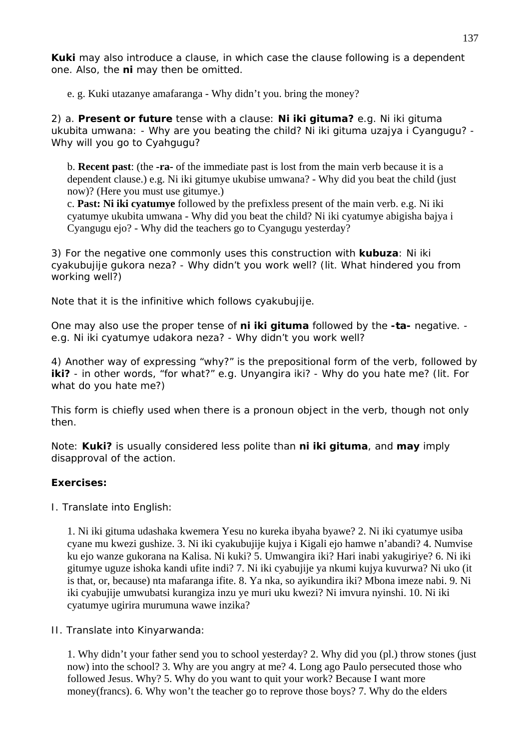**Kuki** may also introduce a clause, in which case the clause following is a dependent one. Also, the **ni** may then be omitted.

e. g. Kuki utazanye amafaranga - Why didn't you. bring the money?

2) a. **Present or future** tense with a clause: **Ni iki gituma?** e.g. Ni iki gituma ukubita umwana: - Why are you beating the child? Ni iki gituma uzajya i Cyangugu? - Why will you go to Cyahgugu?

b. **Recent past**: (the **-ra-** of the immediate past is lost from the main verb because it is a dependent clause.) e.g. Ni iki gitumye ukubise umwana? - Why did you beat the child (just now)? (Here you must use gitumye.)

c. **Past: Ni iki cyatumye** followed by the prefixless present of the main verb. e.g. Ni iki cyatumye ukubita umwana - Why did you beat the child? Ni iki cyatumye abigisha bajya i Cyangugu ejo? - Why did the teachers go to Cyangugu yesterday?

3) For the negative one commonly uses this construction with **kubuza**: Ni iki cyakubujije gukora neza? - Why didn't you work well? (lit. What hindered you from working well?)

Note that it is the infinitive which follows cyakubujije.

One may also use the proper tense of **ni iki gituma** followed by the **-ta-** negative. - e.g. Ni iki cyatumye udakora neza? - Why didn't you work well?

4) Another way of expressing "why?" is the prepositional form of the verb, followed by **iki?** - in other words, "for what?" e.g. Unyangira iki? - Why do you hate me? (lit. For what do you hate me?)

This form is chiefly used when there is a pronoun object in the verb, though not only then.

Note: **Kuki?** is usually considered less polite than **ni iki gituma**, and **may** imply disapproval of the action.

**Exercises:**

I. Translate into English:

1. Ni iki gituma udashaka kwemera Yesu no kureka ibyaha byawe? 2. Ni iki cyatumye usiba cyane mu kwezi gushize. 3. Ni iki cyakubujije kujya i Kigali ejo hamwe n'abandi? 4. Numvise ku ejo wanze gukorana na Kalisa. Ni kuki? 5. Umwangira iki? Hari inabi yakugiriye? 6. Ni iki gitumye uguze ishoka kandi ufite indi? 7. Ni iki cyabujije ya nkumi kujya kuvurwa? Ni uko (it is that, or, because) nta mafaranga ifite. 8. Ya nka, so ayikundira iki? Mbona imeze nabi. 9. Ni iki cyabujije umwubatsi kurangiza inzu ye muri uku kwezi? Ni imvura nyinshi. 10. Ni iki cyatumye ugirira murumuna wawe inzika?

II. Translate into Kinyarwanda:

1. Why didn't your father send you to school yesterday? 2. Why did you (pl.) throw stones (just now) into the school? 3. Why are you angry at me? 4. Long ago Paulo persecuted those who followed Jesus. Why? 5. Why do you want to quit your work? Because I want more money(francs). 6. Why won't the teacher go to reprove those boys? 7. Why do the elders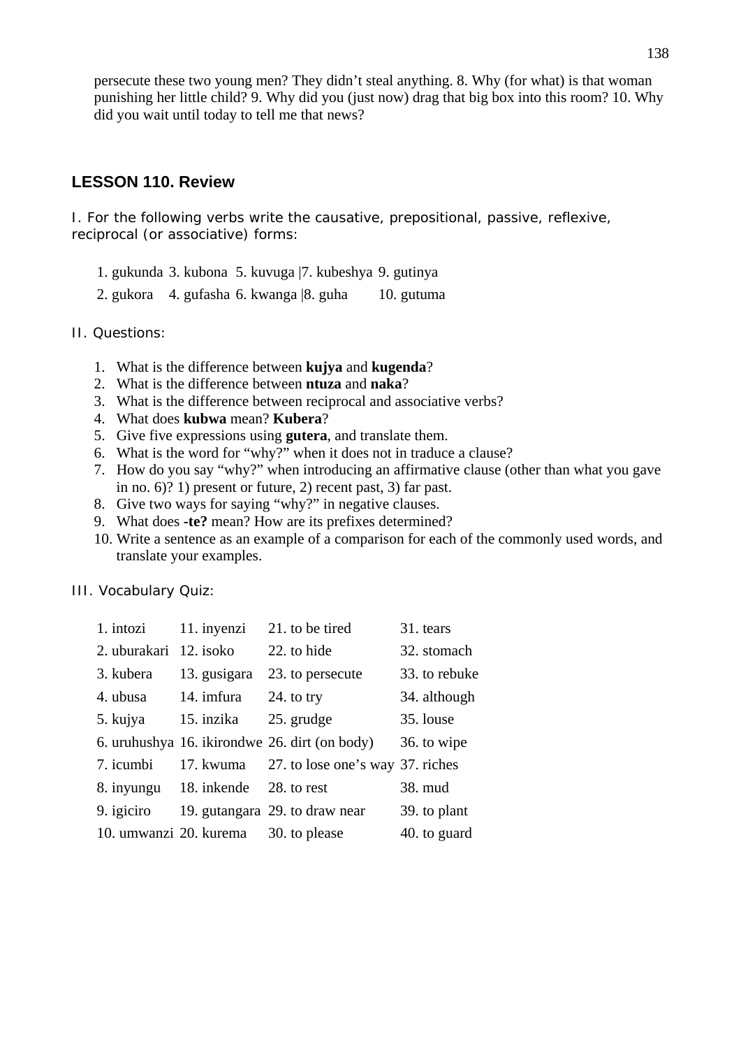persecute these two young men? They didn't steal anything. 8. Why (for what) is that woman punishing her little child? 9. Why did you (just now) drag that big box into this room? 10. Why did you wait until today to tell me that news?

## LESSON 110. Review

I. For the following verbs write the causative, prepositional, passive, reflexive, reciprocal (or associative) forms:

| | | | | |
|---|---|---|---|---|
| 1. gukunda | 3. kubona | 5. kuvuga | 7. kubeshya | 9. gutinya |
| 2. gukora | 4. gufasha | 6. kwanga | 8. guha | 10. gutuma |

II. Questions:

1. What is the difference between **kujya** and **kugenda**?
2. What is the difference between **ntuza** and **naka**?
3. What is the difference between reciprocal and associative verbs?
4. What does **kubwa** mean? **Kubera**?
5. Give five expressions using **gutera**, and translate them.
6. What is the word for "why?" when it does not in traduce a clause?
7. How do you say "why?" when introducing an affirmative clause (other than what you gave in no. 6)? 1) present or future, 2) recent past, 3) far past.
8. Give two ways for saying "why?" in negative clauses.
9. What does **-te?** mean? How are its prefixes determined?
10. Write a sentence as an example of a comparison for each of the commonly used words, and translate your examples.

III. Vocabulary Quiz:

| | | | |
|---|---|---|---|
| 1. intozi | 11. inyenzi | 21. to be tired | 31. tears |
| 2. uburakari | 12. isoko | 22. to hide | 32. stomach |
| 3. kubera | 13. gusigara | 23. to persecute | 33. to rebuke |
| 4. ubusa | 14. imfura | 24. to try | 34. although |
| 5. kujya | 15. inzika | 25. grudge | 35. louse |
| 6. uruhushya | 16. ikirondwe | 26. dirt (on body) | 36. to wipe |
| 7. icumbi | 17. kwuma | 27. to lose one's way | 37. riches |
| 8. inyungu | 18. inkende | 28. to rest | 38. mud |
| 9. igiciro | 19. gutangara | 29. to draw near | 39. to plant |
| 10. umwanzi | 20. kurema | 30. to please | 40. to guard |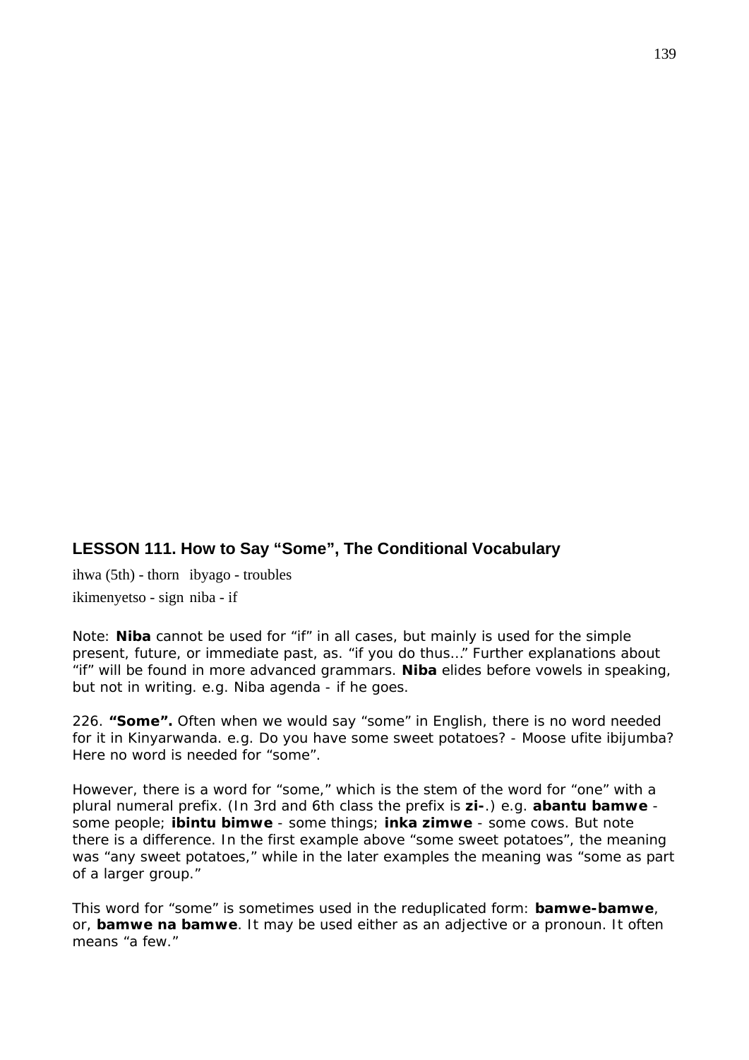## LESSON 111. How to Say “Some”, The Conditional Vocabulary

ihwa (5th) - thorn ibyago - troubles

ikimenyetso - sign niba - if

Note: **Niba** cannot be used for “if” in all cases, but mainly is used for the simple present, future, or immediate past, as. “if you do thus...” Further explanations about “if” will be found in more advanced grammars. **Niba** elides before vowels in speaking, but not in writing. e.g. Niba agenda - if he goes.

226. **“Some”.** Often when we would say “some” in English, there is no word needed for it in Kinyarwanda. e.g. Do you have some sweet potatoes? - Moose ufite ibijumba? Here no word is needed for “some”.

However, there is a word for “some,” which is the stem of the word for “one” with a plural numeral prefix. (In 3rd and 6th class the prefix is **zi-**.) e.g. **abantu bamwe** - some people; **ibintu bimwe** - some things; **inka zimwe** - some cows. But note there is a difference. In the first example above “some sweet potatoes”, the meaning was “any sweet potatoes,” while in the later examples the meaning was “some as part of a larger group.”

This word for “some” is sometimes used in the reduplicated form: **bamwe-bamwe**, or, **bamwe na bamwe**. It may be used either as an adjective or a pronoun. It often means “a few.”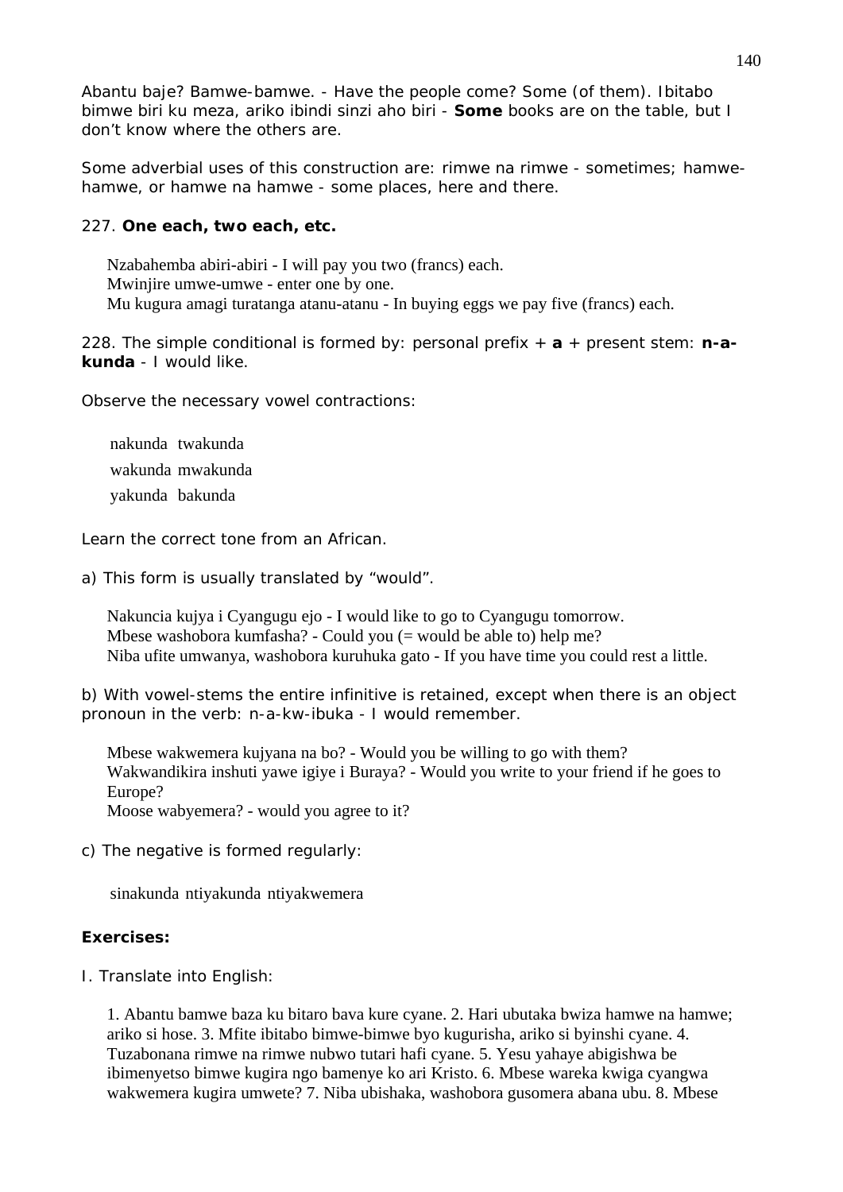Abantu baje? Bamwe-bamwe. - Have the people come? Some (of them). Ibitabo bimwe biri ku meza, ariko ibindi sinzi aho biri - **Some** books are on the table, but I don't know where the others are.

Some adverbial uses of this construction are: rimwe na rimwe - sometimes; hamwe-hamwe, or hamwe na hamwe - some places, here and there.

227. **One each, two each, etc.**

Nzabahemba abiri-abiri - I will pay you two (francs) each.
Mwinjire umwe-umwe - enter one by one.
Mu kugura amagi turatanga atanu-atanu - In buying eggs we pay five (francs) each.

228. The simple conditional is formed by: personal prefix + **a** + present stem: **n-a-kunda** - I would like.

Observe the necessary vowel contractions:

| | |
|---|---|
| nakunda | twakunda |
| wakunda | mwakunda |
| yakunda | bakunda |

Learn the correct tone from an African.

a) This form is usually translated by "would".

Nakuncia kujya i Cyangugu ejo - I would like to go to Cyangugu tomorrow.
Mbese washobora kumfasha? - Could you (= would be able to) help me?
Niba ufite umwanya, washobora kuruhuka gato - If you have time you could rest a little.

b) With vowel-stems the entire infinitive is retained, except when there is an object pronoun in the verb: n-a-kw-ibuka - I would remember.

Mbese wakwemera kujyana na bo? - Would you be willing to go with them?
Wakwandikira inshuti yawe igiye i Buraya? - Would you write to your friend if he goes to Europe?
Moose wabyemera? - would you agree to it?

c) The negative is formed regularly:

sinakunda ntiyakunda ntiyakwemera

**Exercises:**

I. Translate into English:

1. Abantu bamwe baza ku bitaro bava kure cyane. 2. Hari ubutaka bwiza hamwe na hamwe; ariko si hose. 3. Mfite ibitabo bimwe-bimwe byo kugurisha, ariko si byinshi cyane. 4. Tuzabonana rimwe na rimwe nubwo tutari hafi cyane. 5. Yesu yahaye abigishwa be ibimenyetso bimwe kugira ngo bamenye ko ari Kristo. 6. Mbese wareka kwiga cyangwa wakwemera kugira umwete? 7. Niba ubishaka, washobora gusomera abana ubu. 8. Mbese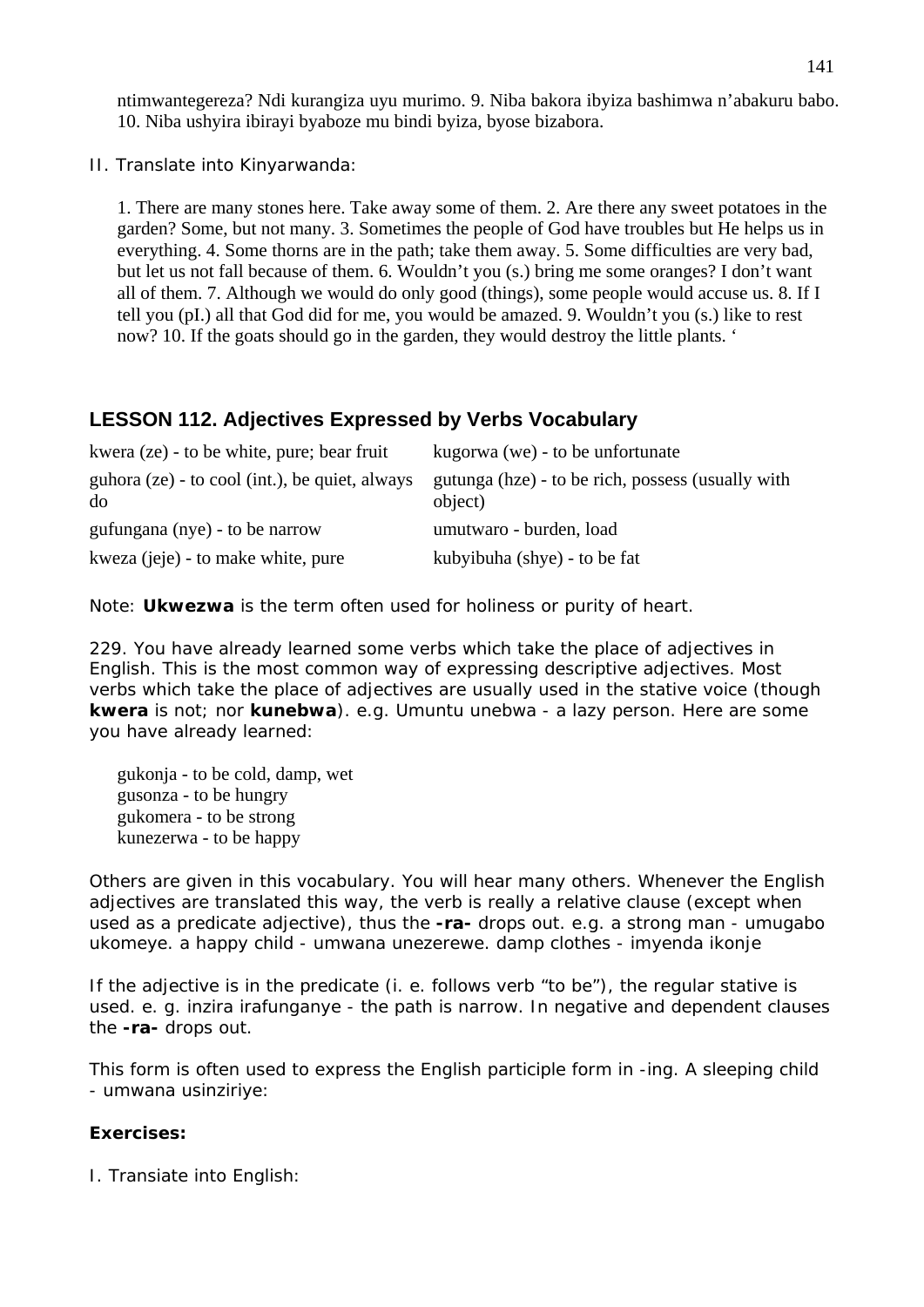ntimwantegereza? Ndi kurangiza uyu murimo. 9. Niba bakora ibyiza bashimwa n'abakuru babo. 10. Niba ushyira ibirayi byaboze mu bindi byiza, byose bizabora.

II. Translate into Kinyarwanda:

1. There are many stones here. Take away some of them. 2. Are there any sweet potatoes in the garden? Some, but not many. 3. Sometimes the people of God have troubles but He helps us in everything. 4. Some thorns are in the path; take them away. 5. Some difficulties are very bad, but let us not fall because of them. 6. Wouldn't you (s.) bring me some oranges? I don't want all of them. 7. Although we would do only good (things), some people would accuse us. 8. If I tell you (pI.) all that God did for me, you would be amazed. 9. Wouldn't you (s.) like to rest now? 10. If the goats should go in the garden, they would destroy the little plants. '

## LESSON 112. Adjectives Expressed by Verbs Vocabulary

| | |
|---|---|
| kwera (ze) - to be white, pure; bear fruit | kugorwa (we) - to be unfortunate |
| guhora (ze) - to cool (int.), be quiet, always do | gutunga (hze) - to be rich, possess (usually with object) |
| gufungana (nye) - to be narrow | umutwaro - burden, load |
| kweza (jeje) - to make white, pure | kubyibuha (shye) - to be fat |

Note: **Ukwezwa** is the term often used for holiness or purity of heart.

229. You have already learned some verbs which take the place of adjectives in English. This is the most common way of expressing descriptive adjectives. Most verbs which take the place of adjectives are usually used in the stative voice (though **kwera** is not; nor **kunebwa**). e.g. Umuntu unebwa - a lazy person. Here are some you have already learned:

gukonja - to be cold, damp, wet
gusonza - to be hungry
gukomera - to be strong
kunezerwa - to be happy

Others are given in this vocabulary. You will hear many others. Whenever the English adjectives are translated this way, the verb is really a relative clause (except when used as a predicate adjective), thus the **-ra-** drops out. e.g. a strong man - umugabo ukomeye. a happy child - umwana unezerewe. damp clothes - imyenda ikonje

If the adjective is in the predicate (i. e. follows verb "to be"), the regular stative is used. e. g. inzira irafunganye - the path is narrow. In negative and dependent clauses the **-ra-** drops out.

This form is often used to express the English participle form in -ing. A sleeping child - umwana usinziriye:

**Exercises:**

I. Transiate into English: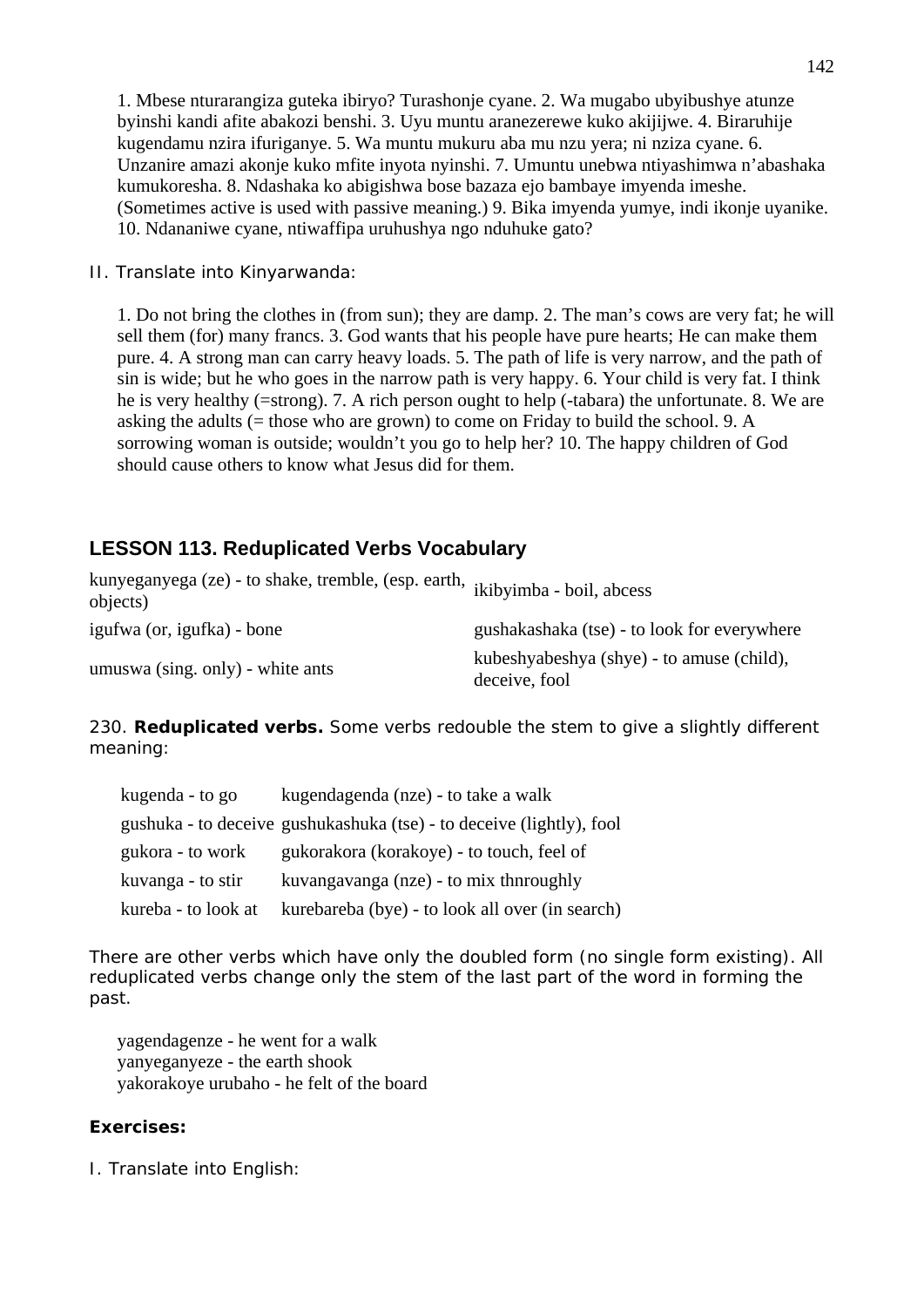1. Mbese nturarangiza guteka ibiryo? Turashonje cyane. 2. Wa mugabo ubyibushye atunze byinshi kandi afite abakozi benshi. 3. Uyu muntu aranezerewe kuko akijijwe. 4. Biraruhije kugendamu nzira ifuriganye. 5. Wa muntu mukuru aba mu nzu yera; ni nziza cyane. 6. Unzanire amazi akonje kuko mfite inyota nyinshi. 7. Umuntu unebwa ntiyashimwa n'abashaka kumukoresha. 8. Ndashaka ko abigishwa bose bazaza ejo bambaye imyenda imeshe. (Sometimes active is used with passive meaning.) 9. Bika imyenda yumye, indi ikonje uyanike. 10. Ndananiwe cyane, ntiwaffipa uruhushya ngo nduhuke gato?

II. Translate into Kinyarwanda:

1. Do not bring the clothes in (from sun); they are damp. 2. The man's cows are very fat; he will sell them (for) many francs. 3. God wants that his people have pure hearts; He can make them pure. 4. A strong man can carry heavy loads. 5. The path of life is very narrow, and the path of sin is wide; but he who goes in the narrow path is very happy. 6. Your child is very fat. I think he is very healthy (=strong). 7. A rich person ought to help (-tabara) the unfortunate. 8. We are asking the adults (= those who are grown) to come on Friday to build the school. 9. A sorrowing woman is outside; wouldn't you go to help her? 10. The happy children of God should cause others to know what Jesus did for them.

## LESSON 113. Reduplicated Verbs Vocabulary

| | |
|---|---|
| kunyeganyega (ze) - to shake, tremble, (esp. earth, objects) | ikibyimba - boil, abcess |
| igufwa (or, igufka) - bone | gushakashaka (tse) - to look for everywhere |
| umuswa (sing. only) - white ants | kubeshyabeshya (shye) - to amuse (child), deceive, fool |

230. **Reduplicated verbs.** Some verbs redouble the stem to give a slightly different meaning:

| | |
|---|---|
| kugenda - to go | kugendagenda (nze) - to take a walk |
| gushuka - to deceive | gushukashuka (tse) - to deceive (lightly), fool |
| gukora - to work | gukorakora (korakoye) - to touch, feel of |
| kuvanga - to stir | kuvangavanga (nze) - to mix thnroughly |
| kureba - to look at | kurebareba (bye) - to look all over (in search) |

There are other verbs which have only the doubled form (no single form existing). All reduplicated verbs change only the stem of the last part of the word in forming the past.

yagendagenze - he went for a walk
yanyeganyeze - the earth shook
yakorakoye urubaho - he felt of the board

**Exercises:**

I. Translate into English: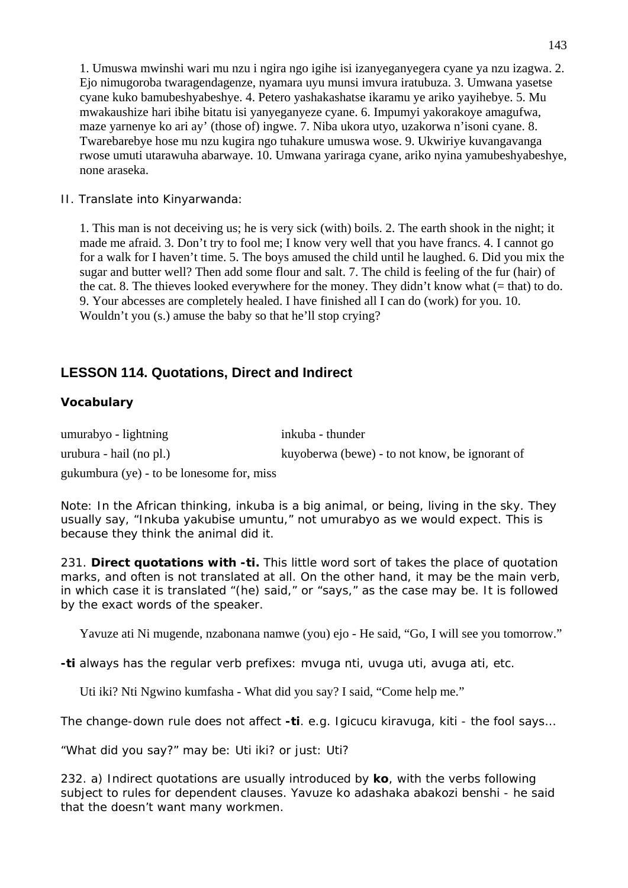1. Umuswa mwinshi wari mu nzu i ngira ngo igihe isi izanyeganyegera cyane ya nzu izagwa. 2. Ejo nimugoroba twaragendagenze, nyamara uyu munsi imvura iratubuza. 3. Umwana yasetse cyane kuko bamubeshyabeshye. 4. Petero yashakashatse ikaramu ye ariko yayihebye. 5. Mu mwakaushize hari ibihe bitatu isi yanyeganyeze cyane. 6. Impumyi yakorakoye amagufwa, maze yarnenye ko ari ay' (those of) ingwe. 7. Niba ukora utyo, uzakorwa n'isoni cyane. 8. Twarebarebye hose mu nzu kugira ngo tuhakure umuswa wose. 9. Ukwiriye kuvangavanga rwose umuti utarawuha abarwaye. 10. Umwana yariraga cyane, ariko nyina yamubeshyabeshye, none araseka.

II. Translate into Kinyarwanda:

1. This man is not deceiving us; he is very sick (with) boils. 2. The earth shook in the night; it made me afraid. 3. Don't try to fool me; I know very well that you have francs. 4. I cannot go for a walk for I haven't time. 5. The boys amused the child until he laughed. 6. Did you mix the sugar and butter well? Then add some flour and salt. 7. The child is feeling of the fur (hair) of the cat. 8. The thieves looked everywhere for the money. They didn't know what (= that) to do. 9. Your abcesses are completely healed. I have finished all I can do (work) for you. 10. Wouldn't you (s.) amuse the baby so that he'll stop crying?

## LESSON 114. Quotations, Direct and Indirect

### Vocabulary

| | |
|---|---|
| umurabyo - lightning | inkuba - thunder |
| urubura - hail (no pl.) | kuyoberwa (bewe) - to not know, be ignorant of |
| gukumbura (ye) - to be lonesome for, miss | |

Note: In the African thinking, inkuba is a big animal, or being, living in the sky. They usually say, "Inkuba yakubise umuntu," not umurabyo as we would expect. This is because they think the animal did it.

231. **Direct quotations with -ti.** This little word sort of takes the place of quotation marks, and often is not translated at all. On the other hand, it may be the main verb, in which case it is translated "(he) said," or "says," as the case may be. It is followed by the exact words of the speaker.

Yavuze ati Ni mugende, nzabonana namwe (you) ejo - He said, "Go, I will see you tomorrow."

**-ti** always has the regular verb prefixes: mvuga nti, uvuga uti, avuga ati, etc.

Uti iki? Nti Ngwino kumfasha - What did you say? I said, "Come help me."

The change-down rule does not affect **-ti**. e.g. Igicucu kiravuga, kiti - the fool says...

"What did you say?" may be: Uti iki? or just: Uti?

232. a) Indirect quotations are usually introduced by **ko**, with the verbs following subject to rules for dependent clauses. Yavuze ko adashaka abakozi benshi - he said that the doesn't want many workmen.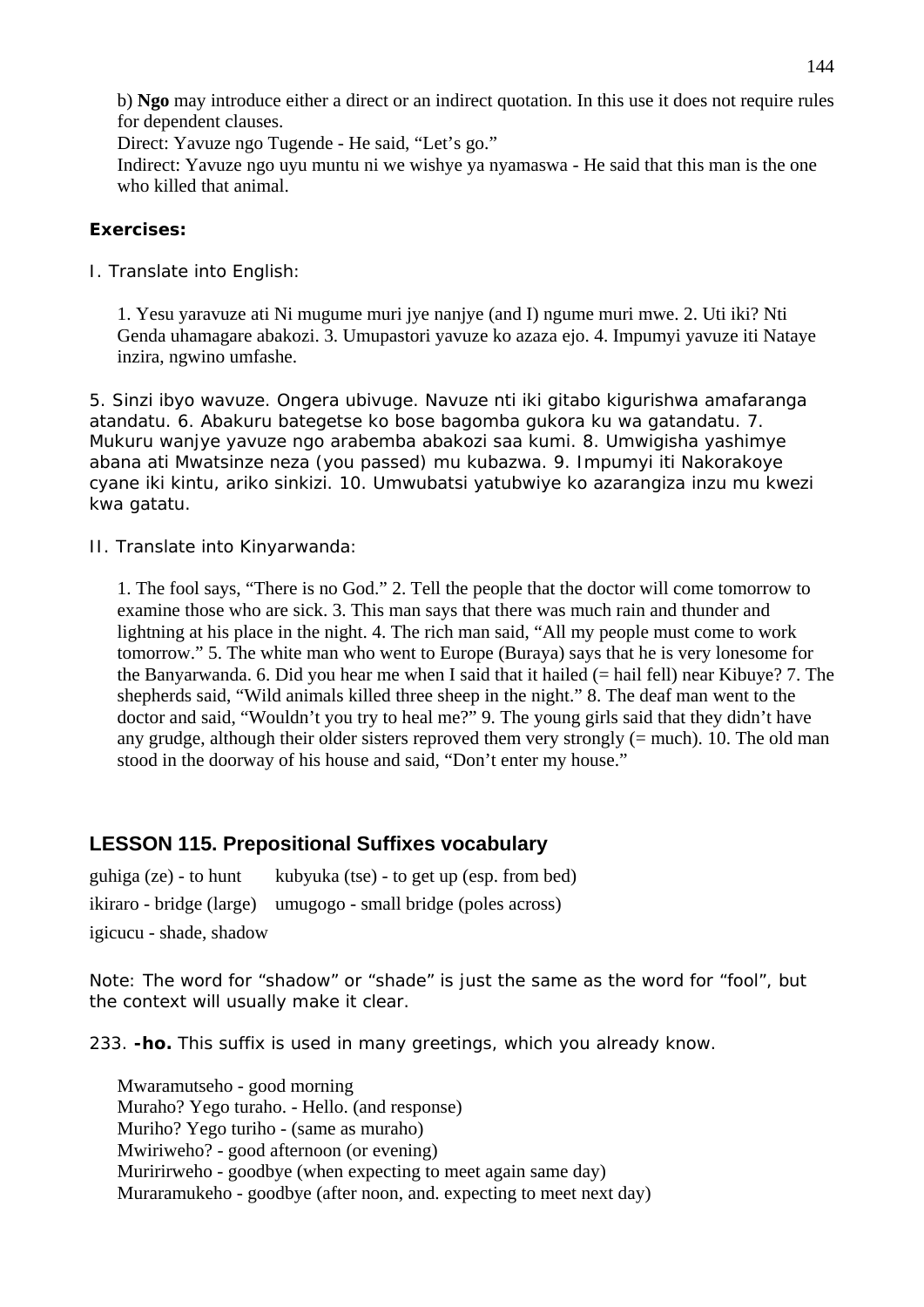b) **Ngo** may introduce either a direct or an indirect quotation. In this use it does not require rules for dependent clauses.
Direct: Yavuze ngo Tugende - He said, "Let's go."
Indirect: Yavuze ngo uyu muntu ni we wishye ya nyamaswa - He said that this man is the one who killed that animal.

**Exercises:**

I. Translate into English:

1. Yesu yaravuze ati Ni mugume muri jye nanjye (and I) ngume muri mwe. 2. Uti iki? Nti Genda uhamagare abakozi. 3. Umupastori yavuze ko azaza ejo. 4. Impumyi yavuze iti Natayе inzira, ngwino umfashe.

5. Sinzi ibyo wavuze. Ongera ubivuge. Navuze nti iki gitabo kigurishwa amafaranga atandatu. 6. Abakuru bategetse ko bose bagomba gukora ku wa gatandatu. 7. Mukuru wanjye yavuze ngo arabemba abakozi saa kumi. 8. Umwigisha yashimye abana ati Mwatsinze neza (you passed) mu kubazwa. 9. Impumyi iti Nakorakoye cyane iki kintu, ariko sinkizi. 10. Umwubatsi yatubwiye ko azarangiza inzu mu kwezi kwa gatatu.

II. Translate into Kinyarwanda:

1. The fool says, "There is no God." 2. Tell the people that the doctor will come tomorrow to examine those who are sick. 3. This man says that there was much rain and thunder and lightning at his place in the night. 4. The rich man said, "All my people must come to work tomorrow." 5. The white man who went to Europe (Buraya) says that he is very lonesome for the Banyarwanda. 6. Did you hear me when I said that it hailed (= hail fell) near Kibuye? 7. The shepherds said, "Wild animals killed three sheep in the night." 8. The deaf man went to the doctor and said, "Wouldn't you try to heal me?" 9. The young girls said that they didn't have any grudge, although their older sisters reproved them very strongly (= much). 10. The old man stood in the doorway of his house and said, "Don't enter my house."

## LESSON 115. Prepositional Suffixes vocabulary

guhiga (ze) - to hunt    kubyuka (tse) - to get up (esp. from bed)
ikiraro - bridge (large)    umugogo - small bridge (poles across)
igicucu - shade, shadow

Note: The word for "shadow" or "shade" is just the same as the word for "fool", but the context will usually make it clear.

233. **-ho.** This suffix is used in many greetings, which you already know.

Mwaramutseho - good morning
Muraho? Yego turaho. - Hello. (and response)
Muriho? Yego turiho - (same as muraho)
Mwiriweho? - good afternoon (or evening)
Muririrweho - goodbye (when expecting to meet again same day)
Muraramukeho - goodbye (after noon, and. expecting to meet next day)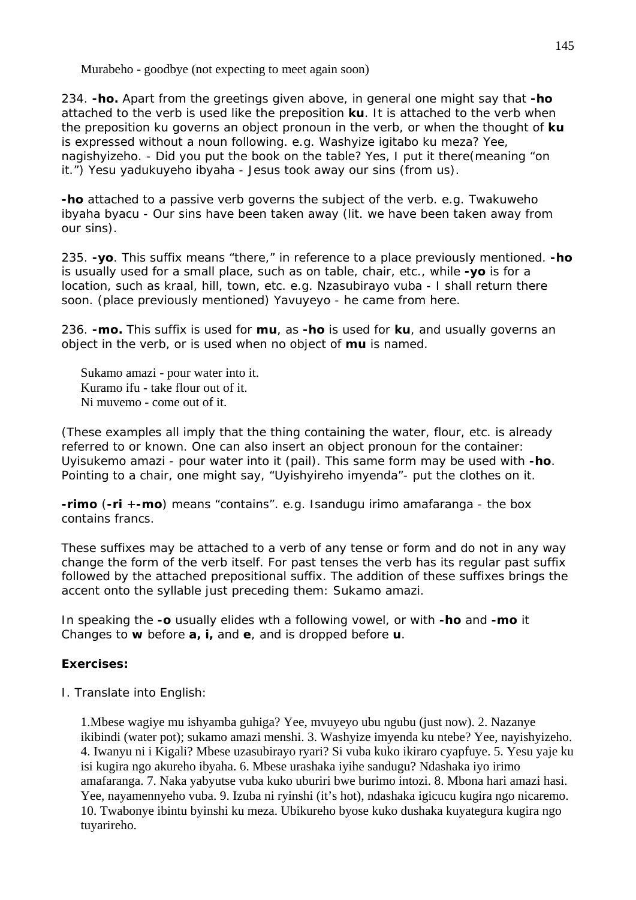Murabeho - goodbye (not expecting to meet again soon)

234. **-ho.** Apart from the greetings given above, in general one might say that **-ho** attached to the verb is used like the preposition **ku**. It is attached to the verb when the preposition ku governs an object pronoun in the verb, or when the thought of **ku** is expressed without a noun following. e.g. Washyize igitabo ku meza? Yee, nagishyizeho. - Did you put the book on the table? Yes, I put it there(meaning "on it.") Yesu yadukuyeho ibyaha - Jesus took away our sins (from us).

**-ho** attached to a passive verb governs the subject of the verb. e.g. Twakuweho ibyaha byacu - Our sins have been taken away (lit. we have been taken away from our sins).

235. **-yo**. This suffix means "there," in reference to a place previously mentioned. **-ho** is usually used for a small place, such as on table, chair, etc., while **-yo** is for a location, such as kraal, hill, town, etc. e.g. Nzasubirayo vuba - I shall return there soon. (place previously mentioned) Yavuyeyo - he came from here.

236. **-mo.** This suffix is used for **mu**, as **-ho** is used for **ku**, and usually governs an object in the verb, or is used when no object of **mu** is named.

Sukamo amazi - pour water into it.
Kuramo ifu - take flour out of it.
Ni muvemo - come out of it.

(These examples all imply that the thing containing the water, flour, etc. is already referred to or known. One can also insert an object pronoun for the container: Uyisukemo amazi - pour water into it (pail). This same form may be used with **-ho**. Pointing to a chair, one might say, "Uyishyireho imyenda"- put the clothes on it.

**-rimo** (**-ri** +**-mo**) means "contains". e.g. Isandugu irimo amafaranga - the box contains francs.

These suffixes may be attached to a verb of any tense or form and do not in any way change the form of the verb itself. For past tenses the verb has its regular past suffix followed by the attached prepositional suffix. The addition of these suffixes brings the accent onto the syllable just preceding them: Sukamo amazi.

In speaking the **-o** usually elides wth a following vowel, or with **-ho** and **-mo** it Changes to **w** before **a, i,** and **e**, and is dropped before **u**.

**Exercises:**

I. Translate into English:

1.Mbese wagiye mu ishyamba guhiga? Yee, mvuyeyo ubu ngubu (just now). 2. Nazanye ikibindi (water pot); sukamo amazi menshi. 3. Washyize imyenda ku ntebe? Yee, nayishyizeho. 4. Iwanyu ni i Kigali? Mbese uzasubirayo ryari? Si vuba kuko ikiraro cyapfuye. 5. Yesu yaje ku isi kugira ngo akureho ibyaha. 6. Mbese urashaka iyihe sandugu? Ndashaka iyo irimo amafaranga. 7. Naka yabyutse vuba kuko uburiri bwe burimo intozi. 8. Mbona hari amazi hasi. Yee, nayamennyeho vuba. 9. Izuba ni ryinshi (it's hot), ndashaka igicucu kugira ngo nicaremo. 10. Twabonye ibintu byinshi ku meza. Ubikureho byose kuko dushaka kuyategura kugira ngo tuyarireho.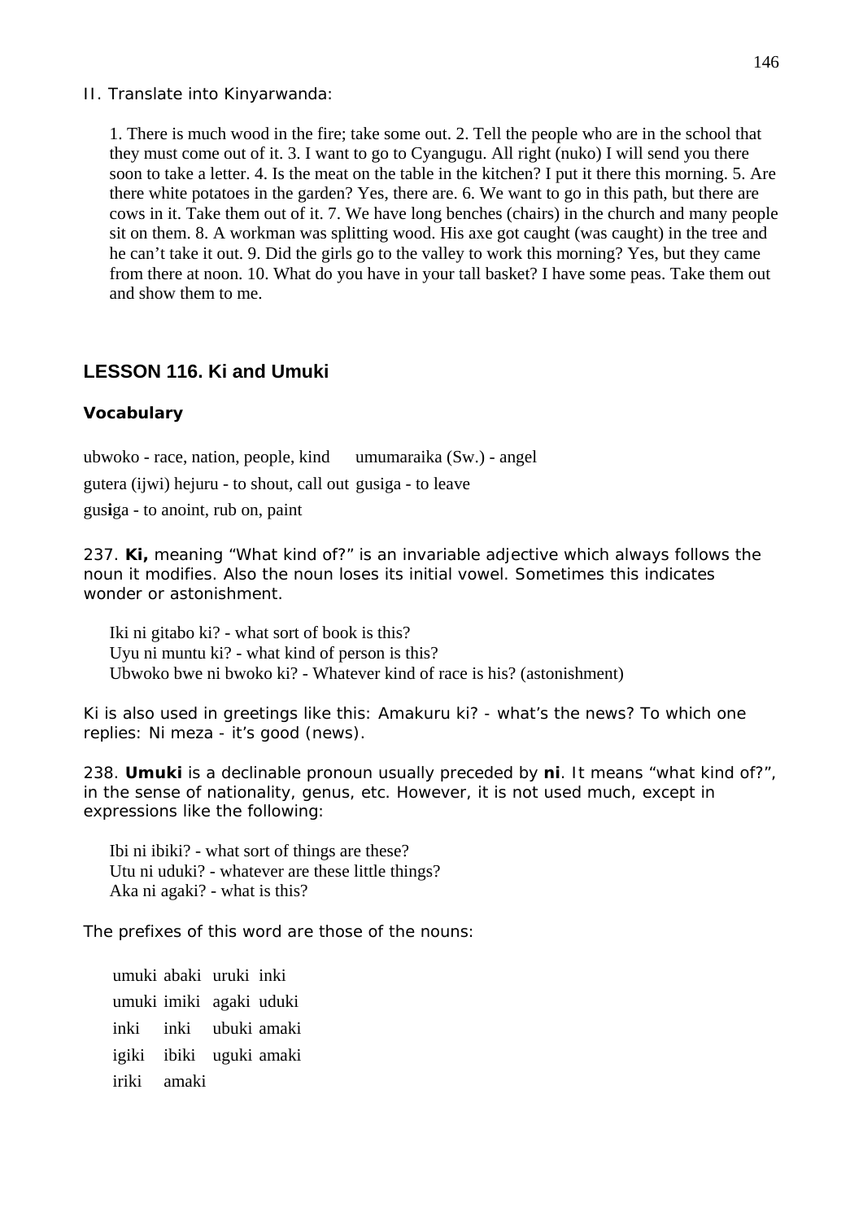II. Translate into Kinyarwanda:

1. There is much wood in the fire; take some out. 2. Tell the people who are in the school that they must come out of it. 3. I want to go to Cyangugu. All right (nuko) I will send you there soon to take a letter. 4. Is the meat on the table in the kitchen? I put it there this morning. 5. Are there white potatoes in the garden? Yes, there are. 6. We want to go in this path, but there are cows in it. Take them out of it. 7. We have long benches (chairs) in the church and many people sit on them. 8. A workman was splitting wood. His axe got caught (was caught) in the tree and he can't take it out. 9. Did the girls go to the valley to work this morning? Yes, but they came from there at noon. 10. What do you have in your tall basket? I have some peas. Take them out and show them to me.

## LESSON 116. Ki and Umuki

### Vocabulary

ubwoko - race, nation, people, kind
umumaraika (Sw.) - angel
gutera (ijwi) hejuru - to shout, call out
gusiga - to leave
gus**i**ga - to anoint, rub on, paint

237. **Ki,** meaning "What kind of?" is an invariable adjective which always follows the noun it modifies. Also the noun loses its initial vowel. Sometimes this indicates wonder or astonishment.

Iki ni gitabo ki? - what sort of book is this?
Uyu ni muntu ki? - what kind of person is this?
Ubwoko bwe ni bwoko ki? - Whatever kind of race is his? (astonishment)

Ki is also used in greetings like this: Amakuru ki? - what's the news? To which one replies: Ni meza - it's good (news).

238. **Umuki** is a declinable pronoun usually preceded by **ni**. It means "what kind of?", in the sense of nationality, genus, etc. However, it is not used much, except in expressions like the following:

Ibi ni ibiki? - what sort of things are these?
Utu ni uduki? - whatever are these little things?
Aka ni agaki? - what is this?

The prefixes of this word are those of the nouns:

| | | | |
|---|---|---|---|
| umuki | abaki | uruki | inki |
| umuki | imiki | agaki | uduki |
| inki | inki | ubuki | amaki |
| igiki | ibiki | uguki | amaki |
| iriki | amaki | | |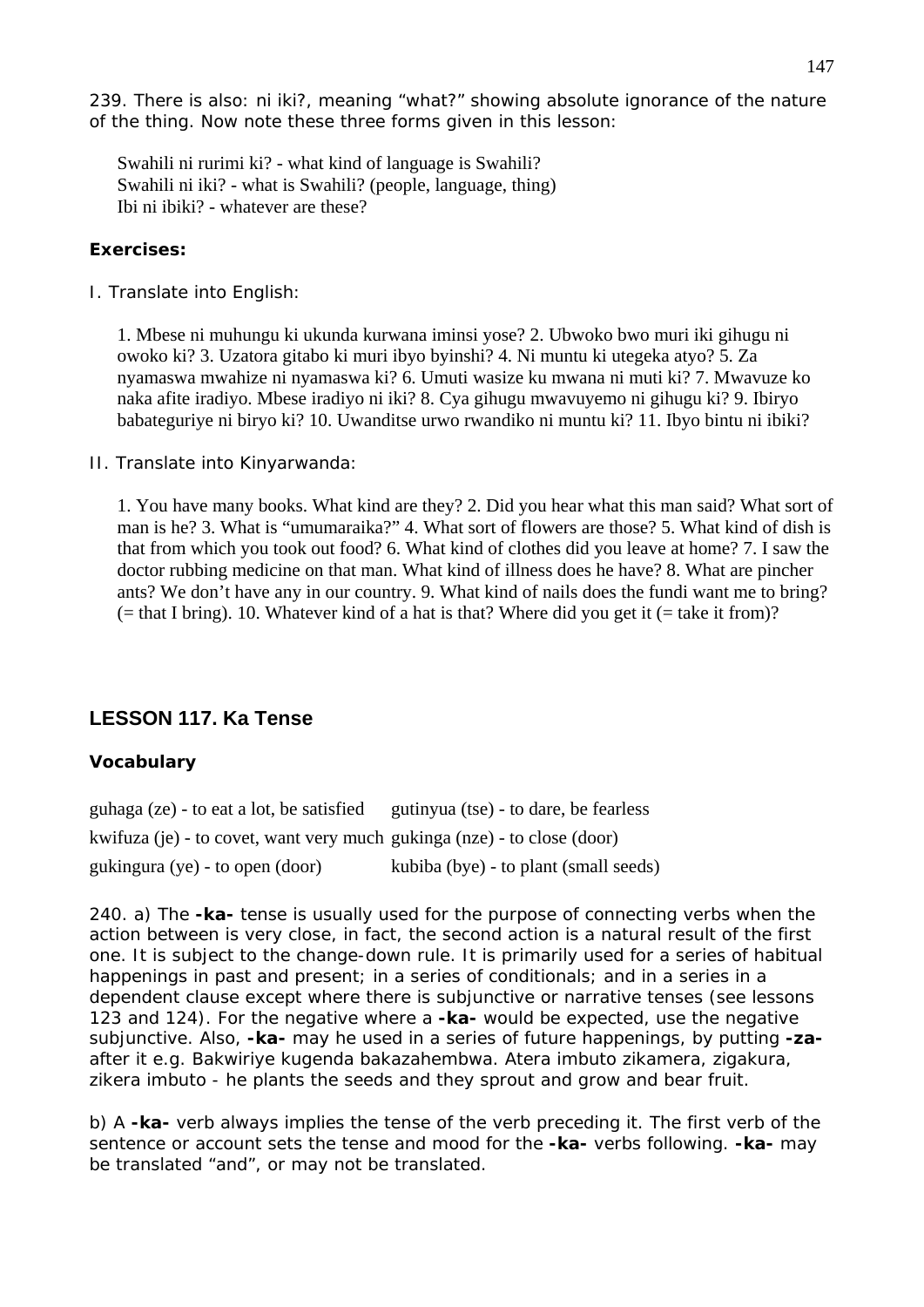239. There is also: ni iki?, meaning "what?" showing absolute ignorance of the nature of the thing. Now note these three forms given in this lesson:

> Swahili ni rurimi ki? - what kind of language is Swahili?
> Swahili ni iki? - what is Swahili? (people, language, thing)
> Ibi ni ibiki? - whatever are these?

**Exercises:**

I. Translate into English:

> 1. Mbese ni muhungu ki ukunda kurwana iminsi yose? 2. Ubwoko bwo muri iki gihugu ni owoko ki? 3. Uzatora gitabo ki muri ibyo byinshi? 4. Ni muntu ki utegeka atyo? 5. Za nyamaswa mwahize ni nyamaswa ki? 6. Umuti wasize ku mwana ni muti ki? 7. Mwavuze ko naka afite iradiyo. Mbese iradiyo ni iki? 8. Cya gihugu mwavuyemo ni gihugu ki? 9. Ibiryo babateguriye ni biryo ki? 10. Uwanditse urwo rwandiko ni muntu ki? 11. Ibyo bintu ni ibiki?

II. Translate into Kinyarwanda:

> 1. You have many books. What kind are they? 2. Did you hear what this man said? What sort of man is he? 3. What is "umumaraika?" 4. What sort of flowers are those? 5. What kind of dish is that from which you took out food? 6. What kind of clothes did you leave at home? 7. I saw the doctor rubbing medicine on that man. What kind of illness does he have? 8. What are pincher ants? We don't have any in our country. 9. What kind of nails does the fundi want me to bring? (= that I bring). 10. Whatever kind of a hat is that? Where did you get it (= take it from)?

## LESSON 117. Ka Tense

### Vocabulary

| | |
|---|---|
| guhaga (ze) - to eat a lot, be satisfied | gutinyua (tse) - to dare, be fearless |
| kwifuza (je) - to covet, want very much | gukinga (nze) - to close (door) |
| gukingura (ye) - to open (door) | kubiba (bye) - to plant (small seeds) |

240. a) The **-ka-** tense is usually used for the purpose of connecting verbs when the action between is very close, in fact, the second action is a natural result of the first one. It is subject to the change-down rule. It is primarily used for a series of habitual happenings in past and present; in a series of conditionals; and in a series in a dependent clause except where there is subjunctive or narrative tenses (see lessons 123 and 124). For the negative where a **-ka-** would be expected, use the negative subjunctive. Also, **-ka-** may he used in a series of future happenings, by putting **-za-** after it e.g. Bakwiriye kugenda bakazahembwa. Atera imbuto zikamera, zigakura, zikera imbuto - he plants the seeds and they sprout and grow and bear fruit.

b) A **-ka-** verb always implies the tense of the verb preceding it. The first verb of the sentence or account sets the tense and mood for the **-ka-** verbs following. **-ka-** may be translated "and", or may not be translated.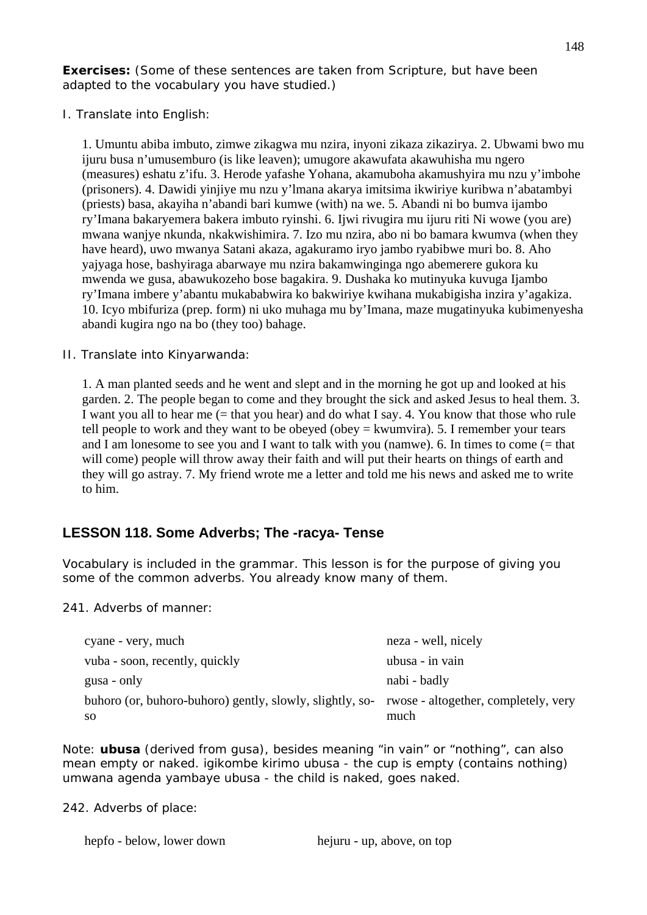**Exercises:** (Some of these sentences are taken from Scripture, but have been adapted to the vocabulary you have studied.)

I. Translate into English:

1. Umuntu abiba imbuto, zimwe zikagwa mu nzira, inyoni zikaza zikazirya. 2. Ubwami bwo mu ijuru busa n'umusemburo (is like leaven); umugore akawufata akawuhisha mu ngero (measures) eshatu z'ifu. 3. Herode yafashe Yohana, akamuboha akamushyira mu nzu y'imbohe (prisoners). 4. Dawidi yinjiye mu nzu y'lmana akarya imitsima ikwiriye kuribwa n'abatambyi (priests) basa, akayiha n'abandi bari kumwe (with) na we. 5. Abandi ni bo bumva ijambo ry'Imana bakaryemera bakera imbuto ryinshi. 6. Ijwi rivugira mu ijuru riti Ni wowe (you are) mwana wanjye nkunda, nkakwishimira. 7. Izo mu nzira, abo ni bo bamara kwumva (when they have heard), uwo mwanya Satani akaza, agakuramo iryo jambo ryabibwe muri bo. 8. Aho yajyaga hose, bashyiraga abarwaye mu nzira bakamwinginga ngo abemerere gukora ku mwenda we gusa, abawukozeho bose bagakira. 9. Dushaka ko mutinyuka kuvuga Ijambo ry'Imana imbere y'abantu mukababwira ko bakwiriye kwihana mukabigisha inzira y'agakiza. 10. Icyo mbifuriza (prep. form) ni uko muhaga mu by'Imana, maze mugatinyuka kubimenyesha abandi kugira ngo na bo (they too) bahage.

II. Translate into Kinyarwanda:

1. A man planted seeds and he went and slept and in the morning he got up and looked at his garden. 2. The people began to come and they brought the sick and asked Jesus to heal them. 3. I want you all to hear me (= that you hear) and do what I say. 4. You know that those who rule tell people to work and they want to be obeyed (obey = kwumvira). 5. I remember your tears and I am lonesome to see you and I want to talk with you (namwe). 6. In times to come (= that will come) people will throw away their faith and will put their hearts on things of earth and they will go astray. 7. My friend wrote me a letter and told me his news and asked me to write to him.

## LESSON 118. Some Adverbs; The -racya- Tense

Vocabulary is included in the grammar. This lesson is for the purpose of giving you some of the common adverbs. You already know many of them.

241. Adverbs of manner:

| | |
|---|---|
| cyane - very, much | neza - well, nicely |
| vuba - soon, recently, quickly | ubusa - in vain |
| gusa - only | nabi - badly |
| buhoro (or, buhoro-buhoro) gently, slowly, slightly, so-so | rwose - altogether, completely, very much |

Note: **ubusa** (derived from gusa), besides meaning "in vain" or "nothing", can also mean empty or naked. igikombe kirimo ubusa - the cup is empty (contains nothing) umwana agenda yambaye ubusa - the child is naked, goes naked.

242. Adverbs of place:

| | |
|---|---|
| hepfo - below, lower down | hejuru - up, above, on top |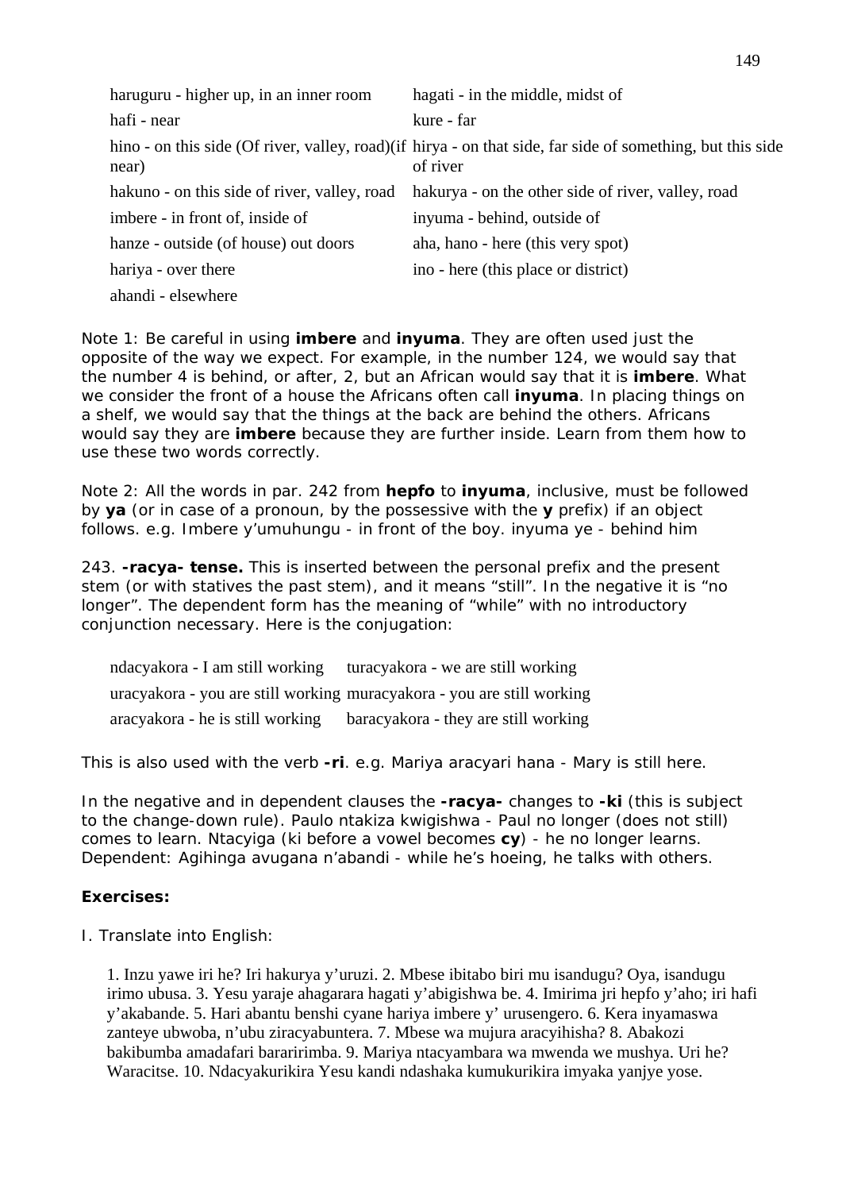| | |
|---|---|
| haruguru - higher up, in an inner room | hagati - in the middle, midst of |
| hafi - near | kure - far |
| hino - on this side (Of river, valley, road)(if near) | hirya - on that side, far side of something, but this side of river |
| hakuno - on this side of river, valley, road | hakurya - on the other side of river, valley, road |
| imbere - in front of, inside of | inyuma - behind, outside of |
| hanze - outside (of house) out doors | aha, hano - here (this very spot) |
| hariya - over there | ino - here (this place or district) |
| ahandi - elsewhere | |

Note 1: Be careful in using **imbere** and **inyuma**. They are often used just the opposite of the way we expect. For example, in the number 124, we would say that the number 4 is behind, or after, 2, but an African would say that it is **imbere**. What we consider the front of a house the Africans often call **inyuma**. In placing things on a shelf, we would say that the things at the back are behind the others. Africans would say they are **imbere** because they are further inside. Learn from them how to use these two words correctly.

Note 2: All the words in par. 242 from **hepfo** to **inyuma**, inclusive, must be followed by **ya** (or in case of a pronoun, by the possessive with the **y** prefix) if an object follows. e.g. Imbere y'umuhungu - in front of the boy. inyuma ye - behind him

243. **-racya- tense.** This is inserted between the personal prefix and the present stem (or with statives the past stem), and it means "still". In the negative it is "no longer". The dependent form has the meaning of "while" with no introductory conjunction necessary. Here is the conjugation:

| | |
|---|---|
| ndacyakora - I am still working | turacyakora - we are still working |
| uracyakora - you are still working | muracyakora - you are still working |
| aracyakora - he is still working | baracyakora - they are still working |

This is also used with the verb **-ri**. e.g. Mariya aracyari hana - Mary is still here.

In the negative and in dependent clauses the **-racya-** changes to **-ki** (this is subject to the change-down rule). Paulo ntakiza kwigishwa - Paul no longer (does not still) comes to learn. Ntacyiga (ki before a vowel becomes **cy**) - he no longer learns. Dependent: Agihinga avugana n'abandi - while he's hoeing, he talks with others.

**Exercises:**

I. Translate into English:

1. Inzu yawe iri he? Iri hakurya y'uruzi. 2. Mbese ibitabo biri mu isandugu? Oya, isandugu irimo ubusa. 3. Yesu yaraje ahagarara hagati y'abigishwa be. 4. Imirima jri hepfo y'aho; iri hafi y'akabande. 5. Hari abantu benshi cyane hariya imbere y' urusengero. 6. Kera inyamaswa zanteye ubwoba, n'ubu ziracyabuntera. 7. Mbese wa mujura aracyihisha? 8. Abakozi bakibumba amadafari barariirimba. 9. Mariya ntacyambara wa mwenda we mushya. Uri he? Waracitse. 10. Ndacyakurikira Yesu kandi ndashaka kumukurikira imyaka yanjye yose.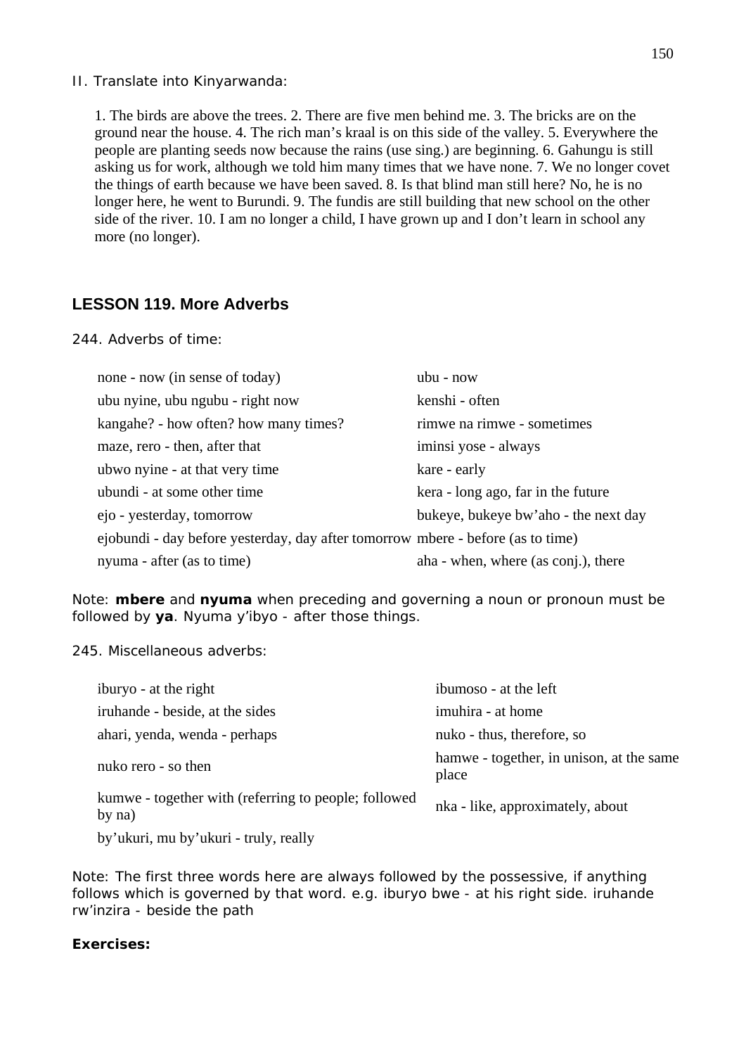II. Translate into Kinyarwanda:

1. The birds are above the trees. 2. There are five men behind me. 3. The bricks are on the ground near the house. 4. The rich man's kraal is on this side of the valley. 5. Everywhere the people are planting seeds now because the rains (use sing.) are beginning. 6. Gahungu is still asking us for work, although we told him many times that we have none. 7. We no longer covet the things of earth because we have been saved. 8. Is that blind man still here? No, he is no longer here, he went to Burundi. 9. The fundis are still building that new school on the other side of the river. 10. I am no longer a child, I have grown up and I don't learn in school any more (no longer).

## LESSON 119. More Adverbs

244. Adverbs of time:

| | |
|---|---|
| none - now (in sense of today) | ubu - now |
| ubu nyine, ubu ngubu - right now | kenshi - often |
| kangahe? - how often? how many times? | rimwe na rimwe - sometimes |
| maze, rero - then, after that | iminsi yose - always |
| ubwo nyine - at that very time | kare - early |
| ubundi - at some other time | kera - long ago, far in the future |
| ejo - yesterday, tomorrow | bukeye, bukeye bw'aho - the next day |
| ejobundi - day before yesterday, day after tomorrow | mbere - before (as to time) |
| nyuma - after (as to time) | aha - when, where (as conj.), there |

Note: **mbere** and **nyuma** when preceding and governing a noun or pronoun must be followed by **ya**. Nyuma y'ibyo - after those things.

245. Miscellaneous adverbs:

| | |
|---|---|
| iburyo - at the right | ibumoso - at the left |
| iruhande - beside, at the sides | imuhira - at home |
| ahari, yenda, wenda - perhaps | nuko - thus, therefore, so |
| nuko rero - so then | hamwe - together, in unison, at the same place |
| kumwe - together with (referring to people; followed by na) | nka - like, approximately, about |
| by'ukuri, mu by'ukuri - truly, really | |

Note: The first three words here are always followed by the possessive, if anything follows which is governed by that word. e.g. iburyo bwe - at his right side. iruhande rw'inzira - beside the path

**Exercises:**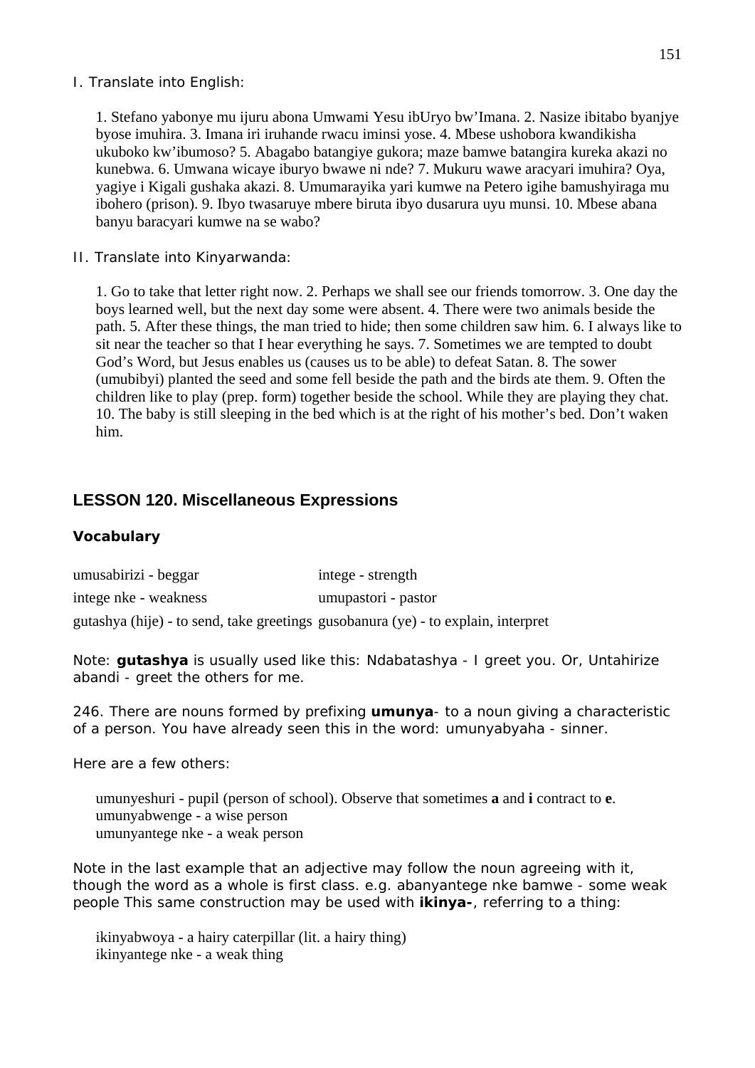I. Translate into English:

> 1. Stefano yabonye mu ijuru abona Umwami Yesu ibUryo bw'Imana. 2. Nasize ibitabo byanjye byose imuhira. 3. Imana iri iruhande rwacu iminsi yose. 4. Mbese ushobora kwandikisha ukuboko kw'ibumoso? 5. Abagabo batangiye gukora; maze bamwe batangira kureka akazi no kunebwa. 6. Umwana wicaye iburyo bwawe ni nde? 7. Mukuru wawe aracyari imuhira? Oya, yagiye i Kigali gushaka akazi. 8. Umumarayika yari kumwe na Petero igihe bamushyiraga mu ibohero (prison). 9. Ibyo twasaruye mbere biruta ibyo dusarura uyu munsi. 10. Mbese abana banyu baracyari kumwe na se wabo?

II. Translate into Kinyarwanda:

> 1. Go to take that letter right now. 2. Perhaps we shall see our friends tomorrow. 3. One day the boys learned well, but the next day some were absent. 4. There were two animals beside the path. 5. After these things, the man tried to hide; then some children saw him. 6. I always like to sit near the teacher so that I hear everything he says. 7. Sometimes we are tempted to doubt God's Word, but Jesus enables us (causes us to be able) to defeat Satan. 8. The sower (umubibyi) planted the seed and some fell beside the path and the birds ate them. 9. Often the children like to play (prep. form) together beside the school. While they are playing they chat. 10. The baby is still sleeping in the bed which is at the right of his mother's bed. Don't waken him.

## LESSON 120. Miscellaneous Expressions

### Vocabulary

| | |
|---|---|
| umusabirizi - beggar | intege - strength |
| intege nke - weakness | umupastori - pastor |
| gutashya (hije) - to send, take greetings | gusobanura (ye) - to explain, interpret |

Note: **gutashya** is usually used like this: Ndabatashya - I greet you. Or, Untahirize abandi - greet the others for me.

246. There are nouns formed by prefixing **umunya**- to a noun giving a characteristic of a person. You have already seen this in the word: umunyabyaha - sinner.

Here are a few others:

> umunyeshuri - pupil (person of school). Observe that sometimes **a** and **i** contract to **e**.
> umunyabwenge - a wise person
> umunyantege nke - a weak person

Note in the last example that an adjective may follow the noun agreeing with it, though the word as a whole is first class. e.g. abanyantege nke bamwe - some weak people This same construction may be used with **ikinya-**, referring to a thing:

> ikinyabwoya - a hairy caterpillar (lit. a hairy thing)
> ikinyantege nke - a weak thing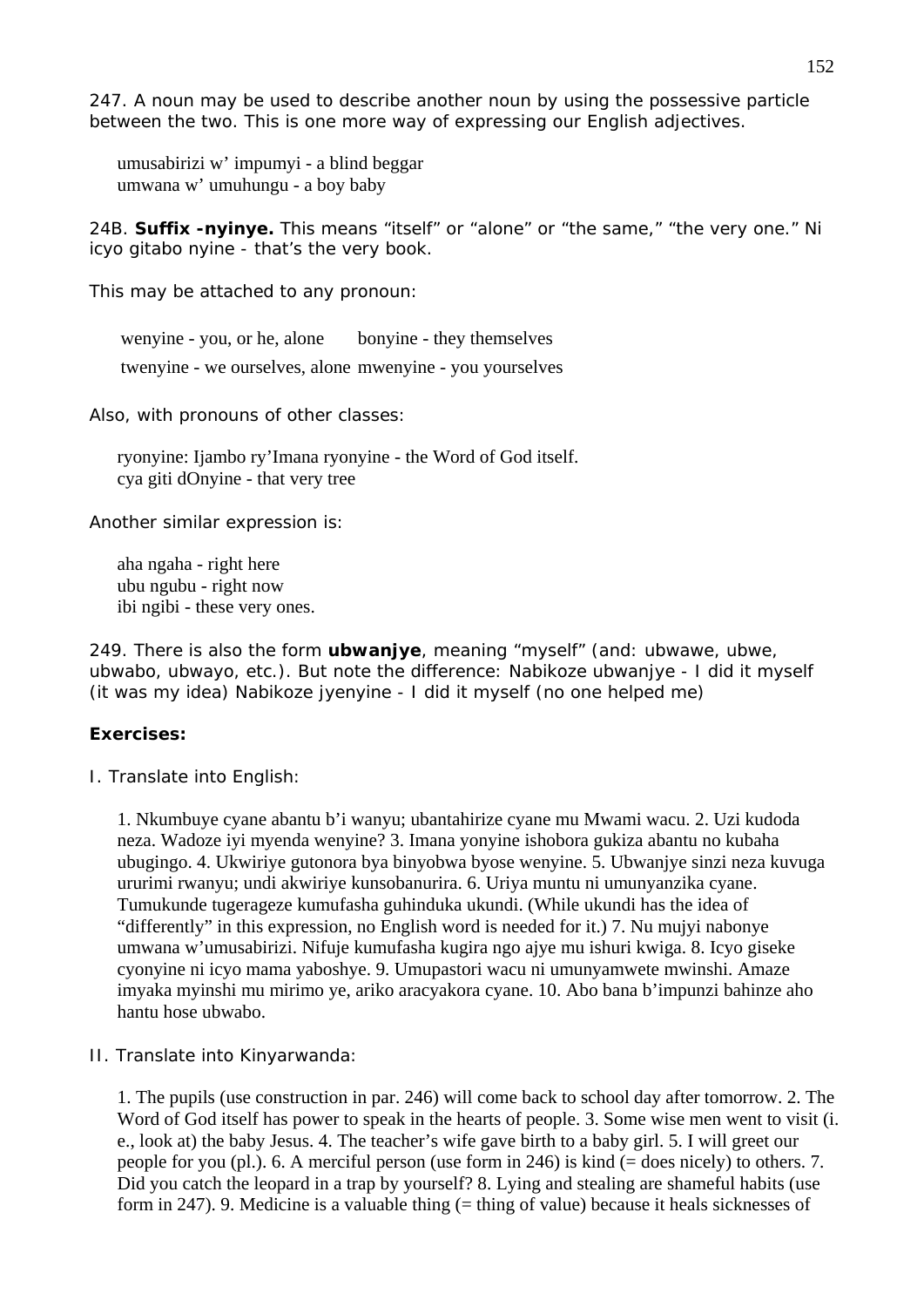247. A noun may be used to describe another noun by using the possessive particle between the two. This is one more way of expressing our English adjectives.

umusabirizi w' impumyi - a blind beggar
umwana w' umuhungu - a boy baby

24B. **Suffix -nyinye.** This means "itself" or "alone" or "the same," "the very one." Ni icyo gitabo nyine - that's the very book.

This may be attached to any pronoun:

wenyine - you, or he, alone    bonyine - they themselves
twenyine - we ourselves, alone mwenyine - you yourselves

Also, with pronouns of other classes:

ryonyine: Ijambo ry'Imana ryonyine - the Word of God itself.
cya giti dOnyine - that very tree

Another similar expression is:

aha ngaha - right here
ubu ngubu - right now
ibi ngibi - these very ones.

249. There is also the form **ubwanjye**, meaning "myself" (and: ubwawe, ubwe, ubwabo, ubwayo, etc.). But note the difference: Nabikoze ubwanjye - I did it myself (it was my idea) Nabikoze jyenyine - I did it myself (no one helped me)

**Exercises:**

I. Translate into English:

1. Nkumbuye cyane abantu b'i wanyu; ubantahirize cyane mu Mwami wacu. 2. Uzi kudoda neza. Wadoze iyi myenda wenyine? 3. Imana yonyine ishobora gukiza abantu no kubaha ubugingo. 4. Ukwiriye gutonora bya binyobwa byose wenyine. 5. Ubwanjye sinzi neza kuvuga ururimi rwanyu; undi akwiriye kunsobanurira. 6. Uriya muntu ni umunyanzika cyane. Tumukunde tugerageze kumufasha guhinduka ukundi. (While ukundi has the idea of "differently" in this expression, no English word is needed for it.) 7. Nu mujyi nabonye umwana w'umusabirizi. Nifuje kumufasha kugira ngo ajye mu ishuri kwiga. 8. Icyo giseke cyonyine ni icyo mama yaboshye. 9. Umupastori wacu ni umunyamwete mwinshi. Amaze imyaka myinshi mu mirimo ye, ariko aracyakora cyane. 10. Abo bana b'impunzi bahinze aho hantu hose ubwabo.

II. Translate into Kinyarwanda:

1. The pupils (use construction in par. 246) will come back to school day after tomorrow. 2. The Word of God itself has power to speak in the hearts of people. 3. Some wise men went to visit (i. e., look at) the baby Jesus. 4. The teacher's wife gave birth to a baby girl. 5. I will greet our people for you (pl.). 6. A merciful person (use form in 246) is kind (= does nicely) to others. 7. Did you catch the leopard in a trap by yourself? 8. Lying and stealing are shameful habits (use form in 247). 9. Medicine is a valuable thing (= thing of value) because it heals sicknesses of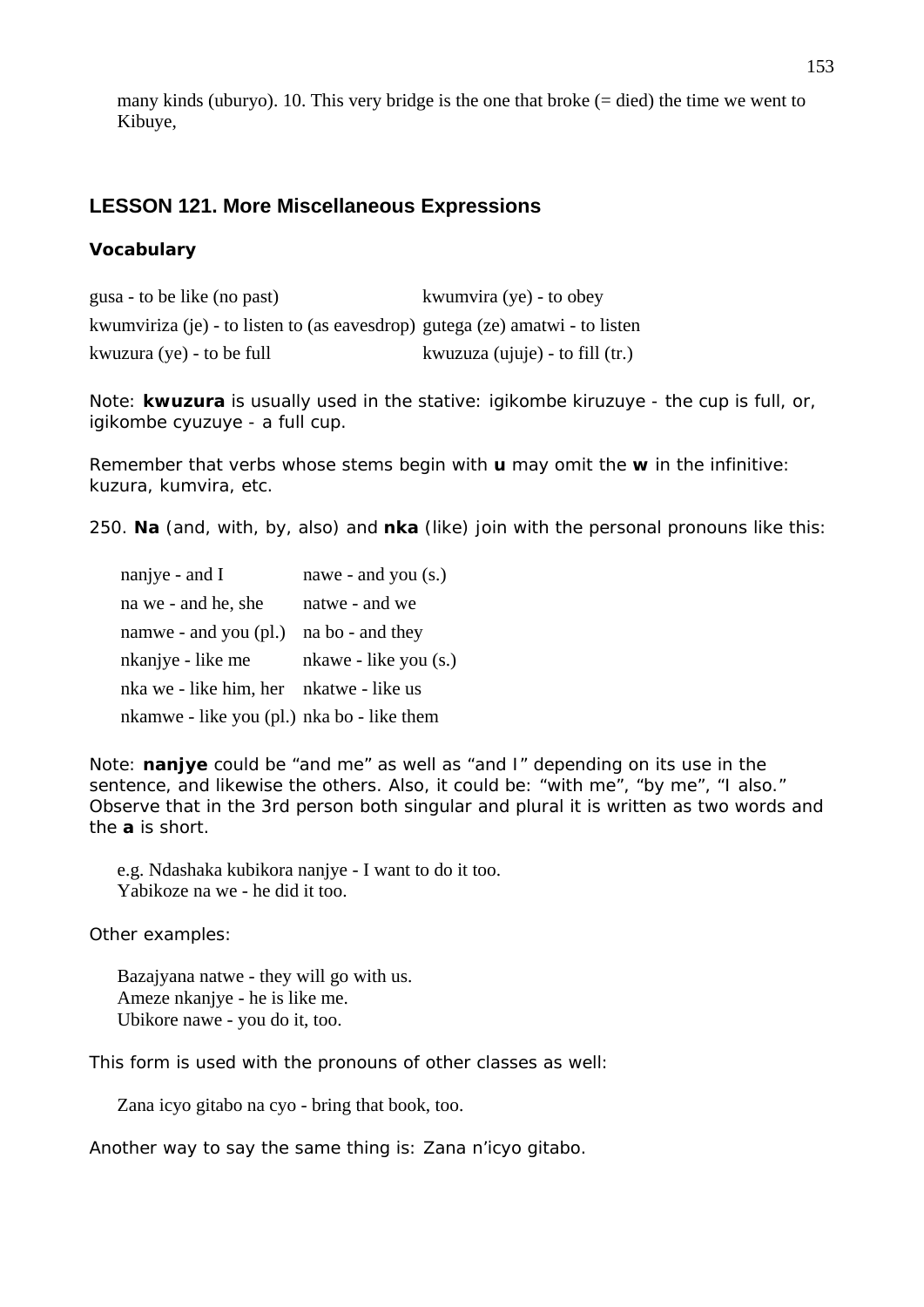many kinds (uburyo). 10. This very bridge is the one that broke (= died) the time we went to Kibuye,

## LESSON 121. More Miscellaneous Expressions

### Vocabulary

| | |
|---|---|
| gusa - to be like (no past) | kwumvira (ye) - to obey |
| kwumviriza (je) - to listen to (as eavesdrop) | gutega (ze) amatwi - to listen |
| kwuzura (ye) - to be full | kwuzuza (ujuje) - to fill (tr.) |

Note: **kwuzura** is usually used in the stative: igikombe kiruzuye - the cup is full, or, igikombe cyuzuye - a full cup.

Remember that verbs whose stems begin with **u** may omit the **w** in the infinitive: kuzura, kumvira, etc.

250. **Na** (and, with, by, also) and **nka** (like) join with the personal pronouns like this:

| | |
|---|---|
| nanjye - and I | nawe - and you (s.) |
| na we - and he, she | natwe - and we |
| namwe - and you (pl.) | na bo - and they |
| nkanjye - like me | nkawe - like you (s.) |
| nka we - like him, her | nkatwe - like us |
| nkamwe - like you (pl.) | nka bo - like them |

Note: **nanjye** could be “and me” as well as “and I” depending on its use in the sentence, and likewise the others. Also, it could be: “with me”, “by me”, “I also.” Observe that in the 3rd person both singular and plural it is written as two words and the **a** is short.

e.g. Ndashaka kubikora nanjye - I want to do it too.
Yabikoze na we - he did it too.

Other examples:

Bazajyana natwe - they will go with us.
Ameze nkanjye - he is like me.
Ubikore nawe - you do it, too.

This form is used with the pronouns of other classes as well:

Zana icyo gitabo na cyo - bring that book, too.

Another way to say the same thing is: Zana n’icyo gitabo.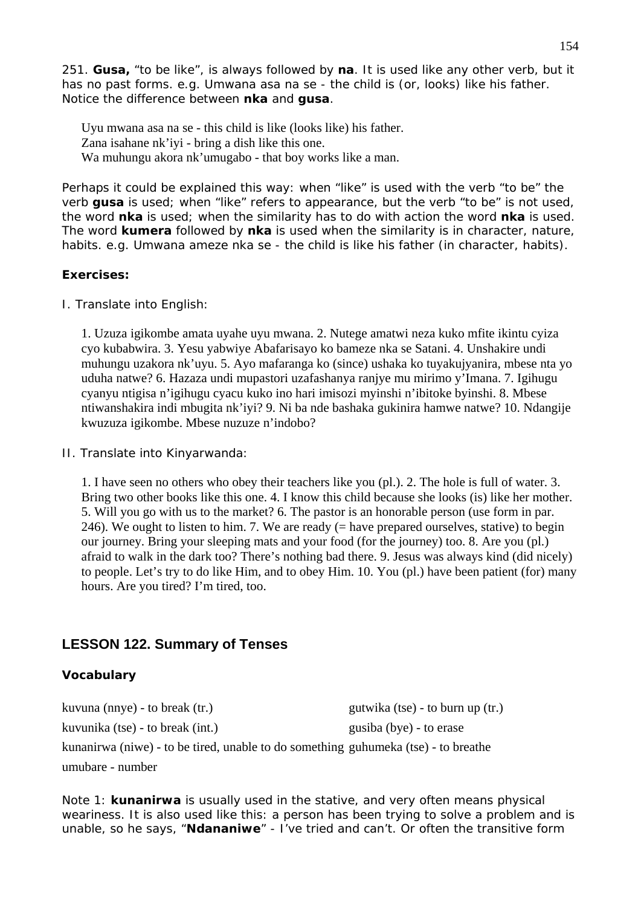251. **Gusa,** "to be like", is always followed by **na**. It is used like any other verb, but it has no past forms. e.g. Umwana asa na se - the child is (or, looks) like his father. Notice the difference between **nka** and **gusa**.

> Uyu mwana asa na se - this child is like (looks like) his father.
> Zana isahane nk'iyi - bring a dish like this one.
> Wa muhungu akora nk'umugabo - that boy works like a man.

Perhaps it could be explained this way: when "like" is used with the verb "to be" the verb **gusa** is used; when "like" refers to appearance, but the verb "to be" is not used, the word **nka** is used; when the similarity has to do with action the word **nka** is used. The word **kumera** followed by **nka** is used when the similarity is in character, nature, habits. e.g. Umwana ameze nka se - the child is like his father (in character, habits).

**Exercises:**

I. Translate into English:

> 1. Uzuza igikombe amata uyahe uyu mwana. 2. Nutege amatwi neza kuko mfite ikintu cyiza cyo kubabwira. 3. Yesu yabwiye Abafarisayo ko bameze nka se Satani. 4. Unshakire undi muhungu uzakora nk'uyu. 5. Ayo mafaranga ko (since) ushaka ko tuyakujyanira, mbese nta yo uduha natwe? 6. Hazaza undi mupastori uzafashanya ranjye mu mirimo y'Imana. 7. Igihugu cyanyu ntigisa n'igihugu cyacu kuko ino hari imisozi myinshi n'ibitoke byinshi. 8. Mbese ntiwanshakira indi mbugita nk'iyi? 9. Ni ba nde bashaka gukinira hamwe natwe? 10. Ndangije kwuzuza igikombe. Mbese nuzuze n'indobo?

II. Translate into Kinyarwanda:

> 1. I have seen no others who obey their teachers like you (pl.). 2. The hole is full of water. 3. Bring two other books like this one. 4. I know this child because she looks (is) like her mother. 5. Will you go with us to the market? 6. The pastor is an honorable person (use form in par. 246). We ought to listen to him. 7. We are ready (= have prepared ourselves, stative) to begin our journey. Bring your sleeping mats and your food (for the journey) too. 8. Are you (pl.) afraid to walk in the dark too? There's nothing bad there. 9. Jesus was always kind (did nicely) to people. Let's try to do like Him, and to obey Him. 10. You (pl.) have been patient (for) many hours. Are you tired? I'm tired, too.

## LESSON 122. Summary of Tenses

### Vocabulary

kuvuna (nnye) - to break (tr.)
kuvunika (tse) - to break (int.)
kunanirwa (niwe) - to be tired, unable to do something
umubare - number
gutwika (tse) - to burn up (tr.)
gusiba (bye) - to erase
guhumeka (tse) - to breathe

Note 1: **kunanirwa** is usually used in the stative, and very often means physical weariness. It is also used like this: a person has been trying to solve a problem and is unable, so he says, "**Ndananiwe**" - I've tried and can't. Or often the transitive form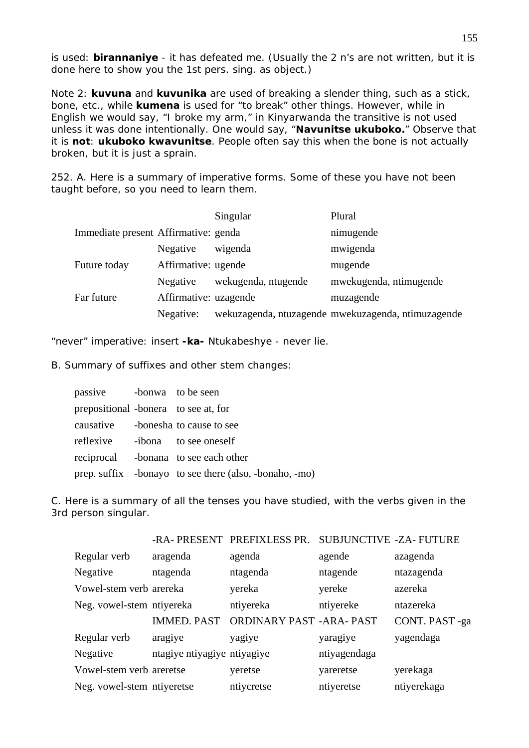is used: **birannaniye** - it has defeated me. (Usually the 2 n's are not written, but it is done here to show you the 1st pers. sing. as object.)

Note 2: **kuvuna** and **kuvunika** are used of breaking a slender thing, such as a stick, bone, etc., while **kumena** is used for "to break" other things. However, while in English we would say, "I broke my arm," in Kinyarwanda the transitive is not used unless it was done intentionally. One would say, "**Navunitse ukuboko.**" Observe that it is **not**: **ukuboko kwavunitse**. People often say this when the bone is not actually broken, but it is just a sprain.

252. A. Here is a summary of imperative forms. Some of these you have not been taught before, so you need to learn them.

| | | Singular | Plural |
|---|---|---|---|
| Immediate present | Affirmative: | genda | nimugende |
| | Negative | wigenda | mwigenda |
| Future today | Affirmative: | ugende | mugende |
| | Negative | wekugenda, ntugende | mwekugenda, ntimugende |
| Far future | Affirmative: | uzagende | muzagende |
| | Negative: | wekuzagenda, ntuzagende | mwekuzagenda, ntimuzagende |

"never" imperative: insert **-ka-** Ntukabeshye - never lie.

B. Summary of suffixes and other stem changes:

| | | |
|---|---|---|
| passive | -bonwa | to be seen |
| prepositional | -bonera | to see at, for |
| causative | -bonesha | to cause to see |
| reflexive | -ibona | to see oneself |
| reciprocal | -bonana | to see each other |
| prep. suffix | -bonayo | to see there (also, -bonaho, -mo) |

C. Here is a summary of all the tenses you have studied, with the verbs given in the 3rd person singular.

| | -RA- PRESENT | PREFIXLESS PR. | SUBJUNCTIVE | -ZA- FUTURE |
|---|---|---|---|---|
| Regular verb | aragenda | agenda | agende | azagenda |
| Negative | ntagenda | ntagenda | ntagende | ntazagenda |
| Vowel-stem verb | arereka | yereka | yereke | azereka |
| Neg. vowel-stem | ntiyereka | ntiyereka | ntiyereke | ntazereka |
| | IMMED. PAST | ORDINARY PAST | -ARA- PAST | CONT. PAST -ga |
| Regular verb | aragiye | yagiye | yaragiye | yagendaga |
| Negative | ntagiye ntiyagiye | ntiyagiye | | ntiyagendaga |
| Vowel-stem verb | areretse | yeretse | yareretse | yerekaga |
| Neg. vowel-stem | ntiyeretse | ntiycretse | ntiyeretse | ntiyerekaga |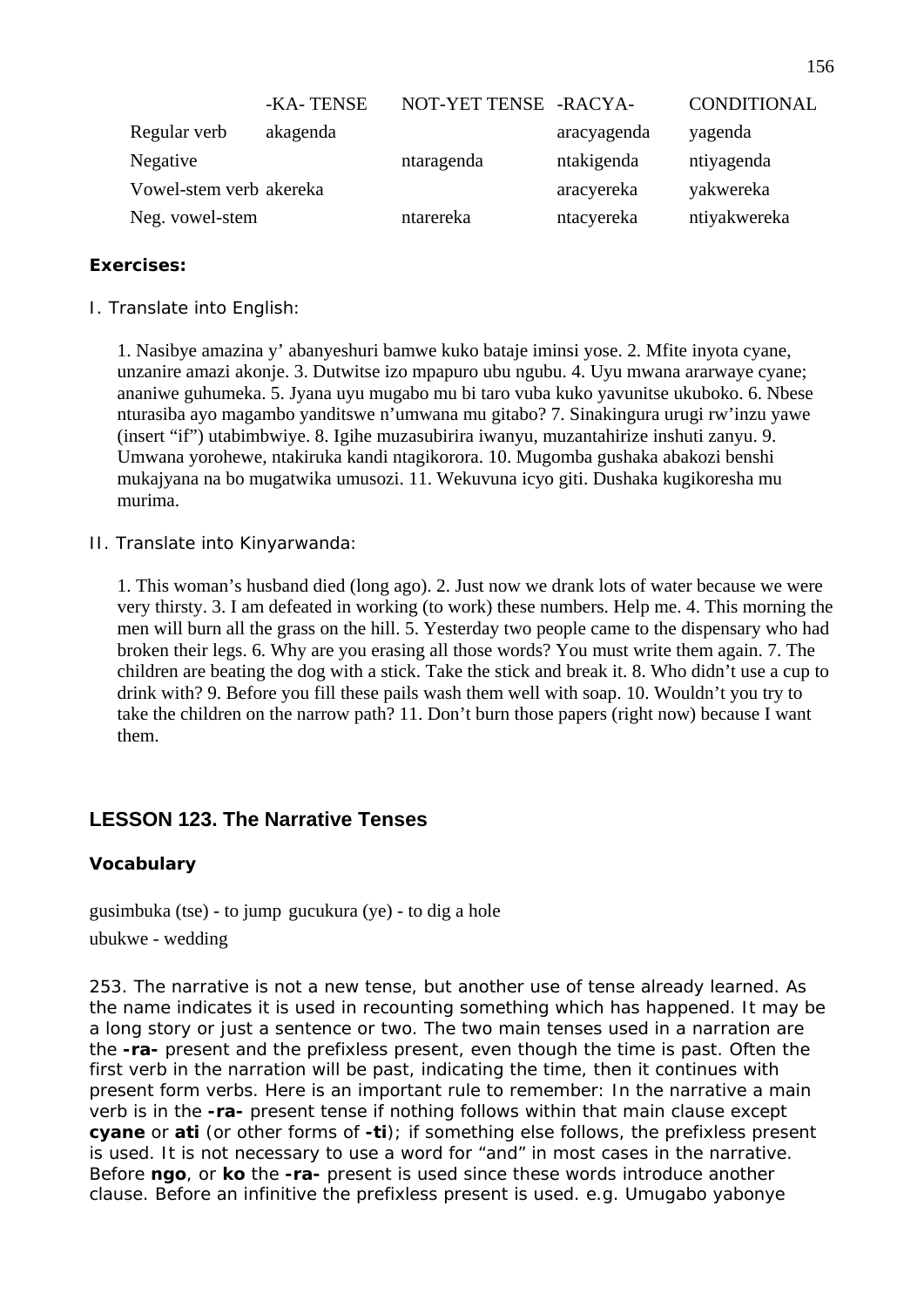| | -KA- TENSE | NOT-YET TENSE | -RACYA- | CONDITIONAL |
|---|---|---|---|---|
| Regular verb | akagenda | | aracyagenda | yagenda |
| Negative | | ntaragenda | ntakigenda | ntiyagenda |
| Vowel-stem verb | akereka | | aracyereka | yakwereka |
| Neg. vowel-stem | | ntarereka | ntacyereka | ntiyakwereka |

**Exercises:**

I. Translate into English:

1. Nasibye amazina y' abanyeshuri bamwe kuko bataje iminsi yose. 2. Mfite inyota cyane, unzanire amazi akonje. 3. Dutwitse izo mpapuro ubu ngubu. 4. Uyu mwana ararwaye cyane; ananiwe guhumeka. 5. Jyana uyu mugabo mu bi taro vuba kuko yavunitse ukuboko. 6. Nbese nturasiba ayo magambo yanditswe n'umwana mu gitabo? 7. Sinakingura urugi rw'inzu yawe (insert "if") utabimbwiye. 8. Igihe muzasubirira iwanyu, muzantahirize inshuti zanyu. 9. Umwana yorohewe, ntakiruka kandi ntagikorora. 10. Mugomba gushaka abakozi benshi mukajyana na bo mugatwika umusozi. 11. Wekuvuna icyo giti. Dushaka kugikoresha mu murima.

II. Translate into Kinyarwanda:

1. This woman's husband died (long ago). 2. Just now we drank lots of water because we were very thirsty. 3. I am defeated in working (to work) these numbers. Help me. 4. This morning the men will burn all the grass on the hill. 5. Yesterday two people came to the dispensary who had broken their legs. 6. Why are you erasing all those words? You must write them again. 7. The children are beating the dog with a stick. Take the stick and break it. 8. Who didn't use a cup to drink with? 9. Before you fill these pails wash them well with soap. 10. Wouldn't you try to take the children on the narrow path? 11. Don't burn those papers (right now) because I want them.

## LESSON 123. The Narrative Tenses

### Vocabulary

gusimbuka (tse) - to jump gucukura (ye) - to dig a hole
ubukwe - wedding

253. The narrative is not a new tense, but another use of tense already learned. As the name indicates it is used in recounting something which has happened. It may be a long story or just a sentence or two. The two main tenses used in a narration are the **-ra-** present and the prefixless present, even though the time is past. Often the first verb in the narration will be past, indicating the time, then it continues with present form verbs. Here is an important rule to remember: In the narrative a main verb is in the **-ra-** present tense if nothing follows within that main clause except **cyane** or **ati** (or other forms of **-ti**); if something else follows, the prefixless present is used. It is not necessary to use a word for "and" in most cases in the narrative. Before **ngo**, or **ko** the **-ra-** present is used since these words introduce another clause. Before an infinitive the prefixless present is used. e.g. Umugabo yabonye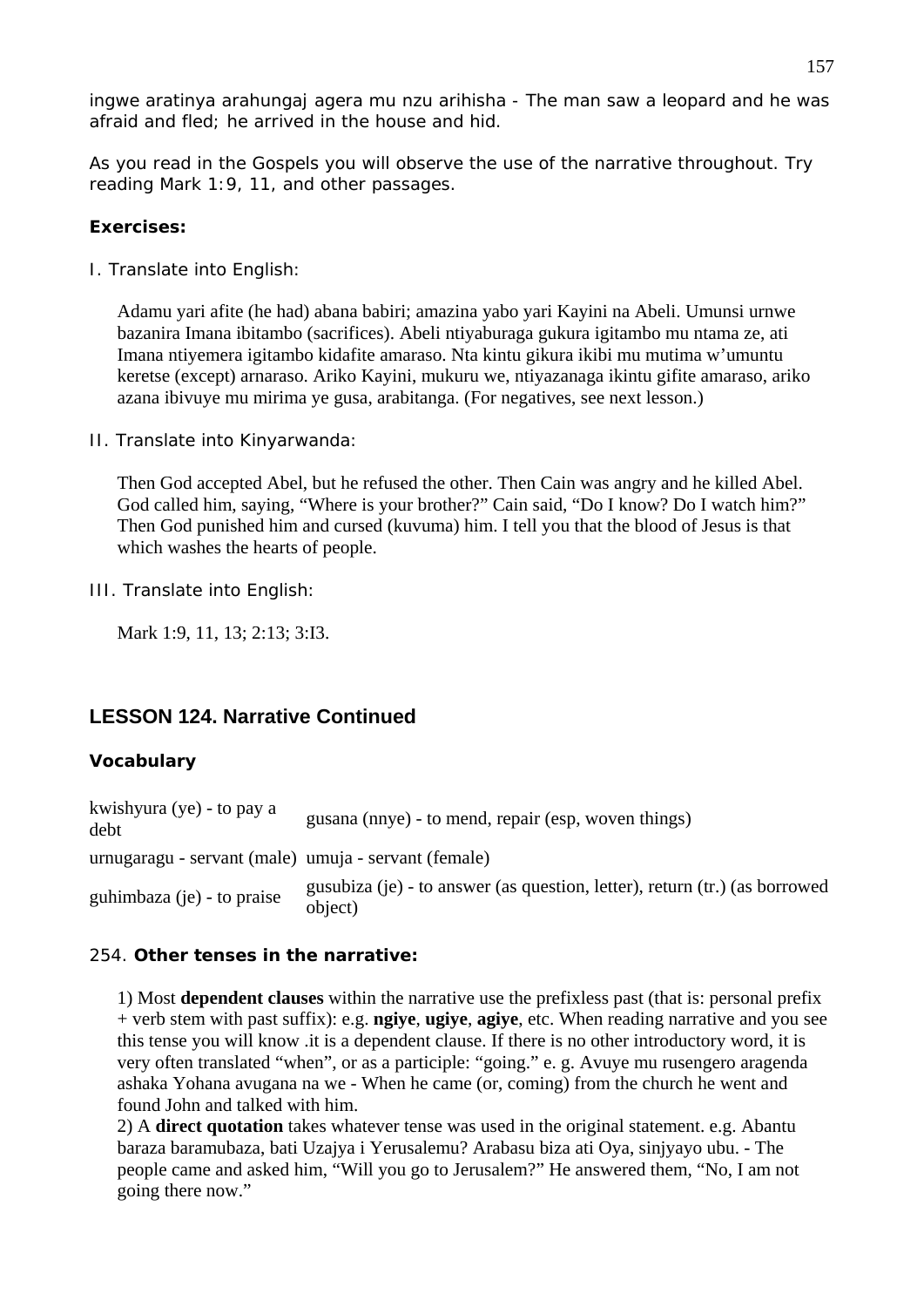ingwe aratinya arahungaj agera mu nzu arihisha - The man saw a leopard and he was afraid and fled; he arrived in the house and hid.

As you read in the Gospels you will observe the use of the narrative throughout. Try reading Mark 1:9, 11, and other passages.

**Exercises:**

I. Translate into English:

> Adamu yari afite (he had) abana babiri; amazina yabo yari Kayini na Abeli. Umunsi urnwe bazanira Imana ibitambo (sacrifices). Abeli ntiyaburaga gukura igitambo mu ntama ze, ati Imana ntiyemera igitambo kidafite amaraso. Nta kintu gikura ikibi mu mutima w'umuntu keretse (except) arnaraso. Ariko Kayini, mukuru we, ntiyazanaga ikintu gifite amaraso, ariko azana ibivuye mu mirima ye gusa, arabitanga. (For negatives, see next lesson.)

II. Translate into Kinyarwanda:

> Then God accepted Abel, but he refused the other. Then Cain was angry and he killed Abel. God called him, saying, "Where is your brother?" Cain said, "Do I know? Do I watch him?" Then God punished him and cursed (kuvuma) him. I tell you that the blood of Jesus is that which washes the hearts of people.

III. Translate into English:

> Mark 1:9, 11, 13; 2:13; 3:I3.

## LESSON 124. Narrative Continued

### Vocabulary

| | |
|---|---|
| kwishyura (ye) - to pay a debt | gusana (nnye) - to mend, repair (esp, woven things) |
| urnugaragu - servant (male) | umuja - servant (female) |
| guhimbaza (je) - to praise | gusubiza (je) - to answer (as question, letter), return (tr.) (as borrowed object) |

254. **Other tenses in the narrative:**

> 1) Most **dependent clauses** within the narrative use the prefixless past (that is: personal prefix + verb stem with past suffix): e.g. **ngiye**, **ugiye**, **agiye**, etc. When reading narrative and you see this tense you will know .it is a dependent clause. If there is no other introductory word, it is very often translated "when", or as a participle: "going." e. g. Avuye mu rusengero aragenda ashaka Yohana avugana na we - When he came (or, coming) from the church he went and found John and talked with him.
> 2) A **direct quotation** takes whatever tense was used in the original statement. e.g. Abantu baraza baramubaza, bati Uzajya i Yerusalemu? Arabasu biza ati Oya, sinjyayo ubu. - The people came and asked him, "Will you go to Jerusalem?" He answered them, "No, I am not going there now."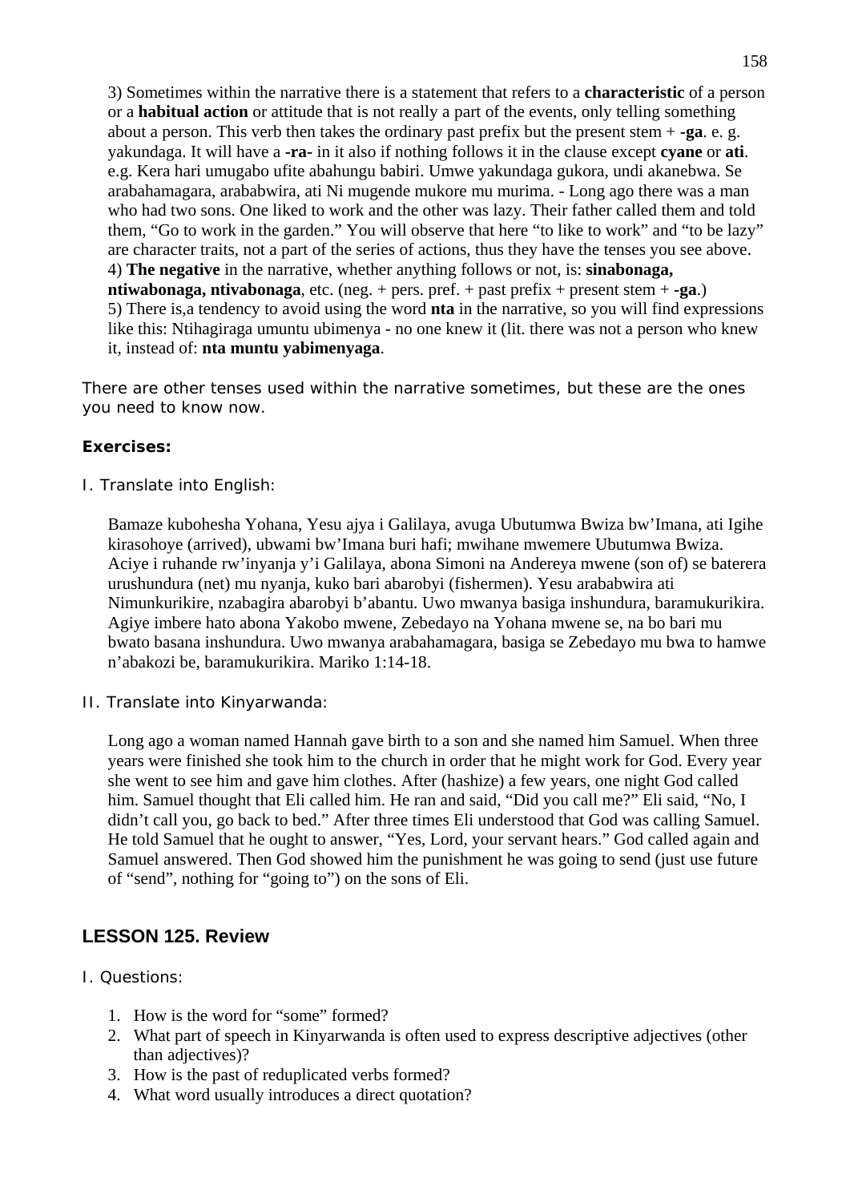3) Sometimes within the narrative there is a statement that refers to a **characteristic** of a person or a **habitual action** or attitude that is not really a part of the events, only telling something about a person. This verb then takes the ordinary past prefix but the present stem + **-ga**. e. g. yakundaga. It will have a **-ra-** in it also if nothing follows it in the clause except **cyane** or **ati**. e.g. Kera hari umugabo ufite abahungu babiri. Umwe yakundaga gukora, undi akanebwa. Se arabahamagara, arababwira, ati Ni mugende mukore mu murima. - Long ago there was a man who had two sons. One liked to work and the other was lazy. Their father called them and told them, "Go to work in the garden." You will observe that here "to like to work" and "to be lazy" are character traits, not a part of the series of actions, thus they have the tenses you see above.
4) **The negative** in the narrative, whether anything follows or not, is: **sinabonaga, ntiwabonaga, ntivabonaga**, etc. (neg. + pers. pref. + past prefix + present stem + **-ga**.)
5) There is,a tendency to avoid using the word **nta** in the narrative, so you will find expressions like this: Ntihagiraga umuntu ubimenya - no one knew it (lit. there was not a person who knew it, instead of: **nta muntu yabimenyaga**.

There are other tenses used within the narrative sometimes, but these are the ones you need to know now.

**Exercises:**

I. Translate into English:

Bamaze kubohesha Yohana, Yesu ajya i Galilaya, avuga Ubutumwa Bwiza bw'Imana, ati Igihe kirasohoye (arrived), ubwami bw'Imana buri hafi; mwihane mwemere Ubutumwa Bwiza. Aciye i ruhande rw'inyanja y'i Galilaya, abona Simoni na Andereya mwene (son of) se baterera urushundura (net) mu nyanja, kuko bari abarobyi (fishermen). Yesu arababwira ati Nimunkurikire, nzabagira abarobyi b'abantu. Uwo mwanya basiga inshundura, baramukurikira. Agiye imbere hato abona Yakobo mwene, Zebedayo na Yohana mwene se, na bo bari mu bwato basana inshundura. Uwo mwanya arabahamagara, basiga se Zebedayo mu bwa to hamwe n'abakozi be, baramukurikira. Mariko 1:14-18.

II. Translate into Kinyarwanda:

Long ago a woman named Hannah gave birth to a son and she named him Samuel. When three years were finished she took him to the church in order that he might work for God. Every year she went to see him and gave him clothes. After (hashize) a few years, one night God called him. Samuel thought that Eli called him. He ran and said, "Did you call me?" Eli said, "No, I didn't call you, go back to bed." After three times Eli understood that God was calling Samuel. He told Samuel that he ought to answer, "Yes, Lord, your servant hears." God called again and Samuel answered. Then God showed him the punishment he was going to send (just use future of "send", nothing for "going to") on the sons of Eli.

## LESSON 125. Review

I. Questions:

1. How is the word for "some" formed?
2. What part of speech in Kinyarwanda is often used to express descriptive adjectives (other than adjectives)?
3. How is the past of reduplicated verbs formed?
4. What word usually introduces a direct quotation?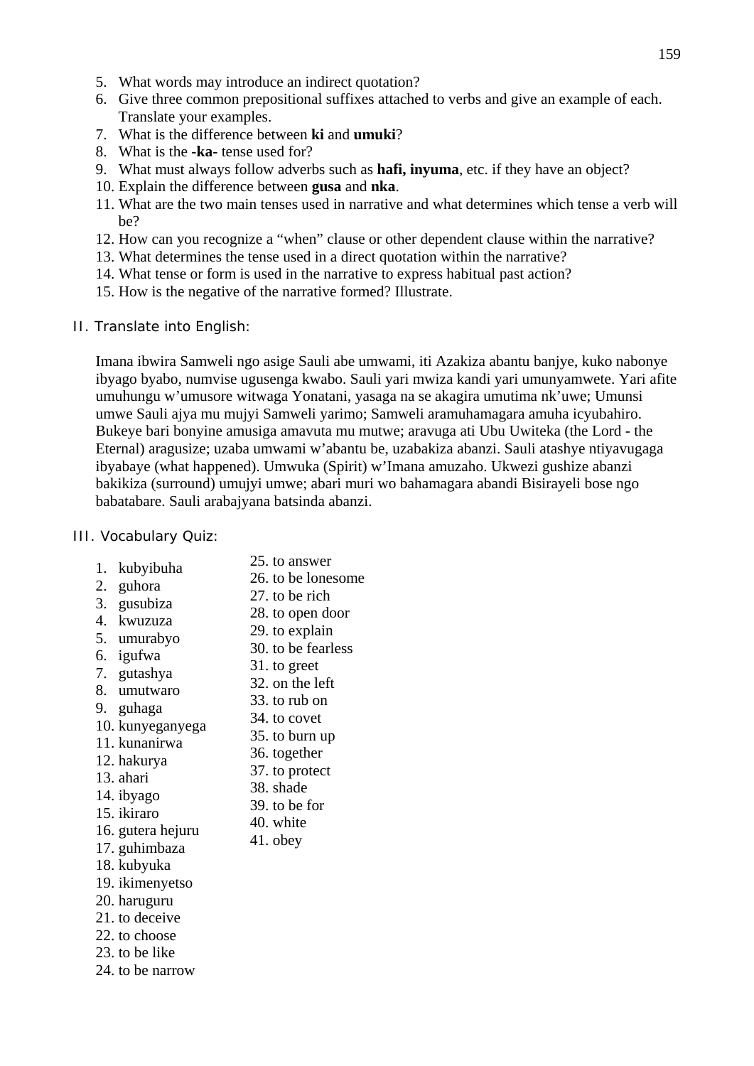5. What words may introduce an indirect quotation?
6. Give three common prepositional suffixes attached to verbs and give an example of each. Translate your examples.
7. What is the difference between **ki** and **umuki**?
8. What is the **-ka-** tense used for?
9. What must always follow adverbs such as **hafi, inyuma**, etc. if they have an object?
10. Explain the difference between **gusa** and **nka**.
11. What are the two main tenses used in narrative and what determines which tense a verb will be?
12. How can you recognize a "when" clause or other dependent clause within the narrative?
13. What determines the tense used in a direct quotation within the narrative?
14. What tense or form is used in the narrative to express habitual past action?
15. How is the negative of the narrative formed? Illustrate.

II. Translate into English:

Imana ibwira Samweli ngo asige Sauli abe umwami, iti Azakiza abantu banjye, kuko nabonye ibyago byabo, numvise ugusenga kwabo. Sauli yari mwiza kandi yari umunyamwete. Yari afite umuhungu w'umusore witwaga Yonatani, yasaga na se akagira umutima nk'uwe; Umunsi umwe Sauli ajya mu mujyi Samweli yarimo; Samweli aramuhamagara amuha icyubahiro. Bukeye bari bonyine amusiga amavuta mu mutwe; aravuga ati Ubu Uwiteka (the Lord - the Eternal) aragusize; uzaba umwami w'abantu be, uzabakiza abanzi. Sauli atashye ntiyavugaga ibyabaye (what happened). Umwuka (Spirit) w'Imana amuzaho. Ukwezi gushize abanzi bakikiza (surround) umujyi umwe; abari muri wo bahamagara abandi Bisirayeli bose ngo babatabare. Sauli arabajyana batsinda abanzi.

III. Vocabulary Quiz:

1. kubyibuha
2. guhora
3. gusubiza
4. kwuzuza
5. umurabyo
6. igufwa
7. gutashya
8. umutwaro
9. guhaga
10. kunyeganyega
11. kunanirwa
12. hakurya
13. ahari
14. ibyago
15. ikiraro
16. gutera hejuru
17. guhimbaza
18. kubyuka
19. ikimenyetso
20. haruguru
21. to deceive
22. to choose
23. to be like
24. to be narrow
25. to answer
26. to be lonesome
27. to be rich
28. to open door
29. to explain
30. to be fearless
31. to greet
32. on the left
33. to rub on
34. to covet
35. to burn up
36. together
37. to protect
38. shade
39. to be for
40. white
41. obey